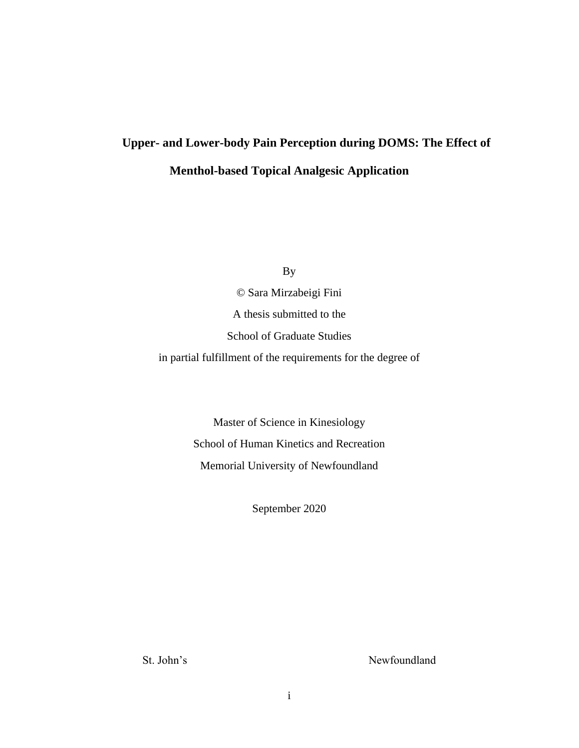# Upper- and Lower-body Pain Perception during DOMS: The Effect of Menthol-based Topical Analgesic Application

By

© Sara Mirzabeigi Fini

A thesis submitted to the

School of Graduate Studies

in partial fulfillment of the requirements for the degree of

Master of Science in Kinesiology

School of Human Kinetics and Recreation

Memorial University of Newfoundland

September 2020

St. John's Newfoundland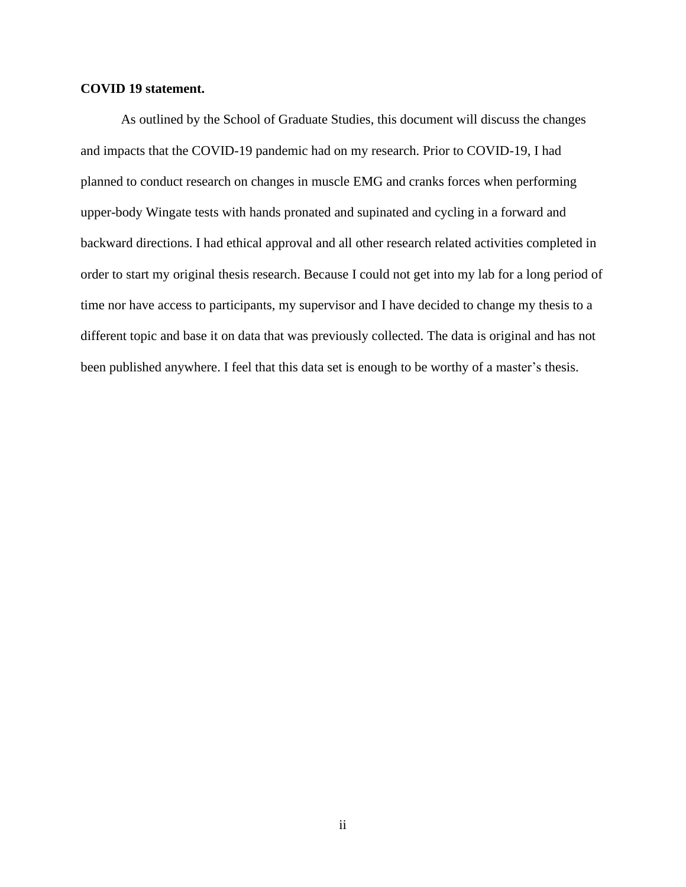**COVID 19 statement.**

As outlined by the School of Graduate Studies, this document will discuss the changes and impacts that the COVID-19 pandemic had on my research. Prior to COVID-19, I had planned to conduct research on changes in muscle EMG and cranks forces when performing upper-body Wingate tests with hands pronated and supinated and cycling in a forward and backward directions. I had ethical approval and all other research related activities completed in order to start my original thesis research. Because I could not get into my lab for a long period of time nor have access to participants, my supervisor and I have decided to change my thesis to a different topic and base it on data that was previously collected. The data is original and has not been published anywhere. I feel that this data set is enough to be worthy of a master's thesis.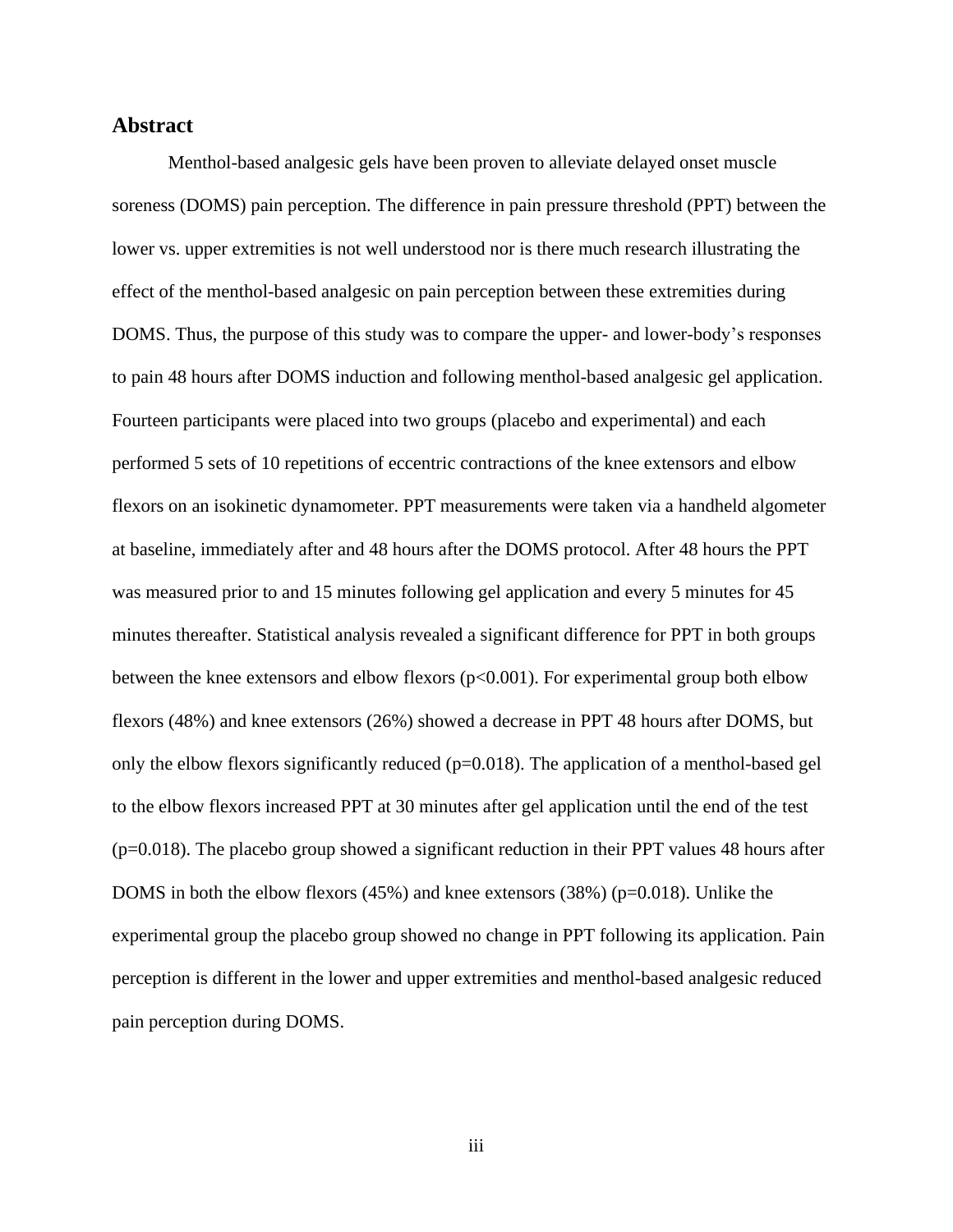## Abstract

Menthol-based analgesic gels have been proven to alleviate delayed onset muscle soreness (DOMS) pain perception. The difference in pain pressure threshold (PPT) between the lower vs. upper extremities is not well understood nor is there much research illustrating the effect of the menthol-based analgesic on pain perception between these extremities during DOMS. Thus, the purpose of this study was to compare the upper- and lower-body's responses to pain 48 hours after DOMS induction and following menthol-based analgesic gel application. Fourteen participants were placed into two groups (placebo and experimental) and each performed 5 sets of 10 repetitions of eccentric contractions of the knee extensors and elbow flexors on an isokinetic dynamometer. PPT measurements were taken via a handheld algometer at baseline, immediately after and 48 hours after the DOMS protocol. After 48 hours the PPT was measured prior to and 15 minutes following gel application and every 5 minutes for 45 minutes thereafter. Statistical analysis revealed a significant difference for PPT in both groups between the knee extensors and elbow flexors ($p<0.001$). For experimental group both elbow flexors (48%) and knee extensors (26%) showed a decrease in PPT 48 hours after DOMS, but only the elbow flexors significantly reduced ($p=0.018$). The application of a menthol-based gel to the elbow flexors increased PPT at 30 minutes after gel application until the end of the test ($p=0.018$). The placebo group showed a significant reduction in their PPT values 48 hours after DOMS in both the elbow flexors (45%) and knee extensors (38%) ($p=0.018$). Unlike the experimental group the placebo group showed no change in PPT following its application. Pain perception is different in the lower and upper extremities and menthol-based analgesic reduced pain perception during DOMS.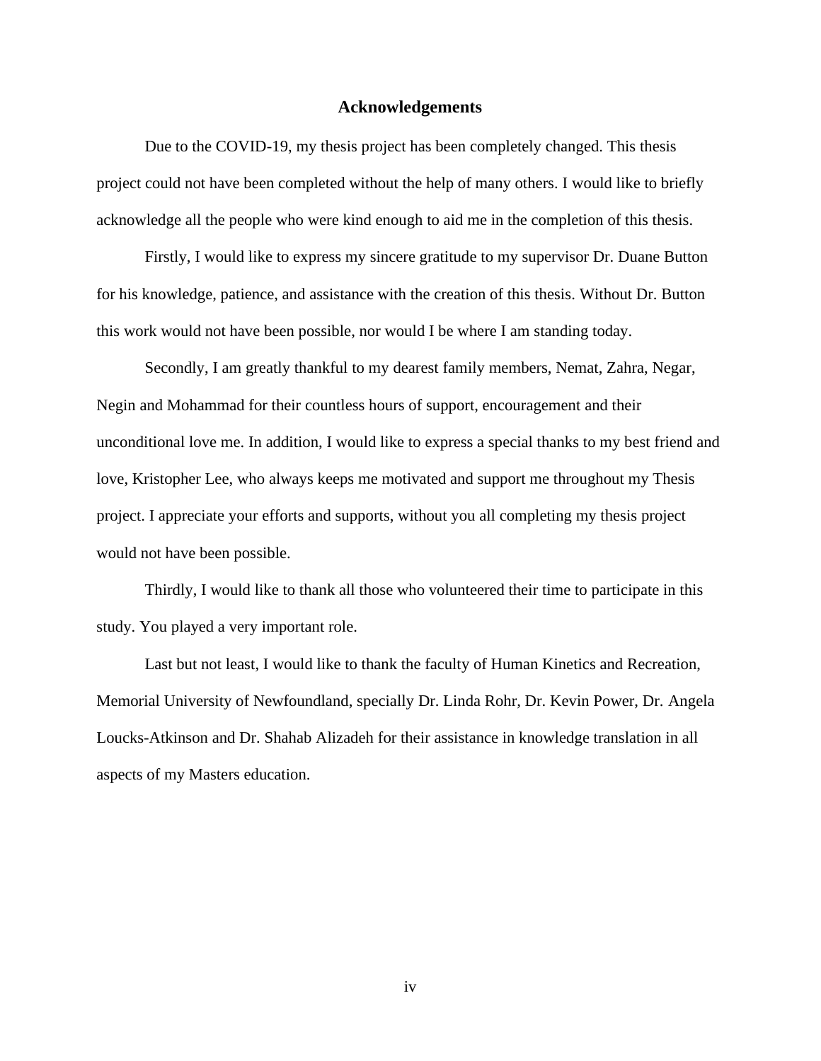# Acknowledgements

Due to the COVID-19, my thesis project has been completely changed. This thesis project could not have been completed without the help of many others. I would like to briefly acknowledge all the people who were kind enough to aid me in the completion of this thesis.

Firstly, I would like to express my sincere gratitude to my supervisor Dr. Duane Button for his knowledge, patience, and assistance with the creation of this thesis. Without Dr. Button this work would not have been possible, nor would I be where I am standing today.

Secondly, I am greatly thankful to my dearest family members, Nemat, Zahra, Negar, Negin and Mohammad for their countless hours of support, encouragement and their unconditional love me. In addition, I would like to express a special thanks to my best friend and love, Kristopher Lee, who always keeps me motivated and support me throughout my Thesis project. I appreciate your efforts and supports, without you all completing my thesis project would not have been possible.

Thirdly, I would like to thank all those who volunteered their time to participate in this study. You played a very important role.

Last but not least, I would like to thank the faculty of Human Kinetics and Recreation, Memorial University of Newfoundland, specially Dr. Linda Rohr, Dr. Kevin Power, Dr. Angela Loucks-Atkinson and Dr. Shahab Alizadeh for their assistance in knowledge translation in all aspects of my Masters education.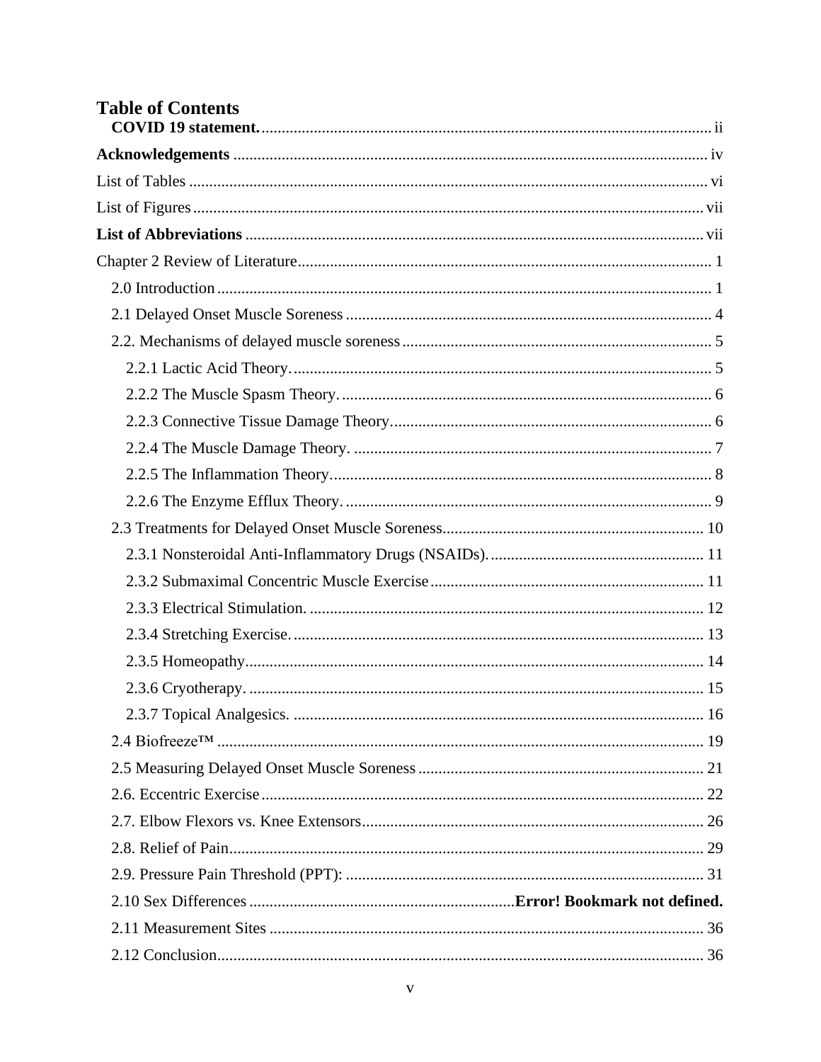# Table of Contents

**COVID 19 statement.** ii

**Acknowledgements** iv

List of Tables vi

List of Figures vii

**List of Abbreviations** vii

Chapter 2 Review of Literature 1

- 2.0 Introduction 1
- 2.1 Delayed Onset Muscle Soreness 4
- 2.2. Mechanisms of delayed muscle soreness 5
  - 2.2.1 Lactic Acid Theory. 5
  - 2.2.2 The Muscle Spasm Theory. 6
  - 2.2.3 Connective Tissue Damage Theory 6
  - 2.2.4 The Muscle Damage Theory. 7
  - 2.2.5 The Inflammation Theory. 8
  - 2.2.6 The Enzyme Efflux Theory. 9
- 2.3 Treatments for Delayed Onset Muscle Soreness 10
  - 2.3.1 Nonsteroidal Anti-Inflammatory Drugs (NSAIDs). 11
  - 2.3.2 Submaximal Concentric Muscle Exercise 11
  - 2.3.3 Electrical Stimulation. 12
  - 2.3.4 Stretching Exercise. 13
  - 2.3.5 Homeopathy 14
  - 2.3.6 Cryotherapy. 15
  - 2.3.7 Topical Analgesics. 16
- 2.4 Biofreeze™ 19
- 2.5 Measuring Delayed Onset Muscle Soreness 21
- 2.6. Eccentric Exercise 22
- 2.7. Elbow Flexors vs. Knee Extensors 26
- 2.8. Relief of Pain 29
- 2.9. Pressure Pain Threshold (PPT): 31
- 2.10 Sex Differences **Error! Bookmark not defined.**
- 2.11 Measurement Sites 36
- 2.12 Conclusion 36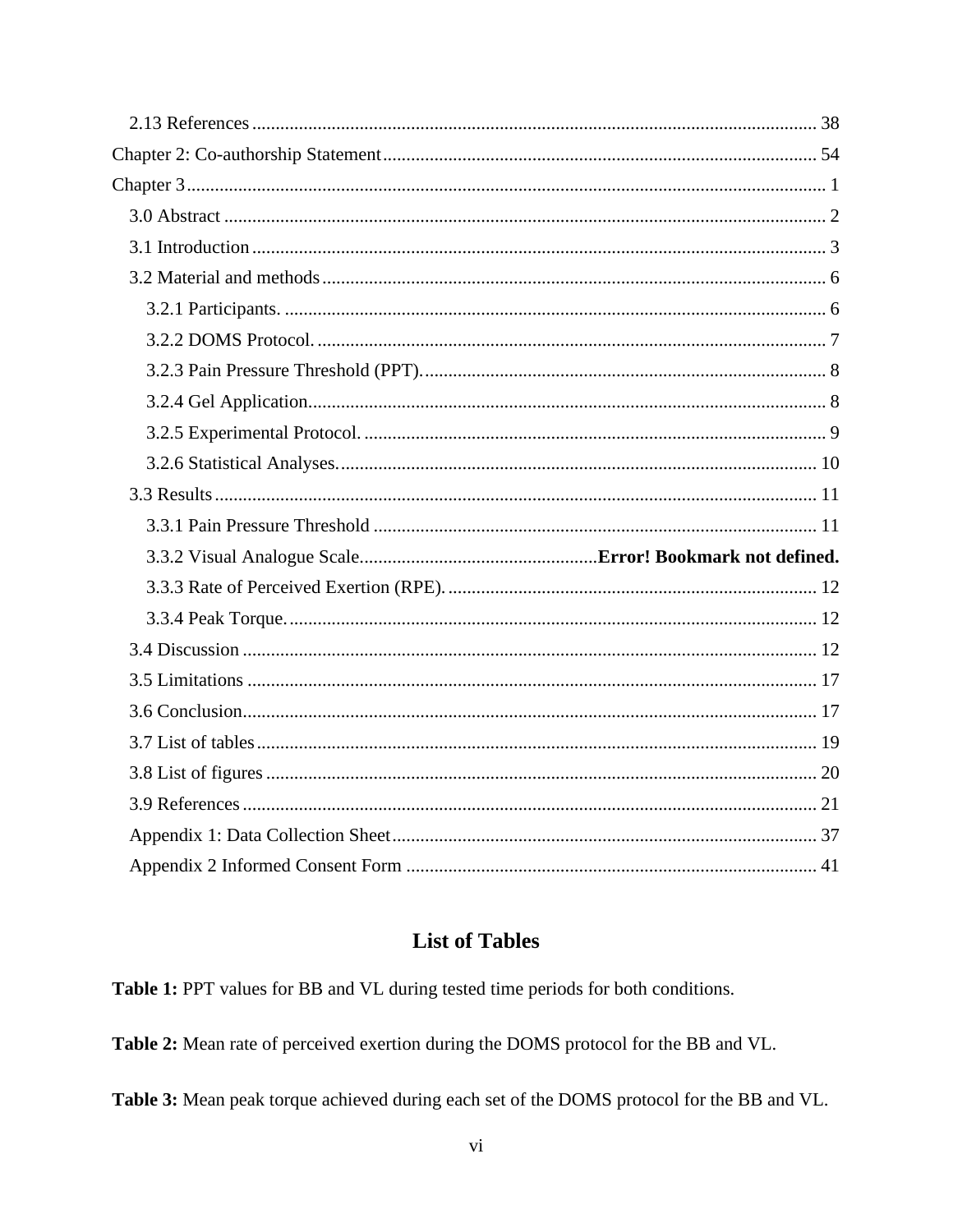2.13 References ........................................................................................................................ 38

Chapter 2: Co-authorship Statement ............................................................................................ 54

Chapter 3 ....................................................................................................................................... 1

3.0 Abstract ................................................................................................................................ 2

3.1 Introduction .......................................................................................................................... 3

3.2 Material and methods ........................................................................................................... 6

3.2.1 Participants. .................................................................................................................. 6

3.2.2 DOMS Protocol. ............................................................................................................ 7

3.2.3 Pain Pressure Threshold (PPT). ..................................................................................... 8

3.2.4 Gel Application. ............................................................................................................. 8

3.2.5 Experimental Protocol. .................................................................................................. 9

3.2.6 Statistical Analyses. ..................................................................................................... 10

3.3 Results ................................................................................................................................ 11

3.3.1 Pain Pressure Threshold .............................................................................................. 11

3.3.2 Visual Analogue Scale .................................................. **Error! Bookmark not defined.**

3.3.3 Rate of Perceived Exertion (RPE). .............................................................................. 12

3.3.4 Peak Torque. ................................................................................................................ 12

3.4 Discussion .......................................................................................................................... 12

3.5 Limitations ......................................................................................................................... 17

3.6 Conclusion .......................................................................................................................... 17

3.7 List of tables ....................................................................................................................... 19

3.8 List of figures ..................................................................................................................... 20

3.9 References .......................................................................................................................... 21

Appendix 1: Data Collection Sheet ........................................................................................... 37

Appendix 2 Informed Consent Form ........................................................................................ 41

## List of Tables

**Table 1:** PPT values for BB and VL during tested time periods for both conditions.

**Table 2:** Mean rate of perceived exertion during the DOMS protocol for the BB and VL.

**Table 3:** Mean peak torque achieved during each set of the DOMS protocol for the BB and VL.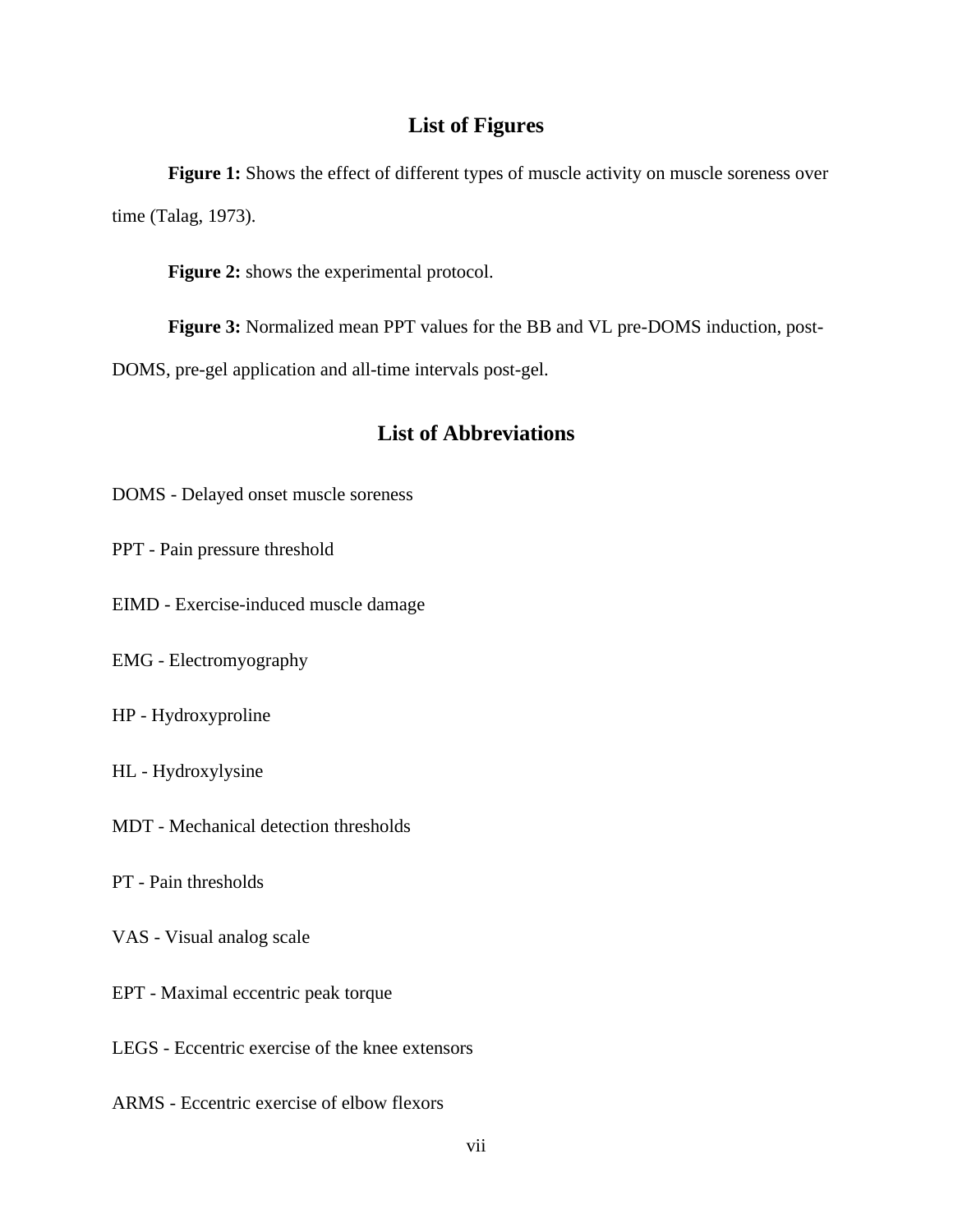## List of Figures

**Figure 1:** Shows the effect of different types of muscle activity on muscle soreness over time (Talag, 1973).

**Figure 2:** shows the experimental protocol.

**Figure 3:** Normalized mean PPT values for the BB and VL pre-DOMS induction, post-DOMS, pre-gel application and all-time intervals post-gel.

## List of Abbreviations

DOMS - Delayed onset muscle soreness

PPT - Pain pressure threshold

EIMD - Exercise-induced muscle damage

EMG - Electromyography

HP - Hydroxyproline

HL - Hydroxylysine

MDT - Mechanical detection thresholds

PT - Pain thresholds

VAS - Visual analog scale

EPT - Maximal eccentric peak torque

LEGS - Eccentric exercise of the knee extensors

ARMS - Eccentric exercise of elbow flexors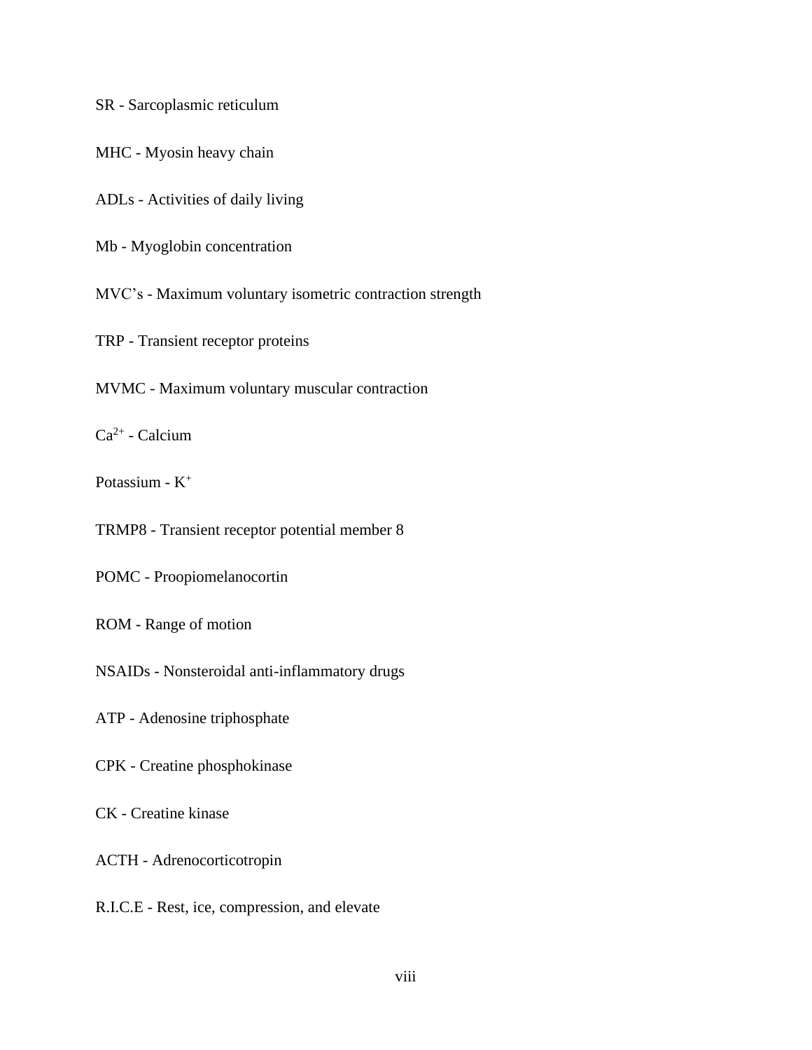SR - Sarcoplasmic reticulum

MHC - Myosin heavy chain

ADLs - Activities of daily living

Mb - Myoglobin concentration

MVC's - Maximum voluntary isometric contraction strength

TRP - Transient receptor proteins

MVMC - Maximum voluntary muscular contraction

$Ca^{2+}$ - Calcium

Potassium - $K^{+}$

TRMP8 - Transient receptor potential member 8

POMC - Proopiomelanocortin

ROM - Range of motion

NSAIDs - Nonsteroidal anti-inflammatory drugs

ATP - Adenosine triphosphate

CPK - Creatine phosphokinase

CK - Creatine kinase

ACTH - Adrenocorticotropin

R.I.C.E - Rest, ice, compression, and elevate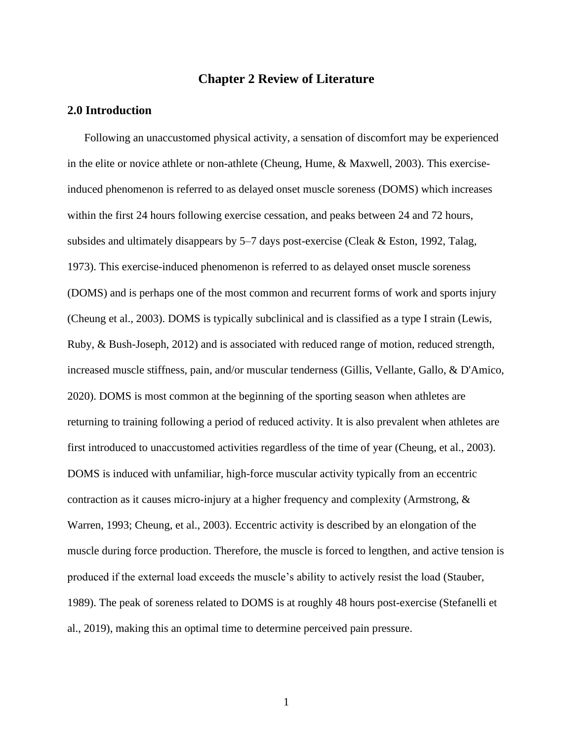# Chapter 2 Review of Literature

## 2.0 Introduction

Following an unaccustomed physical activity, a sensation of discomfort may be experienced in the elite or novice athlete or non-athlete (Cheung, Hume, & Maxwell, 2003). This exercise-induced phenomenon is referred to as delayed onset muscle soreness (DOMS) which increases within the first 24 hours following exercise cessation, and peaks between 24 and 72 hours, subsides and ultimately disappears by 5–7 days post-exercise (Cleak & Eston, 1992, Talag, 1973). This exercise-induced phenomenon is referred to as delayed onset muscle soreness (DOMS) and is perhaps one of the most common and recurrent forms of work and sports injury (Cheung et al., 2003). DOMS is typically subclinical and is classified as a type I strain (Lewis, Ruby, & Bush-Joseph, 2012) and is associated with reduced range of motion, reduced strength, increased muscle stiffness, pain, and/or muscular tenderness (Gillis, Vellante, Gallo, & D'Amico, 2020). DOMS is most common at the beginning of the sporting season when athletes are returning to training following a period of reduced activity. It is also prevalent when athletes are first introduced to unaccustomed activities regardless of the time of year (Cheung, et al., 2003). DOMS is induced with unfamiliar, high-force muscular activity typically from an eccentric contraction as it causes micro-injury at a higher frequency and complexity (Armstrong, & Warren, 1993; Cheung, et al., 2003). Eccentric activity is described by an elongation of the muscle during force production. Therefore, the muscle is forced to lengthen, and active tension is produced if the external load exceeds the muscle's ability to actively resist the load (Stauber, 1989). The peak of soreness related to DOMS is at roughly 48 hours post-exercise (Stefanelli et al., 2019), making this an optimal time to determine perceived pain pressure.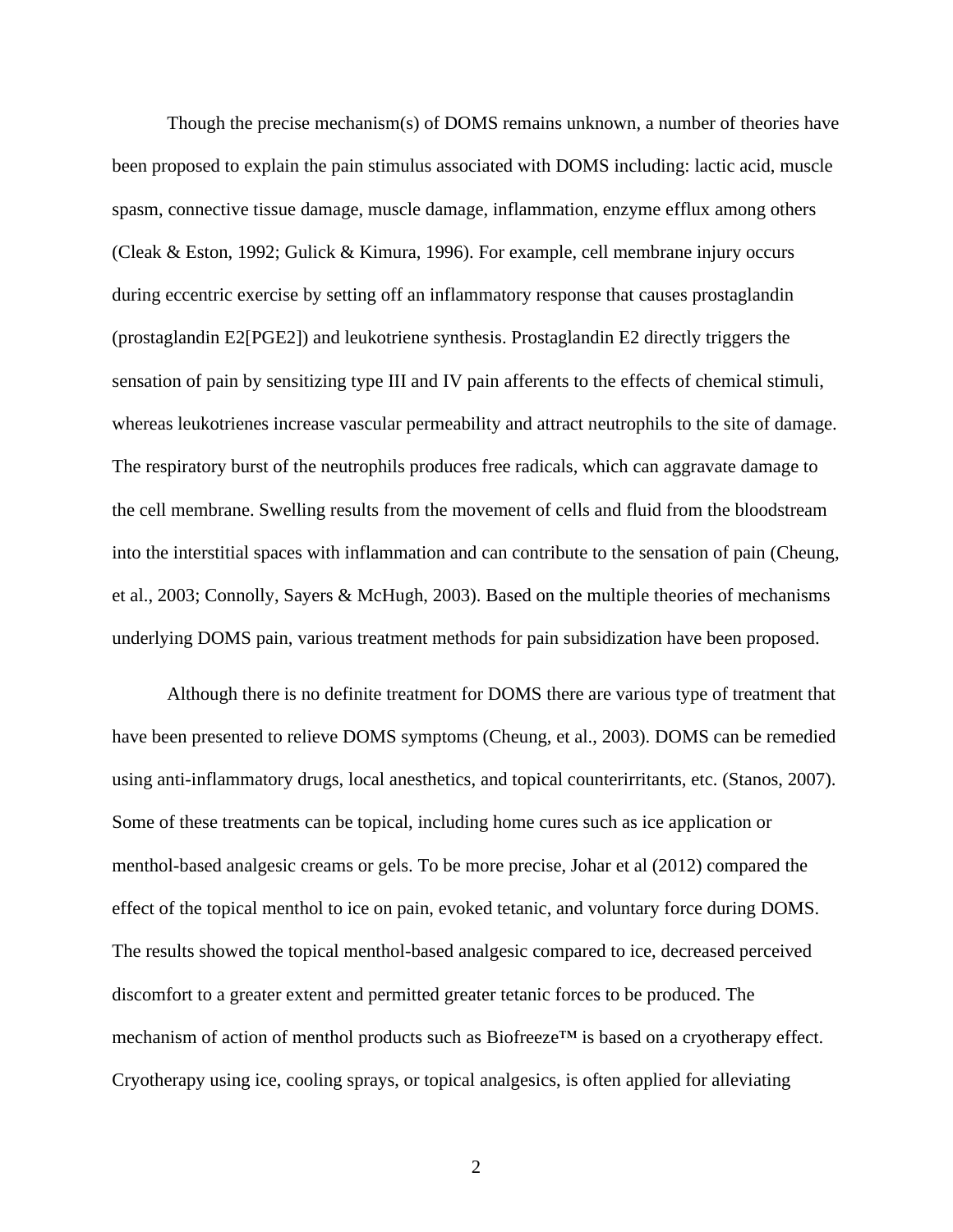Though the precise mechanism(s) of DOMS remains unknown, a number of theories have been proposed to explain the pain stimulus associated with DOMS including: lactic acid, muscle spasm, connective tissue damage, muscle damage, inflammation, enzyme efflux among others (Cleak & Eston, 1992; Gulick & Kimura, 1996). For example, cell membrane injury occurs during eccentric exercise by setting off an inflammatory response that causes prostaglandin (prostaglandin E2[PGE2]) and leukotriene synthesis. Prostaglandin E2 directly triggers the sensation of pain by sensitizing type III and IV pain afferents to the effects of chemical stimuli, whereas leukotrienes increase vascular permeability and attract neutrophils to the site of damage. The respiratory burst of the neutrophils produces free radicals, which can aggravate damage to the cell membrane. Swelling results from the movement of cells and fluid from the bloodstream into the interstitial spaces with inflammation and can contribute to the sensation of pain (Cheung, et al., 2003; Connolly, Sayers & McHugh, 2003). Based on the multiple theories of mechanisms underlying DOMS pain, various treatment methods for pain subsidization have been proposed.

Although there is no definite treatment for DOMS there are various type of treatment that have been presented to relieve DOMS symptoms (Cheung, et al., 2003). DOMS can be remedied using anti-inflammatory drugs, local anesthetics, and topical counterirritants, etc. (Stanos, 2007). Some of these treatments can be topical, including home cures such as ice application or menthol-based analgesic creams or gels. To be more precise, Johar et al (2012) compared the effect of the topical menthol to ice on pain, evoked tetanic, and voluntary force during DOMS. The results showed the topical menthol-based analgesic compared to ice, decreased perceived discomfort to a greater extent and permitted greater tetanic forces to be produced. The mechanism of action of menthol products such as Biofreeze™ is based on a cryotherapy effect. Cryotherapy using ice, cooling sprays, or topical analgesics, is often applied for alleviating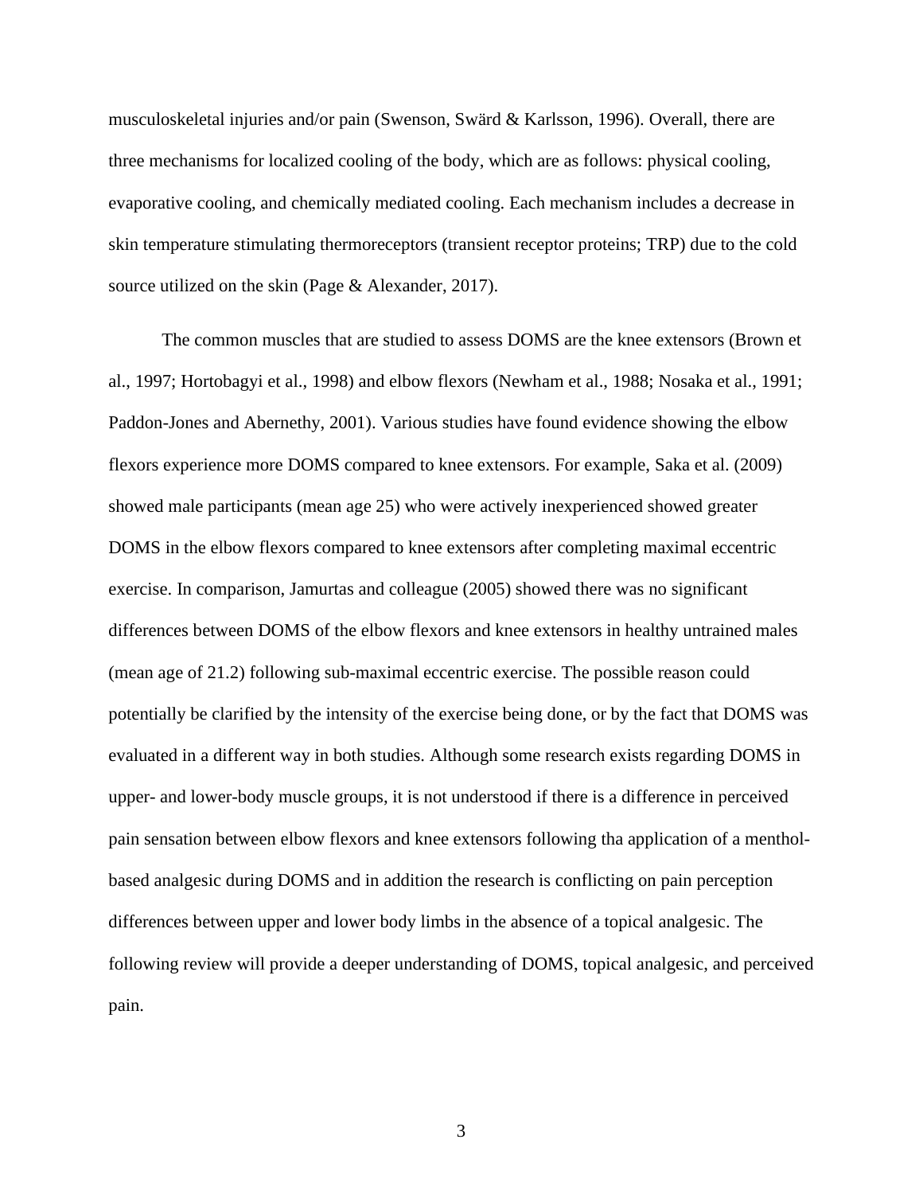musculoskeletal injuries and/or pain (Swenson, Swärd & Karlsson, 1996). Overall, there are three mechanisms for localized cooling of the body, which are as follows: physical cooling, evaporative cooling, and chemically mediated cooling. Each mechanism includes a decrease in skin temperature stimulating thermoreceptors (transient receptor proteins; TRP) due to the cold source utilized on the skin (Page & Alexander, 2017).

The common muscles that are studied to assess DOMS are the knee extensors (Brown et al., 1997; Hortobagyi et al., 1998) and elbow flexors (Newham et al., 1988; Nosaka et al., 1991; Paddon-Jones and Abernethy, 2001). Various studies have found evidence showing the elbow flexors experience more DOMS compared to knee extensors. For example, Saka et al. (2009) showed male participants (mean age 25) who were actively inexperienced showed greater DOMS in the elbow flexors compared to knee extensors after completing maximal eccentric exercise. In comparison, Jamurtas and colleague (2005) showed there was no significant differences between DOMS of the elbow flexors and knee extensors in healthy untrained males (mean age of 21.2) following sub-maximal eccentric exercise. The possible reason could potentially be clarified by the intensity of the exercise being done, or by the fact that DOMS was evaluated in a different way in both studies. Although some research exists regarding DOMS in upper- and lower-body muscle groups, it is not understood if there is a difference in perceived pain sensation between elbow flexors and knee extensors following tha application of a menthol-based analgesic during DOMS and in addition the research is conflicting on pain perception differences between upper and lower body limbs in the absence of a topical analgesic. The following review will provide a deeper understanding of DOMS, topical analgesic, and perceived pain.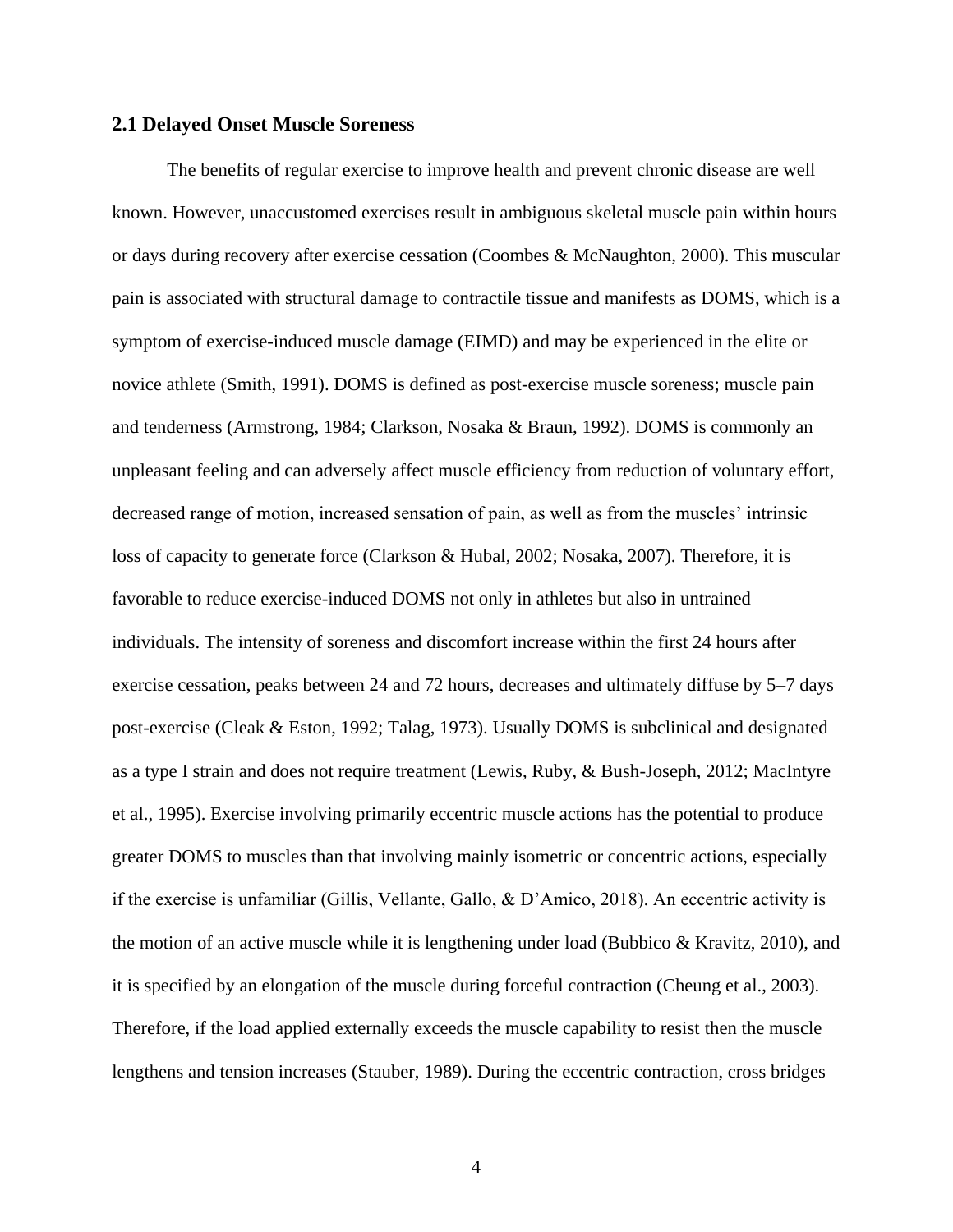### 2.1 Delayed Onset Muscle Soreness

The benefits of regular exercise to improve health and prevent chronic disease are well known. However, unaccustomed exercises result in ambiguous skeletal muscle pain within hours or days during recovery after exercise cessation (Coombes & McNaughton, 2000). This muscular pain is associated with structural damage to contractile tissue and manifests as DOMS, which is a symptom of exercise-induced muscle damage (EIMD) and may be experienced in the elite or novice athlete (Smith, 1991). DOMS is defined as post-exercise muscle soreness; muscle pain and tenderness (Armstrong, 1984; Clarkson, Nosaka & Braun, 1992). DOMS is commonly an unpleasant feeling and can adversely affect muscle efficiency from reduction of voluntary effort, decreased range of motion, increased sensation of pain, as well as from the muscles' intrinsic loss of capacity to generate force (Clarkson & Hubal, 2002; Nosaka, 2007). Therefore, it is favorable to reduce exercise-induced DOMS not only in athletes but also in untrained individuals. The intensity of soreness and discomfort increase within the first 24 hours after exercise cessation, peaks between 24 and 72 hours, decreases and ultimately diffuse by 5–7 days post-exercise (Cleak & Eston, 1992; Talag, 1973). Usually DOMS is subclinical and designated as a type I strain and does not require treatment (Lewis, Ruby, & Bush-Joseph, 2012; MacIntyre et al., 1995). Exercise involving primarily eccentric muscle actions has the potential to produce greater DOMS to muscles than that involving mainly isometric or concentric actions, especially if the exercise is unfamiliar (Gillis, Vellante, Gallo, & D'Amico, 2018). An eccentric activity is the motion of an active muscle while it is lengthening under load (Bubbico & Kravitz, 2010), and it is specified by an elongation of the muscle during forceful contraction (Cheung et al., 2003). Therefore, if the load applied externally exceeds the muscle capability to resist then the muscle lengthens and tension increases (Stauber, 1989). During the eccentric contraction, cross bridges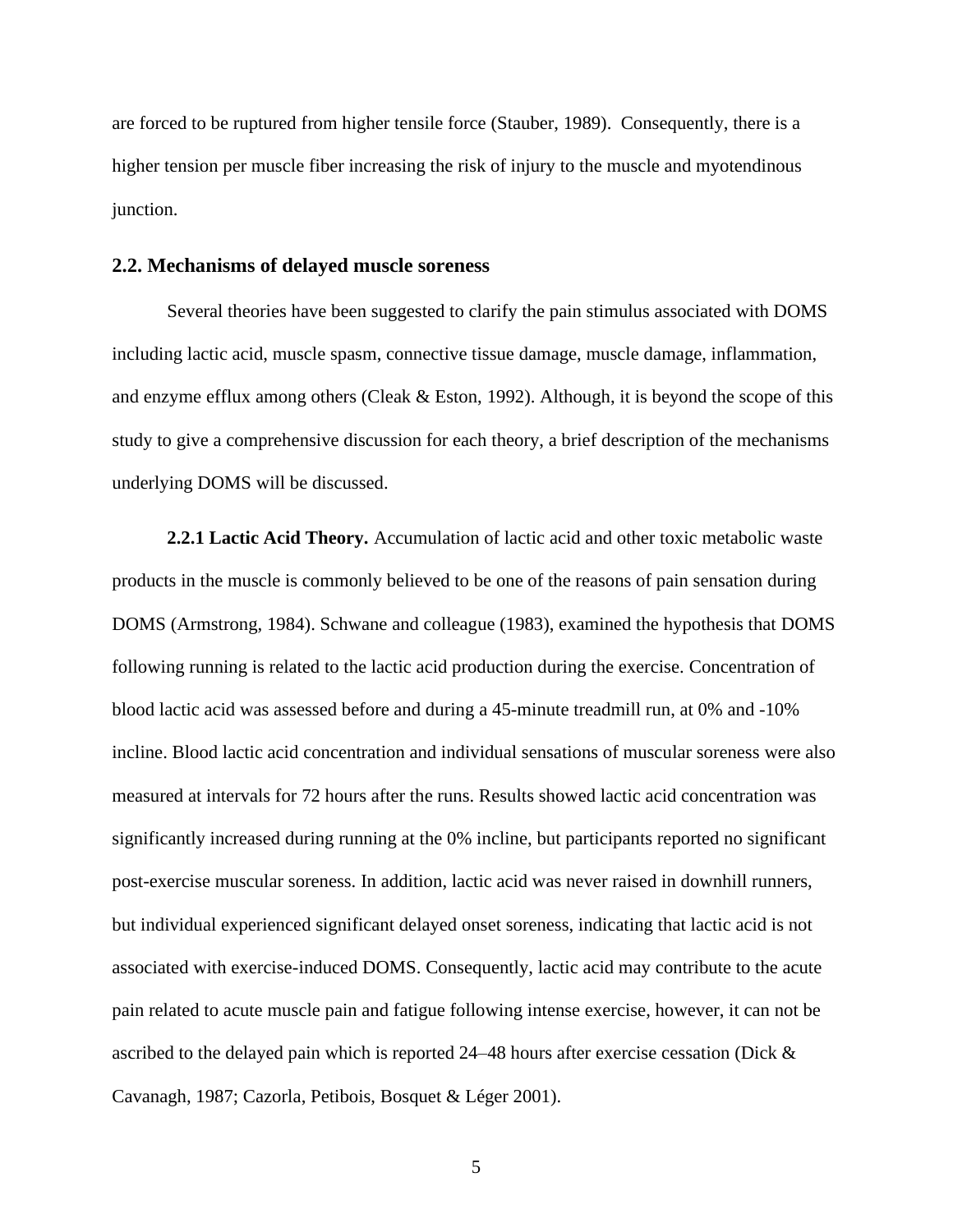are forced to be ruptured from higher tensile force (Stauber, 1989). Consequently, there is a higher tension per muscle fiber increasing the risk of injury to the muscle and myotendinous junction.

## 2.2. Mechanisms of delayed muscle soreness

Several theories have been suggested to clarify the pain stimulus associated with DOMS including lactic acid, muscle spasm, connective tissue damage, muscle damage, inflammation, and enzyme efflux among others (Cleak & Eston, 1992). Although, it is beyond the scope of this study to give a comprehensive discussion for each theory, a brief description of the mechanisms underlying DOMS will be discussed.

**2.2.1 Lactic Acid Theory.** Accumulation of lactic acid and other toxic metabolic waste products in the muscle is commonly believed to be one of the reasons of pain sensation during DOMS (Armstrong, 1984). Schwane and colleague (1983), examined the hypothesis that DOMS following running is related to the lactic acid production during the exercise. Concentration of blood lactic acid was assessed before and during a 45-minute treadmill run, at 0% and -10% incline. Blood lactic acid concentration and individual sensations of muscular soreness were also measured at intervals for 72 hours after the runs. Results showed lactic acid concentration was significantly increased during running at the 0% incline, but participants reported no significant post-exercise muscular soreness. In addition, lactic acid was never raised in downhill runners, but individual experienced significant delayed onset soreness, indicating that lactic acid is not associated with exercise-induced DOMS. Consequently, lactic acid may contribute to the acute pain related to acute muscle pain and fatigue following intense exercise, however, it can not be ascribed to the delayed pain which is reported 24–48 hours after exercise cessation (Dick & Cavanagh, 1987; Cazorla, Petibois, Bosquet & Léger 2001).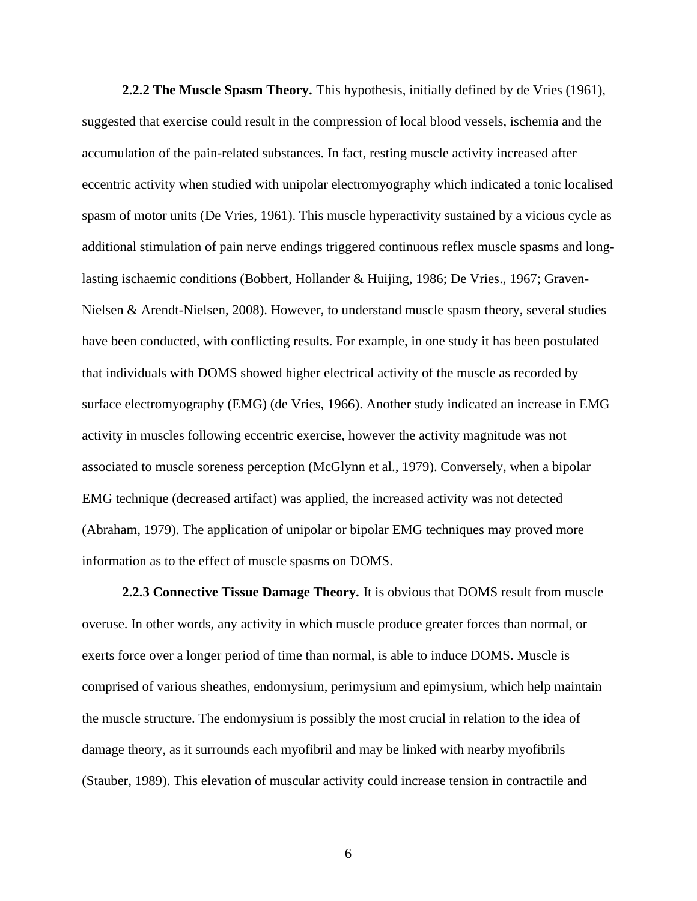**2.2.2 The Muscle Spasm Theory.** This hypothesis, initially defined by de Vries (1961), suggested that exercise could result in the compression of local blood vessels, ischemia and the accumulation of the pain-related substances. In fact, resting muscle activity increased after eccentric activity when studied with unipolar electromyography which indicated a tonic localised spasm of motor units (De Vries, 1961). This muscle hyperactivity sustained by a vicious cycle as additional stimulation of pain nerve endings triggered continuous reflex muscle spasms and long-lasting ischaemic conditions (Bobbert, Hollander & Huijing, 1986; De Vries., 1967; Graven-Nielsen & Arendt-Nielsen, 2008). However, to understand muscle spasm theory, several studies have been conducted, with conflicting results. For example, in one study it has been postulated that individuals with DOMS showed higher electrical activity of the muscle as recorded by surface electromyography (EMG) (de Vries, 1966). Another study indicated an increase in EMG activity in muscles following eccentric exercise, however the activity magnitude was not associated to muscle soreness perception (McGlynn et al., 1979). Conversely, when a bipolar EMG technique (decreased artifact) was applied, the increased activity was not detected (Abraham, 1979). The application of unipolar or bipolar EMG techniques may proved more information as to the effect of muscle spasms on DOMS.

**2.2.3 Connective Tissue Damage Theory.** It is obvious that DOMS result from muscle overuse. In other words, any activity in which muscle produce greater forces than normal, or exerts force over a longer period of time than normal, is able to induce DOMS. Muscle is comprised of various sheathes, endomysium, perimysium and epimysium, which help maintain the muscle structure. The endomysium is possibly the most crucial in relation to the idea of damage theory, as it surrounds each myofibril and may be linked with nearby myofibrils (Stauber, 1989). This elevation of muscular activity could increase tension in contractile and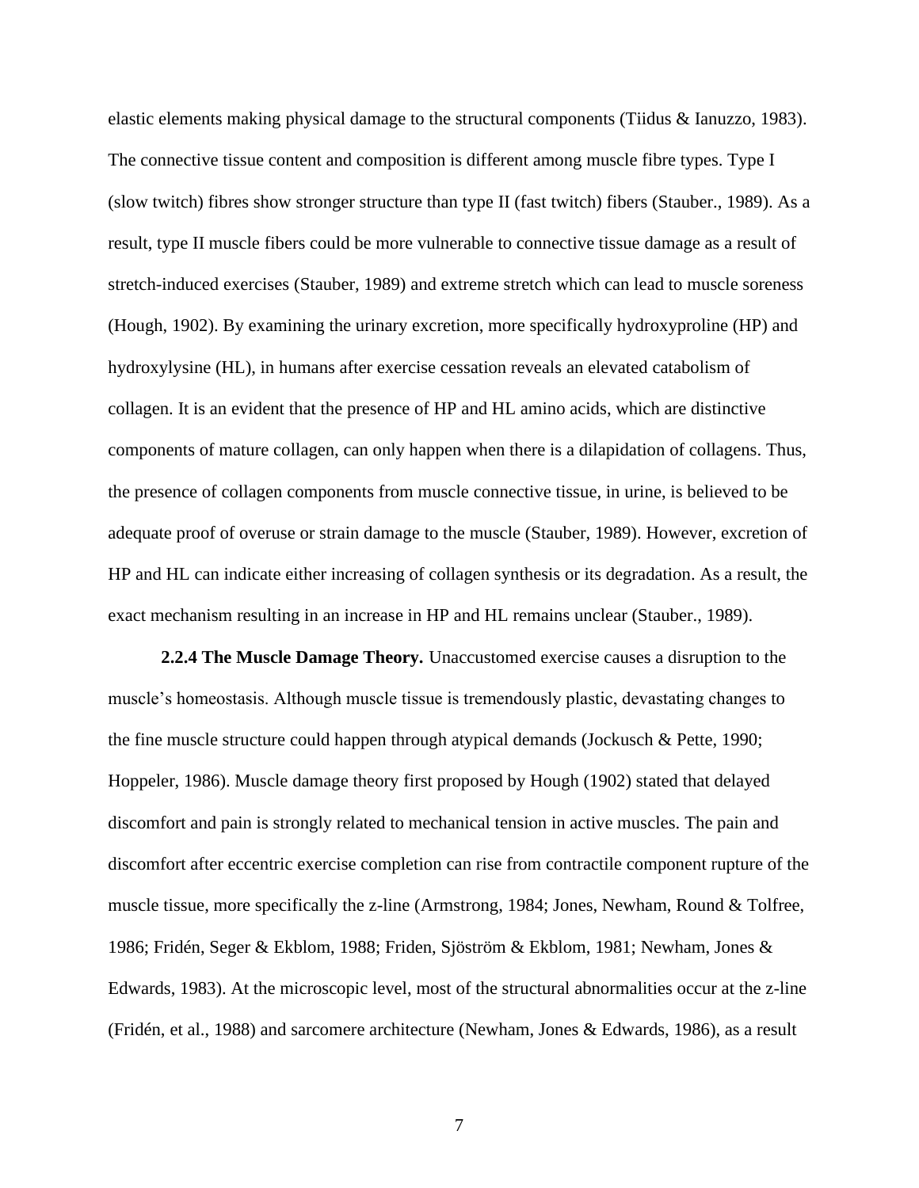elastic elements making physical damage to the structural components (Tiidus & Ianuzzo, 1983). The connective tissue content and composition is different among muscle fibre types. Type I (slow twitch) fibres show stronger structure than type II (fast twitch) fibers (Stauber., 1989). As a result, type II muscle fibers could be more vulnerable to connective tissue damage as a result of stretch-induced exercises (Stauber, 1989) and extreme stretch which can lead to muscle soreness (Hough, 1902). By examining the urinary excretion, more specifically hydroxyproline (HP) and hydroxylysine (HL), in humans after exercise cessation reveals an elevated catabolism of collagen. It is an evident that the presence of HP and HL amino acids, which are distinctive components of mature collagen, can only happen when there is a dilapidation of collagens. Thus, the presence of collagen components from muscle connective tissue, in urine, is believed to be adequate proof of overuse or strain damage to the muscle (Stauber, 1989). However, excretion of HP and HL can indicate either increasing of collagen synthesis or its degradation. As a result, the exact mechanism resulting in an increase in HP and HL remains unclear (Stauber., 1989).

**2.2.4 The Muscle Damage Theory.** Unaccustomed exercise causes a disruption to the muscle's homeostasis. Although muscle tissue is tremendously plastic, devastating changes to the fine muscle structure could happen through atypical demands (Jockusch & Pette, 1990; Hoppeler, 1986). Muscle damage theory first proposed by Hough (1902) stated that delayed discomfort and pain is strongly related to mechanical tension in active muscles. The pain and discomfort after eccentric exercise completion can rise from contractile component rupture of the muscle tissue, more specifically the z-line (Armstrong, 1984; Jones, Newham, Round & Tolfree, 1986; Fridén, Seger & Ekblom, 1988; Friden, Sjöström & Ekblom, 1981; Newham, Jones & Edwards, 1983). At the microscopic level, most of the structural abnormalities occur at the z-line (Fridén, et al., 1988) and sarcomere architecture (Newham, Jones & Edwards, 1986), as a result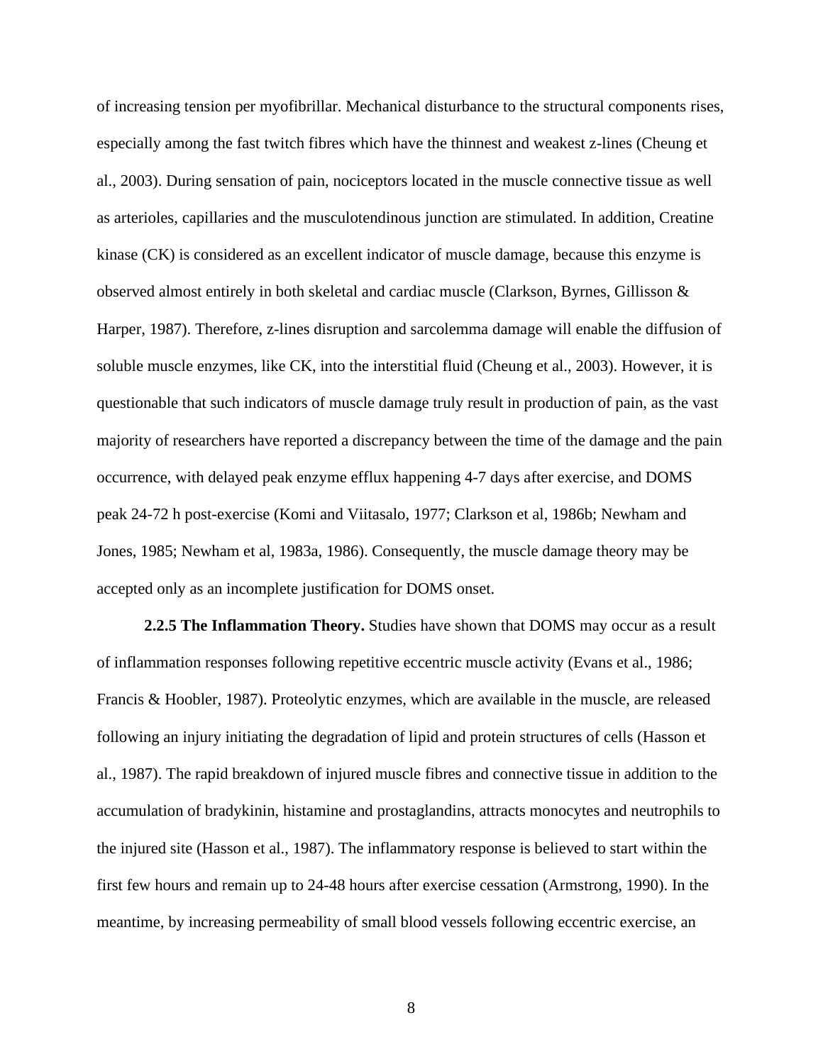of increasing tension per myofibrillar. Mechanical disturbance to the structural components rises, especially among the fast twitch fibres which have the thinnest and weakest z-lines (Cheung et al., 2003). During sensation of pain, nociceptors located in the muscle connective tissue as well as arterioles, capillaries and the musculotendinous junction are stimulated. In addition, Creatine kinase (CK) is considered as an excellent indicator of muscle damage, because this enzyme is observed almost entirely in both skeletal and cardiac muscle (Clarkson, Byrnes, Gillisson & Harper, 1987). Therefore, z-lines disruption and sarcolemma damage will enable the diffusion of soluble muscle enzymes, like CK, into the interstitial fluid (Cheung et al., 2003). However, it is questionable that such indicators of muscle damage truly result in production of pain, as the vast majority of researchers have reported a discrepancy between the time of the damage and the pain occurrence, with delayed peak enzyme efflux happening 4-7 days after exercise, and DOMS peak 24-72 h post-exercise (Komi and Viitasalo, 1977; Clarkson et al, 1986b; Newham and Jones, 1985; Newham et al, 1983a, 1986). Consequently, the muscle damage theory may be accepted only as an incomplete justification for DOMS onset.

**2.2.5 The Inflammation Theory.** Studies have shown that DOMS may occur as a result of inflammation responses following repetitive eccentric muscle activity (Evans et al., 1986; Francis & Hoobler, 1987). Proteolytic enzymes, which are available in the muscle, are released following an injury initiating the degradation of lipid and protein structures of cells (Hasson et al., 1987). The rapid breakdown of injured muscle fibres and connective tissue in addition to the accumulation of bradykinin, histamine and prostaglandins, attracts monocytes and neutrophils to the injured site (Hasson et al., 1987). The inflammatory response is believed to start within the first few hours and remain up to 24-48 hours after exercise cessation (Armstrong, 1990). In the meantime, by increasing permeability of small blood vessels following eccentric exercise, an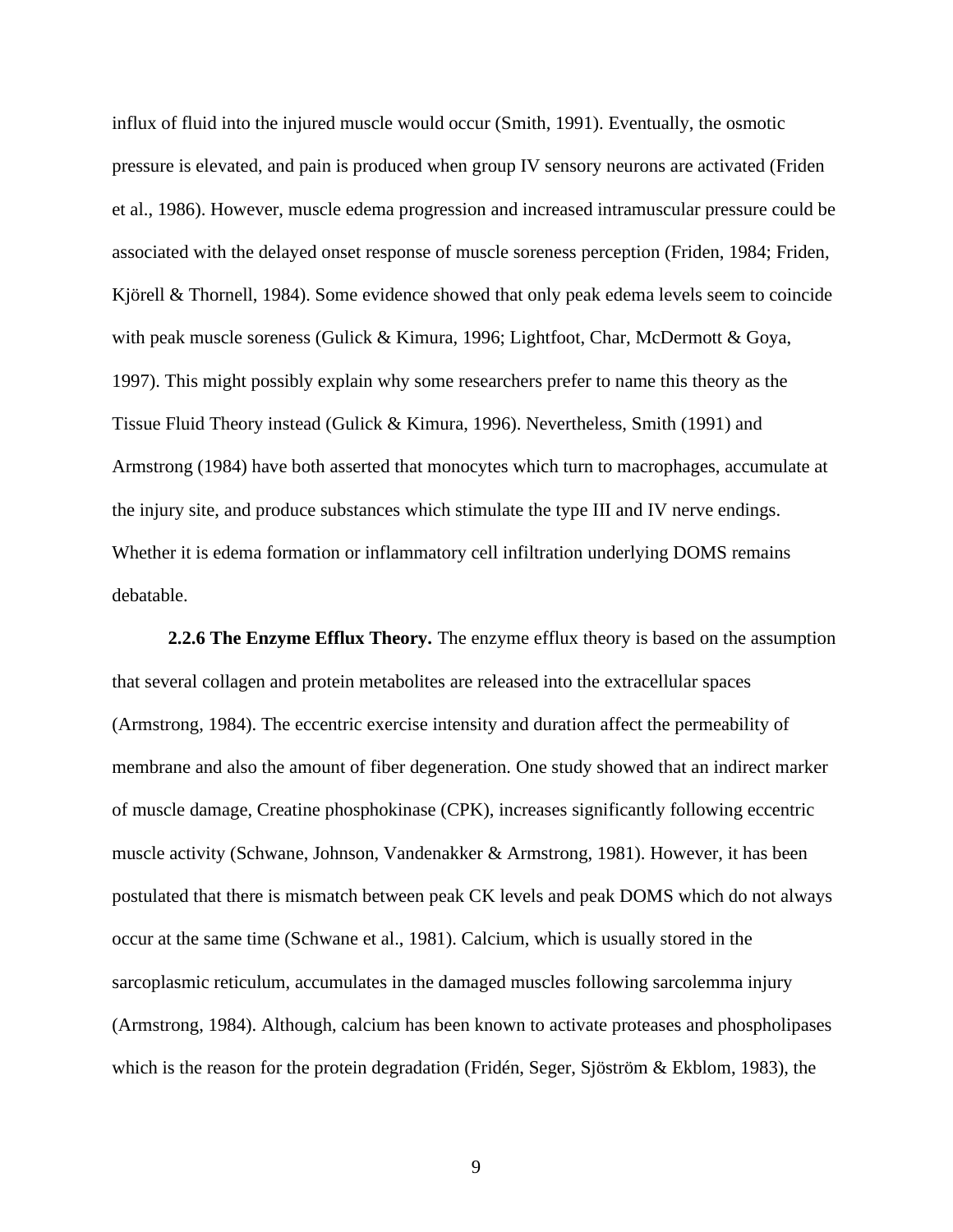influx of fluid into the injured muscle would occur (Smith, 1991). Eventually, the osmotic pressure is elevated, and pain is produced when group IV sensory neurons are activated (Friden et al., 1986). However, muscle edema progression and increased intramuscular pressure could be associated with the delayed onset response of muscle soreness perception (Friden, 1984; Friden, Kjörell & Thornell, 1984). Some evidence showed that only peak edema levels seem to coincide with peak muscle soreness (Gulick & Kimura, 1996; Lightfoot, Char, McDermott & Goya, 1997). This might possibly explain why some researchers prefer to name this theory as the Tissue Fluid Theory instead (Gulick & Kimura, 1996). Nevertheless, Smith (1991) and Armstrong (1984) have both asserted that monocytes which turn to macrophages, accumulate at the injury site, and produce substances which stimulate the type III and IV nerve endings. Whether it is edema formation or inflammatory cell infiltration underlying DOMS remains debatable.

**2.2.6 The Enzyme Efflux Theory.** The enzyme efflux theory is based on the assumption that several collagen and protein metabolites are released into the extracellular spaces (Armstrong, 1984). The eccentric exercise intensity and duration affect the permeability of membrane and also the amount of fiber degeneration. One study showed that an indirect marker of muscle damage, Creatine phosphokinase (CPK), increases significantly following eccentric muscle activity (Schwane, Johnson, Vandenakker & Armstrong, 1981). However, it has been postulated that there is mismatch between peak CK levels and peak DOMS which do not always occur at the same time (Schwane et al., 1981). Calcium, which is usually stored in the sarcoplasmic reticulum, accumulates in the damaged muscles following sarcolemma injury (Armstrong, 1984). Although, calcium has been known to activate proteases and phospholipases which is the reason for the protein degradation (Fridén, Seger, Sjöström & Ekblom, 1983), the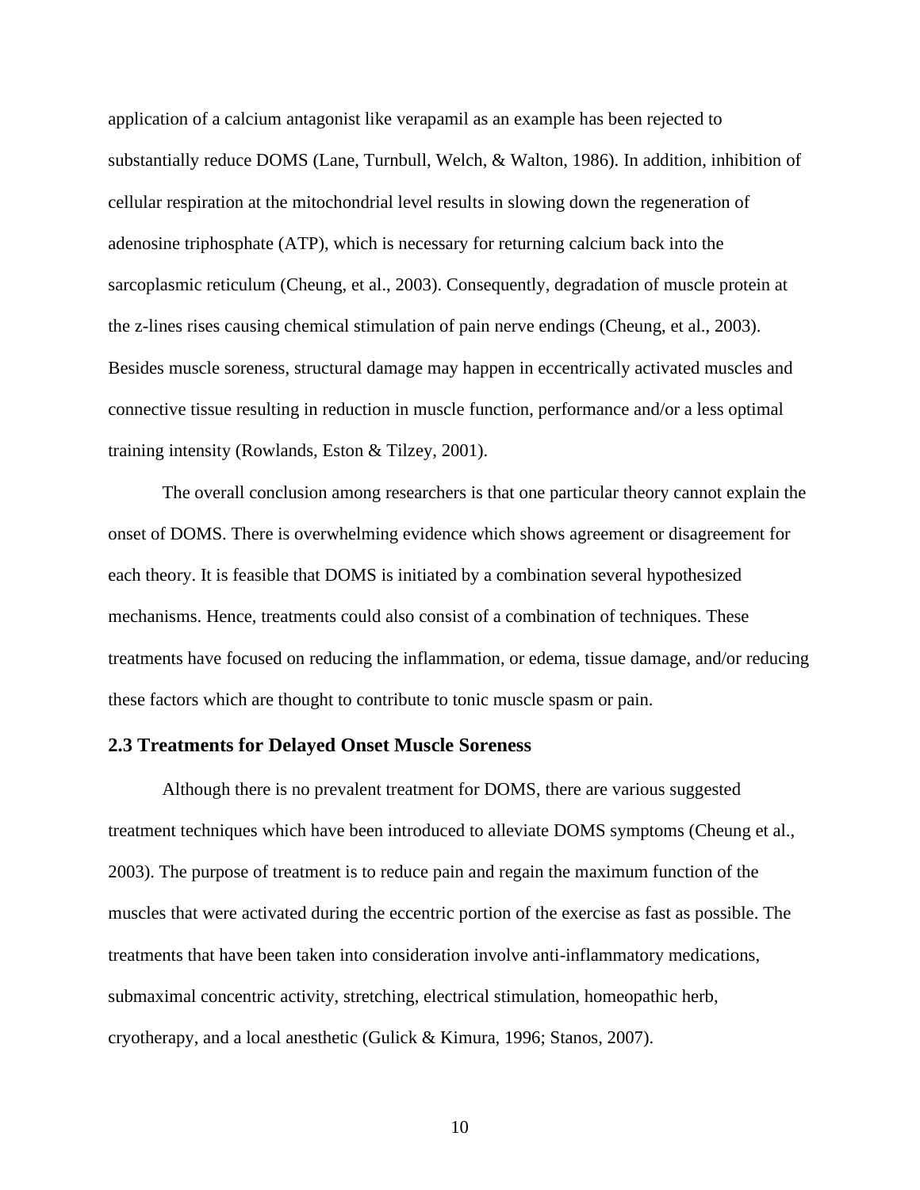application of a calcium antagonist like verapamil as an example has been rejected to substantially reduce DOMS (Lane, Turnbull, Welch, & Walton, 1986). In addition, inhibition of cellular respiration at the mitochondrial level results in slowing down the regeneration of adenosine triphosphate (ATP), which is necessary for returning calcium back into the sarcoplasmic reticulum (Cheung, et al., 2003). Consequently, degradation of muscle protein at the z-lines rises causing chemical stimulation of pain nerve endings (Cheung, et al., 2003). Besides muscle soreness, structural damage may happen in eccentrically activated muscles and connective tissue resulting in reduction in muscle function, performance and/or a less optimal training intensity (Rowlands, Eston & Tilzey, 2001).

The overall conclusion among researchers is that one particular theory cannot explain the onset of DOMS. There is overwhelming evidence which shows agreement or disagreement for each theory. It is feasible that DOMS is initiated by a combination several hypothesized mechanisms. Hence, treatments could also consist of a combination of techniques. These treatments have focused on reducing the inflammation, or edema, tissue damage, and/or reducing these factors which are thought to contribute to tonic muscle spasm or pain.

## 2.3 Treatments for Delayed Onset Muscle Soreness

Although there is no prevalent treatment for DOMS, there are various suggested treatment techniques which have been introduced to alleviate DOMS symptoms (Cheung et al., 2003). The purpose of treatment is to reduce pain and regain the maximum function of the muscles that were activated during the eccentric portion of the exercise as fast as possible. The treatments that have been taken into consideration involve anti-inflammatory medications, submaximal concentric activity, stretching, electrical stimulation, homeopathic herb, cryotherapy, and a local anesthetic (Gulick & Kimura, 1996; Stanos, 2007).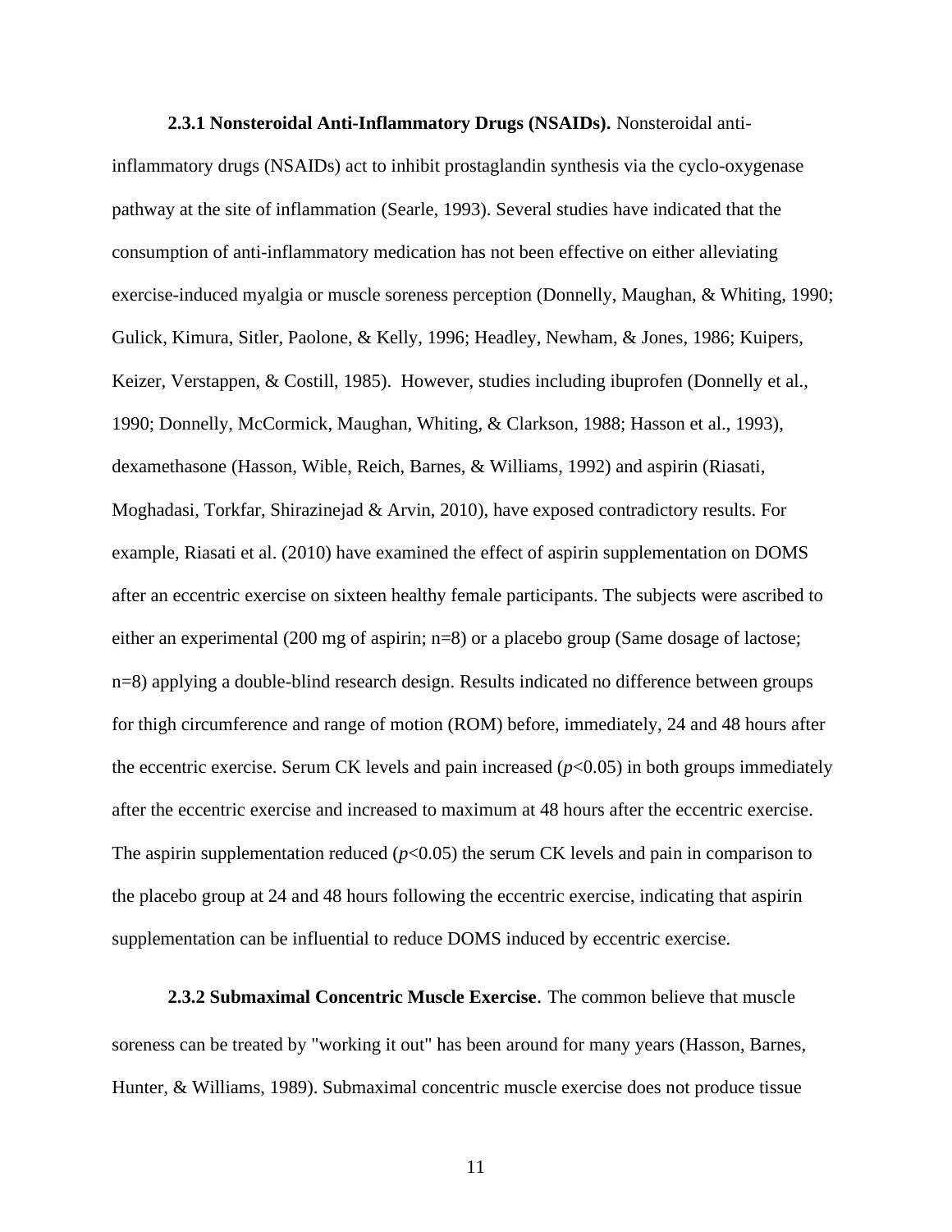**2.3.1 Nonsteroidal Anti-Inflammatory Drugs (NSAIDs).** Nonsteroidal anti-inflammatory drugs (NSAIDs) act to inhibit prostaglandin synthesis via the cyclo-oxygenase pathway at the site of inflammation (Searle, 1993). Several studies have indicated that the consumption of anti-inflammatory medication has not been effective on either alleviating exercise-induced myalgia or muscle soreness perception (Donnelly, Maughan, & Whiting, 1990; Gulick, Kimura, Sitler, Paolone, & Kelly, 1996; Headley, Newham, & Jones, 1986; Kuipers, Keizer, Verstappen, & Costill, 1985). However, studies including ibuprofen (Donnelly et al., 1990; Donnelly, McCormick, Maughan, Whiting, & Clarkson, 1988; Hasson et al., 1993), dexamethasone (Hasson, Wible, Reich, Barnes, & Williams, 1992) and aspirin (Riasati, Moghadasi, Torkfar, Shirazinejad & Arvin, 2010), have exposed contradictory results. For example, Riasati et al. (2010) have examined the effect of aspirin supplementation on DOMS after an eccentric exercise on sixteen healthy female participants. The subjects were ascribed to either an experimental (200 mg of aspirin; n=8) or a placebo group (Same dosage of lactose; n=8) applying a double-blind research design. Results indicated no difference between groups for thigh circumference and range of motion (ROM) before, immediately, 24 and 48 hours after the eccentric exercise. Serum CK levels and pain increased ($p<0.05$) in both groups immediately after the eccentric exercise and increased to maximum at 48 hours after the eccentric exercise. The aspirin supplementation reduced ($p<0.05$) the serum CK levels and pain in comparison to the placebo group at 24 and 48 hours following the eccentric exercise, indicating that aspirin supplementation can be influential to reduce DOMS induced by eccentric exercise.

**2.3.2 Submaximal Concentric Muscle Exercise.** The common believe that muscle soreness can be treated by "working it out" has been around for many years (Hasson, Barnes, Hunter, & Williams, 1989). Submaximal concentric muscle exercise does not produce tissue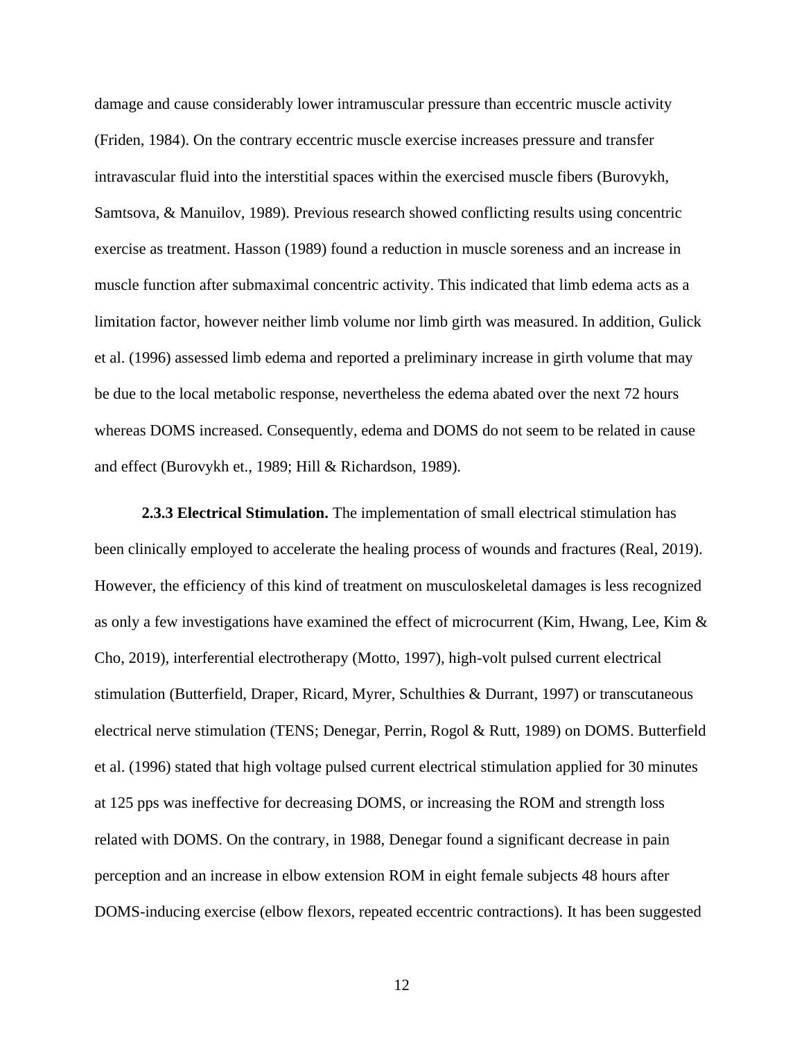damage and cause considerably lower intramuscular pressure than eccentric muscle activity (Friden, 1984). On the contrary eccentric muscle exercise increases pressure and transfer intravascular fluid into the interstitial spaces within the exercised muscle fibers (Burovykh, Samtsova, & Manuilov, 1989). Previous research showed conflicting results using concentric exercise as treatment. Hasson (1989) found a reduction in muscle soreness and an increase in muscle function after submaximal concentric activity. This indicated that limb edema acts as a limitation factor, however neither limb volume nor limb girth was measured. In addition, Gulick et al. (1996) assessed limb edema and reported a preliminary increase in girth volume that may be due to the local metabolic response, nevertheless the edema abated over the next 72 hours whereas DOMS increased. Consequently, edema and DOMS do not seem to be related in cause and effect (Burovykh et., 1989; Hill & Richardson, 1989).

**2.3.3 Electrical Stimulation.** The implementation of small electrical stimulation has been clinically employed to accelerate the healing process of wounds and fractures (Real, 2019). However, the efficiency of this kind of treatment on musculoskeletal damages is less recognized as only a few investigations have examined the effect of microcurrent (Kim, Hwang, Lee, Kim & Cho, 2019), interferential electrotherapy (Motto, 1997), high-volt pulsed current electrical stimulation (Butterfield, Draper, Ricard, Myrer, Schulthies & Durrant, 1997) or transcutaneous electrical nerve stimulation (TENS; Denegar, Perrin, Rogol & Rutt, 1989) on DOMS. Butterfield et al. (1996) stated that high voltage pulsed current electrical stimulation applied for 30 minutes at 125 pps was ineffective for decreasing DOMS, or increasing the ROM and strength loss related with DOMS. On the contrary, in 1988, Denegar found a significant decrease in pain perception and an increase in elbow extension ROM in eight female subjects 48 hours after DOMS-inducing exercise (elbow flexors, repeated eccentric contractions). It has been suggested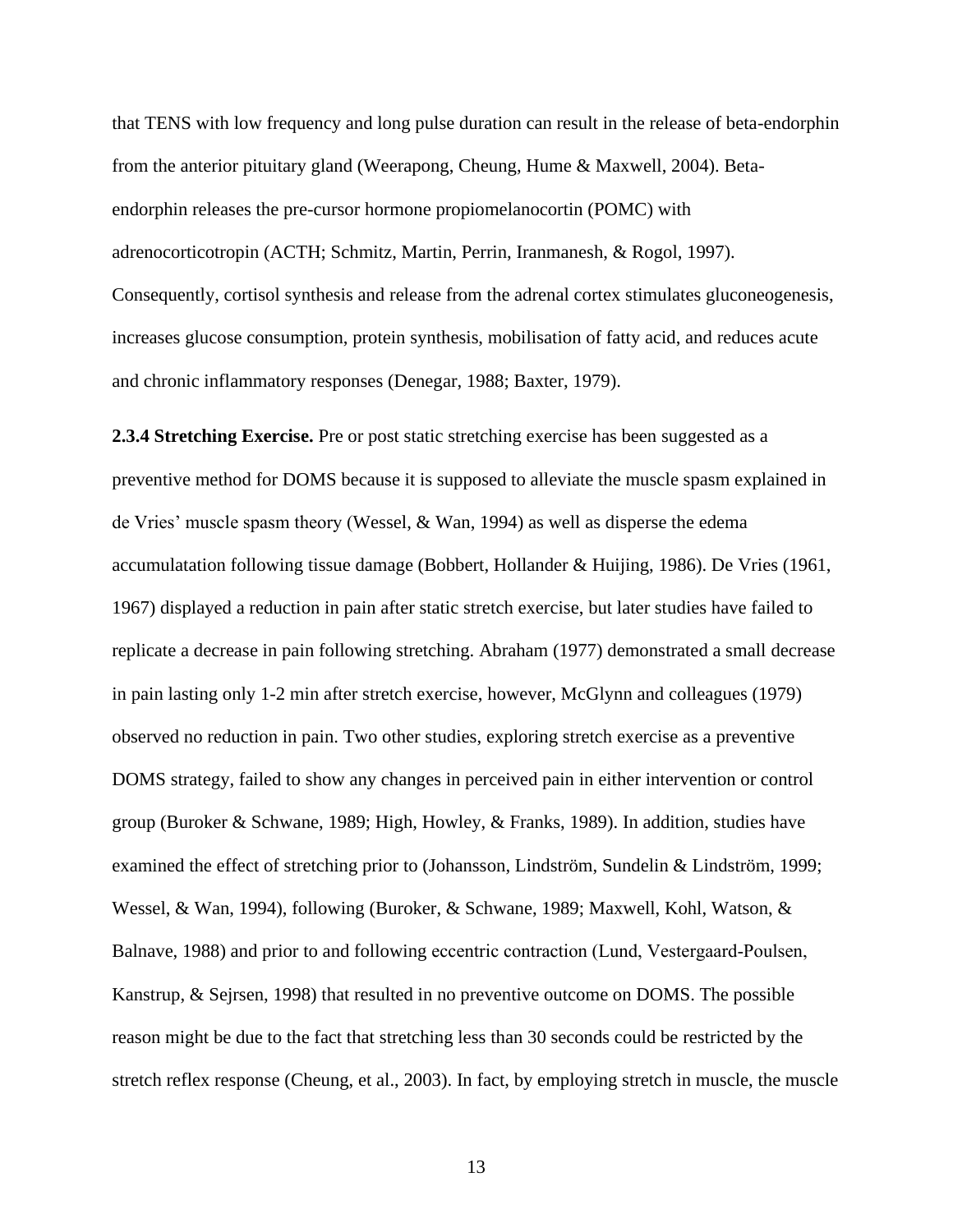that TENS with low frequency and long pulse duration can result in the release of beta-endorphin from the anterior pituitary gland (Weerapong, Cheung, Hume & Maxwell, 2004). Beta-endorphin releases the pre-cursor hormone propiomelanocortin (POMC) with adrenocorticotropin (ACTH; Schmitz, Martin, Perrin, Iranmanesh, & Rogol, 1997). Consequently, cortisol synthesis and release from the adrenal cortex stimulates gluconeogenesis, increases glucose consumption, protein synthesis, mobilisation of fatty acid, and reduces acute and chronic inflammatory responses (Denegar, 1988; Baxter, 1979).

**2.3.4 Stretching Exercise.** Pre or post static stretching exercise has been suggested as a preventive method for DOMS because it is supposed to alleviate the muscle spasm explained in de Vries' muscle spasm theory (Wessel, & Wan, 1994) as well as disperse the edema accumulatation following tissue damage (Bobbert, Hollander & Huijing, 1986). De Vries (1961, 1967) displayed a reduction in pain after static stretch exercise, but later studies have failed to replicate a decrease in pain following stretching. Abraham (1977) demonstrated a small decrease in pain lasting only 1-2 min after stretch exercise, however, McGlynn and colleagues (1979) observed no reduction in pain. Two other studies, exploring stretch exercise as a preventive DOMS strategy, failed to show any changes in perceived pain in either intervention or control group (Buroker & Schwane, 1989; High, Howley, & Franks, 1989). In addition, studies have examined the effect of stretching prior to (Johansson, Lindström, Sundelin & Lindström, 1999; Wessel, & Wan, 1994), following (Buroker, & Schwane, 1989; Maxwell, Kohl, Watson, & Balnave, 1988) and prior to and following eccentric contraction (Lund, Vestergaard-Poulsen, Kanstrup, & Sejrsen, 1998) that resulted in no preventive outcome on DOMS. The possible reason might be due to the fact that stretching less than 30 seconds could be restricted by the stretch reflex response (Cheung, et al., 2003). In fact, by employing stretch in muscle, the muscle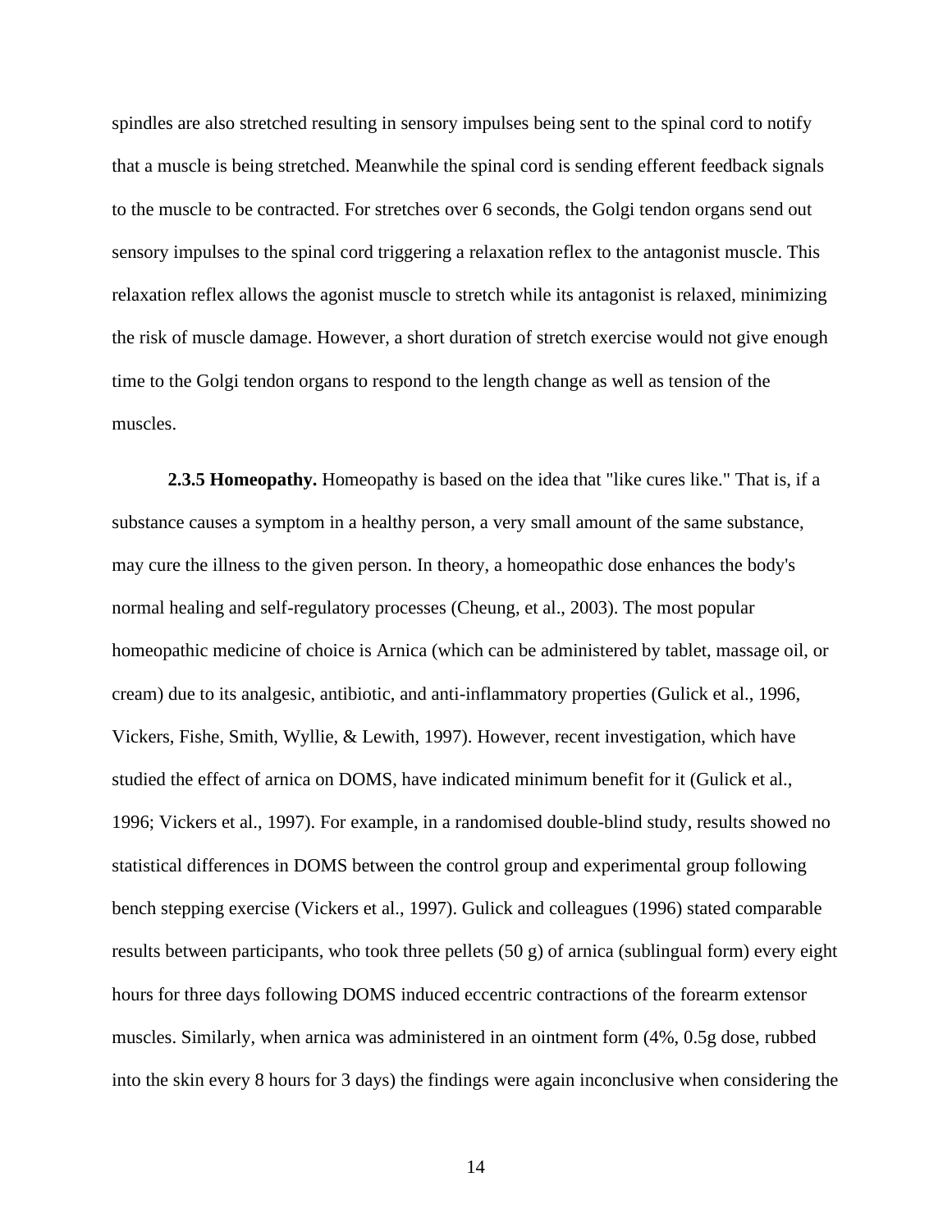spindles are also stretched resulting in sensory impulses being sent to the spinal cord to notify that a muscle is being stretched. Meanwhile the spinal cord is sending efferent feedback signals to the muscle to be contracted. For stretches over 6 seconds, the Golgi tendon organs send out sensory impulses to the spinal cord triggering a relaxation reflex to the antagonist muscle. This relaxation reflex allows the agonist muscle to stretch while its antagonist is relaxed, minimizing the risk of muscle damage. However, a short duration of stretch exercise would not give enough time to the Golgi tendon organs to respond to the length change as well as tension of the muscles.

**2.3.5 Homeopathy.** Homeopathy is based on the idea that "like cures like." That is, if a substance causes a symptom in a healthy person, a very small amount of the same substance, may cure the illness to the given person. In theory, a homeopathic dose enhances the body's normal healing and self-regulatory processes (Cheung, et al., 2003). The most popular homeopathic medicine of choice is Arnica (which can be administered by tablet, massage oil, or cream) due to its analgesic, antibiotic, and anti-inflammatory properties (Gulick et al., 1996, Vickers, Fishe, Smith, Wyllie, & Lewith, 1997). However, recent investigation, which have studied the effect of arnica on DOMS, have indicated minimum benefit for it (Gulick et al., 1996; Vickers et al., 1997). For example, in a randomised double-blind study, results showed no statistical differences in DOMS between the control group and experimental group following bench stepping exercise (Vickers et al., 1997). Gulick and colleagues (1996) stated comparable results between participants, who took three pellets (50 g) of arnica (sublingual form) every eight hours for three days following DOMS induced eccentric contractions of the forearm extensor muscles. Similarly, when arnica was administered in an ointment form (4%, 0.5g dose, rubbed into the skin every 8 hours for 3 days) the findings were again inconclusive when considering the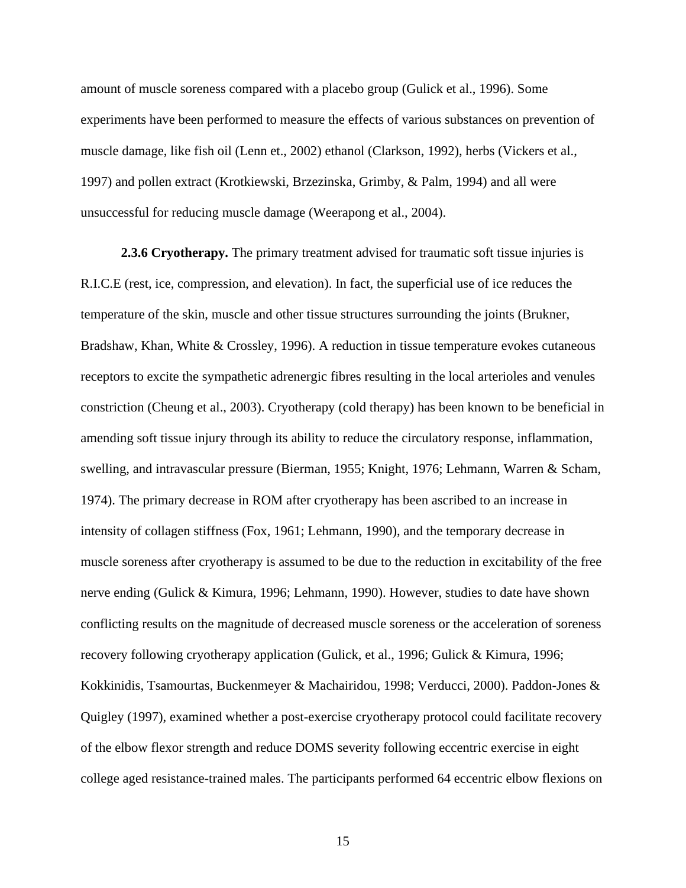amount of muscle soreness compared with a placebo group (Gulick et al., 1996). Some experiments have been performed to measure the effects of various substances on prevention of muscle damage, like fish oil (Lenn et., 2002) ethanol (Clarkson, 1992), herbs (Vickers et al., 1997) and pollen extract (Krotkiewski, Brzezinska, Grimby, & Palm, 1994) and all were unsuccessful for reducing muscle damage (Weerapong et al., 2004).

**2.3.6 Cryotherapy.** The primary treatment advised for traumatic soft tissue injuries is R.I.C.E (rest, ice, compression, and elevation). In fact, the superficial use of ice reduces the temperature of the skin, muscle and other tissue structures surrounding the joints (Brukner, Bradshaw, Khan, White & Crossley, 1996). A reduction in tissue temperature evokes cutaneous receptors to excite the sympathetic adrenergic fibres resulting in the local arterioles and venules constriction (Cheung et al., 2003). Cryotherapy (cold therapy) has been known to be beneficial in amending soft tissue injury through its ability to reduce the circulatory response, inflammation, swelling, and intravascular pressure (Bierman, 1955; Knight, 1976; Lehmann, Warren & Scham, 1974). The primary decrease in ROM after cryotherapy has been ascribed to an increase in intensity of collagen stiffness (Fox, 1961; Lehmann, 1990), and the temporary decrease in muscle soreness after cryotherapy is assumed to be due to the reduction in excitability of the free nerve ending (Gulick & Kimura, 1996; Lehmann, 1990). However, studies to date have shown conflicting results on the magnitude of decreased muscle soreness or the acceleration of soreness recovery following cryotherapy application (Gulick, et al., 1996; Gulick & Kimura, 1996; Kokkinidis, Tsamourtas, Buckenmeyer & Machairidou, 1998; Verducci, 2000). Paddon-Jones & Quigley (1997), examined whether a post-exercise cryotherapy protocol could facilitate recovery of the elbow flexor strength and reduce DOMS severity following eccentric exercise in eight college aged resistance-trained males. The participants performed 64 eccentric elbow flexions on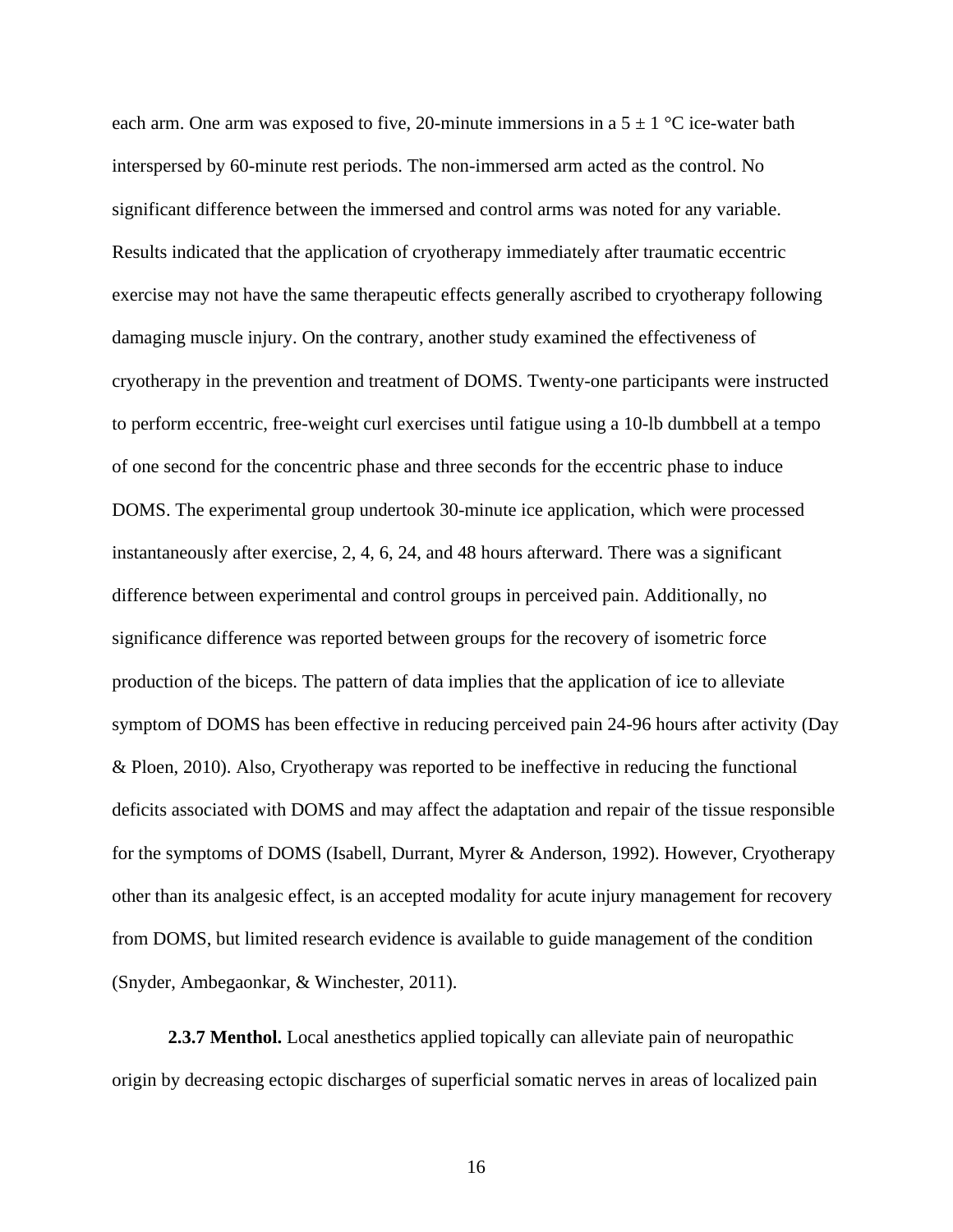each arm. One arm was exposed to five, 20-minute immersions in a 5 ± 1 °C ice-water bath interspersed by 60-minute rest periods. The non-immersed arm acted as the control. No significant difference between the immersed and control arms was noted for any variable. Results indicated that the application of cryotherapy immediately after traumatic eccentric exercise may not have the same therapeutic effects generally ascribed to cryotherapy following damaging muscle injury. On the contrary, another study examined the effectiveness of cryotherapy in the prevention and treatment of DOMS. Twenty-one participants were instructed to perform eccentric, free-weight curl exercises until fatigue using a 10-lb dumbbell at a tempo of one second for the concentric phase and three seconds for the eccentric phase to induce DOMS. The experimental group undertook 30-minute ice application, which were processed instantaneously after exercise, 2, 4, 6, 24, and 48 hours afterward. There was a significant difference between experimental and control groups in perceived pain. Additionally, no significance difference was reported between groups for the recovery of isometric force production of the biceps. The pattern of data implies that the application of ice to alleviate symptom of DOMS has been effective in reducing perceived pain 24-96 hours after activity (Day & Ploen, 2010). Also, Cryotherapy was reported to be ineffective in reducing the functional deficits associated with DOMS and may affect the adaptation and repair of the tissue responsible for the symptoms of DOMS (Isabell, Durrant, Myrer & Anderson, 1992). However, Cryotherapy other than its analgesic effect, is an accepted modality for acute injury management for recovery from DOMS, but limited research evidence is available to guide management of the condition (Snyder, Ambegaonkar, & Winchester, 2011).

**2.3.7 Menthol.** Local anesthetics applied topically can alleviate pain of neuropathic origin by decreasing ectopic discharges of superficial somatic nerves in areas of localized pain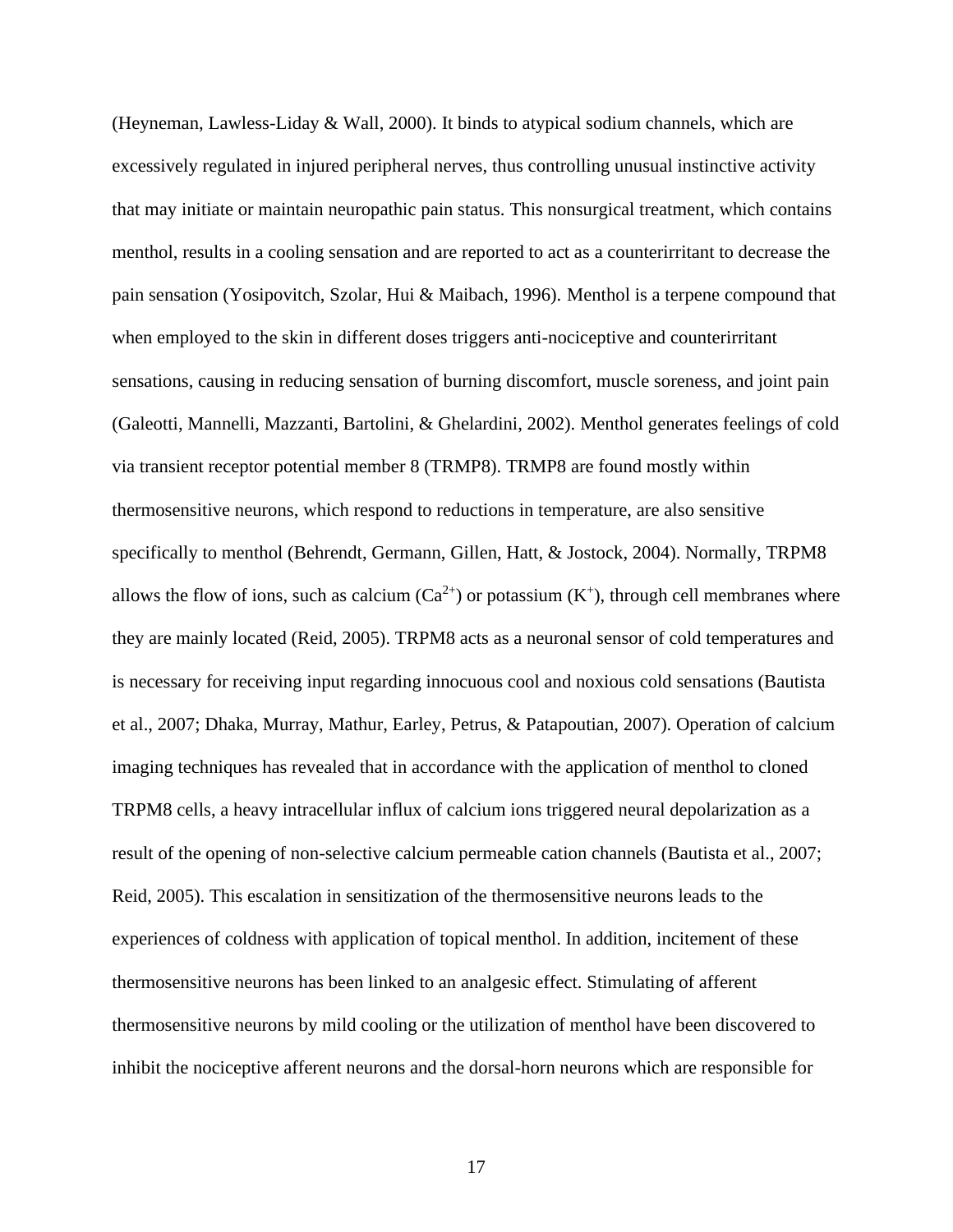(Heyneman, Lawless-Liday & Wall, 2000). It binds to atypical sodium channels, which are excessively regulated in injured peripheral nerves, thus controlling unusual instinctive activity that may initiate or maintain neuropathic pain status. This nonsurgical treatment, which contains menthol, results in a cooling sensation and are reported to act as a counterirritant to decrease the pain sensation (Yosipovitch, Szolar, Hui & Maibach, 1996). Menthol is a terpene compound that when employed to the skin in different doses triggers anti-nociceptive and counterirritant sensations, causing in reducing sensation of burning discomfort, muscle soreness, and joint pain (Galeotti, Mannelli, Mazzanti, Bartolini, & Ghelardini, 2002). Menthol generates feelings of cold via transient receptor potential member 8 (TRMP8). TRMP8 are found mostly within thermosensitive neurons, which respond to reductions in temperature, are also sensitive specifically to menthol (Behrendt, Germann, Gillen, Hatt, & Jostock, 2004). Normally, TRPM8 allows the flow of ions, such as calcium ($Ca^{2+}$) or potassium ($K^{+}$), through cell membranes where they are mainly located (Reid, 2005). TRPM8 acts as a neuronal sensor of cold temperatures and is necessary for receiving input regarding innocuous cool and noxious cold sensations (Bautista et al., 2007; Dhaka, Murray, Mathur, Earley, Petrus, & Patapoutian, 2007). Operation of calcium imaging techniques has revealed that in accordance with the application of menthol to cloned TRPM8 cells, a heavy intracellular influx of calcium ions triggered neural depolarization as a result of the opening of non-selective calcium permeable cation channels (Bautista et al., 2007; Reid, 2005). This escalation in sensitization of the thermosensitive neurons leads to the experiences of coldness with application of topical menthol. In addition, incitement of these thermosensitive neurons has been linked to an analgesic effect. Stimulating of afferent thermosensitive neurons by mild cooling or the utilization of menthol have been discovered to inhibit the nociceptive afferent neurons and the dorsal-horn neurons which are responsible for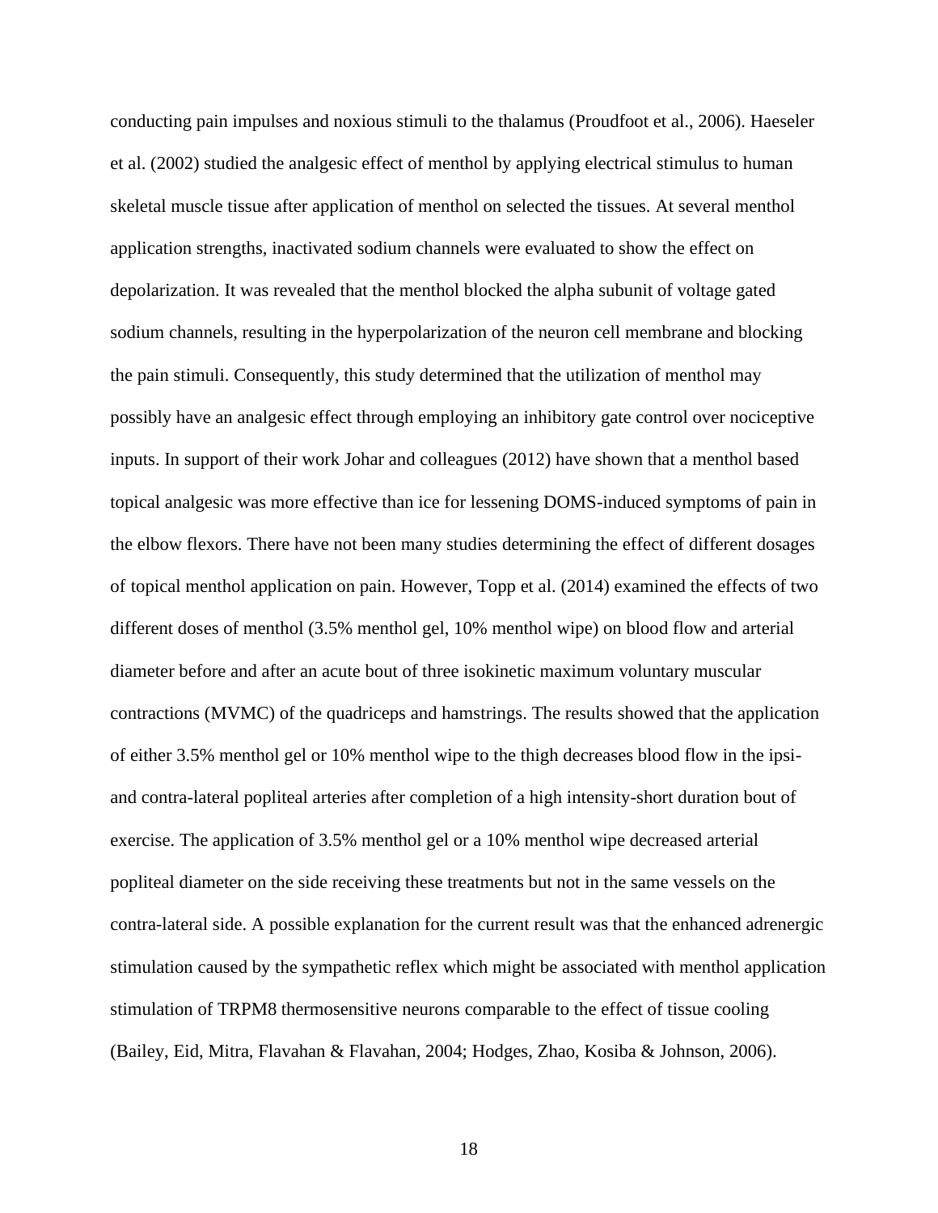conducting pain impulses and noxious stimuli to the thalamus (Proudfoot et al., 2006). Haeseler et al. (2002) studied the analgesic effect of menthol by applying electrical stimulus to human skeletal muscle tissue after application of menthol on selected the tissues. At several menthol application strengths, inactivated sodium channels were evaluated to show the effect on depolarization. It was revealed that the menthol blocked the alpha subunit of voltage gated sodium channels, resulting in the hyperpolarization of the neuron cell membrane and blocking the pain stimuli. Consequently, this study determined that the utilization of menthol may possibly have an analgesic effect through employing an inhibitory gate control over nociceptive inputs. In support of their work Johar and colleagues (2012) have shown that a menthol based topical analgesic was more effective than ice for lessening DOMS-induced symptoms of pain in the elbow flexors. There have not been many studies determining the effect of different dosages of topical menthol application on pain. However, Topp et al. (2014) examined the effects of two different doses of menthol (3.5% menthol gel, 10% menthol wipe) on blood flow and arterial diameter before and after an acute bout of three isokinetic maximum voluntary muscular contractions (MVMC) of the quadriceps and hamstrings. The results showed that the application of either 3.5% menthol gel or 10% menthol wipe to the thigh decreases blood flow in the ipsi- and contra-lateral popliteal arteries after completion of a high intensity-short duration bout of exercise. The application of 3.5% menthol gel or a 10% menthol wipe decreased arterial popliteal diameter on the side receiving these treatments but not in the same vessels on the contra-lateral side. A possible explanation for the current result was that the enhanced adrenergic stimulation caused by the sympathetic reflex which might be associated with menthol application stimulation of TRPM8 thermosensitive neurons comparable to the effect of tissue cooling (Bailey, Eid, Mitra, Flavahan & Flavahan, 2004; Hodges, Zhao, Kosiba & Johnson, 2006).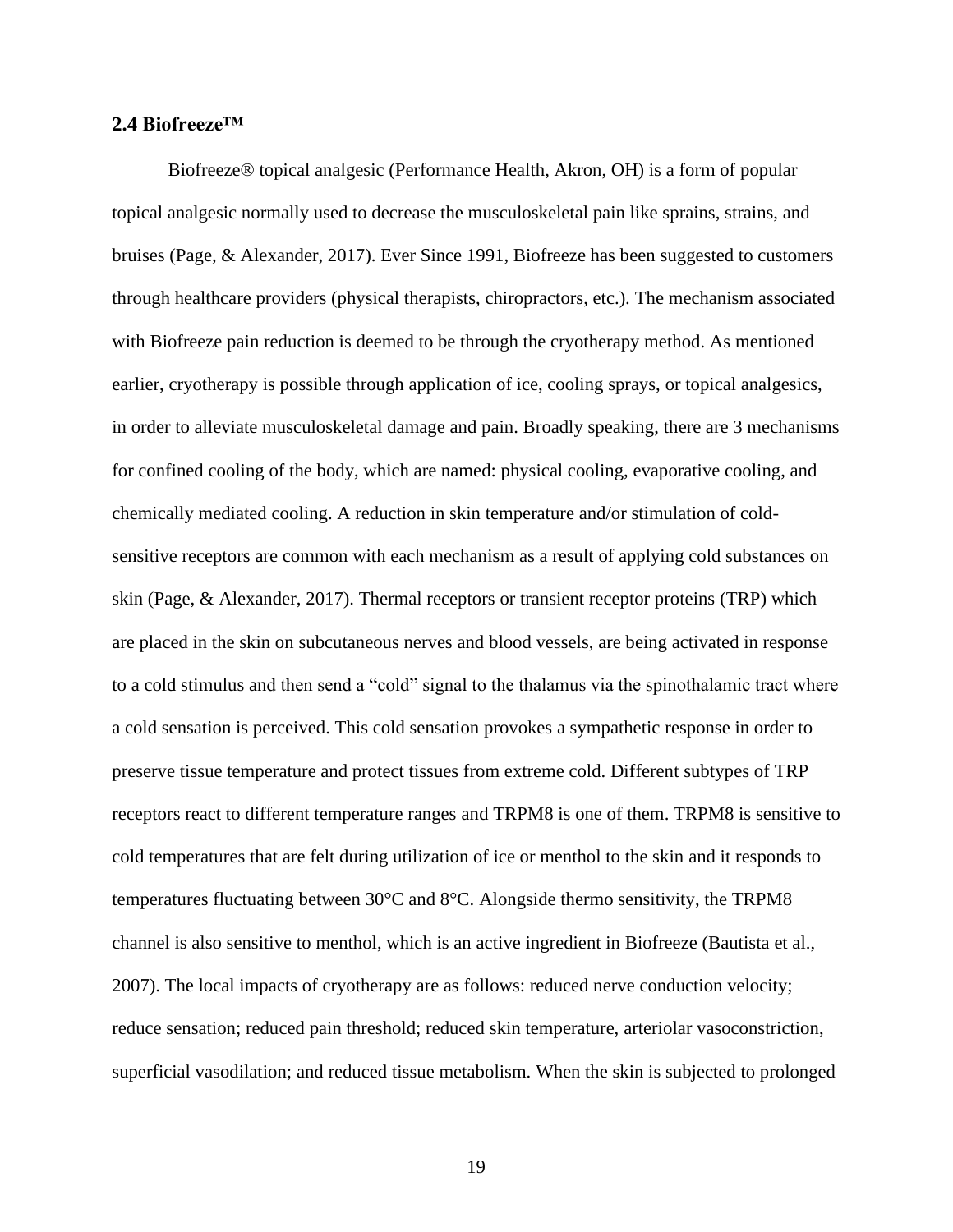## 2.4 Biofreeze™

Biofreeze® topical analgesic (Performance Health, Akron, OH) is a form of popular topical analgesic normally used to decrease the musculoskeletal pain like sprains, strains, and bruises (Page, & Alexander, 2017). Ever Since 1991, Biofreeze has been suggested to customers through healthcare providers (physical therapists, chiropractors, etc.). The mechanism associated with Biofreeze pain reduction is deemed to be through the cryotherapy method. As mentioned earlier, cryotherapy is possible through application of ice, cooling sprays, or topical analgesics, in order to alleviate musculoskeletal damage and pain. Broadly speaking, there are 3 mechanisms for confined cooling of the body, which are named: physical cooling, evaporative cooling, and chemically mediated cooling. A reduction in skin temperature and/or stimulation of cold-sensitive receptors are common with each mechanism as a result of applying cold substances on skin (Page, & Alexander, 2017). Thermal receptors or transient receptor proteins (TRP) which are placed in the skin on subcutaneous nerves and blood vessels, are being activated in response to a cold stimulus and then send a "cold" signal to the thalamus via the spinothalamic tract where a cold sensation is perceived. This cold sensation provokes a sympathetic response in order to preserve tissue temperature and protect tissues from extreme cold. Different subtypes of TRP receptors react to different temperature ranges and TRPM8 is one of them. TRPM8 is sensitive to cold temperatures that are felt during utilization of ice or menthol to the skin and it responds to temperatures fluctuating between 30°C and 8°C. Alongside thermo sensitivity, the TRPM8 channel is also sensitive to menthol, which is an active ingredient in Biofreeze (Bautista et al., 2007). The local impacts of cryotherapy are as follows: reduced nerve conduction velocity; reduce sensation; reduced pain threshold; reduced skin temperature, arteriolar vasoconstriction, superficial vasodilation; and reduced tissue metabolism. When the skin is subjected to prolonged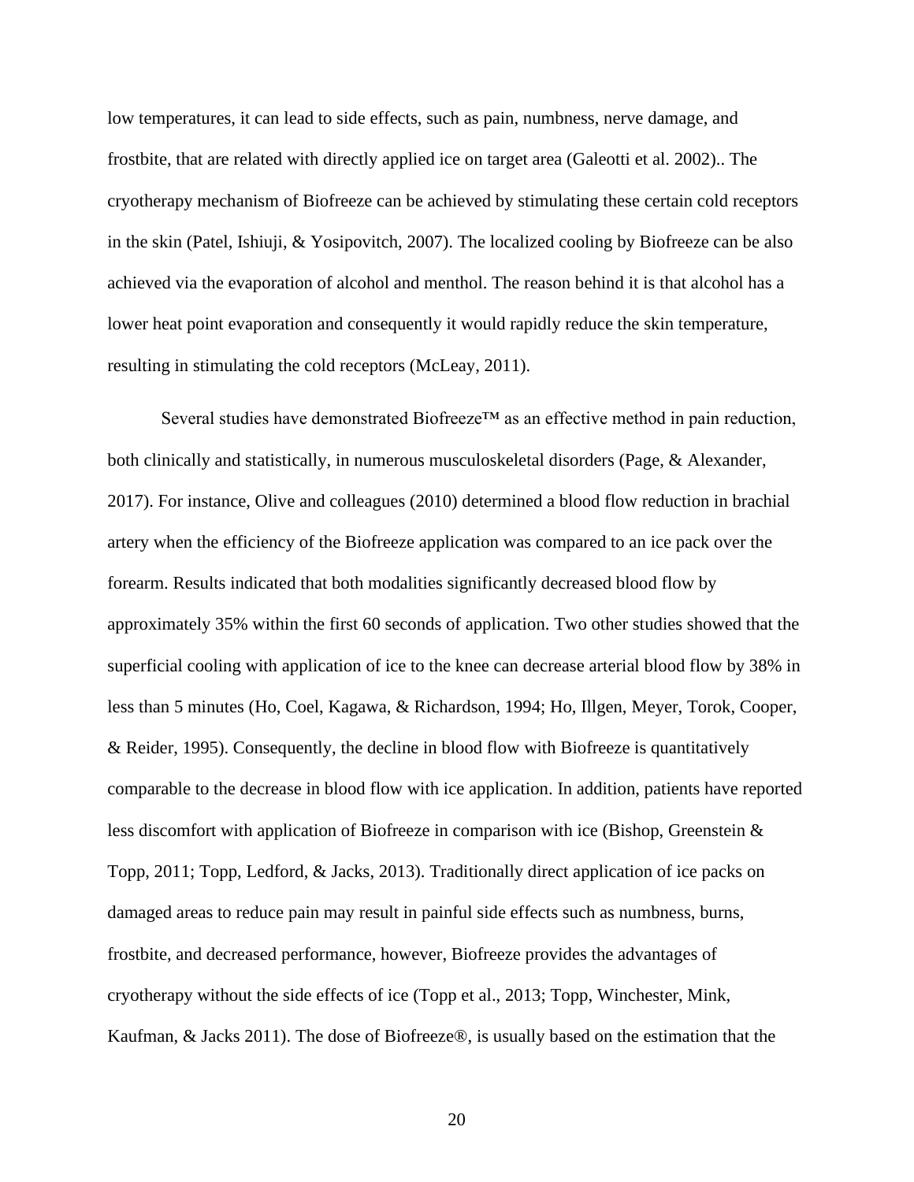low temperatures, it can lead to side effects, such as pain, numbness, nerve damage, and frostbite, that are related with directly applied ice on target area (Galeotti et al. 2002).. The cryotherapy mechanism of Biofreeze can be achieved by stimulating these certain cold receptors in the skin (Patel, Ishiuji, & Yosipovitch, 2007). The localized cooling by Biofreeze can be also achieved via the evaporation of alcohol and menthol. The reason behind it is that alcohol has a lower heat point evaporation and consequently it would rapidly reduce the skin temperature, resulting in stimulating the cold receptors (McLeay, 2011).

Several studies have demonstrated Biofreeze™ as an effective method in pain reduction, both clinically and statistically, in numerous musculoskeletal disorders (Page, & Alexander, 2017). For instance, Olive and colleagues (2010) determined a blood flow reduction in brachial artery when the efficiency of the Biofreeze application was compared to an ice pack over the forearm. Results indicated that both modalities significantly decreased blood flow by approximately 35% within the first 60 seconds of application. Two other studies showed that the superficial cooling with application of ice to the knee can decrease arterial blood flow by 38% in less than 5 minutes (Ho, Coel, Kagawa, & Richardson, 1994; Ho, Illgen, Meyer, Torok, Cooper, & Reider, 1995). Consequently, the decline in blood flow with Biofreeze is quantitatively comparable to the decrease in blood flow with ice application. In addition, patients have reported less discomfort with application of Biofreeze in comparison with ice (Bishop, Greenstein & Topp, 2011; Topp, Ledford, & Jacks, 2013). Traditionally direct application of ice packs on damaged areas to reduce pain may result in painful side effects such as numbness, burns, frostbite, and decreased performance, however, Biofreeze provides the advantages of cryotherapy without the side effects of ice (Topp et al., 2013; Topp, Winchester, Mink, Kaufman, & Jacks 2011). The dose of Biofreeze®, is usually based on the estimation that the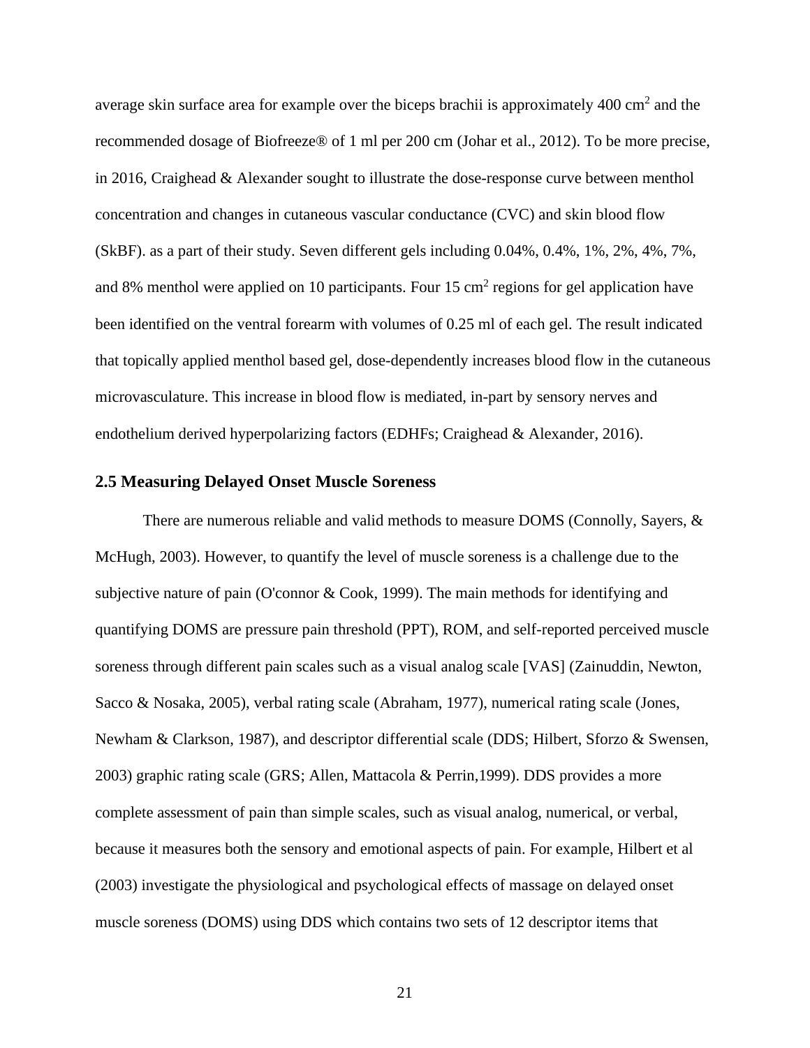average skin surface area for example over the biceps brachii is approximately 400 $cm^2$ and the recommended dosage of Biofreeze® of 1 ml per 200 cm (Johar et al., 2012). To be more precise, in 2016, Craighead & Alexander sought to illustrate the dose-response curve between menthol concentration and changes in cutaneous vascular conductance (CVC) and skin blood flow (SkBF). as a part of their study. Seven different gels including 0.04%, 0.4%, 1%, 2%, 4%, 7%, and 8% menthol were applied on 10 participants. Four 15 $cm^2$ regions for gel application have been identified on the ventral forearm with volumes of 0.25 ml of each gel. The result indicated that topically applied menthol based gel, dose-dependently increases blood flow in the cutaneous microvasculature. This increase in blood flow is mediated, in-part by sensory nerves and endothelium derived hyperpolarizing factors (EDHFs; Craighead & Alexander, 2016).

## 2.5 Measuring Delayed Onset Muscle Soreness

There are numerous reliable and valid methods to measure DOMS (Connolly, Sayers, & McHugh, 2003). However, to quantify the level of muscle soreness is a challenge due to the subjective nature of pain (O'connor & Cook, 1999). The main methods for identifying and quantifying DOMS are pressure pain threshold (PPT), ROM, and self-reported perceived muscle soreness through different pain scales such as a visual analog scale [VAS] (Zainuddin, Newton, Sacco & Nosaka, 2005), verbal rating scale (Abraham, 1977), numerical rating scale (Jones, Newham & Clarkson, 1987), and descriptor differential scale (DDS; Hilbert, Sforzo & Swensen, 2003) graphic rating scale (GRS; Allen, Mattacola & Perrin,1999). DDS provides a more complete assessment of pain than simple scales, such as visual analog, numerical, or verbal, because it measures both the sensory and emotional aspects of pain. For example, Hilbert et al (2003) investigate the physiological and psychological effects of massage on delayed onset muscle soreness (DOMS) using DDS which contains two sets of 12 descriptor items that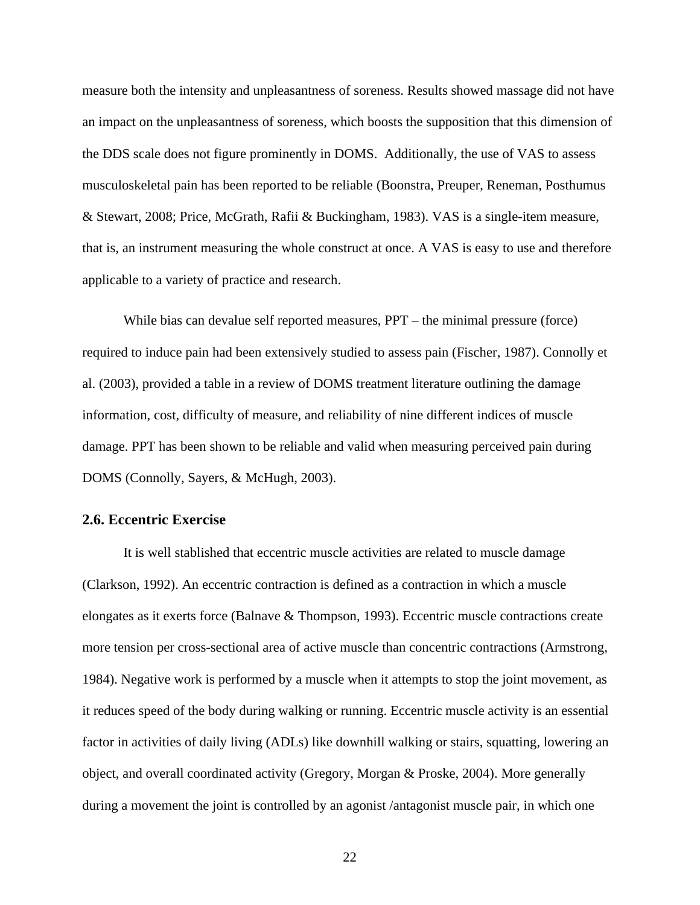measure both the intensity and unpleasantness of soreness. Results showed massage did not have an impact on the unpleasantness of soreness, which boosts the supposition that this dimension of the DDS scale does not figure prominently in DOMS. Additionally, the use of VAS to assess musculoskeletal pain has been reported to be reliable (Boonstra, Preuper, Reneman, Posthumus & Stewart, 2008; Price, McGrath, Rafii & Buckingham, 1983). VAS is a single-item measure, that is, an instrument measuring the whole construct at once. A VAS is easy to use and therefore applicable to a variety of practice and research.

While bias can devalue self reported measures, PPT – the minimal pressure (force) required to induce pain had been extensively studied to assess pain (Fischer, 1987). Connolly et al. (2003), provided a table in a review of DOMS treatment literature outlining the damage information, cost, difficulty of measure, and reliability of nine different indices of muscle damage. PPT has been shown to be reliable and valid when measuring perceived pain during DOMS (Connolly, Sayers, & McHugh, 2003).

## 2.6. Eccentric Exercise

It is well stablished that eccentric muscle activities are related to muscle damage (Clarkson, 1992). An eccentric contraction is defined as a contraction in which a muscle elongates as it exerts force (Balnave & Thompson, 1993). Eccentric muscle contractions create more tension per cross-sectional area of active muscle than concentric contractions (Armstrong, 1984). Negative work is performed by a muscle when it attempts to stop the joint movement, as it reduces speed of the body during walking or running. Eccentric muscle activity is an essential factor in activities of daily living (ADLs) like downhill walking or stairs, squatting, lowering an object, and overall coordinated activity (Gregory, Morgan & Proske, 2004). More generally during a movement the joint is controlled by an agonist /antagonist muscle pair, in which one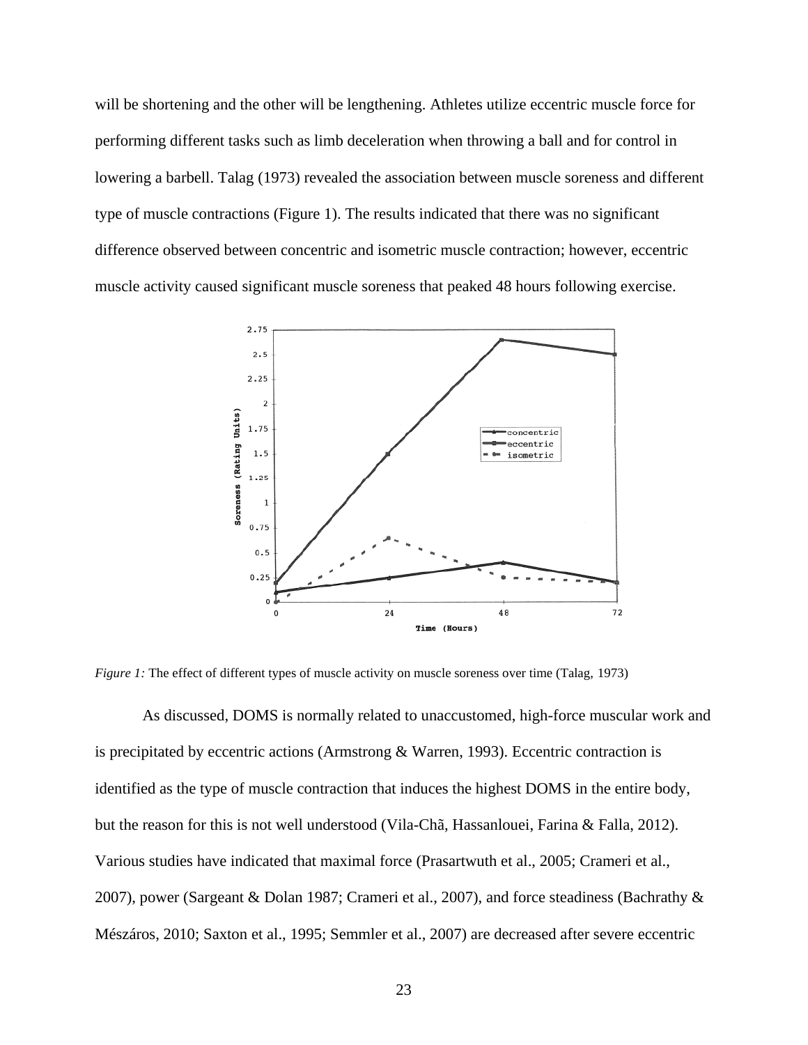will be shortening and the other will be lengthening. Athletes utilize eccentric muscle force for performing different tasks such as limb deceleration when throwing a ball and for control in lowering a barbell. Talag (1973) revealed the association between muscle soreness and different type of muscle contractions (Figure 1). The results indicated that there was no significant difference observed between concentric and isometric muscle contraction; however, eccentric muscle activity caused significant muscle soreness that peaked 48 hours following exercise.

*Figure 1:* The effect of different types of muscle activity on muscle soreness over time (Talag, 1973)

As discussed, DOMS is normally related to unaccustomed, high-force muscular work and is precipitated by eccentric actions (Armstrong & Warren, 1993). Eccentric contraction is identified as the type of muscle contraction that induces the highest DOMS in the entire body, but the reason for this is not well understood (Vila-Chã, Hassanlouei, Farina & Falla, 2012). Various studies have indicated that maximal force (Prasartwuth et al., 2005; Crameri et al., 2007), power (Sargeant & Dolan 1987; Crameri et al., 2007), and force steadiness (Bachrathy & Mészáros, 2010; Saxton et al., 1995; Semmler et al., 2007) are decreased after severe eccentric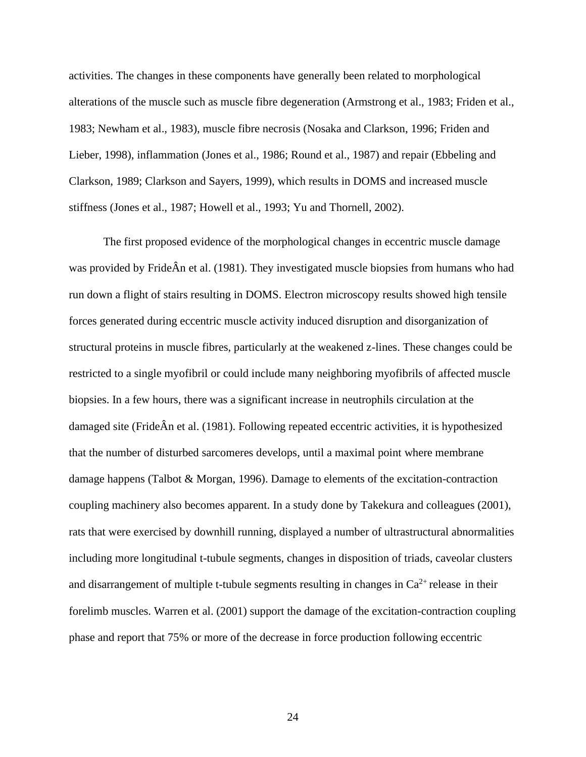activities. The changes in these components have generally been related to morphological alterations of the muscle such as muscle fibre degeneration (Armstrong et al., 1983; Friden et al., 1983; Newham et al., 1983), muscle fibre necrosis (Nosaka and Clarkson, 1996; Friden and Lieber, 1998), inflammation (Jones et al., 1986; Round et al., 1987) and repair (Ebbeling and Clarkson, 1989; Clarkson and Sayers, 1999), which results in DOMS and increased muscle stiffness (Jones et al., 1987; Howell et al., 1993; Yu and Thornell, 2002).

The first proposed evidence of the morphological changes in eccentric muscle damage was provided by FrideÂn et al. (1981). They investigated muscle biopsies from humans who had run down a flight of stairs resulting in DOMS. Electron microscopy results showed high tensile forces generated during eccentric muscle activity induced disruption and disorganization of structural proteins in muscle fibres, particularly at the weakened z-lines. These changes could be restricted to a single myofibril or could include many neighboring myofibrils of affected muscle biopsies. In a few hours, there was a significant increase in neutrophils circulation at the damaged site (FrideÂn et al. (1981). Following repeated eccentric activities, it is hypothesized that the number of disturbed sarcomeres develops, until a maximal point where membrane damage happens (Talbot & Morgan, 1996). Damage to elements of the excitation-contraction coupling machinery also becomes apparent. In a study done by Takekura and colleagues (2001), rats that were exercised by downhill running, displayed a number of ultrastructural abnormalities including more longitudinal t-tubule segments, changes in disposition of triads, caveolar clusters and disarrangement of multiple t-tubule segments resulting in changes in $Ca^{2+}$ release in their forelimb muscles. Warren et al. (2001) support the damage of the excitation-contraction coupling phase and report that 75% or more of the decrease in force production following eccentric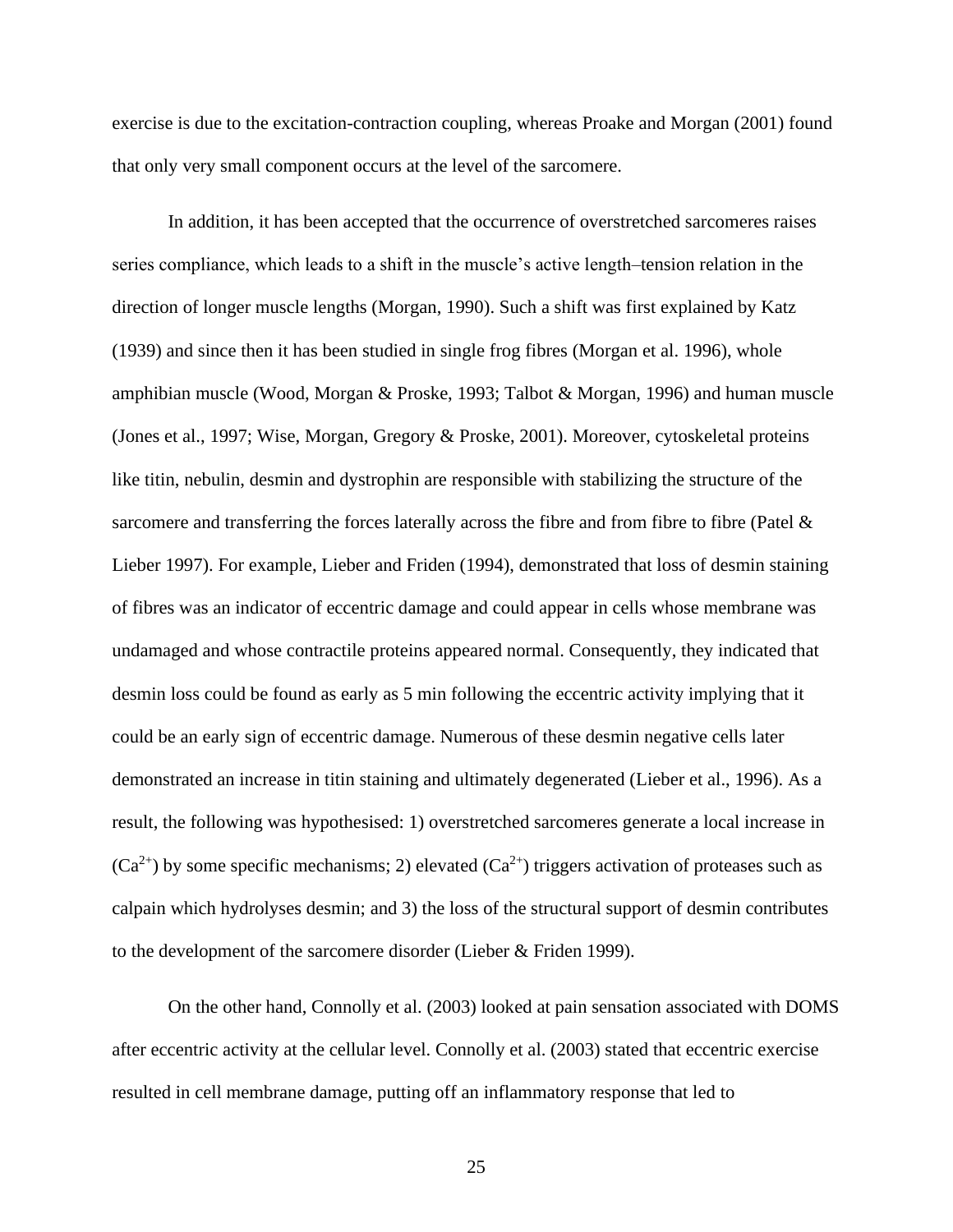exercise is due to the excitation-contraction coupling, whereas Proake and Morgan (2001) found that only very small component occurs at the level of the sarcomere.

In addition, it has been accepted that the occurrence of overstretched sarcomeres raises series compliance, which leads to a shift in the muscle's active length–tension relation in the direction of longer muscle lengths (Morgan, 1990). Such a shift was first explained by Katz (1939) and since then it has been studied in single frog fibres (Morgan et al. 1996), whole amphibian muscle (Wood, Morgan & Proske, 1993; Talbot & Morgan, 1996) and human muscle (Jones et al., 1997; Wise, Morgan, Gregory & Proske, 2001). Moreover, cytoskeletal proteins like titin, nebulin, desmin and dystrophin are responsible with stabilizing the structure of the sarcomere and transferring the forces laterally across the fibre and from fibre to fibre (Patel & Lieber 1997). For example, Lieber and Friden (1994), demonstrated that loss of desmin staining of fibres was an indicator of eccentric damage and could appear in cells whose membrane was undamaged and whose contractile proteins appeared normal. Consequently, they indicated that desmin loss could be found as early as 5 min following the eccentric activity implying that it could be an early sign of eccentric damage. Numerous of these desmin negative cells later demonstrated an increase in titin staining and ultimately degenerated (Lieber et al., 1996). As a result, the following was hypothesised: 1) overstretched sarcomeres generate a local increase in ($Ca^{2+}$) by some specific mechanisms; 2) elevated ($Ca^{2+}$) triggers activation of proteases such as calpain which hydrolyses desmin; and 3) the loss of the structural support of desmin contributes to the development of the sarcomere disorder (Lieber & Friden 1999).

On the other hand, Connolly et al. (2003) looked at pain sensation associated with DOMS after eccentric activity at the cellular level. Connolly et al. (2003) stated that eccentric exercise resulted in cell membrane damage, putting off an inflammatory response that led to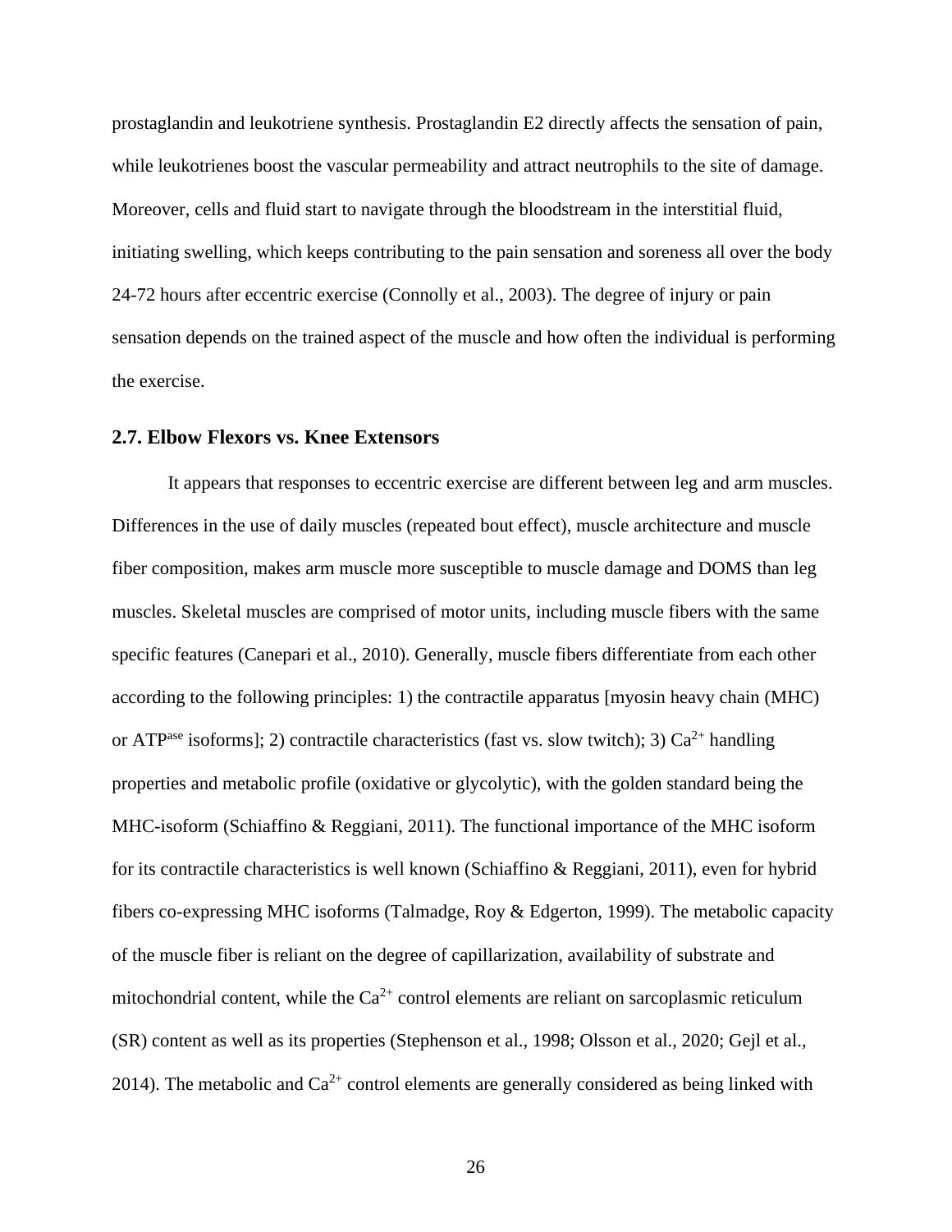prostaglandin and leukotriene synthesis. Prostaglandin E2 directly affects the sensation of pain, while leukotrienes boost the vascular permeability and attract neutrophils to the site of damage. Moreover, cells and fluid start to navigate through the bloodstream in the interstitial fluid, initiating swelling, which keeps contributing to the pain sensation and soreness all over the body 24-72 hours after eccentric exercise (Connolly et al., 2003). The degree of injury or pain sensation depends on the trained aspect of the muscle and how often the individual is performing the exercise.

### 2.7. Elbow Flexors vs. Knee Extensors

It appears that responses to eccentric exercise are different between leg and arm muscles. Differences in the use of daily muscles (repeated bout effect), muscle architecture and muscle fiber composition, makes arm muscle more susceptible to muscle damage and DOMS than leg muscles. Skeletal muscles are comprised of motor units, including muscle fibers with the same specific features (Canepari et al., 2010). Generally, muscle fibers differentiate from each other according to the following principles: 1) the contractile apparatus [myosin heavy chain (MHC) or $ATP^{ase}$ isoforms]; 2) contractile characteristics (fast vs. slow twitch); 3) $Ca^{2+}$ handling properties and metabolic profile (oxidative or glycolytic), with the golden standard being the MHC-isoform (Schiaffino & Reggiani, 2011). The functional importance of the MHC isoform for its contractile characteristics is well known (Schiaffino & Reggiani, 2011), even for hybrid fibers co-expressing MHC isoforms (Talmadge, Roy & Edgerton, 1999). The metabolic capacity of the muscle fiber is reliant on the degree of capillarization, availability of substrate and mitochondrial content, while the $Ca^{2+}$ control elements are reliant on sarcoplasmic reticulum (SR) content as well as its properties (Stephenson et al., 1998; Olsson et al., 2020; Gejl et al., 2014). The metabolic and $Ca^{2+}$ control elements are generally considered as being linked with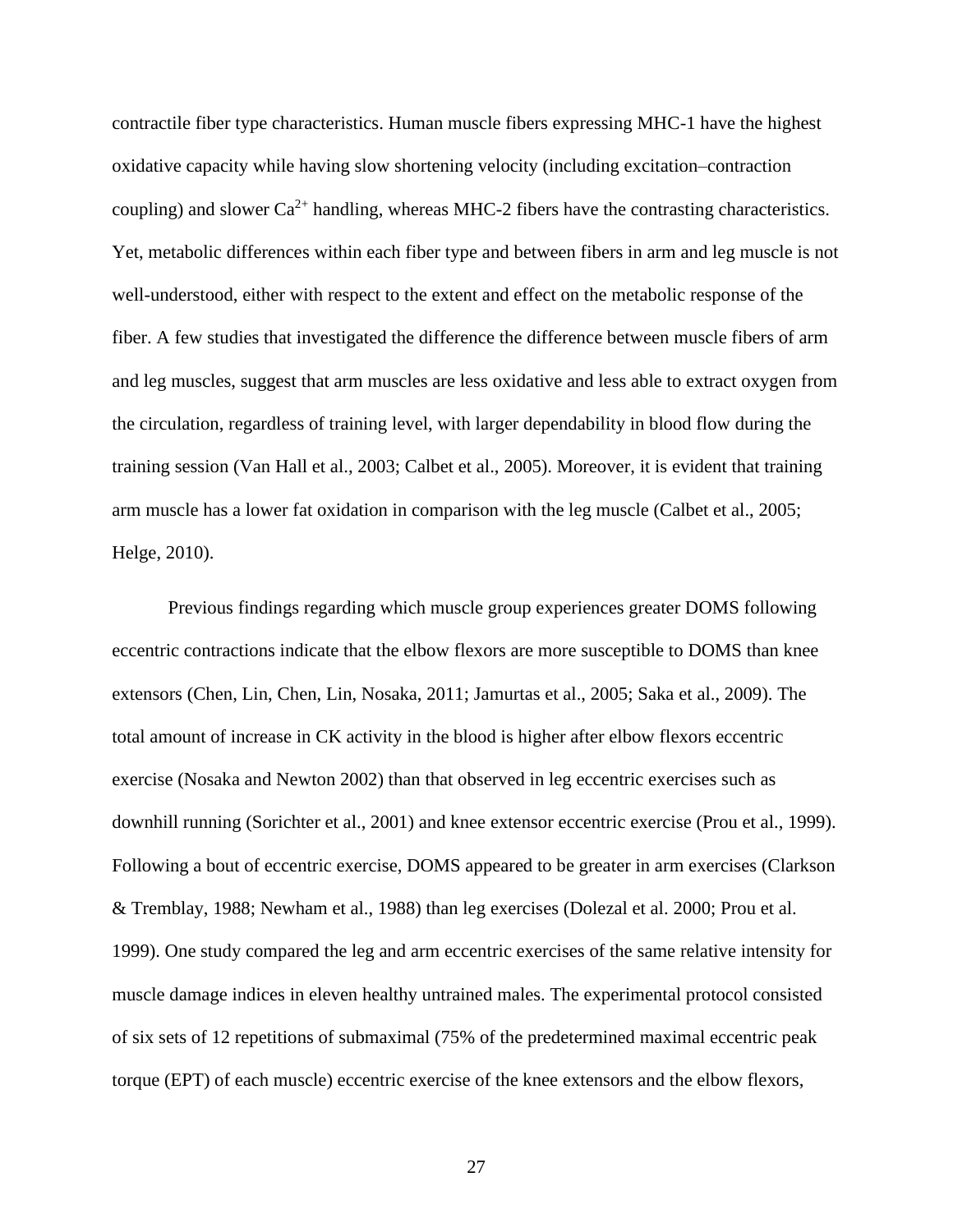contractile fiber type characteristics. Human muscle fibers expressing MHC-1 have the highest oxidative capacity while having slow shortening velocity (including excitation–contraction coupling) and slower $Ca^{2+}$ handling, whereas MHC-2 fibers have the contrasting characteristics. Yet, metabolic differences within each fiber type and between fibers in arm and leg muscle is not well-understood, either with respect to the extent and effect on the metabolic response of the fiber. A few studies that investigated the difference the difference between muscle fibers of arm and leg muscles, suggest that arm muscles are less oxidative and less able to extract oxygen from the circulation, regardless of training level, with larger dependability in blood flow during the training session (Van Hall et al., 2003; Calbet et al., 2005). Moreover, it is evident that training arm muscle has a lower fat oxidation in comparison with the leg muscle (Calbet et al., 2005; Helge, 2010).

Previous findings regarding which muscle group experiences greater DOMS following eccentric contractions indicate that the elbow flexors are more susceptible to DOMS than knee extensors (Chen, Lin, Chen, Lin, Nosaka, 2011; Jamurtas et al., 2005; Saka et al., 2009). The total amount of increase in CK activity in the blood is higher after elbow flexors eccentric exercise (Nosaka and Newton 2002) than that observed in leg eccentric exercises such as downhill running (Sorichter et al., 2001) and knee extensor eccentric exercise (Prou et al., 1999). Following a bout of eccentric exercise, DOMS appeared to be greater in arm exercises (Clarkson & Tremblay, 1988; Newham et al., 1988) than leg exercises (Dolezal et al. 2000; Prou et al. 1999). One study compared the leg and arm eccentric exercises of the same relative intensity for muscle damage indices in eleven healthy untrained males. The experimental protocol consisted of six sets of 12 repetitions of submaximal (75% of the predetermined maximal eccentric peak torque (EPT) of each muscle) eccentric exercise of the knee extensors and the elbow flexors,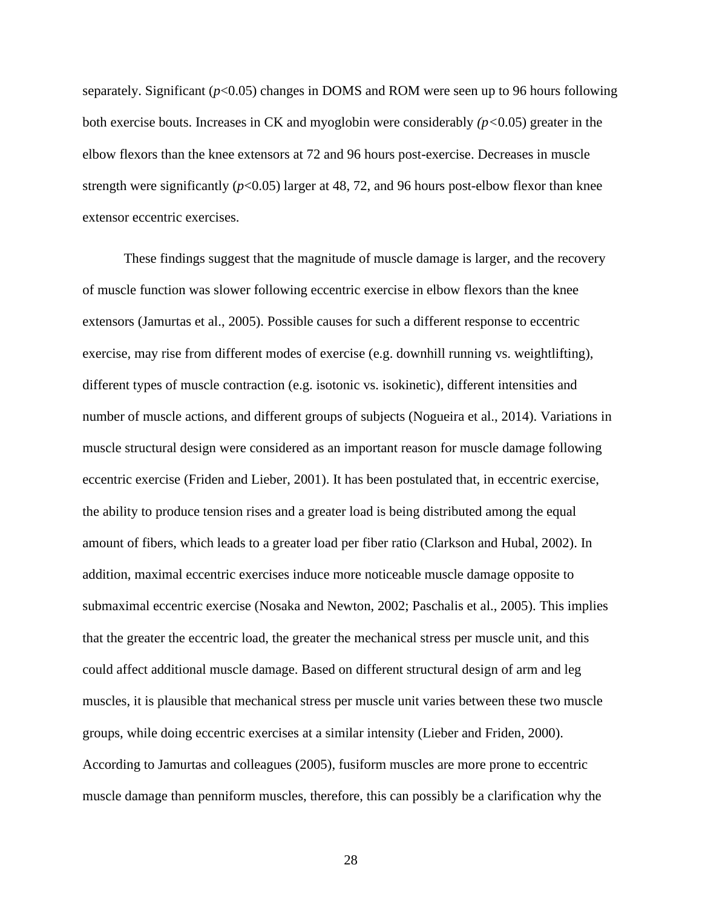separately. Significant ($p<0.05$) changes in DOMS and ROM were seen up to 96 hours following both exercise bouts. Increases in CK and myoglobin were considerably ($p<0.05$) greater in the elbow flexors than the knee extensors at 72 and 96 hours post-exercise. Decreases in muscle strength were significantly ($p<0.05$) larger at 48, 72, and 96 hours post-elbow flexor than knee extensor eccentric exercises.

These findings suggest that the magnitude of muscle damage is larger, and the recovery of muscle function was slower following eccentric exercise in elbow flexors than the knee extensors (Jamurtas et al., 2005). Possible causes for such a different response to eccentric exercise, may rise from different modes of exercise (e.g. downhill running vs. weightlifting), different types of muscle contraction (e.g. isotonic vs. isokinetic), different intensities and number of muscle actions, and different groups of subjects (Nogueira et al., 2014). Variations in muscle structural design were considered as an important reason for muscle damage following eccentric exercise (Friden and Lieber, 2001). It has been postulated that, in eccentric exercise, the ability to produce tension rises and a greater load is being distributed among the equal amount of fibers, which leads to a greater load per fiber ratio (Clarkson and Hubal, 2002). In addition, maximal eccentric exercises induce more noticeable muscle damage opposite to submaximal eccentric exercise (Nosaka and Newton, 2002; Paschalis et al., 2005). This implies that the greater the eccentric load, the greater the mechanical stress per muscle unit, and this could affect additional muscle damage. Based on different structural design of arm and leg muscles, it is plausible that mechanical stress per muscle unit varies between these two muscle groups, while doing eccentric exercises at a similar intensity (Lieber and Friden, 2000). According to Jamurtas and colleagues (2005), fusiform muscles are more prone to eccentric muscle damage than penniform muscles, therefore, this can possibly be a clarification why the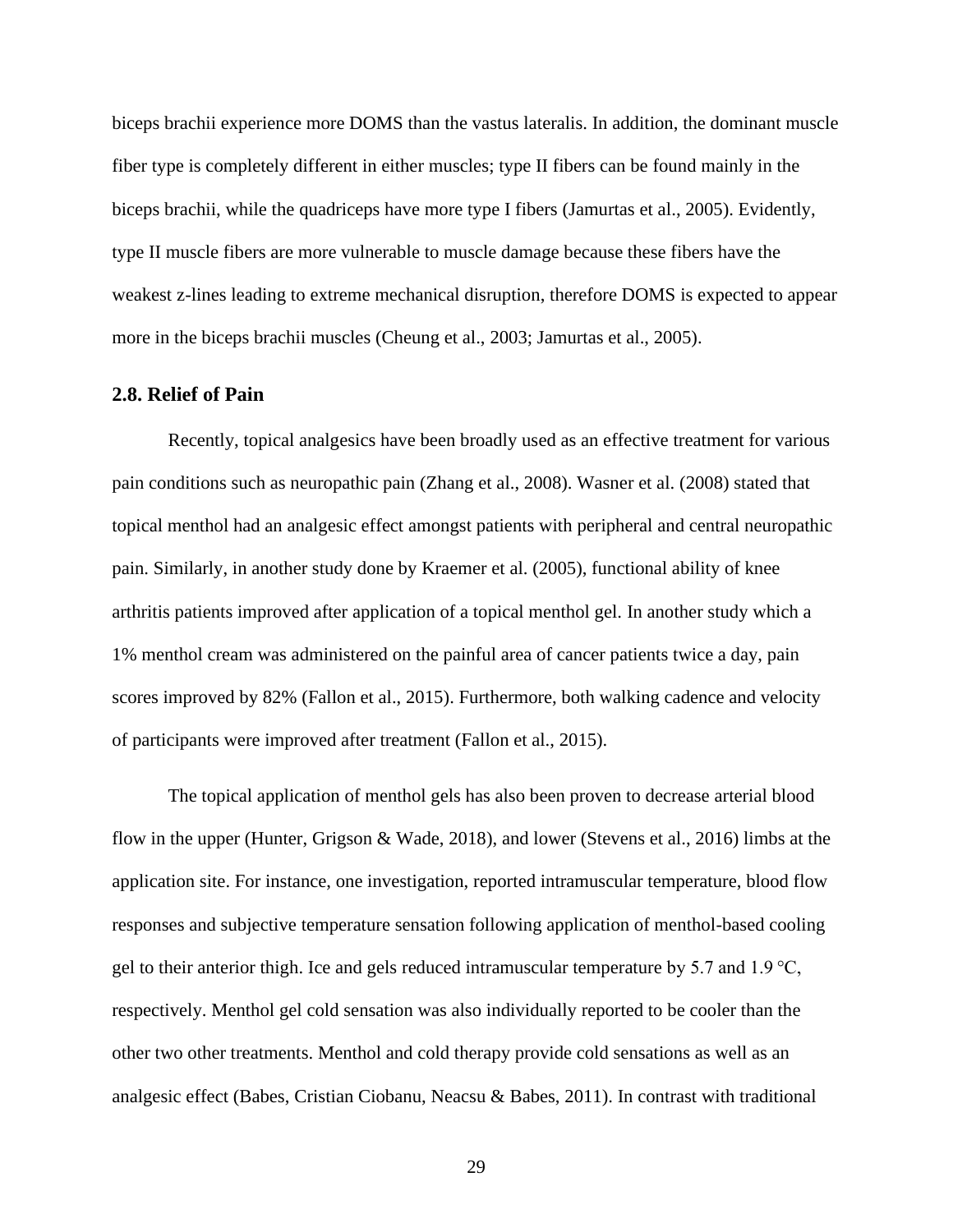biceps brachii experience more DOMS than the vastus lateralis. In addition, the dominant muscle fiber type is completely different in either muscles; type II fibers can be found mainly in the biceps brachii, while the quadriceps have more type I fibers (Jamurtas et al., 2005). Evidently, type II muscle fibers are more vulnerable to muscle damage because these fibers have the weakest z-lines leading to extreme mechanical disruption, therefore DOMS is expected to appear more in the biceps brachii muscles (Cheung et al., 2003; Jamurtas et al., 2005).

## 2.8. Relief of Pain

Recently, topical analgesics have been broadly used as an effective treatment for various pain conditions such as neuropathic pain (Zhang et al., 2008). Wasner et al. (2008) stated that topical menthol had an analgesic effect amongst patients with peripheral and central neuropathic pain. Similarly, in another study done by Kraemer et al. (2005), functional ability of knee arthritis patients improved after application of a topical menthol gel. In another study which a 1% menthol cream was administered on the painful area of cancer patients twice a day, pain scores improved by 82% (Fallon et al., 2015). Furthermore, both walking cadence and velocity of participants were improved after treatment (Fallon et al., 2015).

The topical application of menthol gels has also been proven to decrease arterial blood flow in the upper (Hunter, Grigson & Wade, 2018), and lower (Stevens et al., 2016) limbs at the application site. For instance, one investigation, reported intramuscular temperature, blood flow responses and subjective temperature sensation following application of menthol-based cooling gel to their anterior thigh. Ice and gels reduced intramuscular temperature by 5.7 and 1.9 °C, respectively. Menthol gel cold sensation was also individually reported to be cooler than the other two other treatments. Menthol and cold therapy provide cold sensations as well as an analgesic effect (Babes, Cristian Ciobanu, Neacsu & Babes, 2011). In contrast with traditional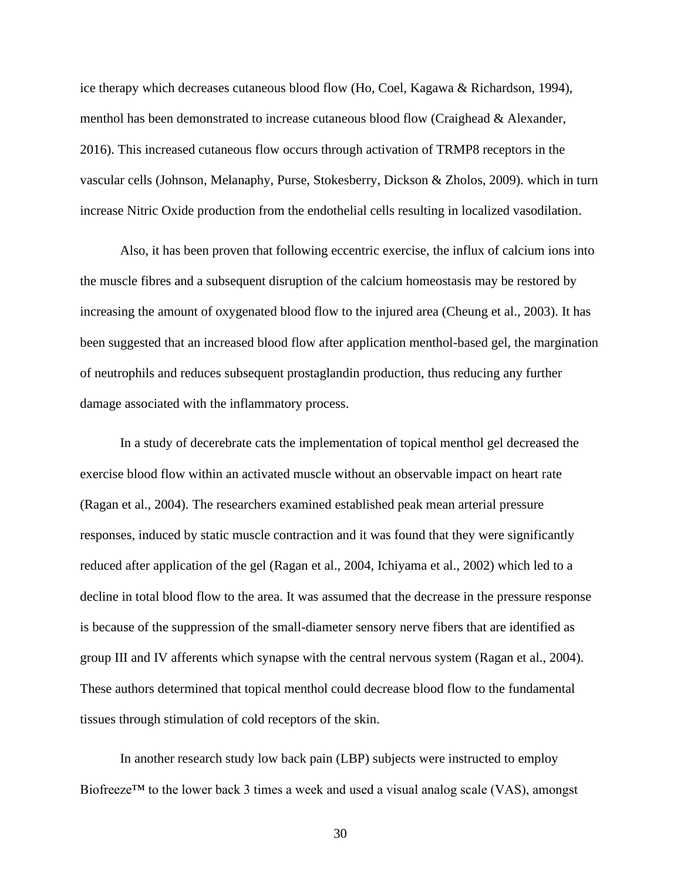ice therapy which decreases cutaneous blood flow (Ho, Coel, Kagawa & Richardson, 1994), menthol has been demonstrated to increase cutaneous blood flow (Craighead & Alexander, 2016). This increased cutaneous flow occurs through activation of TRMP8 receptors in the vascular cells (Johnson, Melanaphy, Purse, Stokesberry, Dickson & Zholos, 2009). which in turn increase Nitric Oxide production from the endothelial cells resulting in localized vasodilation.

Also, it has been proven that following eccentric exercise, the influx of calcium ions into the muscle fibres and a subsequent disruption of the calcium homeostasis may be restored by increasing the amount of oxygenated blood flow to the injured area (Cheung et al., 2003). It has been suggested that an increased blood flow after application menthol-based gel, the margination of neutrophils and reduces subsequent prostaglandin production, thus reducing any further damage associated with the inflammatory process.

In a study of decerebrate cats the implementation of topical menthol gel decreased the exercise blood flow within an activated muscle without an observable impact on heart rate (Ragan et al., 2004). The researchers examined established peak mean arterial pressure responses, induced by static muscle contraction and it was found that they were significantly reduced after application of the gel (Ragan et al., 2004, Ichiyama et al., 2002) which led to a decline in total blood flow to the area. It was assumed that the decrease in the pressure response is because of the suppression of the small-diameter sensory nerve fibers that are identified as group III and IV afferents which synapse with the central nervous system (Ragan et al., 2004). These authors determined that topical menthol could decrease blood flow to the fundamental tissues through stimulation of cold receptors of the skin.

In another research study low back pain (LBP) subjects were instructed to employ Biofreeze™ to the lower back 3 times a week and used a visual analog scale (VAS), amongst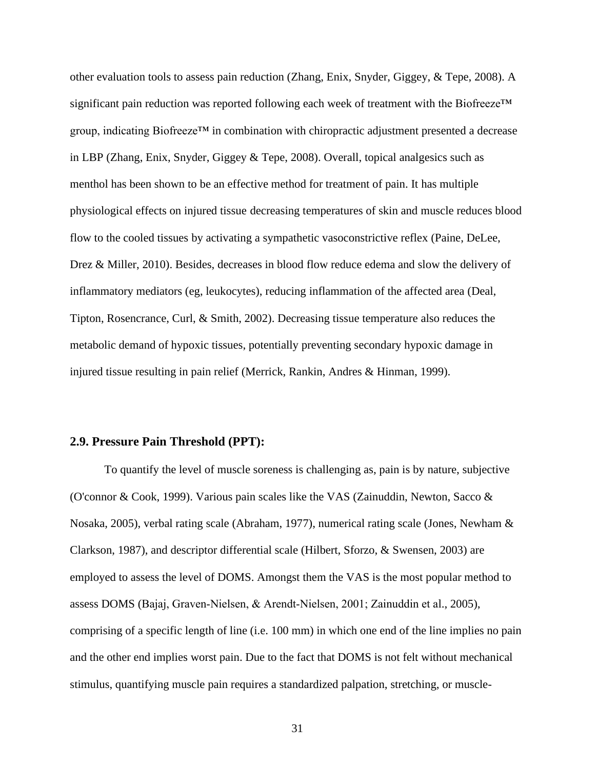other evaluation tools to assess pain reduction (Zhang, Enix, Snyder, Giggey, & Tepe, 2008). A significant pain reduction was reported following each week of treatment with the Biofreeze™ group, indicating Biofreeze™ in combination with chiropractic adjustment presented a decrease in LBP (Zhang, Enix, Snyder, Giggey & Tepe, 2008). Overall, topical analgesics such as menthol has been shown to be an effective method for treatment of pain. It has multiple physiological effects on injured tissue decreasing temperatures of skin and muscle reduces blood flow to the cooled tissues by activating a sympathetic vasoconstrictive reflex (Paine, DeLee, Drez & Miller, 2010). Besides, decreases in blood flow reduce edema and slow the delivery of inflammatory mediators (eg, leukocytes), reducing inflammation of the affected area (Deal, Tipton, Rosencrance, Curl, & Smith, 2002). Decreasing tissue temperature also reduces the metabolic demand of hypoxic tissues, potentially preventing secondary hypoxic damage in injured tissue resulting in pain relief (Merrick, Rankin, Andres & Hinman, 1999).

## 2.9. Pressure Pain Threshold (PPT):

To quantify the level of muscle soreness is challenging as, pain is by nature, subjective (O'connor & Cook, 1999). Various pain scales like the VAS (Zainuddin, Newton, Sacco & Nosaka, 2005), verbal rating scale (Abraham, 1977), numerical rating scale (Jones, Newham & Clarkson, 1987), and descriptor differential scale (Hilbert, Sforzo, & Swensen, 2003) are employed to assess the level of DOMS. Amongst them the VAS is the most popular method to assess DOMS (Bajaj, Graven-Nielsen, & Arendt-Nielsen, 2001; Zainuddin et al., 2005), comprising of a specific length of line (i.e. 100 mm) in which one end of the line implies no pain and the other end implies worst pain. Due to the fact that DOMS is not felt without mechanical stimulus, quantifying muscle pain requires a standardized palpation, stretching, or muscle-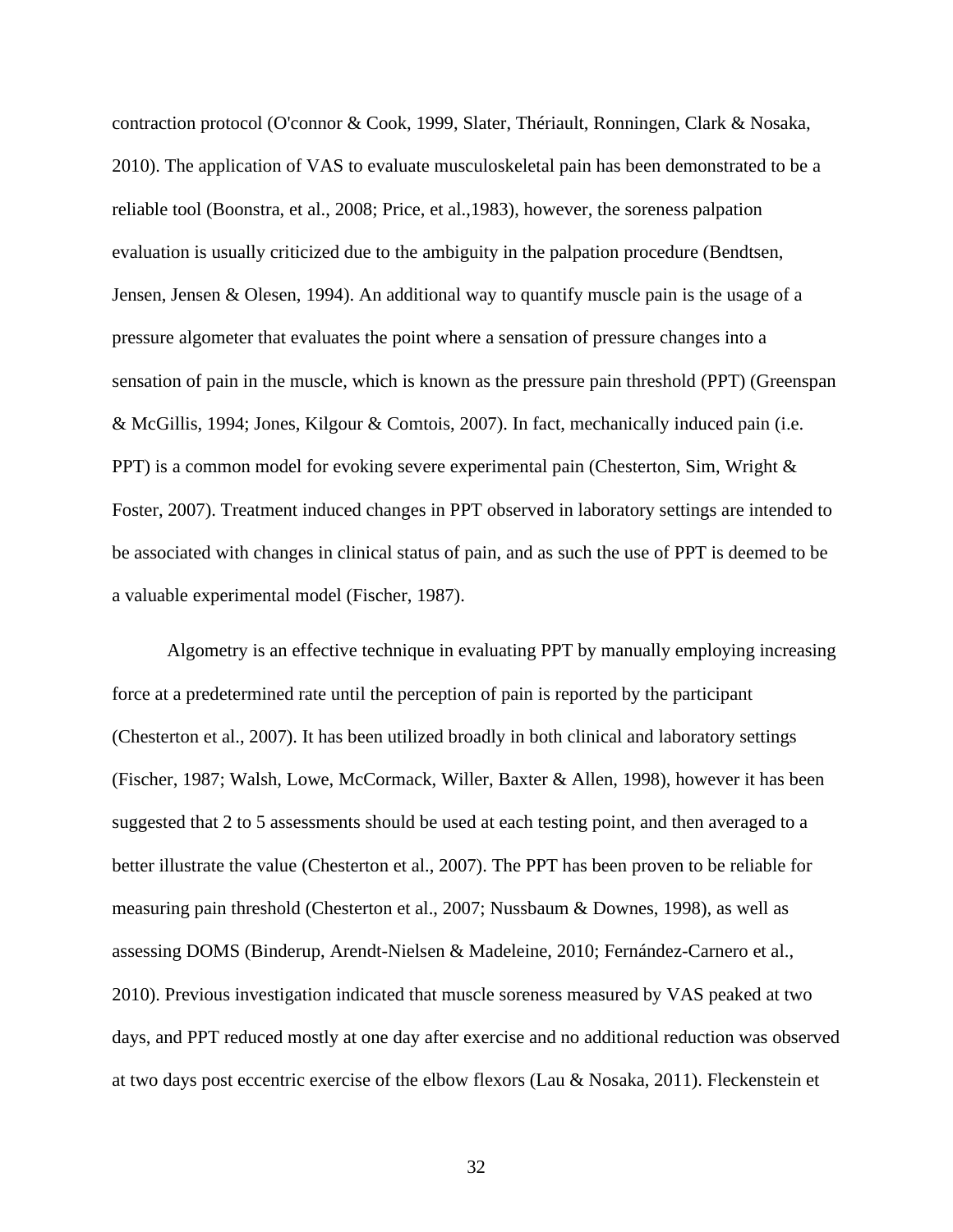contraction protocol (O'connor & Cook, 1999, Slater, Thériault, Ronningen, Clark & Nosaka, 2010). The application of VAS to evaluate musculoskeletal pain has been demonstrated to be a reliable tool (Boonstra, et al., 2008; Price, et al.,1983), however, the soreness palpation evaluation is usually criticized due to the ambiguity in the palpation procedure (Bendtsen, Jensen, Jensen & Olesen, 1994). An additional way to quantify muscle pain is the usage of a pressure algometer that evaluates the point where a sensation of pressure changes into a sensation of pain in the muscle, which is known as the pressure pain threshold (PPT) (Greenspan & McGillis, 1994; Jones, Kilgour & Comtois, 2007). In fact, mechanically induced pain (i.e. PPT) is a common model for evoking severe experimental pain (Chesterton, Sim, Wright & Foster, 2007). Treatment induced changes in PPT observed in laboratory settings are intended to be associated with changes in clinical status of pain, and as such the use of PPT is deemed to be a valuable experimental model (Fischer, 1987).

Algometry is an effective technique in evaluating PPT by manually employing increasing force at a predetermined rate until the perception of pain is reported by the participant (Chesterton et al., 2007). It has been utilized broadly in both clinical and laboratory settings (Fischer, 1987; Walsh, Lowe, McCormack, Willer, Baxter & Allen, 1998), however it has been suggested that 2 to 5 assessments should be used at each testing point, and then averaged to a better illustrate the value (Chesterton et al., 2007). The PPT has been proven to be reliable for measuring pain threshold (Chesterton et al., 2007; Nussbaum & Downes, 1998), as well as assessing DOMS (Binderup, Arendt-Nielsen & Madeleine, 2010; Fernández-Carnero et al., 2010). Previous investigation indicated that muscle soreness measured by VAS peaked at two days, and PPT reduced mostly at one day after exercise and no additional reduction was observed at two days post eccentric exercise of the elbow flexors (Lau & Nosaka, 2011). Fleckenstein et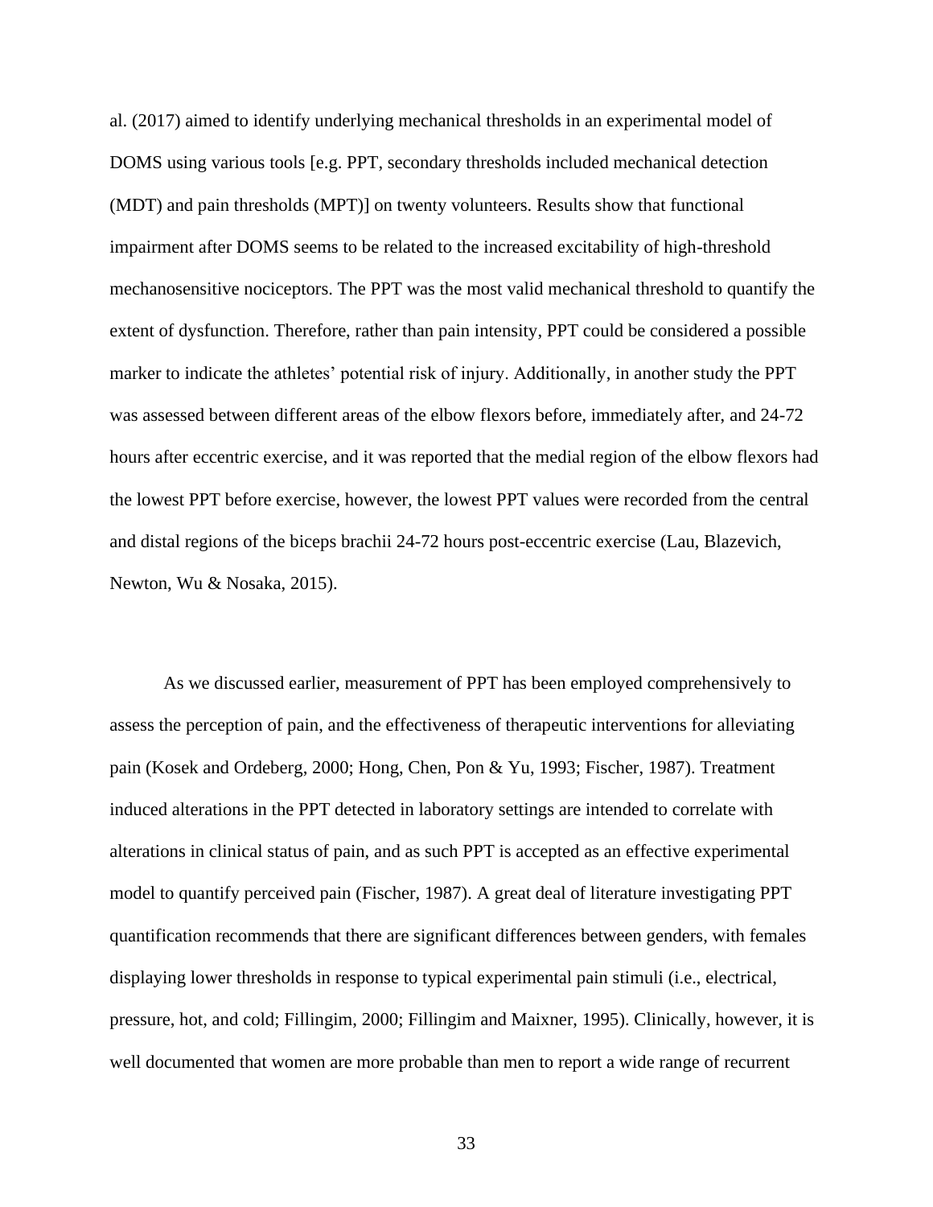al. (2017) aimed to identify underlying mechanical thresholds in an experimental model of DOMS using various tools [e.g. PPT, secondary thresholds included mechanical detection (MDT) and pain thresholds (MPT)] on twenty volunteers. Results show that functional impairment after DOMS seems to be related to the increased excitability of high-threshold mechanosensitive nociceptors. The PPT was the most valid mechanical threshold to quantify the extent of dysfunction. Therefore, rather than pain intensity, PPT could be considered a possible marker to indicate the athletes' potential risk of injury. Additionally, in another study the PPT was assessed between different areas of the elbow flexors before, immediately after, and 24-72 hours after eccentric exercise, and it was reported that the medial region of the elbow flexors had the lowest PPT before exercise, however, the lowest PPT values were recorded from the central and distal regions of the biceps brachii 24-72 hours post-eccentric exercise (Lau, Blazevich, Newton, Wu & Nosaka, 2015).

As we discussed earlier, measurement of PPT has been employed comprehensively to assess the perception of pain, and the effectiveness of therapeutic interventions for alleviating pain (Kosek and Ordeberg, 2000; Hong, Chen, Pon & Yu, 1993; Fischer, 1987). Treatment induced alterations in the PPT detected in laboratory settings are intended to correlate with alterations in clinical status of pain, and as such PPT is accepted as an effective experimental model to quantify perceived pain (Fischer, 1987). A great deal of literature investigating PPT quantification recommends that there are significant differences between genders, with females displaying lower thresholds in response to typical experimental pain stimuli (i.e., electrical, pressure, hot, and cold; Fillingim, 2000; Fillingim and Maixner, 1995). Clinically, however, it is well documented that women are more probable than men to report a wide range of recurrent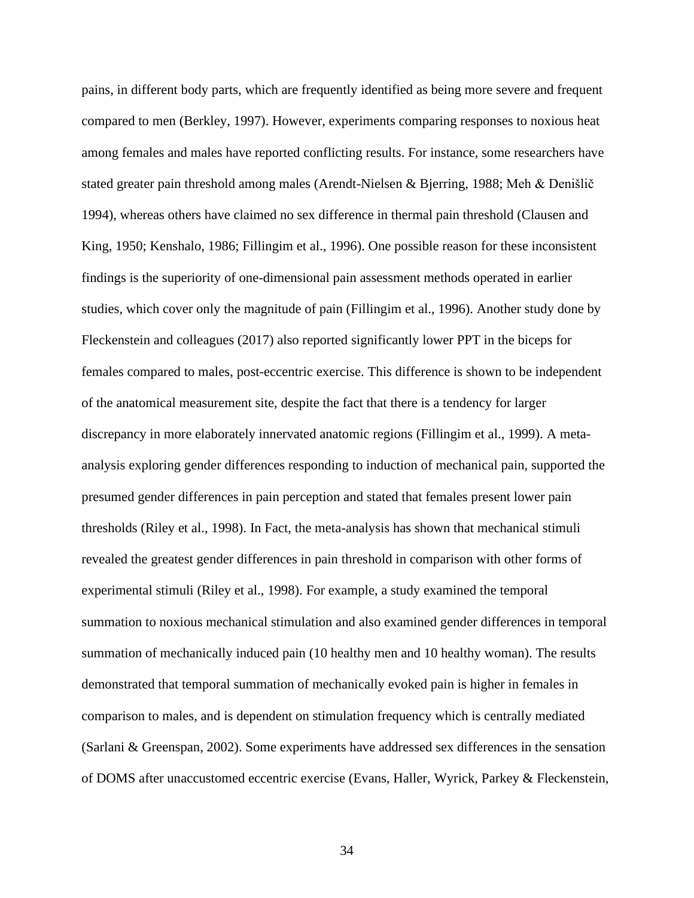pains, in different body parts, which are frequently identified as being more severe and frequent compared to men (Berkley, 1997). However, experiments comparing responses to noxious heat among females and males have reported conflicting results. For instance, some researchers have stated greater pain threshold among males (Arendt-Nielsen & Bjerring, 1988; Meh & Denišlič 1994), whereas others have claimed no sex difference in thermal pain threshold (Clausen and King, 1950; Kenshalo, 1986; Fillingim et al., 1996). One possible reason for these inconsistent findings is the superiority of one-dimensional pain assessment methods operated in earlier studies, which cover only the magnitude of pain (Fillingim et al., 1996). Another study done by Fleckenstein and colleagues (2017) also reported significantly lower PPT in the biceps for females compared to males, post-eccentric exercise. This difference is shown to be independent of the anatomical measurement site, despite the fact that there is a tendency for larger discrepancy in more elaborately innervated anatomic regions (Fillingim et al., 1999). A meta-analysis exploring gender differences responding to induction of mechanical pain, supported the presumed gender differences in pain perception and stated that females present lower pain thresholds (Riley et al., 1998). In Fact, the meta-analysis has shown that mechanical stimuli revealed the greatest gender differences in pain threshold in comparison with other forms of experimental stimuli (Riley et al., 1998). For example, a study examined the temporal summation to noxious mechanical stimulation and also examined gender differences in temporal summation of mechanically induced pain (10 healthy men and 10 healthy woman). The results demonstrated that temporal summation of mechanically evoked pain is higher in females in comparison to males, and is dependent on stimulation frequency which is centrally mediated (Sarlani & Greenspan, 2002). Some experiments have addressed sex differences in the sensation of DOMS after unaccustomed eccentric exercise (Evans, Haller, Wyrick, Parkey & Fleckenstein,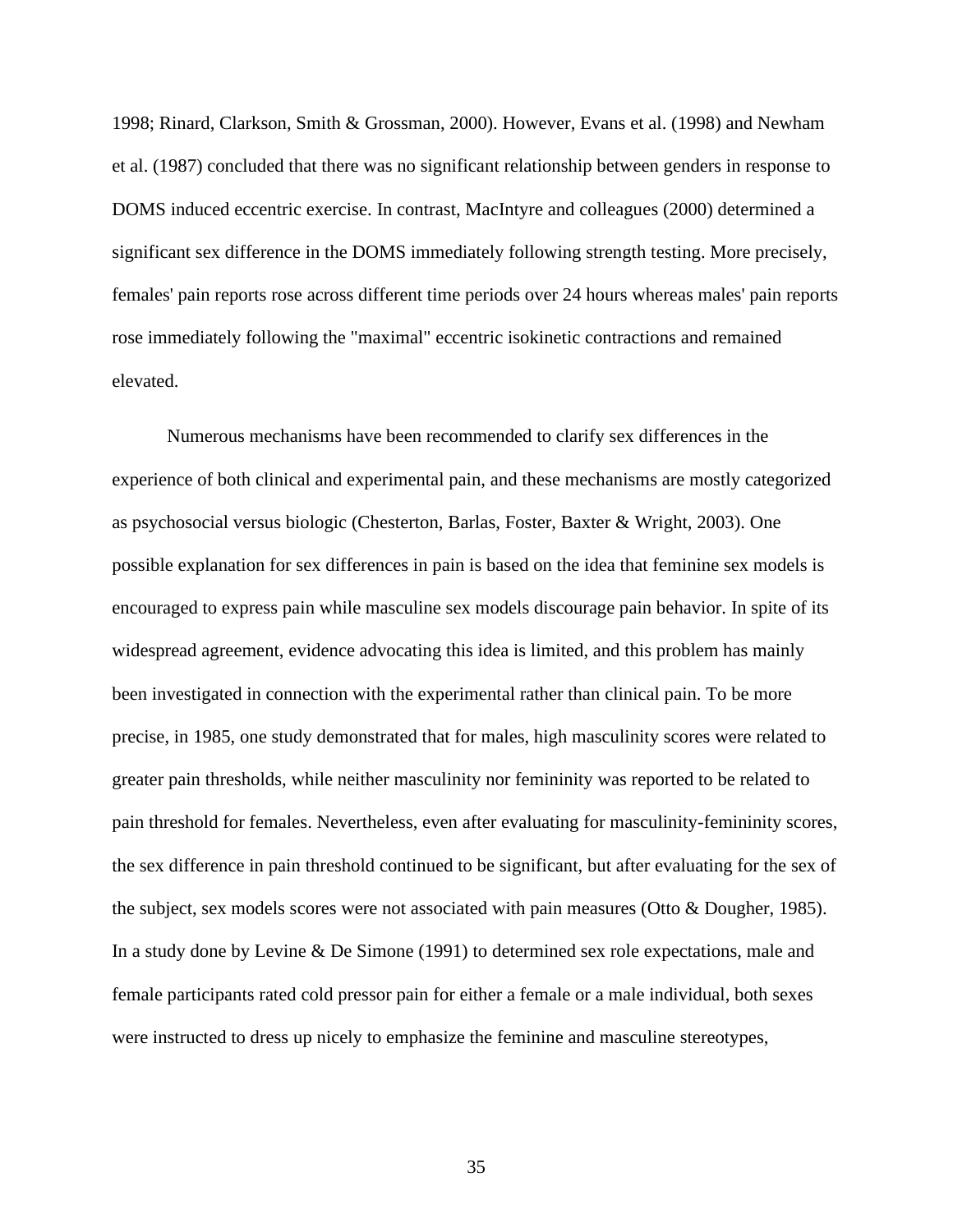1998; Rinard, Clarkson, Smith & Grossman, 2000). However, Evans et al. (1998) and Newham et al. (1987) concluded that there was no significant relationship between genders in response to DOMS induced eccentric exercise. In contrast, MacIntyre and colleagues (2000) determined a significant sex difference in the DOMS immediately following strength testing. More precisely, females' pain reports rose across different time periods over 24 hours whereas males' pain reports rose immediately following the "maximal" eccentric isokinetic contractions and remained elevated.

Numerous mechanisms have been recommended to clarify sex differences in the experience of both clinical and experimental pain, and these mechanisms are mostly categorized as psychosocial versus biologic (Chesterton, Barlas, Foster, Baxter & Wright, 2003). One possible explanation for sex differences in pain is based on the idea that feminine sex models is encouraged to express pain while masculine sex models discourage pain behavior. In spite of its widespread agreement, evidence advocating this idea is limited, and this problem has mainly been investigated in connection with the experimental rather than clinical pain. To be more precise, in 1985, one study demonstrated that for males, high masculinity scores were related to greater pain thresholds, while neither masculinity nor femininity was reported to be related to pain threshold for females. Nevertheless, even after evaluating for masculinity-femininity scores, the sex difference in pain threshold continued to be significant, but after evaluating for the sex of the subject, sex models scores were not associated with pain measures (Otto & Dougher, 1985). In a study done by Levine & De Simone (1991) to determined sex role expectations, male and female participants rated cold pressor pain for either a female or a male individual, both sexes were instructed to dress up nicely to emphasize the feminine and masculine stereotypes,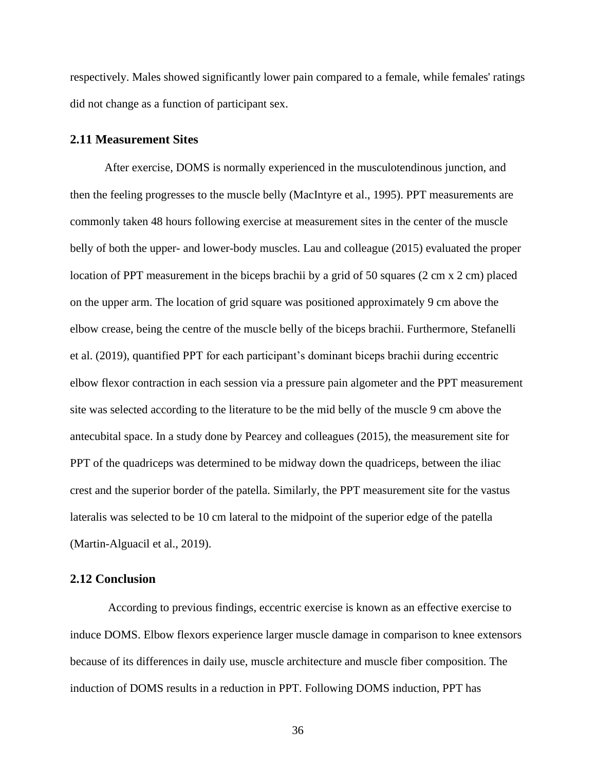respectively. Males showed significantly lower pain compared to a female, while females' ratings did not change as a function of participant sex.

## 2.11 Measurement Sites

After exercise, DOMS is normally experienced in the musculotendinous junction, and then the feeling progresses to the muscle belly (MacIntyre et al., 1995). PPT measurements are commonly taken 48 hours following exercise at measurement sites in the center of the muscle belly of both the upper- and lower-body muscles. Lau and colleague (2015) evaluated the proper location of PPT measurement in the biceps brachii by a grid of 50 squares (2 cm x 2 cm) placed on the upper arm. The location of grid square was positioned approximately 9 cm above the elbow crease, being the centre of the muscle belly of the biceps brachii. Furthermore, Stefanelli et al. (2019), quantified PPT for each participant's dominant biceps brachii during eccentric elbow flexor contraction in each session via a pressure pain algometer and the PPT measurement site was selected according to the literature to be the mid belly of the muscle 9 cm above the antecubital space. In a study done by Pearcey and colleagues (2015), the measurement site for PPT of the quadriceps was determined to be midway down the quadriceps, between the iliac crest and the superior border of the patella. Similarly, the PPT measurement site for the vastus lateralis was selected to be 10 cm lateral to the midpoint of the superior edge of the patella (Martin-Alguacil et al., 2019).

## 2.12 Conclusion

According to previous findings, eccentric exercise is known as an effective exercise to induce DOMS. Elbow flexors experience larger muscle damage in comparison to knee extensors because of its differences in daily use, muscle architecture and muscle fiber composition. The induction of DOMS results in a reduction in PPT. Following DOMS induction, PPT has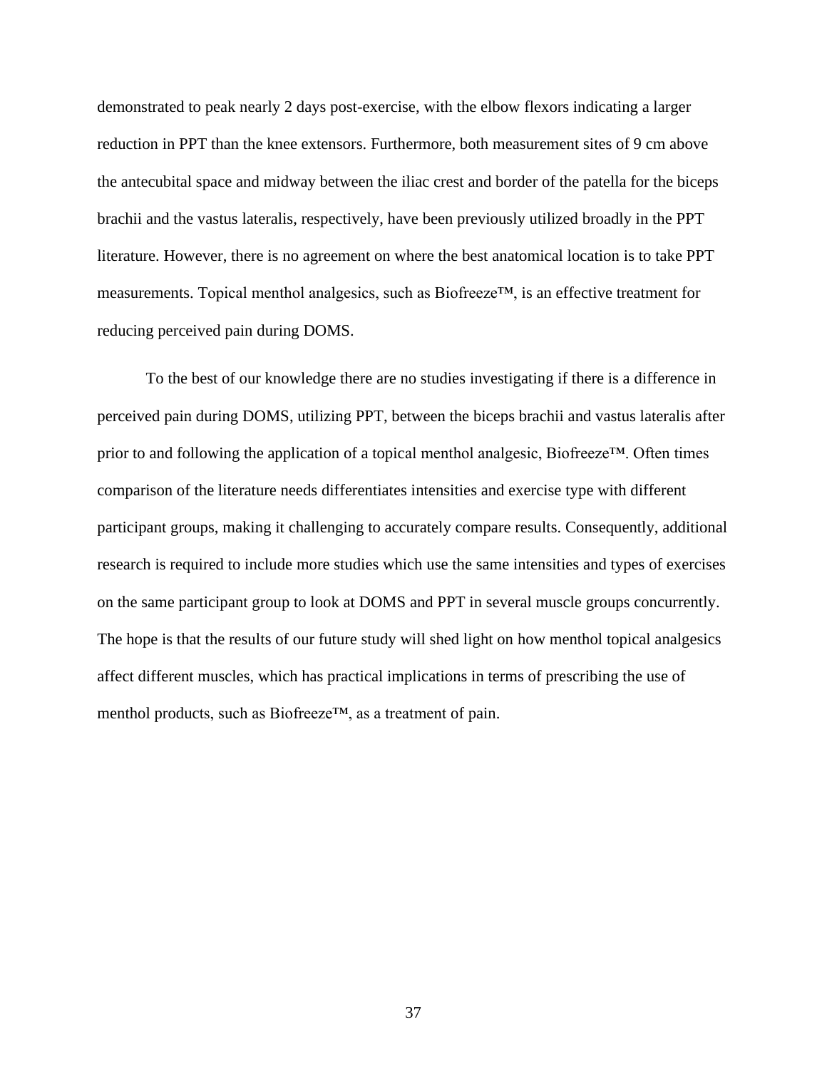demonstrated to peak nearly 2 days post-exercise, with the elbow flexors indicating a larger reduction in PPT than the knee extensors. Furthermore, both measurement sites of 9 cm above the antecubital space and midway between the iliac crest and border of the patella for the biceps brachii and the vastus lateralis, respectively, have been previously utilized broadly in the PPT literature. However, there is no agreement on where the best anatomical location is to take PPT measurements. Topical menthol analgesics, such as Biofreeze™, is an effective treatment for reducing perceived pain during DOMS.

To the best of our knowledge there are no studies investigating if there is a difference in perceived pain during DOMS, utilizing PPT, between the biceps brachii and vastus lateralis after prior to and following the application of a topical menthol analgesic, Biofreeze™. Often times comparison of the literature needs differentiates intensities and exercise type with different participant groups, making it challenging to accurately compare results. Consequently, additional research is required to include more studies which use the same intensities and types of exercises on the same participant group to look at DOMS and PPT in several muscle groups concurrently. The hope is that the results of our future study will shed light on how menthol topical analgesics affect different muscles, which has practical implications in terms of prescribing the use of menthol products, such as Biofreeze™, as a treatment of pain.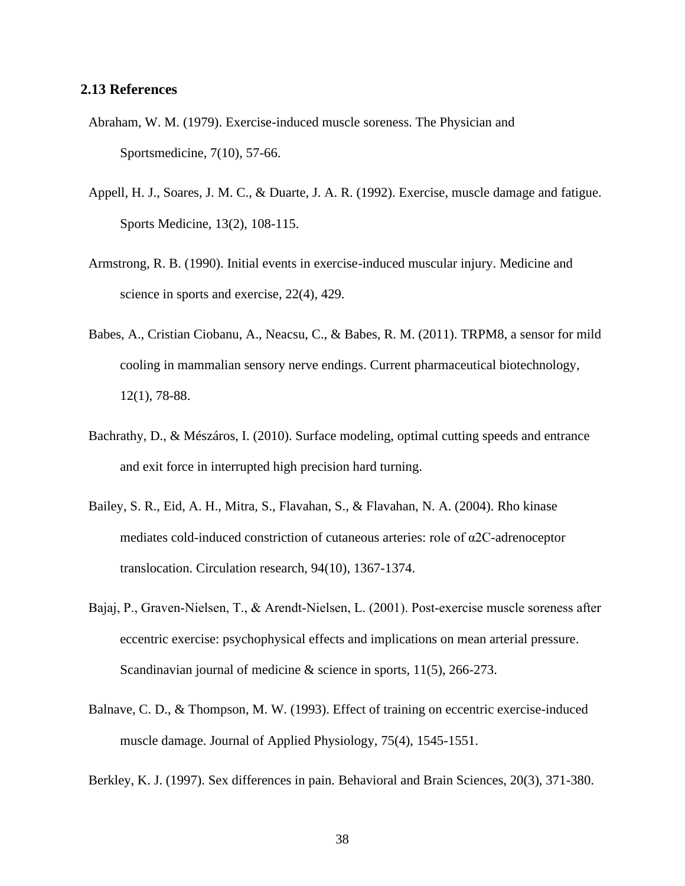## 2.13 References

Abraham, W. M. (1979). Exercise-induced muscle soreness. The Physician and Sportsmedicine, 7(10), 57-66.

Appell, H. J., Soares, J. M. C., & Duarte, J. A. R. (1992). Exercise, muscle damage and fatigue. Sports Medicine, 13(2), 108-115.

Armstrong, R. B. (1990). Initial events in exercise-induced muscular injury. Medicine and science in sports and exercise, 22(4), 429.

Babes, A., Cristian Ciobanu, A., Neacsu, C., & Babes, R. M. (2011). TRPM8, a sensor for mild cooling in mammalian sensory nerve endings. Current pharmaceutical biotechnology, 12(1), 78-88.

Bachrathy, D., & Mészáros, I. (2010). Surface modeling, optimal cutting speeds and entrance and exit force in interrupted high precision hard turning.

Bailey, S. R., Eid, A. H., Mitra, S., Flavahan, S., & Flavahan, N. A. (2004). Rho kinase mediates cold-induced constriction of cutaneous arteries: role of α2C-adrenoceptor translocation. Circulation research, 94(10), 1367-1374.

Bajaj, P., Graven-Nielsen, T., & Arendt-Nielsen, L. (2001). Post-exercise muscle soreness after eccentric exercise: psychophysical effects and implications on mean arterial pressure. Scandinavian journal of medicine & science in sports, 11(5), 266-273.

Balnave, C. D., & Thompson, M. W. (1993). Effect of training on eccentric exercise-induced muscle damage. Journal of Applied Physiology, 75(4), 1545-1551.

Berkley, K. J. (1997). Sex differences in pain. Behavioral and Brain Sciences, 20(3), 371-380.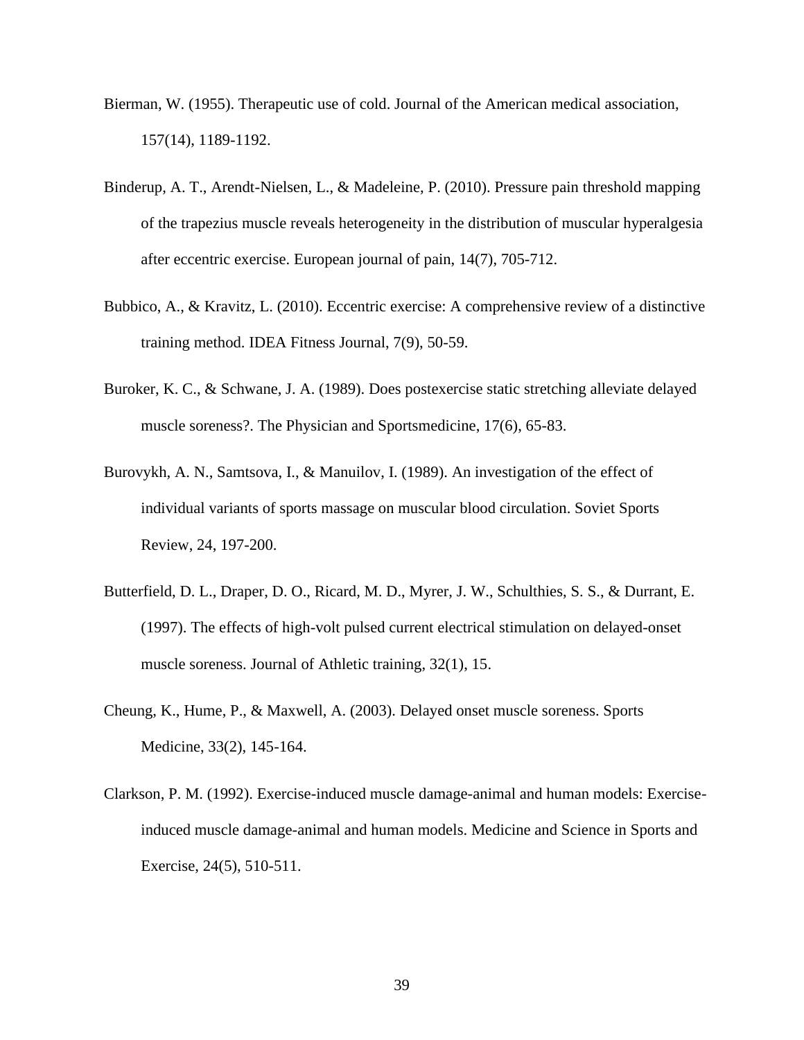Bierman, W. (1955). Therapeutic use of cold. Journal of the American medical association, 157(14), 1189-1192.

Binderup, A. T., Arendt-Nielsen, L., & Madeleine, P. (2010). Pressure pain threshold mapping of the trapezius muscle reveals heterogeneity in the distribution of muscular hyperalgesia after eccentric exercise. European journal of pain, 14(7), 705-712.

Bubbico, A., & Kravitz, L. (2010). Eccentric exercise: A comprehensive review of a distinctive training method. IDEA Fitness Journal, 7(9), 50-59.

Buroker, K. C., & Schwane, J. A. (1989). Does postexercise static stretching alleviate delayed muscle soreness?. The Physician and Sportsmedicine, 17(6), 65-83.

Burovykh, A. N., Samtsova, I., & Manuilov, I. (1989). An investigation of the effect of individual variants of sports massage on muscular blood circulation. Soviet Sports Review, 24, 197-200.

Butterfield, D. L., Draper, D. O., Ricard, M. D., Myrer, J. W., Schulthies, S. S., & Durrant, E. (1997). The effects of high-volt pulsed current electrical stimulation on delayed-onset muscle soreness. Journal of Athletic training, 32(1), 15.

Cheung, K., Hume, P., & Maxwell, A. (2003). Delayed onset muscle soreness. Sports Medicine, 33(2), 145-164.

Clarkson, P. M. (1992). Exercise-induced muscle damage-animal and human models: Exercise-induced muscle damage-animal and human models. Medicine and Science in Sports and Exercise, 24(5), 510-511.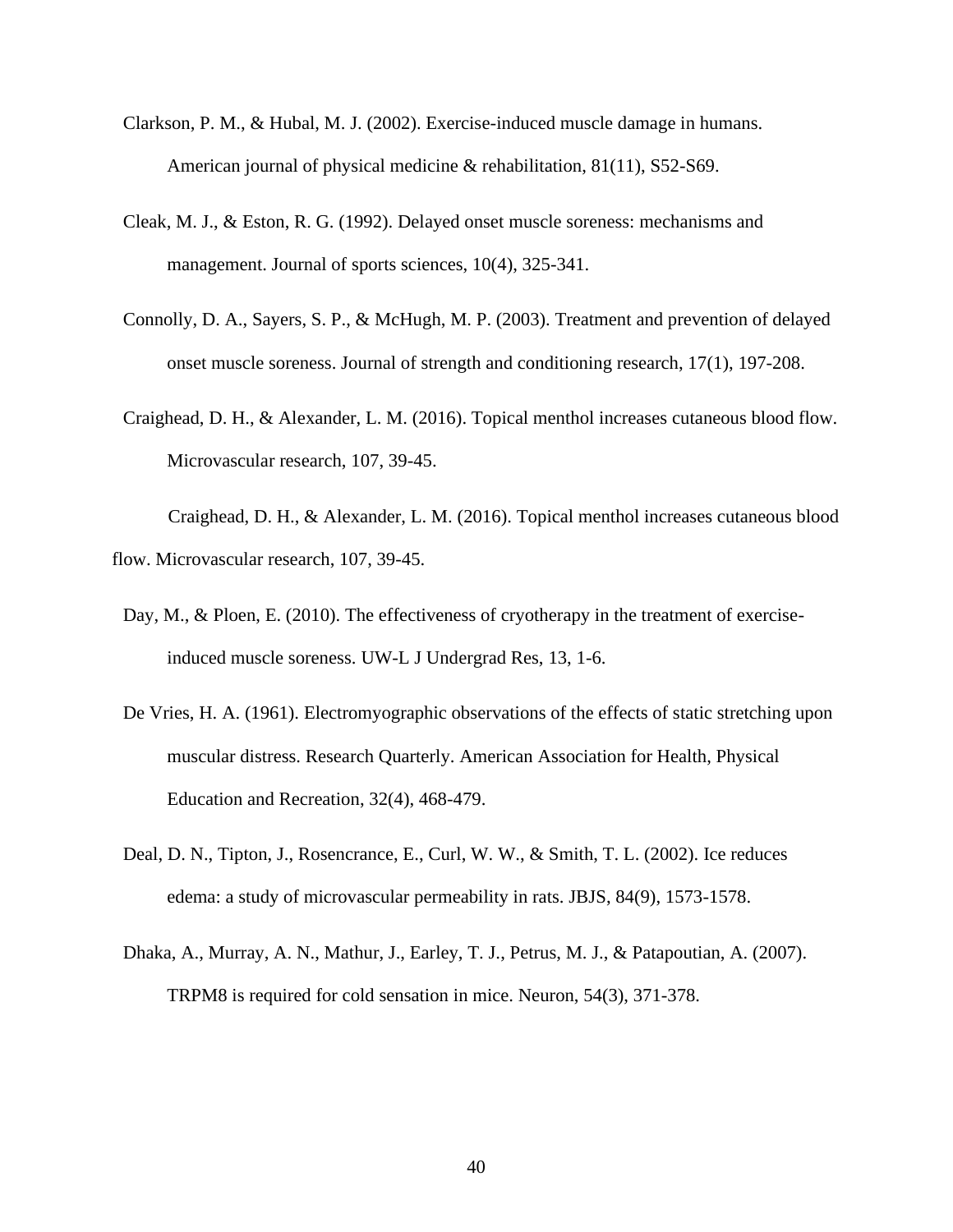Clarkson, P. M., & Hubal, M. J. (2002). Exercise-induced muscle damage in humans. American journal of physical medicine & rehabilitation, 81(11), S52-S69.

Cleak, M. J., & Eston, R. G. (1992). Delayed onset muscle soreness: mechanisms and management. Journal of sports sciences, 10(4), 325-341.

Connolly, D. A., Sayers, S. P., & McHugh, M. P. (2003). Treatment and prevention of delayed onset muscle soreness. Journal of strength and conditioning research, 17(1), 197-208.

Craighead, D. H., & Alexander, L. M. (2016). Topical menthol increases cutaneous blood flow. Microvascular research, 107, 39-45.

Craighead, D. H., & Alexander, L. M. (2016). Topical menthol increases cutaneous blood flow. Microvascular research, 107, 39-45.

Day, M., & Ploen, E. (2010). The effectiveness of cryotherapy in the treatment of exercise-induced muscle soreness. UW-L J Undergrad Res, 13, 1-6.

De Vries, H. A. (1961). Electromyographic observations of the effects of static stretching upon muscular distress. Research Quarterly. American Association for Health, Physical Education and Recreation, 32(4), 468-479.

Deal, D. N., Tipton, J., Rosencrance, E., Curl, W. W., & Smith, T. L. (2002). Ice reduces edema: a study of microvascular permeability in rats. JBJS, 84(9), 1573-1578.

Dhaka, A., Murray, A. N., Mathur, J., Earley, T. J., Petrus, M. J., & Patapoutian, A. (2007). TRPM8 is required for cold sensation in mice. Neuron, 54(3), 371-378.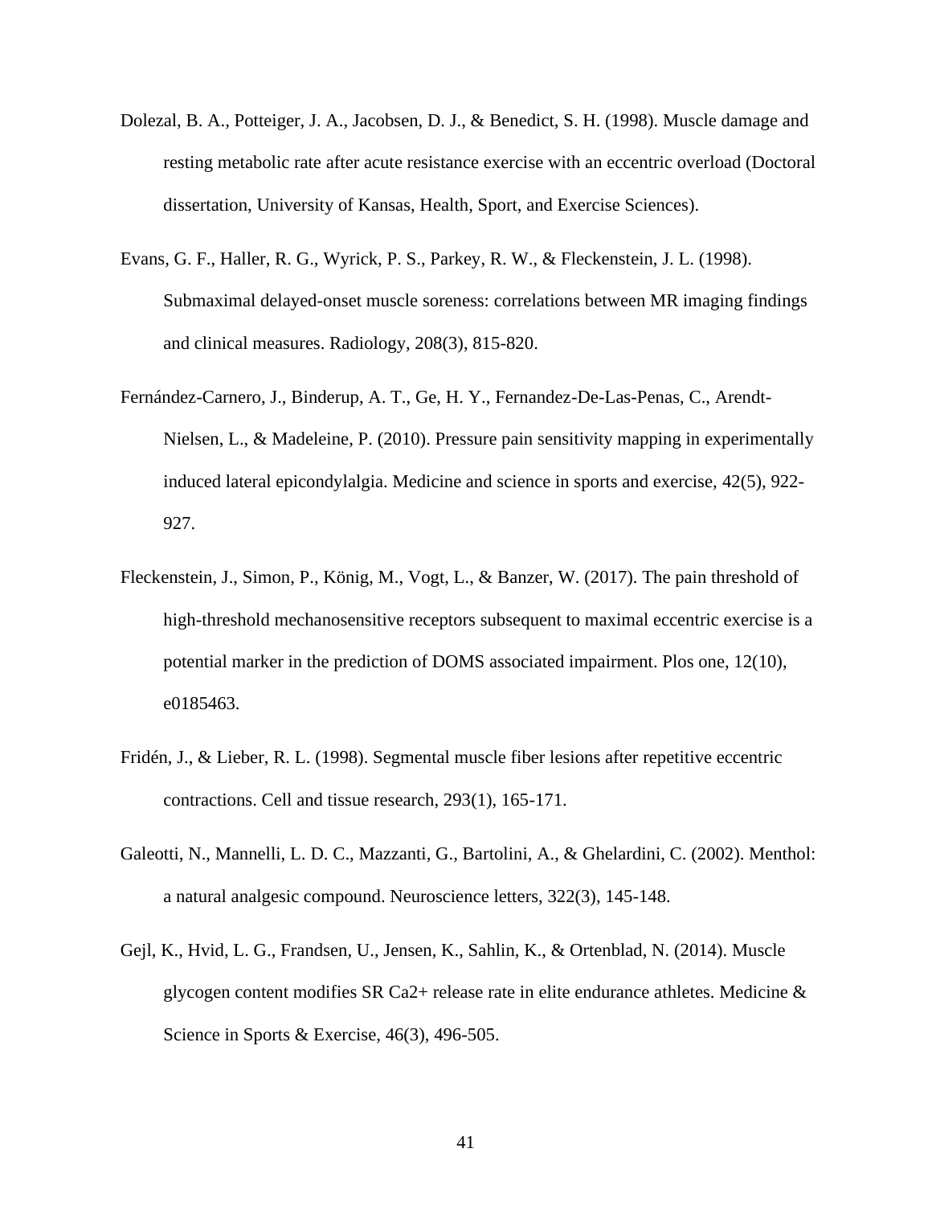Dolezal, B. A., Potteiger, J. A., Jacobsen, D. J., & Benedict, S. H. (1998). Muscle damage and resting metabolic rate after acute resistance exercise with an eccentric overload (Doctoral dissertation, University of Kansas, Health, Sport, and Exercise Sciences).

Evans, G. F., Haller, R. G., Wyrick, P. S., Parkey, R. W., & Fleckenstein, J. L. (1998). Submaximal delayed-onset muscle soreness: correlations between MR imaging findings and clinical measures. Radiology, 208(3), 815-820.

Fernández-Carnero, J., Binderup, A. T., Ge, H. Y., Fernandez-De-Las-Penas, C., Arendt-Nielsen, L., & Madeleine, P. (2010). Pressure pain sensitivity mapping in experimentally induced lateral epicondylalgia. Medicine and science in sports and exercise, 42(5), 922-927.

Fleckenstein, J., Simon, P., König, M., Vogt, L., & Banzer, W. (2017). The pain threshold of high-threshold mechanosensitive receptors subsequent to maximal eccentric exercise is a potential marker in the prediction of DOMS associated impairment. Plos one, 12(10), e0185463.

Fridén, J., & Lieber, R. L. (1998). Segmental muscle fiber lesions after repetitive eccentric contractions. Cell and tissue research, 293(1), 165-171.

Galeotti, N., Mannelli, L. D. C., Mazzanti, G., Bartolini, A., & Ghelardini, C. (2002). Menthol: a natural analgesic compound. Neuroscience letters, 322(3), 145-148.

Gejl, K., Hvid, L. G., Frandsen, U., Jensen, K., Sahlin, K., & Ortenblad, N. (2014). Muscle glycogen content modifies SR Ca2+ release rate in elite endurance athletes. Medicine & Science in Sports & Exercise, 46(3), 496-505.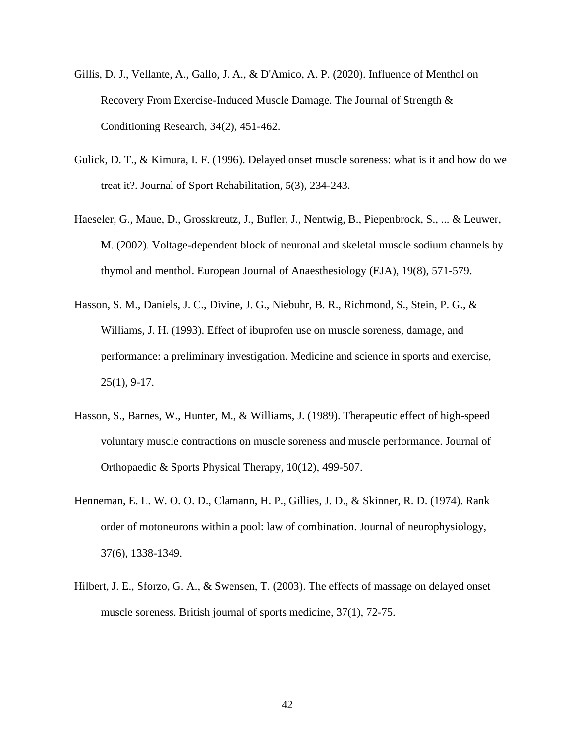Gillis, D. J., Vellante, A., Gallo, J. A., & D'Amico, A. P. (2020). Influence of Menthol on Recovery From Exercise-Induced Muscle Damage. The Journal of Strength & Conditioning Research, 34(2), 451-462.

Gulick, D. T., & Kimura, I. F. (1996). Delayed onset muscle soreness: what is it and how do we treat it?. Journal of Sport Rehabilitation, 5(3), 234-243.

Haeseler, G., Maue, D., Grosskreutz, J., Bufler, J., Nentwig, B., Piepenbrock, S., ... & Leuwer, M. (2002). Voltage-dependent block of neuronal and skeletal muscle sodium channels by thymol and menthol. European Journal of Anaesthesiology (EJA), 19(8), 571-579.

Hasson, S. M., Daniels, J. C., Divine, J. G., Niebuhr, B. R., Richmond, S., Stein, P. G., & Williams, J. H. (1993). Effect of ibuprofen use on muscle soreness, damage, and performance: a preliminary investigation. Medicine and science in sports and exercise, 25(1), 9-17.

Hasson, S., Barnes, W., Hunter, M., & Williams, J. (1989). Therapeutic effect of high-speed voluntary muscle contractions on muscle soreness and muscle performance. Journal of Orthopaedic & Sports Physical Therapy, 10(12), 499-507.

Henneman, E. L. W. O. O. D., Clamann, H. P., Gillies, J. D., & Skinner, R. D. (1974). Rank order of motoneurons within a pool: law of combination. Journal of neurophysiology, 37(6), 1338-1349.

Hilbert, J. E., Sforzo, G. A., & Swensen, T. (2003). The effects of massage on delayed onset muscle soreness. British journal of sports medicine, 37(1), 72-75.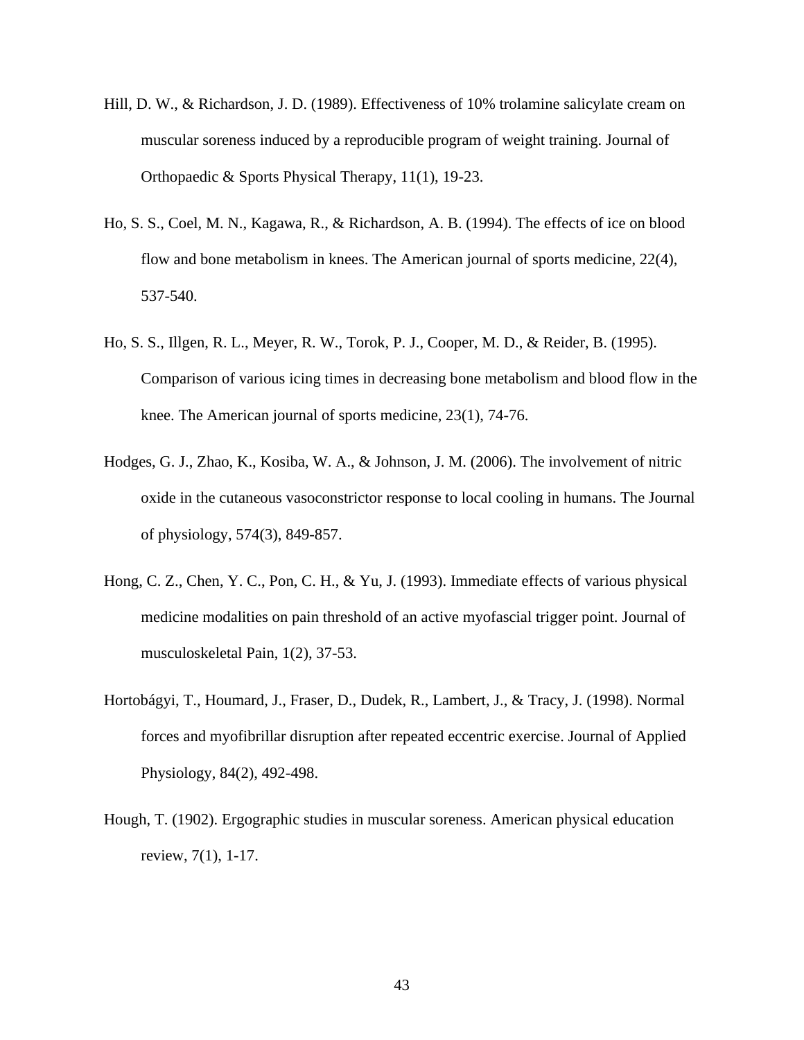Hill, D. W., & Richardson, J. D. (1989). Effectiveness of 10% trolamine salicylate cream on muscular soreness induced by a reproducible program of weight training. Journal of Orthopaedic & Sports Physical Therapy, 11(1), 19-23.

Ho, S. S., Coel, M. N., Kagawa, R., & Richardson, A. B. (1994). The effects of ice on blood flow and bone metabolism in knees. The American journal of sports medicine, 22(4), 537-540.

Ho, S. S., Illgen, R. L., Meyer, R. W., Torok, P. J., Cooper, M. D., & Reider, B. (1995). Comparison of various icing times in decreasing bone metabolism and blood flow in the knee. The American journal of sports medicine, 23(1), 74-76.

Hodges, G. J., Zhao, K., Kosiba, W. A., & Johnson, J. M. (2006). The involvement of nitric oxide in the cutaneous vasoconstrictor response to local cooling in humans. The Journal of physiology, 574(3), 849-857.

Hong, C. Z., Chen, Y. C., Pon, C. H., & Yu, J. (1993). Immediate effects of various physical medicine modalities on pain threshold of an active myofascial trigger point. Journal of musculoskeletal Pain, 1(2), 37-53.

Hortobágyi, T., Houmard, J., Fraser, D., Dudek, R., Lambert, J., & Tracy, J. (1998). Normal forces and myofibrillar disruption after repeated eccentric exercise. Journal of Applied Physiology, 84(2), 492-498.

Hough, T. (1902). Ergographic studies in muscular soreness. American physical education review, 7(1), 1-17.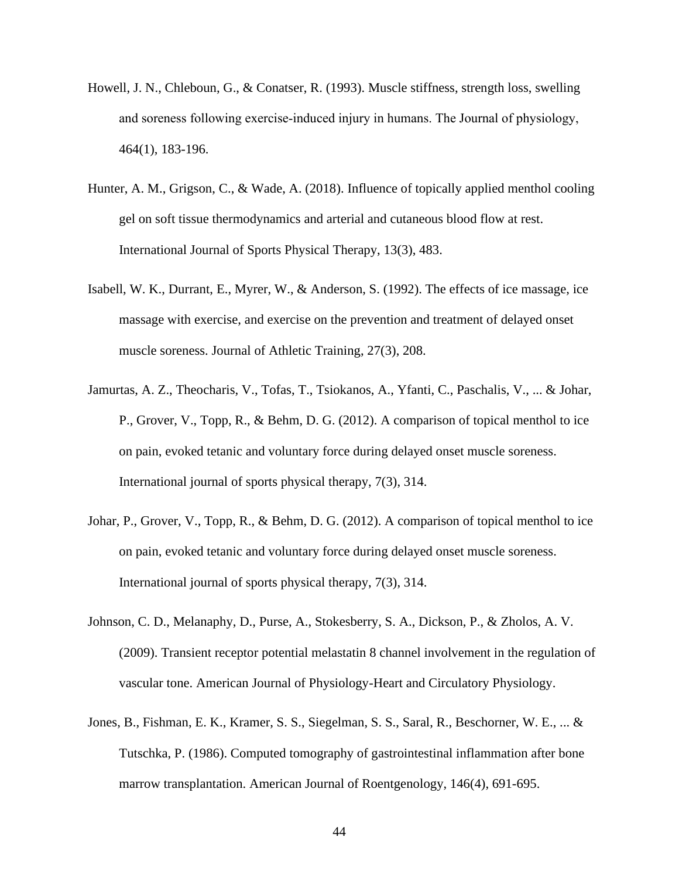Howell, J. N., Chleboun, G., & Conatser, R. (1993). Muscle stiffness, strength loss, swelling and soreness following exercise-induced injury in humans. The Journal of physiology, 464(1), 183-196.

Hunter, A. M., Grigson, C., & Wade, A. (2018). Influence of topically applied menthol cooling gel on soft tissue thermodynamics and arterial and cutaneous blood flow at rest. International Journal of Sports Physical Therapy, 13(3), 483.

Isabell, W. K., Durrant, E., Myrer, W., & Anderson, S. (1992). The effects of ice massage, ice massage with exercise, and exercise on the prevention and treatment of delayed onset muscle soreness. Journal of Athletic Training, 27(3), 208.

Jamurtas, A. Z., Theocharis, V., Tofas, T., Tsiokanos, A., Yfanti, C., Paschalis, V., ... & Johar, P., Grover, V., Topp, R., & Behm, D. G. (2012). A comparison of topical menthol to ice on pain, evoked tetanic and voluntary force during delayed onset muscle soreness. International journal of sports physical therapy, 7(3), 314.

Johar, P., Grover, V., Topp, R., & Behm, D. G. (2012). A comparison of topical menthol to ice on pain, evoked tetanic and voluntary force during delayed onset muscle soreness. International journal of sports physical therapy, 7(3), 314.

Johnson, C. D., Melanaphy, D., Purse, A., Stokesberry, S. A., Dickson, P., & Zholos, A. V. (2009). Transient receptor potential melastatin 8 channel involvement in the regulation of vascular tone. American Journal of Physiology-Heart and Circulatory Physiology.

Jones, B., Fishman, E. K., Kramer, S. S., Siegelman, S. S., Saral, R., Beschorner, W. E., ... & Tutschka, P. (1986). Computed tomography of gastrointestinal inflammation after bone marrow transplantation. American Journal of Roentgenology, 146(4), 691-695.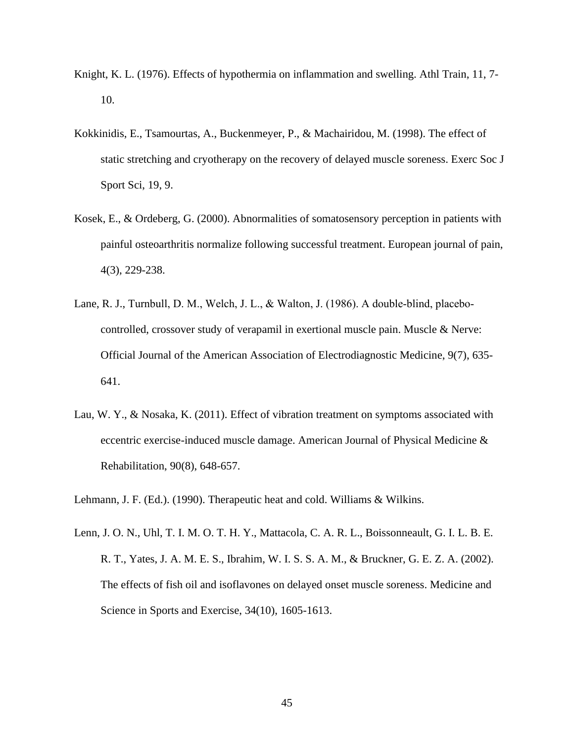Knight, K. L. (1976). Effects of hypothermia on inflammation and swelling. Athl Train, 11, 7-10.

Kokkinidis, E., Tsamourtas, A., Buckenmeyer, P., & Machairidou, M. (1998). The effect of static stretching and cryotherapy on the recovery of delayed muscle soreness. Exerc Soc J Sport Sci, 19, 9.

Kosek, E., & Ordeberg, G. (2000). Abnormalities of somatosensory perception in patients with painful osteoarthritis normalize following successful treatment. European journal of pain, 4(3), 229-238.

Lane, R. J., Turnbull, D. M., Welch, J. L., & Walton, J. (1986). A double-blind, placebo-controlled, crossover study of verapamil in exertional muscle pain. Muscle & Nerve: Official Journal of the American Association of Electrodiagnostic Medicine, 9(7), 635-641.

Lau, W. Y., & Nosaka, K. (2011). Effect of vibration treatment on symptoms associated with eccentric exercise-induced muscle damage. American Journal of Physical Medicine & Rehabilitation, 90(8), 648-657.

Lehmann, J. F. (Ed.). (1990). Therapeutic heat and cold. Williams & Wilkins.

Lenn, J. O. N., Uhl, T. I. M. O. T. H. Y., Mattacola, C. A. R. L., Boissonneault, G. I. L. B. E. R. T., Yates, J. A. M. E. S., Ibrahim, W. I. S. S. A. M., & Bruckner, G. E. Z. A. (2002). The effects of fish oil and isoflavones on delayed onset muscle soreness. Medicine and Science in Sports and Exercise, 34(10), 1605-1613.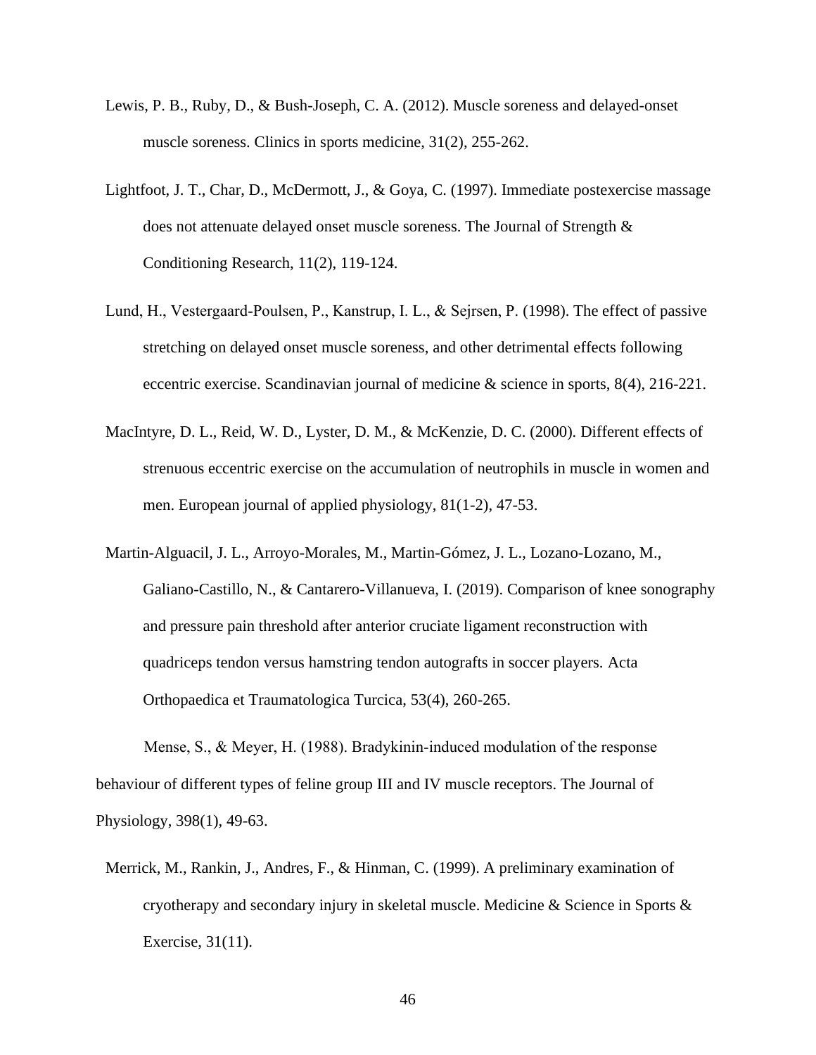Lewis, P. B., Ruby, D., & Bush-Joseph, C. A. (2012). Muscle soreness and delayed-onset muscle soreness. Clinics in sports medicine, 31(2), 255-262.

Lightfoot, J. T., Char, D., McDermott, J., & Goya, C. (1997). Immediate postexercise massage does not attenuate delayed onset muscle soreness. The Journal of Strength & Conditioning Research, 11(2), 119-124.

Lund, H., Vestergaard-Poulsen, P., Kanstrup, I. L., & Sejrsen, P. (1998). The effect of passive stretching on delayed onset muscle soreness, and other detrimental effects following eccentric exercise. Scandinavian journal of medicine & science in sports, 8(4), 216-221.

MacIntyre, D. L., Reid, W. D., Lyster, D. M., & McKenzie, D. C. (2000). Different effects of strenuous eccentric exercise on the accumulation of neutrophils in muscle in women and men. European journal of applied physiology, 81(1-2), 47-53.

Martin-Alguacil, J. L., Arroyo-Morales, M., Martin-Gómez, J. L., Lozano-Lozano, M., Galiano-Castillo, N., & Cantarero-Villanueva, I. (2019). Comparison of knee sonography and pressure pain threshold after anterior cruciate ligament reconstruction with quadriceps tendon versus hamstring tendon autografts in soccer players. Acta Orthopaedica et Traumatologica Turcica, 53(4), 260-265.

Mense, S., & Meyer, H. (1988). Bradykinin-induced modulation of the response behaviour of different types of feline group III and IV muscle receptors. The Journal of Physiology, 398(1), 49-63.

Merrick, M., Rankin, J., Andres, F., & Hinman, C. (1999). A preliminary examination of cryotherapy and secondary injury in skeletal muscle. Medicine & Science in Sports & Exercise, 31(11).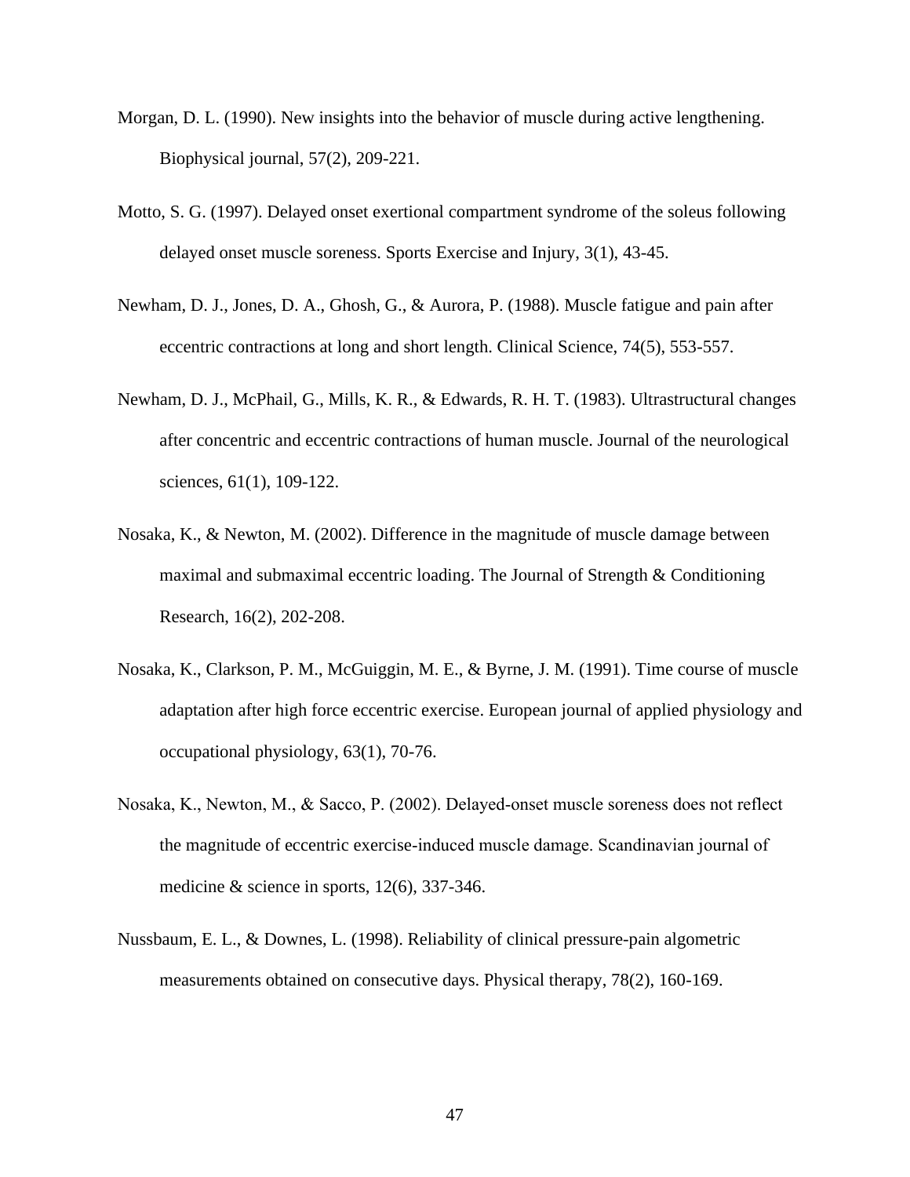Morgan, D. L. (1990). New insights into the behavior of muscle during active lengthening. Biophysical journal, 57(2), 209-221.

Motto, S. G. (1997). Delayed onset exertional compartment syndrome of the soleus following delayed onset muscle soreness. Sports Exercise and Injury, 3(1), 43-45.

Newham, D. J., Jones, D. A., Ghosh, G., & Aurora, P. (1988). Muscle fatigue and pain after eccentric contractions at long and short length. Clinical Science, 74(5), 553-557.

Newham, D. J., McPhail, G., Mills, K. R., & Edwards, R. H. T. (1983). Ultrastructural changes after concentric and eccentric contractions of human muscle. Journal of the neurological sciences, 61(1), 109-122.

Nosaka, K., & Newton, M. (2002). Difference in the magnitude of muscle damage between maximal and submaximal eccentric loading. The Journal of Strength & Conditioning Research, 16(2), 202-208.

Nosaka, K., Clarkson, P. M., McGuiggin, M. E., & Byrne, J. M. (1991). Time course of muscle adaptation after high force eccentric exercise. European journal of applied physiology and occupational physiology, 63(1), 70-76.

Nosaka, K., Newton, M., & Sacco, P. (2002). Delayed-onset muscle soreness does not reflect the magnitude of eccentric exercise-induced muscle damage. Scandinavian journal of medicine & science in sports, 12(6), 337-346.

Nussbaum, E. L., & Downes, L. (1998). Reliability of clinical pressure-pain algometric measurements obtained on consecutive days. Physical therapy, 78(2), 160-169.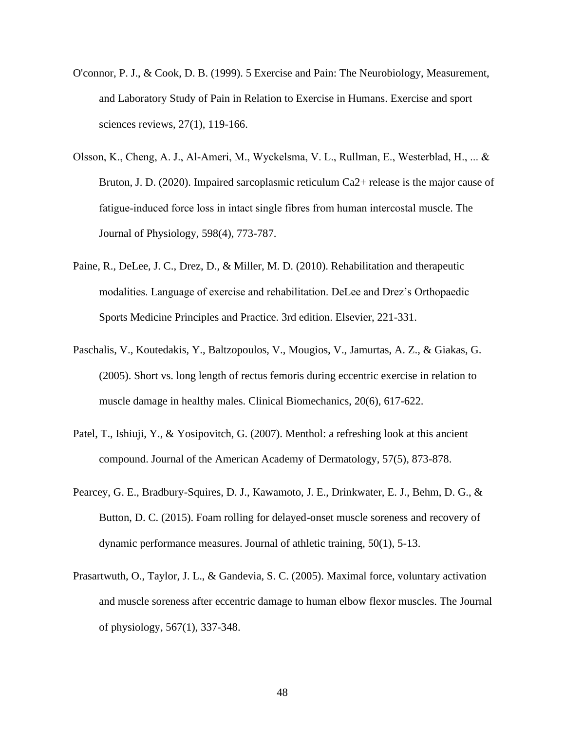O'connor, P. J., & Cook, D. B. (1999). 5 Exercise and Pain: The Neurobiology, Measurement, and Laboratory Study of Pain in Relation to Exercise in Humans. Exercise and sport sciences reviews, 27(1), 119-166.

Olsson, K., Cheng, A. J., Al-Ameri, M., Wyckelsma, V. L., Rullman, E., Westerblad, H., ... & Bruton, J. D. (2020). Impaired sarcoplasmic reticulum Ca2+ release is the major cause of fatigue-induced force loss in intact single fibres from human intercostal muscle. The Journal of Physiology, 598(4), 773-787.

Paine, R., DeLee, J. C., Drez, D., & Miller, M. D. (2010). Rehabilitation and therapeutic modalities. Language of exercise and rehabilitation. DeLee and Drez's Orthopaedic Sports Medicine Principles and Practice. 3rd edition. Elsevier, 221-331.

Paschalis, V., Koutedakis, Y., Baltzopoulos, V., Mougios, V., Jamurtas, A. Z., & Giakas, G. (2005). Short vs. long length of rectus femoris during eccentric exercise in relation to muscle damage in healthy males. Clinical Biomechanics, 20(6), 617-622.

Patel, T., Ishiuji, Y., & Yosipovitch, G. (2007). Menthol: a refreshing look at this ancient compound. Journal of the American Academy of Dermatology, 57(5), 873-878.

Pearcey, G. E., Bradbury-Squires, D. J., Kawamoto, J. E., Drinkwater, E. J., Behm, D. G., & Button, D. C. (2015). Foam rolling for delayed-onset muscle soreness and recovery of dynamic performance measures. Journal of athletic training, 50(1), 5-13.

Prasartwuth, O., Taylor, J. L., & Gandevia, S. C. (2005). Maximal force, voluntary activation and muscle soreness after eccentric damage to human elbow flexor muscles. The Journal of physiology, 567(1), 337-348.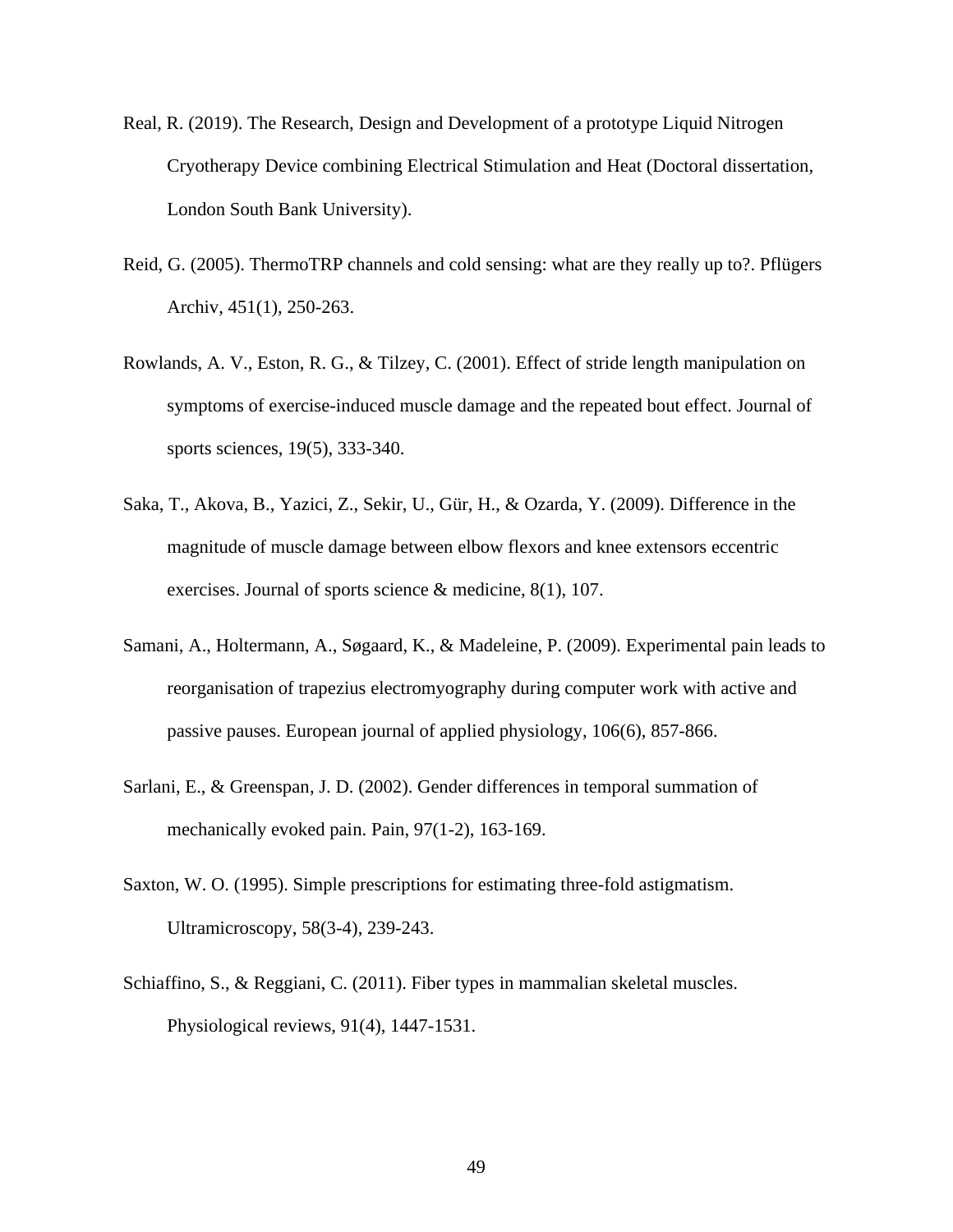Real, R. (2019). The Research, Design and Development of a prototype Liquid Nitrogen Cryotherapy Device combining Electrical Stimulation and Heat (Doctoral dissertation, London South Bank University).

Reid, G. (2005). ThermoTRP channels and cold sensing: what are they really up to?. Pflügers Archiv, 451(1), 250-263.

Rowlands, A. V., Eston, R. G., & Tilzey, C. (2001). Effect of stride length manipulation on symptoms of exercise-induced muscle damage and the repeated bout effect. Journal of sports sciences, 19(5), 333-340.

Saka, T., Akova, B., Yazici, Z., Sekir, U., Gür, H., & Ozarda, Y. (2009). Difference in the magnitude of muscle damage between elbow flexors and knee extensors eccentric exercises. Journal of sports science & medicine, 8(1), 107.

Samani, A., Holtermann, A., Søgaard, K., & Madeleine, P. (2009). Experimental pain leads to reorganisation of trapezius electromyography during computer work with active and passive pauses. European journal of applied physiology, 106(6), 857-866.

Sarlani, E., & Greenspan, J. D. (2002). Gender differences in temporal summation of mechanically evoked pain. Pain, 97(1-2), 163-169.

Saxton, W. O. (1995). Simple prescriptions for estimating three-fold astigmatism. Ultramicroscopy, 58(3-4), 239-243.

Schiaffino, S., & Reggiani, C. (2011). Fiber types in mammalian skeletal muscles. Physiological reviews, 91(4), 1447-1531.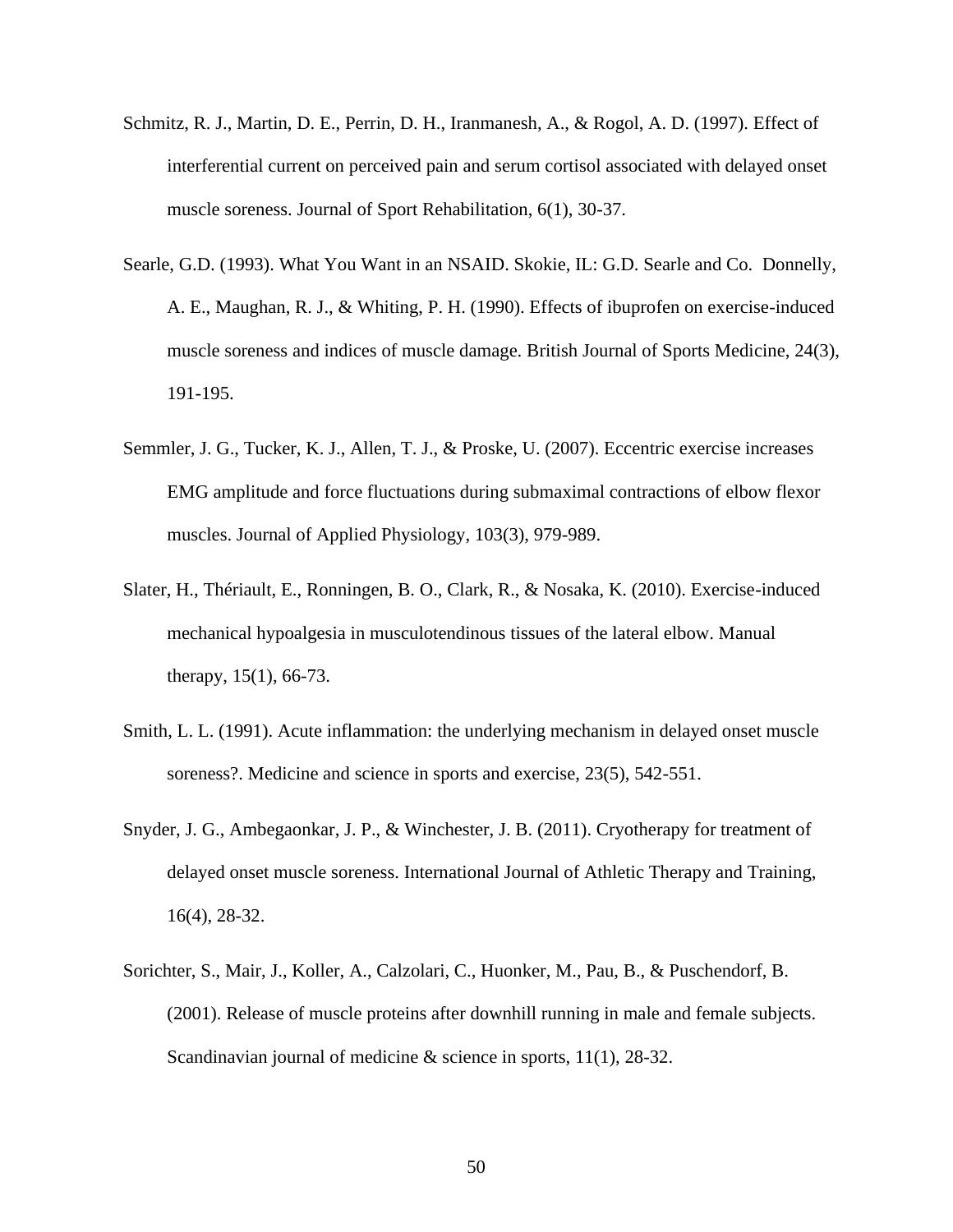Schmitz, R. J., Martin, D. E., Perrin, D. H., Iranmanesh, A., & Rogol, A. D. (1997). Effect of interferential current on perceived pain and serum cortisol associated with delayed onset muscle soreness. Journal of Sport Rehabilitation, 6(1), 30-37.

Searle, G.D. (1993). What You Want in an NSAID. Skokie, IL: G.D. Searle and Co.  Donnelly, A. E., Maughan, R. J., & Whiting, P. H. (1990). Effects of ibuprofen on exercise-induced muscle soreness and indices of muscle damage. British Journal of Sports Medicine, 24(3), 191-195.

Semmler, J. G., Tucker, K. J., Allen, T. J., & Proske, U. (2007). Eccentric exercise increases EMG amplitude and force fluctuations during submaximal contractions of elbow flexor muscles. Journal of Applied Physiology, 103(3), 979-989.

Slater, H., Thériault, E., Ronningen, B. O., Clark, R., & Nosaka, K. (2010). Exercise-induced mechanical hypoalgesia in musculotendinous tissues of the lateral elbow. Manual therapy, 15(1), 66-73.

Smith, L. L. (1991). Acute inflammation: the underlying mechanism in delayed onset muscle soreness?. Medicine and science in sports and exercise, 23(5), 542-551.

Snyder, J. G., Ambegaonkar, J. P., & Winchester, J. B. (2011). Cryotherapy for treatment of delayed onset muscle soreness. International Journal of Athletic Therapy and Training, 16(4), 28-32.

Sorichter, S., Mair, J., Koller, A., Calzolari, C., Huonker, M., Pau, B., & Puschendorf, B. (2001). Release of muscle proteins after downhill running in male and female subjects. Scandinavian journal of medicine & science in sports, 11(1), 28-32.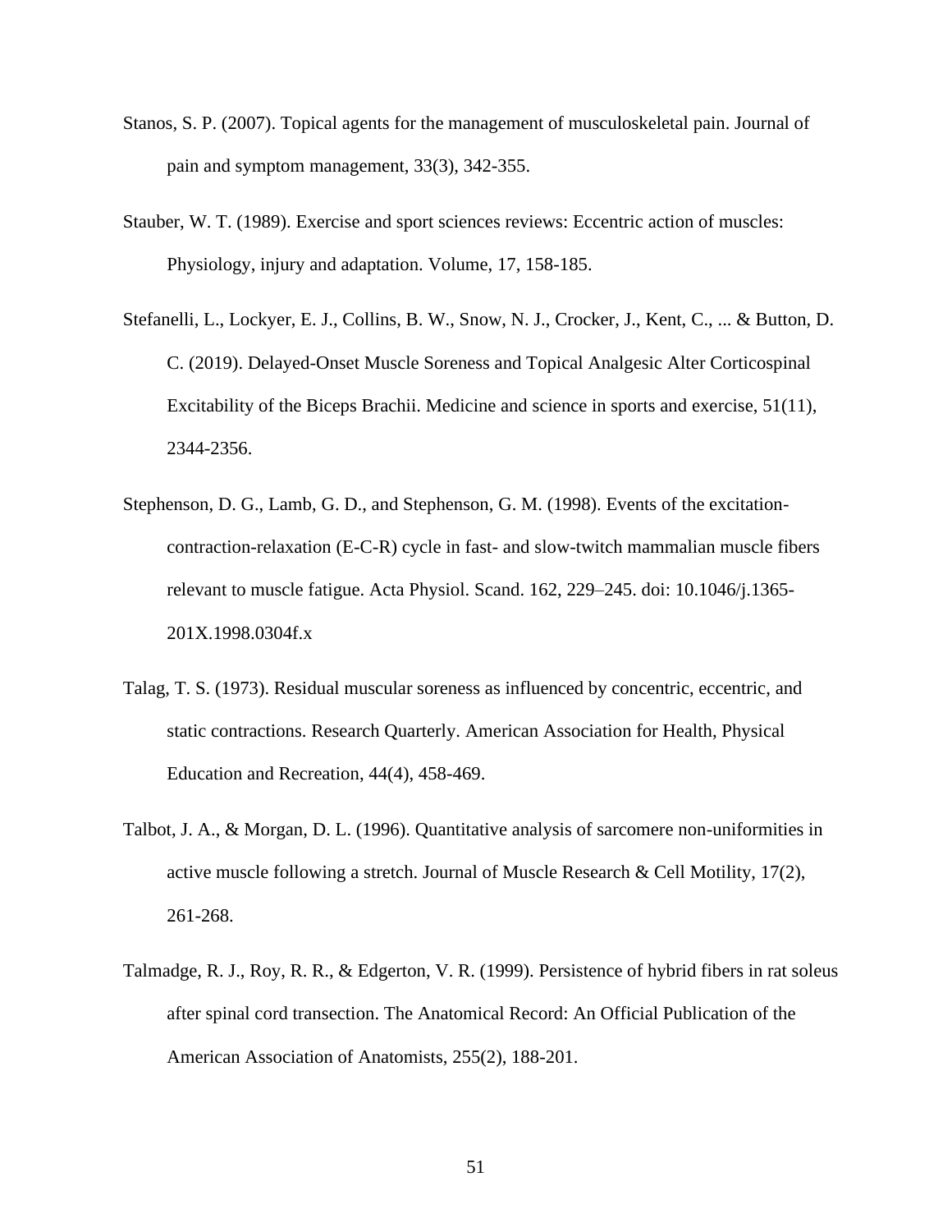Stanos, S. P. (2007). Topical agents for the management of musculoskeletal pain. Journal of pain and symptom management, 33(3), 342-355.

Stauber, W. T. (1989). Exercise and sport sciences reviews: Eccentric action of muscles: Physiology, injury and adaptation. Volume, 17, 158-185.

Stefanelli, L., Lockyer, E. J., Collins, B. W., Snow, N. J., Crocker, J., Kent, C., ... & Button, D. C. (2019). Delayed-Onset Muscle Soreness and Topical Analgesic Alter Corticospinal Excitability of the Biceps Brachii. Medicine and science in sports and exercise, 51(11), 2344-2356.

Stephenson, D. G., Lamb, G. D., and Stephenson, G. M. (1998). Events of the excitation-contraction-relaxation (E-C-R) cycle in fast- and slow-twitch mammalian muscle fibers relevant to muscle fatigue. Acta Physiol. Scand. 162, 229–245. doi: 10.1046/j.1365-201X.1998.0304f.x

Talag, T. S. (1973). Residual muscular soreness as influenced by concentric, eccentric, and static contractions. Research Quarterly. American Association for Health, Physical Education and Recreation, 44(4), 458-469.

Talbot, J. A., & Morgan, D. L. (1996). Quantitative analysis of sarcomere non-uniformities in active muscle following a stretch. Journal of Muscle Research & Cell Motility, 17(2), 261-268.

Talmadge, R. J., Roy, R. R., & Edgerton, V. R. (1999). Persistence of hybrid fibers in rat soleus after spinal cord transection. The Anatomical Record: An Official Publication of the American Association of Anatomists, 255(2), 188-201.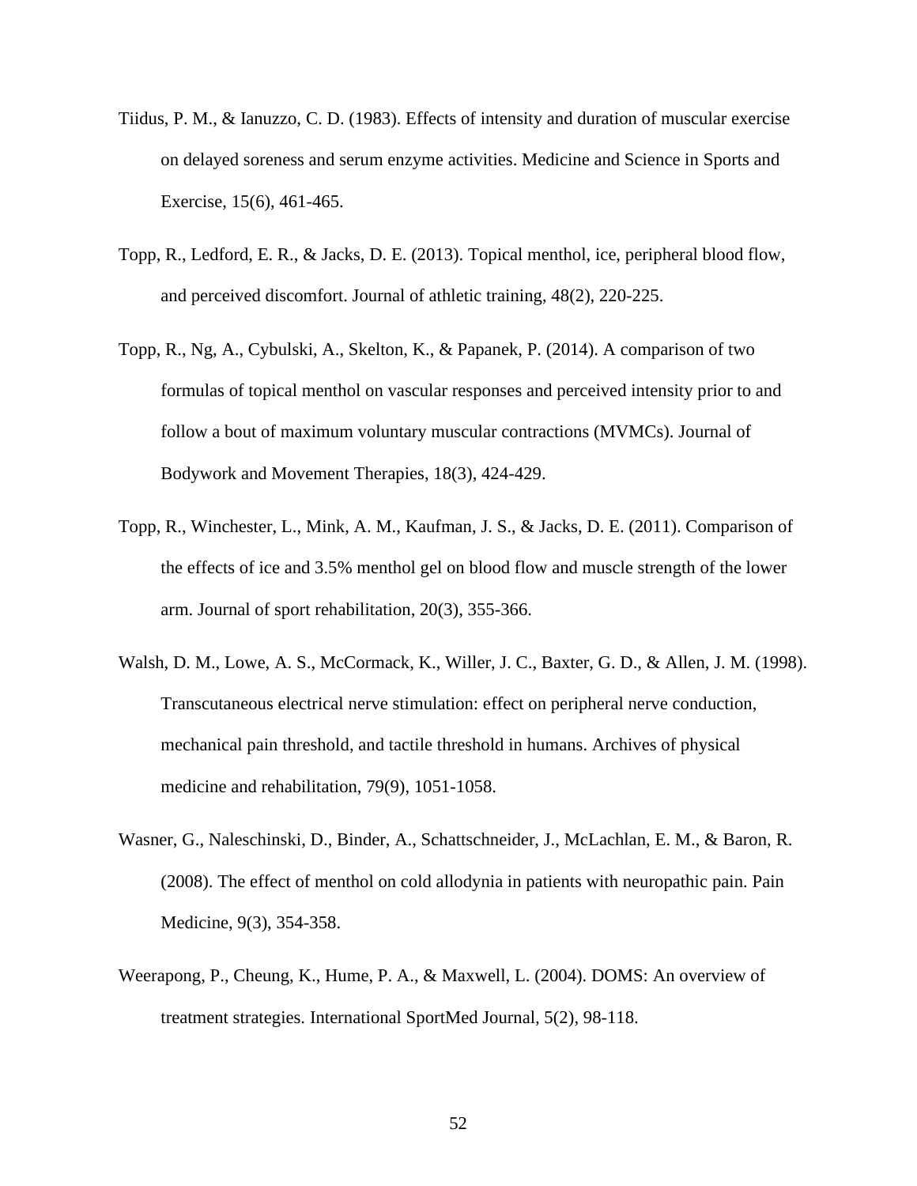Tiidus, P. M., & Ianuzzo, C. D. (1983). Effects of intensity and duration of muscular exercise on delayed soreness and serum enzyme activities. Medicine and Science in Sports and Exercise, 15(6), 461-465.

Topp, R., Ledford, E. R., & Jacks, D. E. (2013). Topical menthol, ice, peripheral blood flow, and perceived discomfort. Journal of athletic training, 48(2), 220-225.

Topp, R., Ng, A., Cybulski, A., Skelton, K., & Papanek, P. (2014). A comparison of two formulas of topical menthol on vascular responses and perceived intensity prior to and follow a bout of maximum voluntary muscular contractions (MVMCs). Journal of Bodywork and Movement Therapies, 18(3), 424-429.

Topp, R., Winchester, L., Mink, A. M., Kaufman, J. S., & Jacks, D. E. (2011). Comparison of the effects of ice and 3.5% menthol gel on blood flow and muscle strength of the lower arm. Journal of sport rehabilitation, 20(3), 355-366.

Walsh, D. M., Lowe, A. S., McCormack, K., Willer, J. C., Baxter, G. D., & Allen, J. M. (1998). Transcutaneous electrical nerve stimulation: effect on peripheral nerve conduction, mechanical pain threshold, and tactile threshold in humans. Archives of physical medicine and rehabilitation, 79(9), 1051-1058.

Wasner, G., Naleschinski, D., Binder, A., Schattschneider, J., McLachlan, E. M., & Baron, R. (2008). The effect of menthol on cold allodynia in patients with neuropathic pain. Pain Medicine, 9(3), 354-358.

Weerapong, P., Cheung, K., Hume, P. A., & Maxwell, L. (2004). DOMS: An overview of treatment strategies. International SportMed Journal, 5(2), 98-118.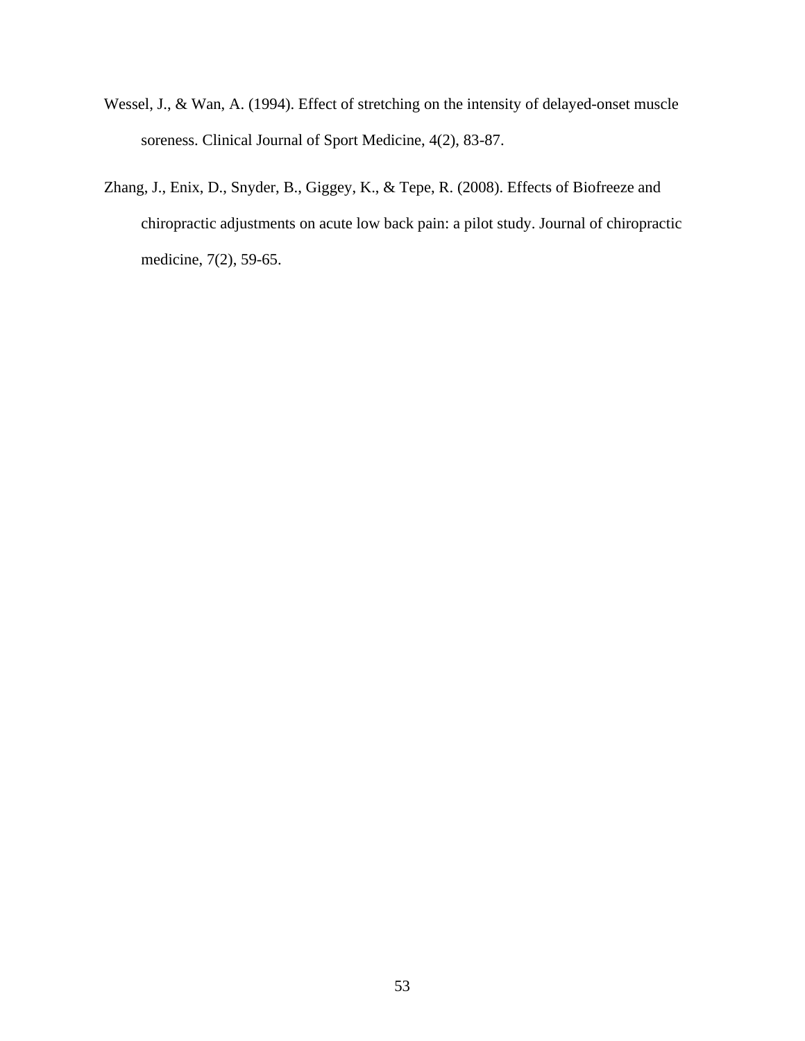Wessel, J., & Wan, A. (1994). Effect of stretching on the intensity of delayed-onset muscle soreness. Clinical Journal of Sport Medicine, 4(2), 83-87.

Zhang, J., Enix, D., Snyder, B., Giggey, K., & Tepe, R. (2008). Effects of Biofreeze and chiropractic adjustments on acute low back pain: a pilot study. Journal of chiropractic medicine, 7(2), 59-65.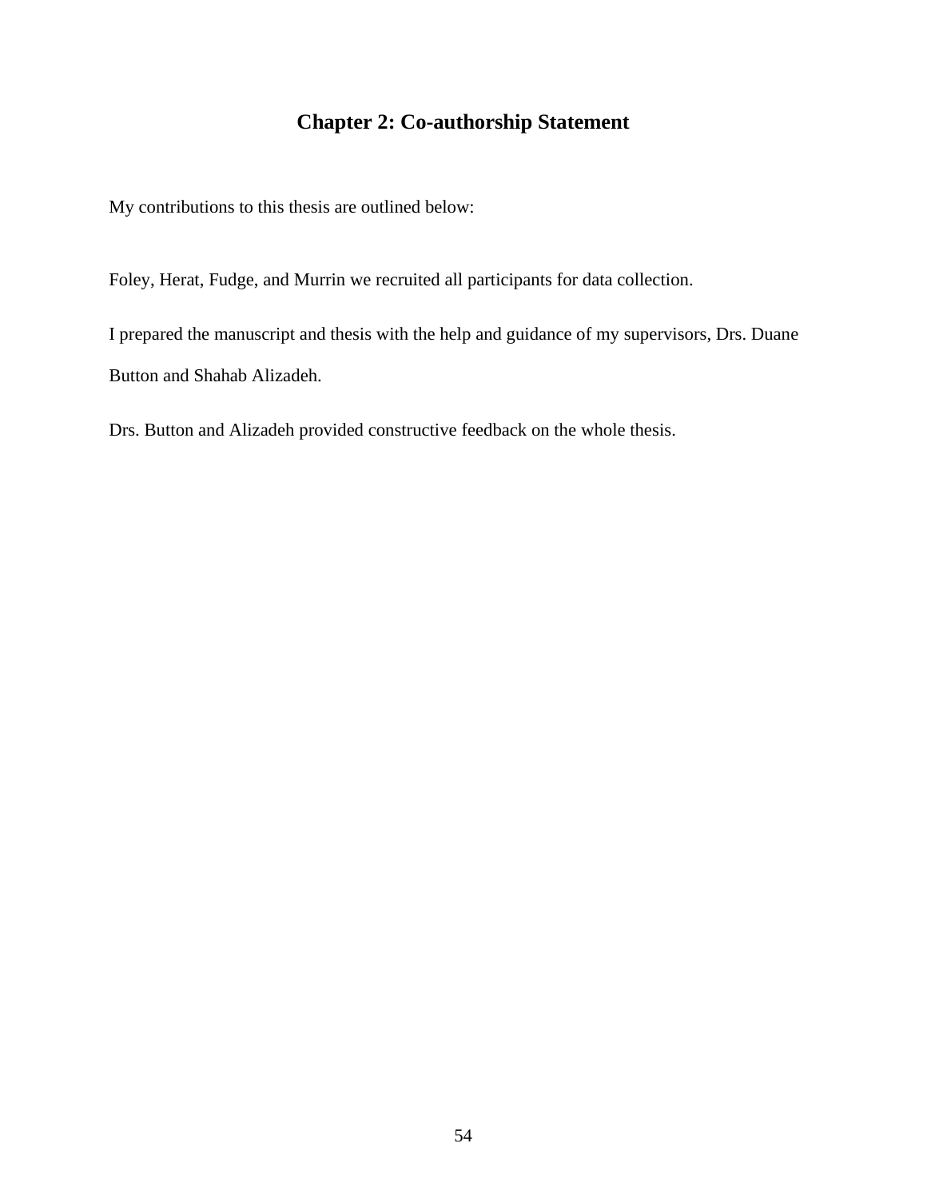# Chapter 2: Co-authorship Statement

My contributions to this thesis are outlined below:

Foley, Herat, Fudge, and Murrin we recruited all participants for data collection.

I prepared the manuscript and thesis with the help and guidance of my supervisors, Drs. Duane Button and Shahab Alizadeh.

Drs. Button and Alizadeh provided constructive feedback on the whole thesis.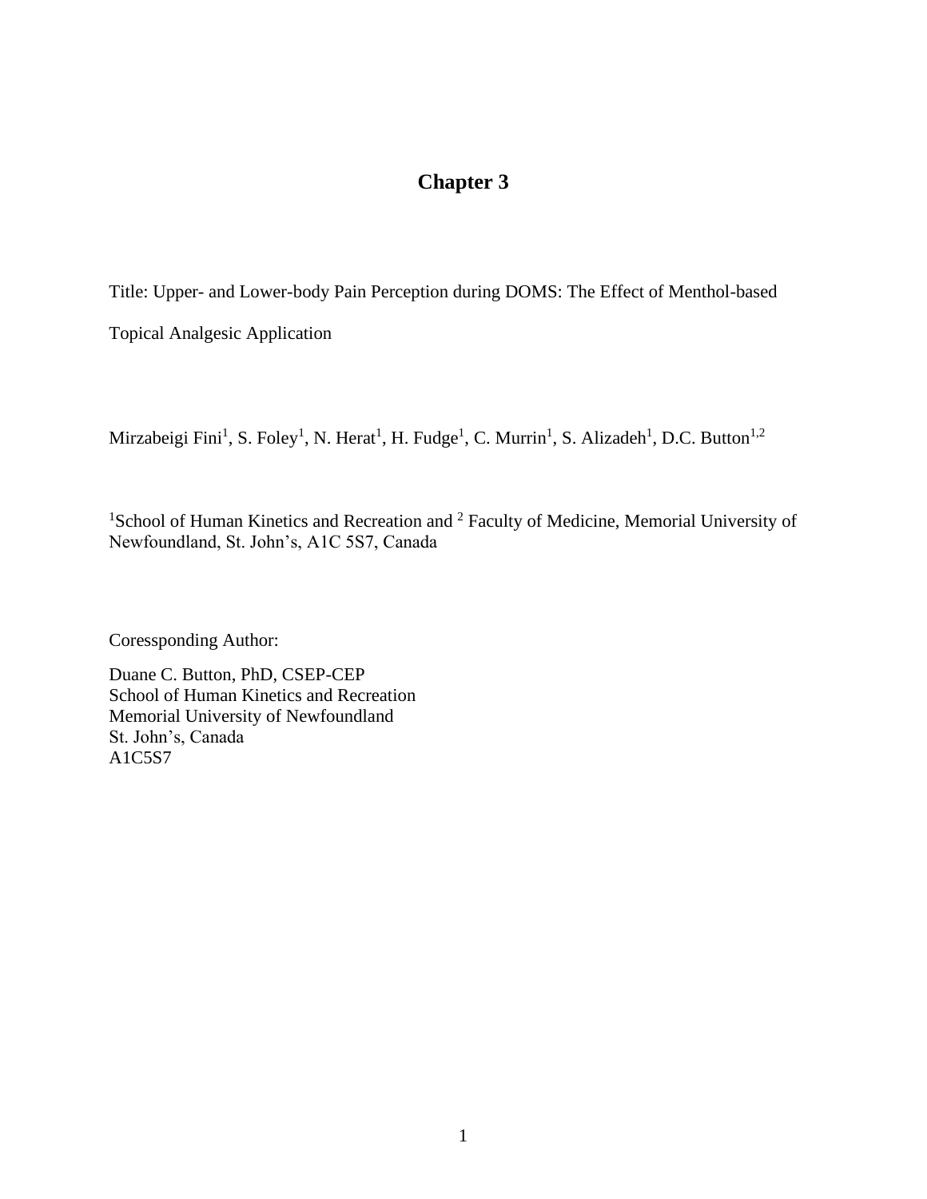# Chapter 3

Title: Upper- and Lower-body Pain Perception during DOMS: The Effect of Menthol-based Topical Analgesic Application

Mirzabeigi Fini[1], S. Foley[1], N. Herat[1], H. Fudge[1], C. Murrin[1], S. Alizadeh[1], D.C. Button[1,2]

[1]School of Human Kinetics and Recreation and [2] Faculty of Medicine, Memorial University of Newfoundland, St. John's, A1C 5S7, Canada

Coressponding Author:

Duane C. Button, PhD, CSEP-CEP  
School of Human Kinetics and Recreation  
Memorial University of Newfoundland  
St. John's, Canada  
A1C5S7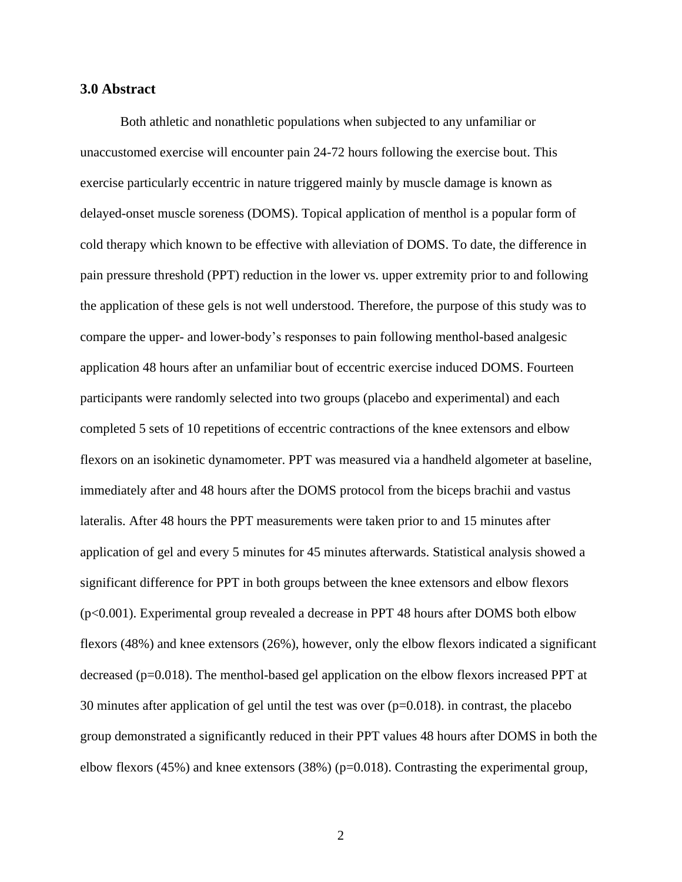### 3.0 Abstract

Both athletic and nonathletic populations when subjected to any unfamiliar or unaccustomed exercise will encounter pain 24-72 hours following the exercise bout. This exercise particularly eccentric in nature triggered mainly by muscle damage is known as delayed-onset muscle soreness (DOMS). Topical application of menthol is a popular form of cold therapy which known to be effective with alleviation of DOMS. To date, the difference in pain pressure threshold (PPT) reduction in the lower vs. upper extremity prior to and following the application of these gels is not well understood. Therefore, the purpose of this study was to compare the upper- and lower-body's responses to pain following menthol-based analgesic application 48 hours after an unfamiliar bout of eccentric exercise induced DOMS. Fourteen participants were randomly selected into two groups (placebo and experimental) and each completed 5 sets of 10 repetitions of eccentric contractions of the knee extensors and elbow flexors on an isokinetic dynamometer. PPT was measured via a handheld algometer at baseline, immediately after and 48 hours after the DOMS protocol from the biceps brachii and vastus lateralis. After 48 hours the PPT measurements were taken prior to and 15 minutes after application of gel and every 5 minutes for 45 minutes afterwards. Statistical analysis showed a significant difference for PPT in both groups between the knee extensors and elbow flexors ($p<0.001$). Experimental group revealed a decrease in PPT 48 hours after DOMS both elbow flexors (48%) and knee extensors (26%), however, only the elbow flexors indicated a significant decreased ($p=0.018$). The menthol-based gel application on the elbow flexors increased PPT at 30 minutes after application of gel until the test was over ($p=0.018$). in contrast, the placebo group demonstrated a significantly reduced in their PPT values 48 hours after DOMS in both the elbow flexors (45%) and knee extensors (38%) ($p=0.018$). Contrasting the experimental group,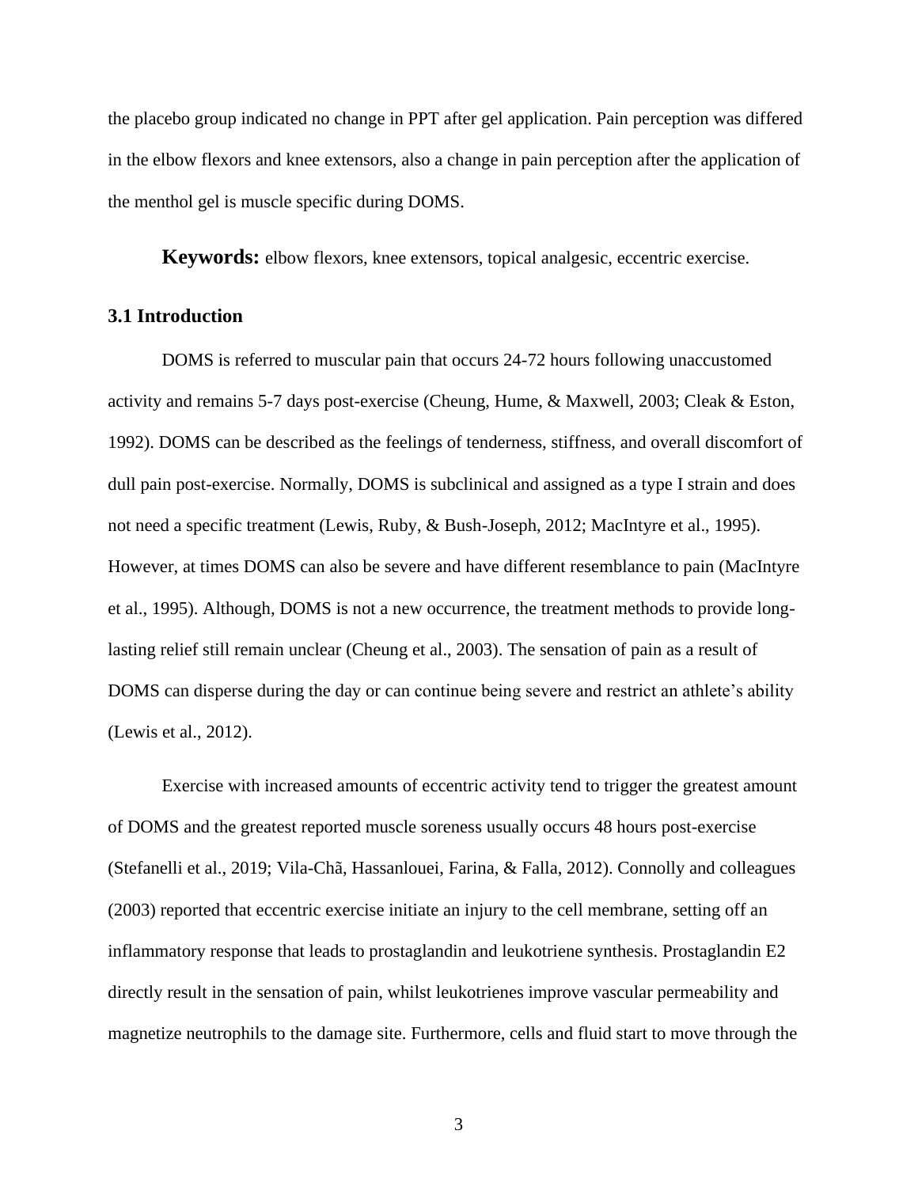the placebo group indicated no change in PPT after gel application. Pain perception was differed in the elbow flexors and knee extensors, also a change in pain perception after the application of the menthol gel is muscle specific during DOMS.

**Keywords:** elbow flexors, knee extensors, topical analgesic, eccentric exercise.

### 3.1 Introduction

DOMS is referred to muscular pain that occurs 24-72 hours following unaccustomed activity and remains 5-7 days post-exercise (Cheung, Hume, & Maxwell, 2003; Cleak & Eston, 1992). DOMS can be described as the feelings of tenderness, stiffness, and overall discomfort of dull pain post-exercise. Normally, DOMS is subclinical and assigned as a type I strain and does not need a specific treatment (Lewis, Ruby, & Bush-Joseph, 2012; MacIntyre et al., 1995). However, at times DOMS can also be severe and have different resemblance to pain (MacIntyre et al., 1995). Although, DOMS is not a new occurrence, the treatment methods to provide long-lasting relief still remain unclear (Cheung et al., 2003). The sensation of pain as a result of DOMS can disperse during the day or can continue being severe and restrict an athlete's ability (Lewis et al., 2012).

Exercise with increased amounts of eccentric activity tend to trigger the greatest amount of DOMS and the greatest reported muscle soreness usually occurs 48 hours post-exercise (Stefanelli et al., 2019; Vila-Chã, Hassanlouei, Farina, & Falla, 2012). Connolly and colleagues (2003) reported that eccentric exercise initiate an injury to the cell membrane, setting off an inflammatory response that leads to prostaglandin and leukotriene synthesis. Prostaglandin E2 directly result in the sensation of pain, whilst leukotrienes improve vascular permeability and magnetize neutrophils to the damage site. Furthermore, cells and fluid start to move through the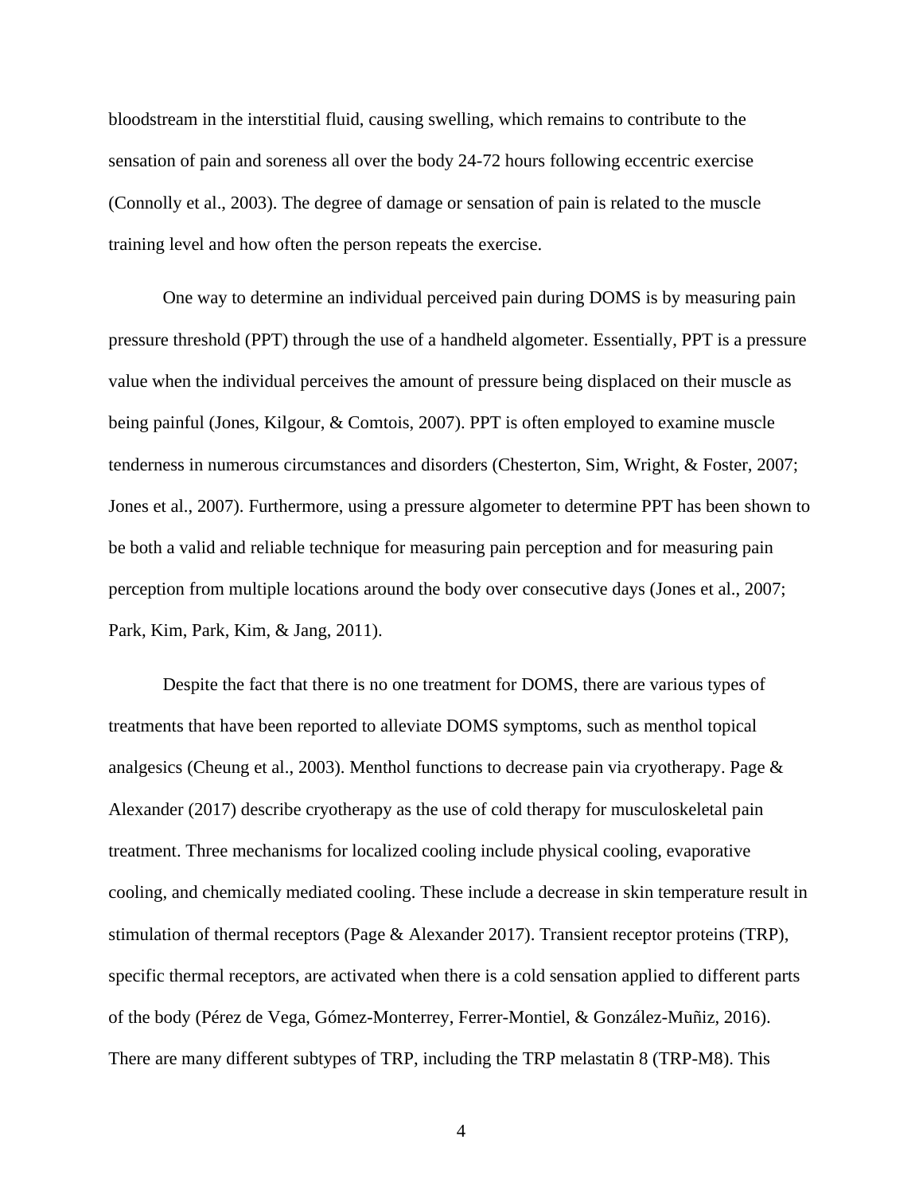bloodstream in the interstitial fluid, causing swelling, which remains to contribute to the sensation of pain and soreness all over the body 24-72 hours following eccentric exercise (Connolly et al., 2003). The degree of damage or sensation of pain is related to the muscle training level and how often the person repeats the exercise.

One way to determine an individual perceived pain during DOMS is by measuring pain pressure threshold (PPT) through the use of a handheld algometer. Essentially, PPT is a pressure value when the individual perceives the amount of pressure being displaced on their muscle as being painful (Jones, Kilgour, & Comtois, 2007). PPT is often employed to examine muscle tenderness in numerous circumstances and disorders (Chesterton, Sim, Wright, & Foster, 2007; Jones et al., 2007). Furthermore, using a pressure algometer to determine PPT has been shown to be both a valid and reliable technique for measuring pain perception and for measuring pain perception from multiple locations around the body over consecutive days (Jones et al., 2007; Park, Kim, Park, Kim, & Jang, 2011).

Despite the fact that there is no one treatment for DOMS, there are various types of treatments that have been reported to alleviate DOMS symptoms, such as menthol topical analgesics (Cheung et al., 2003). Menthol functions to decrease pain via cryotherapy. Page & Alexander (2017) describe cryotherapy as the use of cold therapy for musculoskeletal pain treatment. Three mechanisms for localized cooling include physical cooling, evaporative cooling, and chemically mediated cooling. These include a decrease in skin temperature result in stimulation of thermal receptors (Page & Alexander 2017). Transient receptor proteins (TRP), specific thermal receptors, are activated when there is a cold sensation applied to different parts of the body (Pérez de Vega, Gómez-Monterrey, Ferrer-Montiel, & González-Muñiz, 2016). There are many different subtypes of TRP, including the TRP melastatin 8 (TRP-M8). This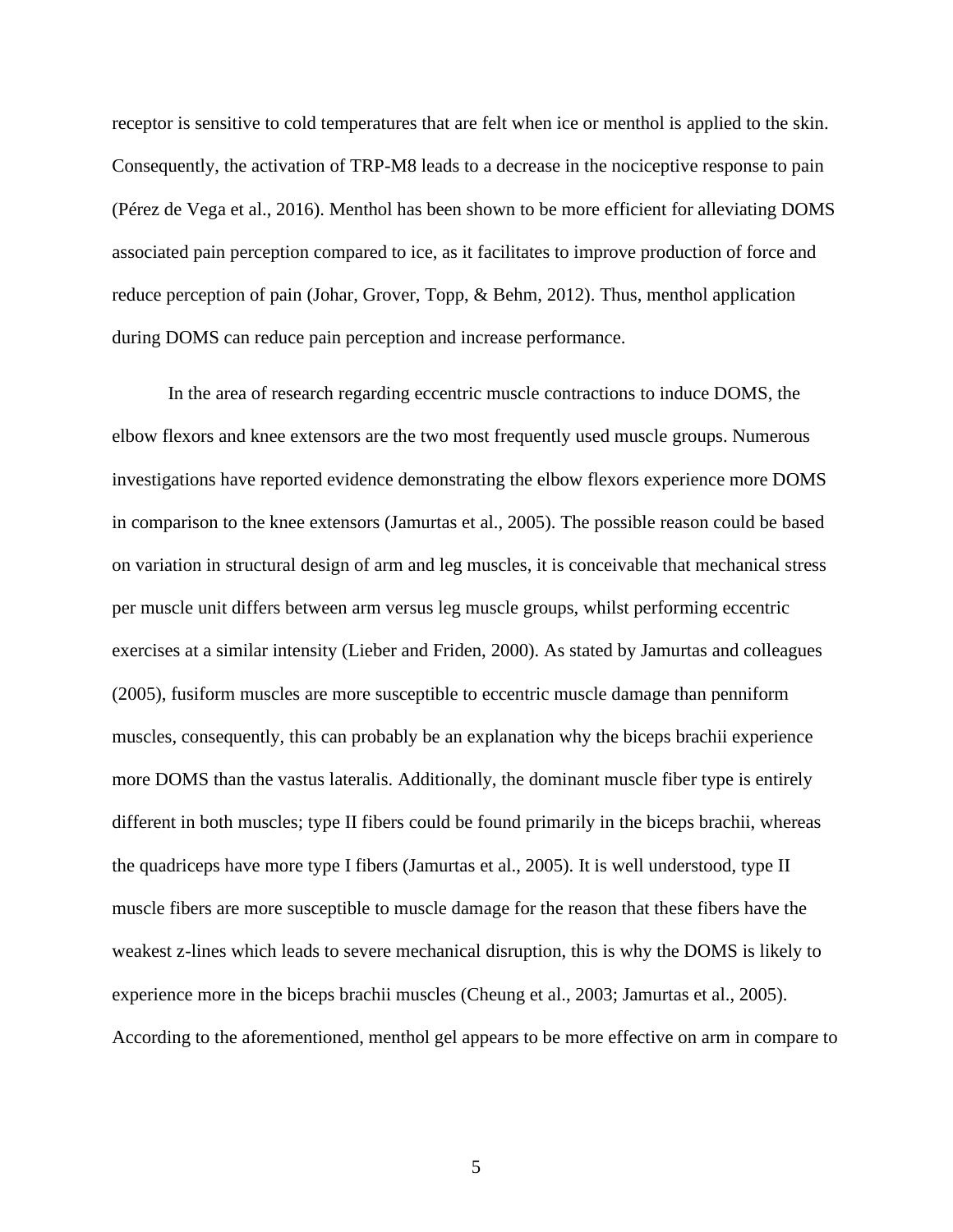receptor is sensitive to cold temperatures that are felt when ice or menthol is applied to the skin. Consequently, the activation of TRP-M8 leads to a decrease in the nociceptive response to pain (Pérez de Vega et al., 2016). Menthol has been shown to be more efficient for alleviating DOMS associated pain perception compared to ice, as it facilitates to improve production of force and reduce perception of pain (Johar, Grover, Topp, & Behm, 2012). Thus, menthol application during DOMS can reduce pain perception and increase performance.

In the area of research regarding eccentric muscle contractions to induce DOMS, the elbow flexors and knee extensors are the two most frequently used muscle groups. Numerous investigations have reported evidence demonstrating the elbow flexors experience more DOMS in comparison to the knee extensors (Jamurtas et al., 2005). The possible reason could be based on variation in structural design of arm and leg muscles, it is conceivable that mechanical stress per muscle unit differs between arm versus leg muscle groups, whilst performing eccentric exercises at a similar intensity (Lieber and Friden, 2000). As stated by Jamurtas and colleagues (2005), fusiform muscles are more susceptible to eccentric muscle damage than penniform muscles, consequently, this can probably be an explanation why the biceps brachii experience more DOMS than the vastus lateralis. Additionally, the dominant muscle fiber type is entirely different in both muscles; type II fibers could be found primarily in the biceps brachii, whereas the quadriceps have more type I fibers (Jamurtas et al., 2005). It is well understood, type II muscle fibers are more susceptible to muscle damage for the reason that these fibers have the weakest z-lines which leads to severe mechanical disruption, this is why the DOMS is likely to experience more in the biceps brachii muscles (Cheung et al., 2003; Jamurtas et al., 2005). According to the aforementioned, menthol gel appears to be more effective on arm in compare to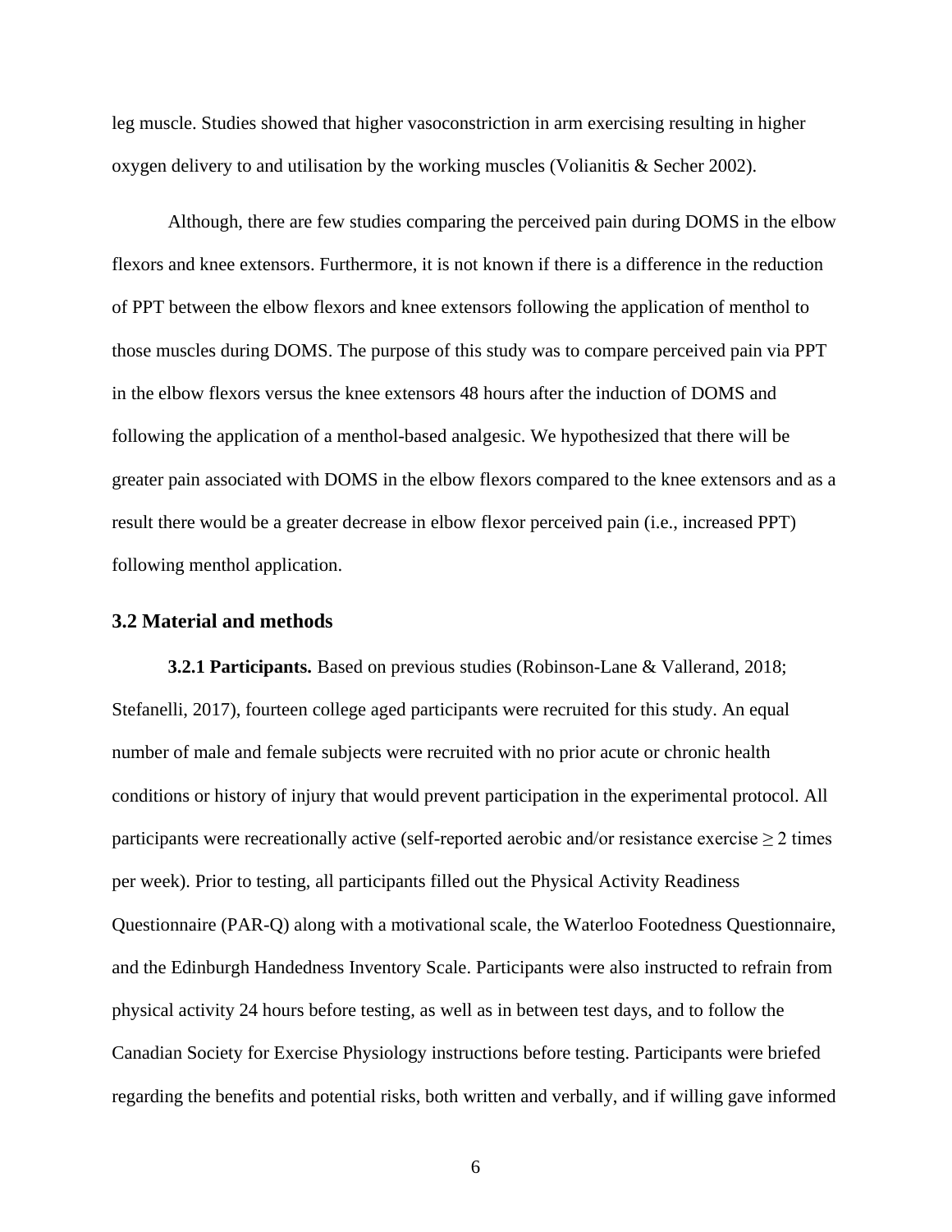leg muscle. Studies showed that higher vasoconstriction in arm exercising resulting in higher oxygen delivery to and utilisation by the working muscles (Volianitis & Secher 2002).

Although, there are few studies comparing the perceived pain during DOMS in the elbow flexors and knee extensors. Furthermore, it is not known if there is a difference in the reduction of PPT between the elbow flexors and knee extensors following the application of menthol to those muscles during DOMS. The purpose of this study was to compare perceived pain via PPT in the elbow flexors versus the knee extensors 48 hours after the induction of DOMS and following the application of a menthol-based analgesic. We hypothesized that there will be greater pain associated with DOMS in the elbow flexors compared to the knee extensors and as a result there would be a greater decrease in elbow flexor perceived pain (i.e., increased PPT) following menthol application.

### 3.2 Material and methods

**3.2.1 Participants.** Based on previous studies (Robinson-Lane & Vallerand, 2018; Stefanelli, 2017), fourteen college aged participants were recruited for this study. An equal number of male and female subjects were recruited with no prior acute or chronic health conditions or history of injury that would prevent participation in the experimental protocol. All participants were recreationally active (self-reported aerobic and/or resistance exercise ≥ 2 times per week). Prior to testing, all participants filled out the Physical Activity Readiness Questionnaire (PAR-Q) along with a motivational scale, the Waterloo Footedness Questionnaire, and the Edinburgh Handedness Inventory Scale. Participants were also instructed to refrain from physical activity 24 hours before testing, as well as in between test days, and to follow the Canadian Society for Exercise Physiology instructions before testing. Participants were briefed regarding the benefits and potential risks, both written and verbally, and if willing gave informed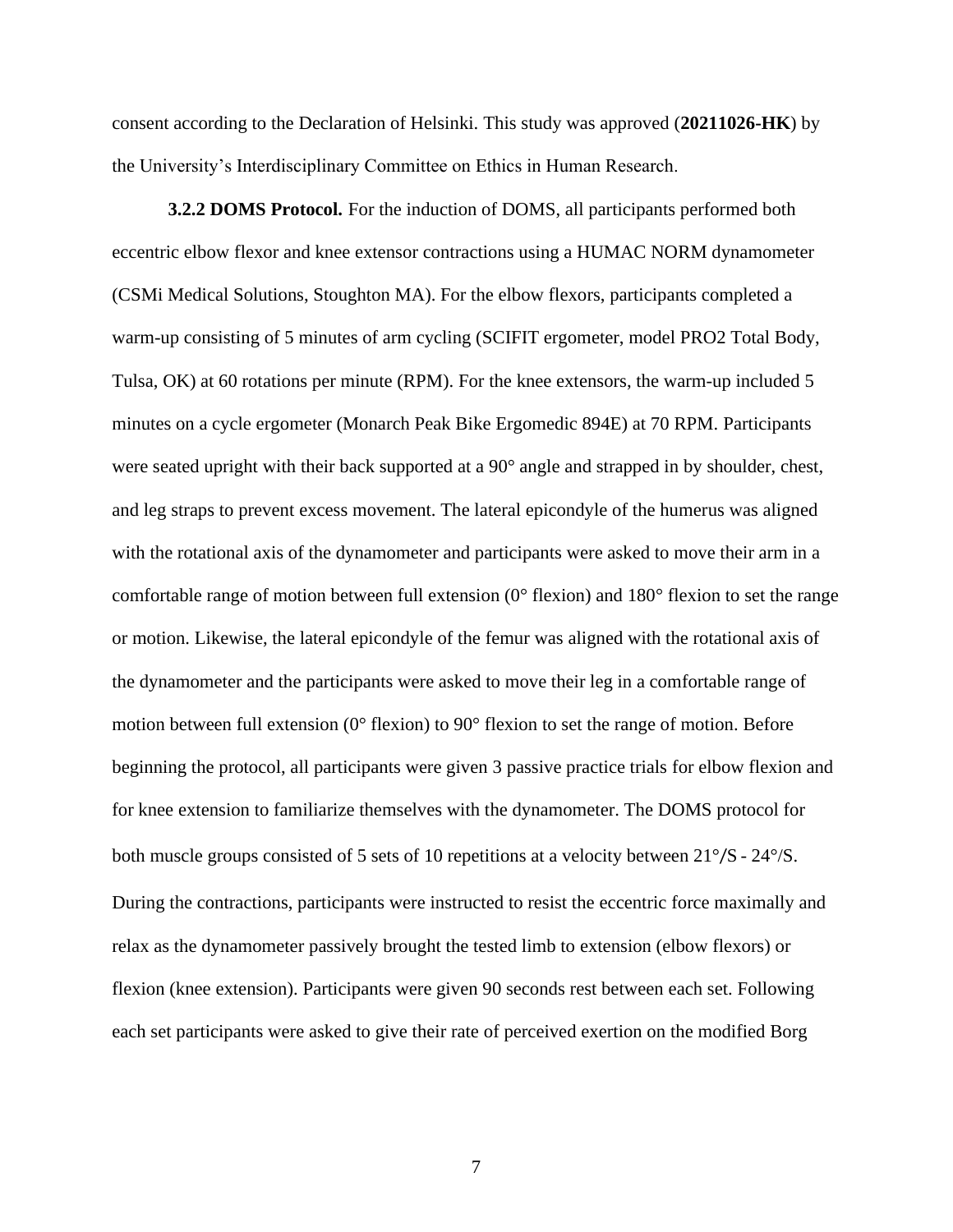consent according to the Declaration of Helsinki. This study was approved (**20211026-HK**) by the University's Interdisciplinary Committee on Ethics in Human Research.

**3.2.2 DOMS Protocol.** For the induction of DOMS, all participants performed both eccentric elbow flexor and knee extensor contractions using a HUMAC NORM dynamometer (CSMi Medical Solutions, Stoughton MA). For the elbow flexors, participants completed a warm-up consisting of 5 minutes of arm cycling (SCIFIT ergometer, model PRO2 Total Body, Tulsa, OK) at 60 rotations per minute (RPM). For the knee extensors, the warm-up included 5 minutes on a cycle ergometer (Monarch Peak Bike Ergomedic 894E) at 70 RPM. Participants were seated upright with their back supported at a 90° angle and strapped in by shoulder, chest, and leg straps to prevent excess movement. The lateral epicondyle of the humerus was aligned with the rotational axis of the dynamometer and participants were asked to move their arm in a comfortable range of motion between full extension (0° flexion) and 180° flexion to set the range or motion. Likewise, the lateral epicondyle of the femur was aligned with the rotational axis of the dynamometer and the participants were asked to move their leg in a comfortable range of motion between full extension (0° flexion) to 90° flexion to set the range of motion. Before beginning the protocol, all participants were given 3 passive practice trials for elbow flexion and for knee extension to familiarize themselves with the dynamometer. The DOMS protocol for both muscle groups consisted of 5 sets of 10 repetitions at a velocity between 21°/S - 24°/S. During the contractions, participants were instructed to resist the eccentric force maximally and relax as the dynamometer passively brought the tested limb to extension (elbow flexors) or flexion (knee extension). Participants were given 90 seconds rest between each set. Following each set participants were asked to give their rate of perceived exertion on the modified Borg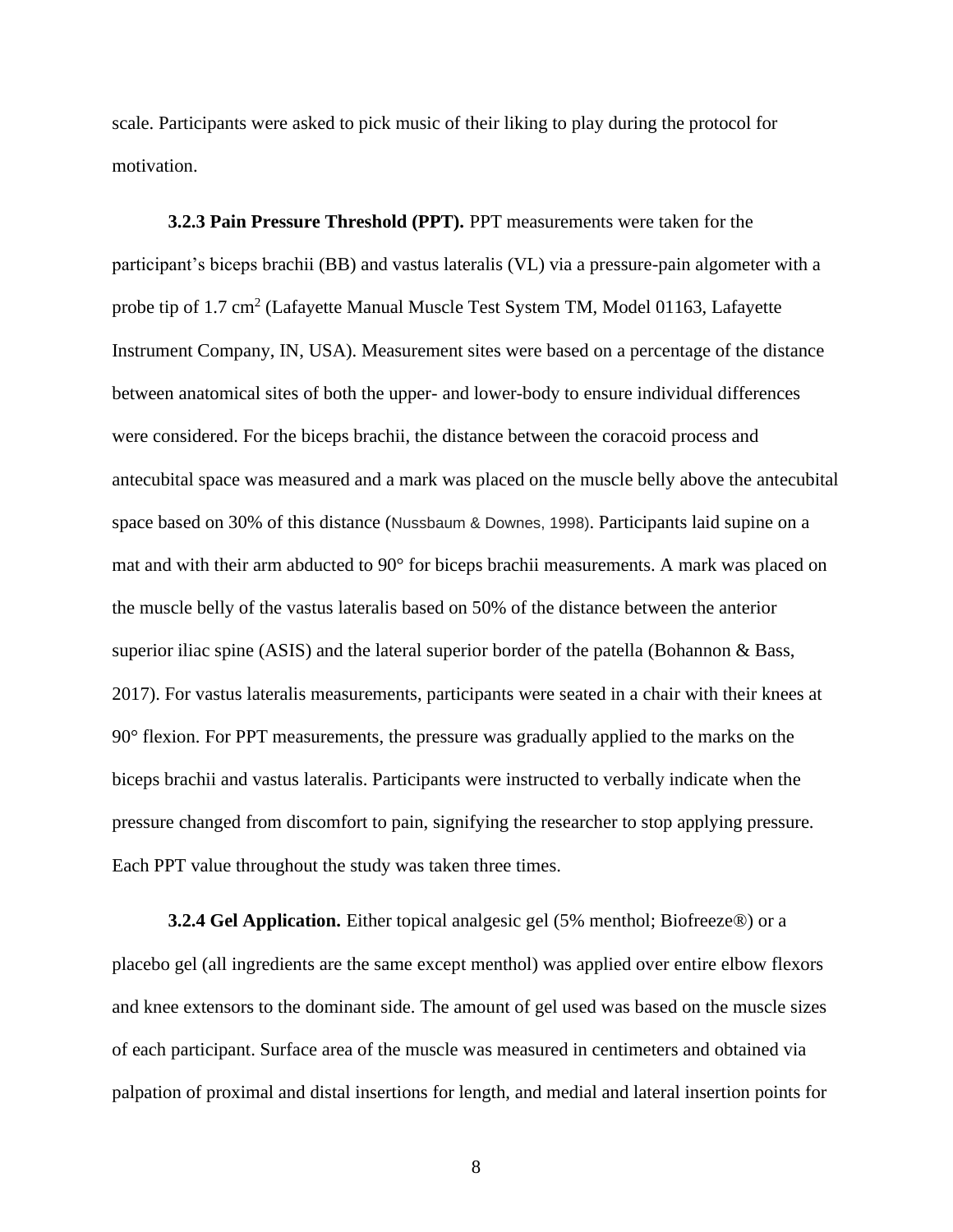scale. Participants were asked to pick music of their liking to play during the protocol for motivation.

**3.2.3 Pain Pressure Threshold (PPT).** PPT measurements were taken for the participant's biceps brachii (BB) and vastus lateralis (VL) via a pressure-pain algometer with a probe tip of 1.7 $cm^2$ (Lafayette Manual Muscle Test System TM, Model 01163, Lafayette Instrument Company, IN, USA). Measurement sites were based on a percentage of the distance between anatomical sites of both the upper- and lower-body to ensure individual differences were considered. For the biceps brachii, the distance between the coracoid process and antecubital space was measured and a mark was placed on the muscle belly above the antecubital space based on 30% of this distance (Nussbaum & Downes, 1998). Participants laid supine on a mat and with their arm abducted to 90° for biceps brachii measurements. A mark was placed on the muscle belly of the vastus lateralis based on 50% of the distance between the anterior superior iliac spine (ASIS) and the lateral superior border of the patella (Bohannon & Bass, 2017). For vastus lateralis measurements, participants were seated in a chair with their knees at 90° flexion. For PPT measurements, the pressure was gradually applied to the marks on the biceps brachii and vastus lateralis. Participants were instructed to verbally indicate when the pressure changed from discomfort to pain, signifying the researcher to stop applying pressure. Each PPT value throughout the study was taken three times.

**3.2.4 Gel Application.** Either topical analgesic gel (5% menthol; Biofreeze®) or a placebo gel (all ingredients are the same except menthol) was applied over entire elbow flexors and knee extensors to the dominant side. The amount of gel used was based on the muscle sizes of each participant. Surface area of the muscle was measured in centimeters and obtained via palpation of proximal and distal insertions for length, and medial and lateral insertion points for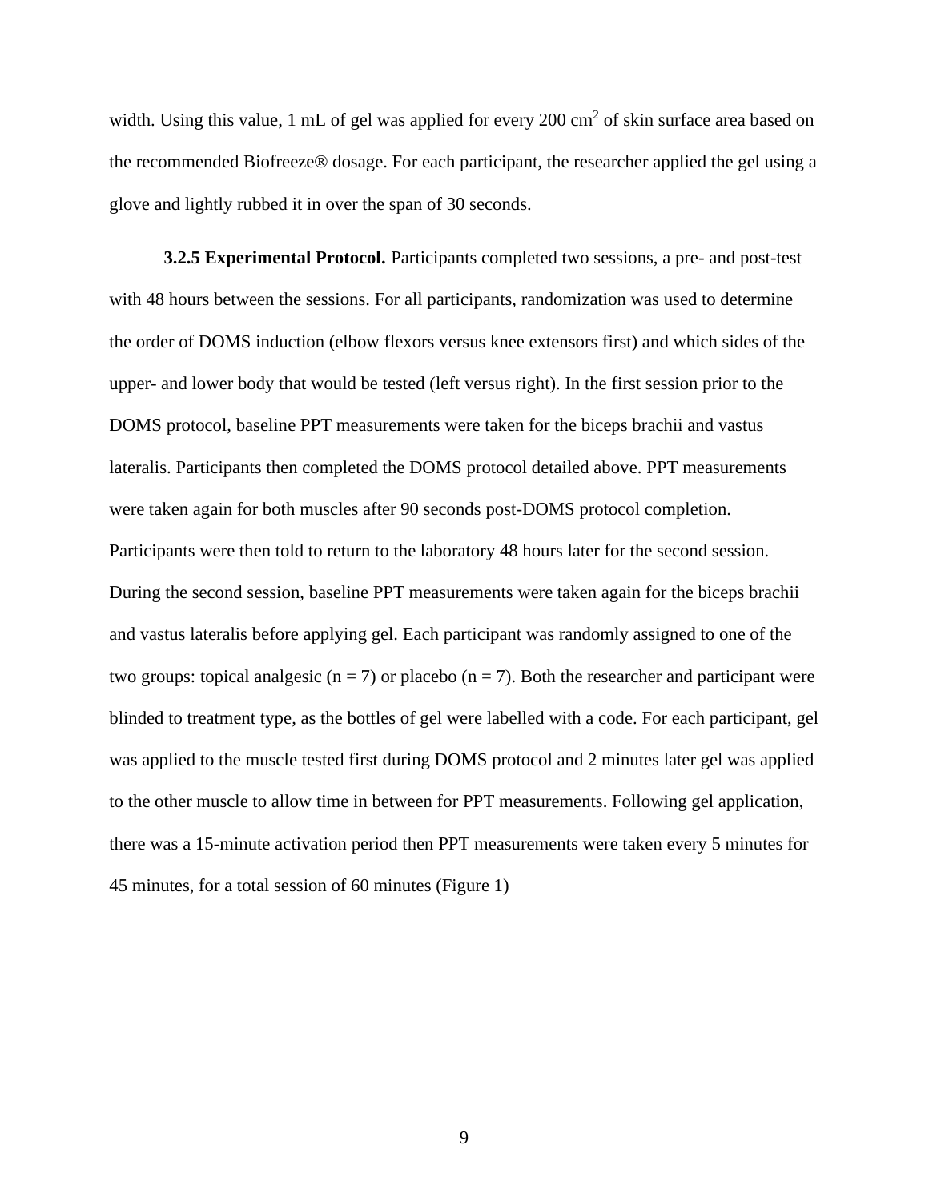width. Using this value, 1 mL of gel was applied for every 200 $cm^2$ of skin surface area based on the recommended Biofreeze® dosage. For each participant, the researcher applied the gel using a glove and lightly rubbed it in over the span of 30 seconds.

**3.2.5 Experimental Protocol.** Participants completed two sessions, a pre- and post-test with 48 hours between the sessions. For all participants, randomization was used to determine the order of DOMS induction (elbow flexors versus knee extensors first) and which sides of the upper- and lower body that would be tested (left versus right). In the first session prior to the DOMS protocol, baseline PPT measurements were taken for the biceps brachii and vastus lateralis. Participants then completed the DOMS protocol detailed above. PPT measurements were taken again for both muscles after 90 seconds post-DOMS protocol completion. Participants were then told to return to the laboratory 48 hours later for the second session. During the second session, baseline PPT measurements were taken again for the biceps brachii and vastus lateralis before applying gel. Each participant was randomly assigned to one of the two groups: topical analgesic ($n = 7$) or placebo ($n = 7$). Both the researcher and participant were blinded to treatment type, as the bottles of gel were labelled with a code. For each participant, gel was applied to the muscle tested first during DOMS protocol and 2 minutes later gel was applied to the other muscle to allow time in between for PPT measurements. Following gel application, there was a 15-minute activation period then PPT measurements were taken every 5 minutes for 45 minutes, for a total session of 60 minutes (Figure 1)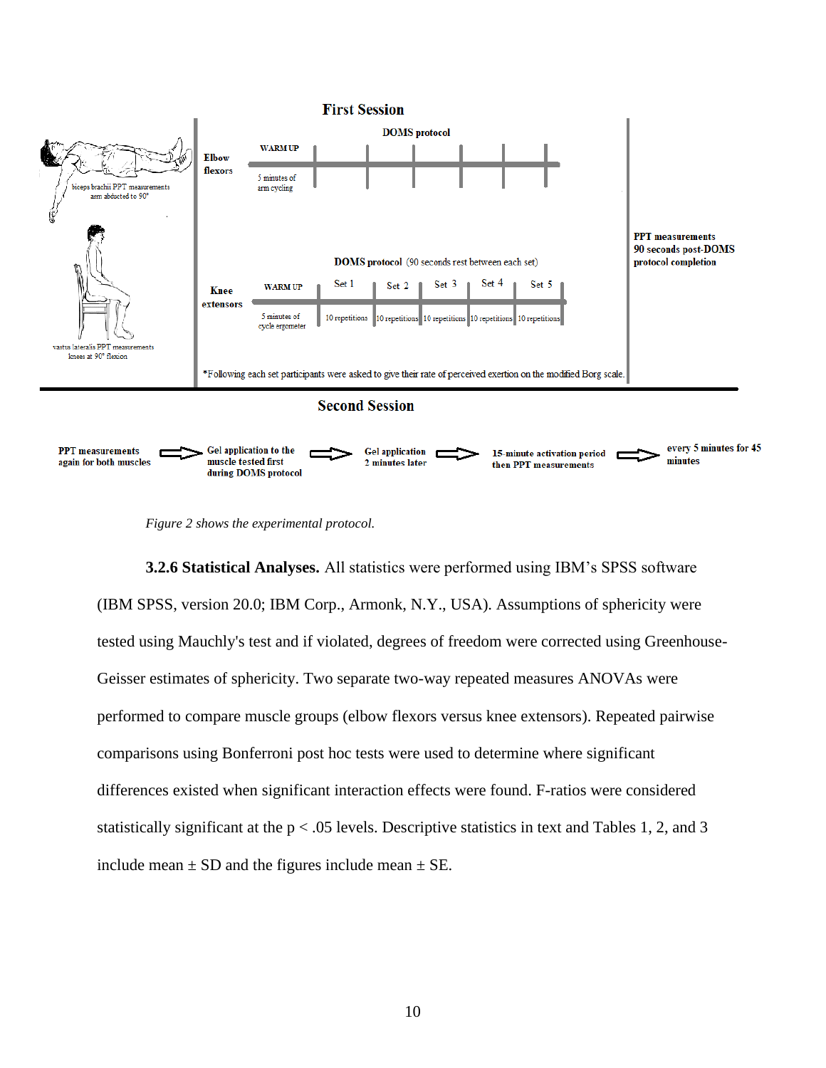**First Session**

| | DOMS protocol | |
|---|---|---|
| Elbow flexors | WARM UP — 5 minutes of arm cycling | |
| Knee extensors | WARM UP — 5 minutes of cycle ergometer | DOMS protocol (90 seconds rest between each set): Set 1 — 10 repetitions; Set 2 — 10 repetitions; Set 3 — 10 repetitions; Set 4 — 10 repetitions; Set 5 — 10 repetitions |

biceps brachii PPT measurements arm abducted to 90°

vastus lateralis PPT measurements knees at 90° flexion

PPT measurements 90 seconds post-DOMS protocol completion

*Following each set participants were asked to give their rate of perceived exertion on the modified Borg scale.

**Second Session**

PPT measurements again for both muscles → Gel application to the muscle tested first during DOMS protocol → Gel application 2 minutes later → 15-minute activation period then PPT measurements → every 5 minutes for 45 minutes

*Figure 2 shows the experimental protocol.*

**3.2.6 Statistical Analyses.** All statistics were performed using IBM's SPSS software (IBM SPSS, version 20.0; IBM Corp., Armonk, N.Y., USA). Assumptions of sphericity were tested using Mauchly's test and if violated, degrees of freedom were corrected using Greenhouse-Geisser estimates of sphericity. Two separate two-way repeated measures ANOVAs were performed to compare muscle groups (elbow flexors versus knee extensors). Repeated pairwise comparisons using Bonferroni post hoc tests were used to determine where significant differences existed when significant interaction effects were found. F-ratios were considered statistically significant at the $p < .05$ levels. Descriptive statistics in text and Tables 1, 2, and 3 include mean ± SD and the figures include mean ± SE.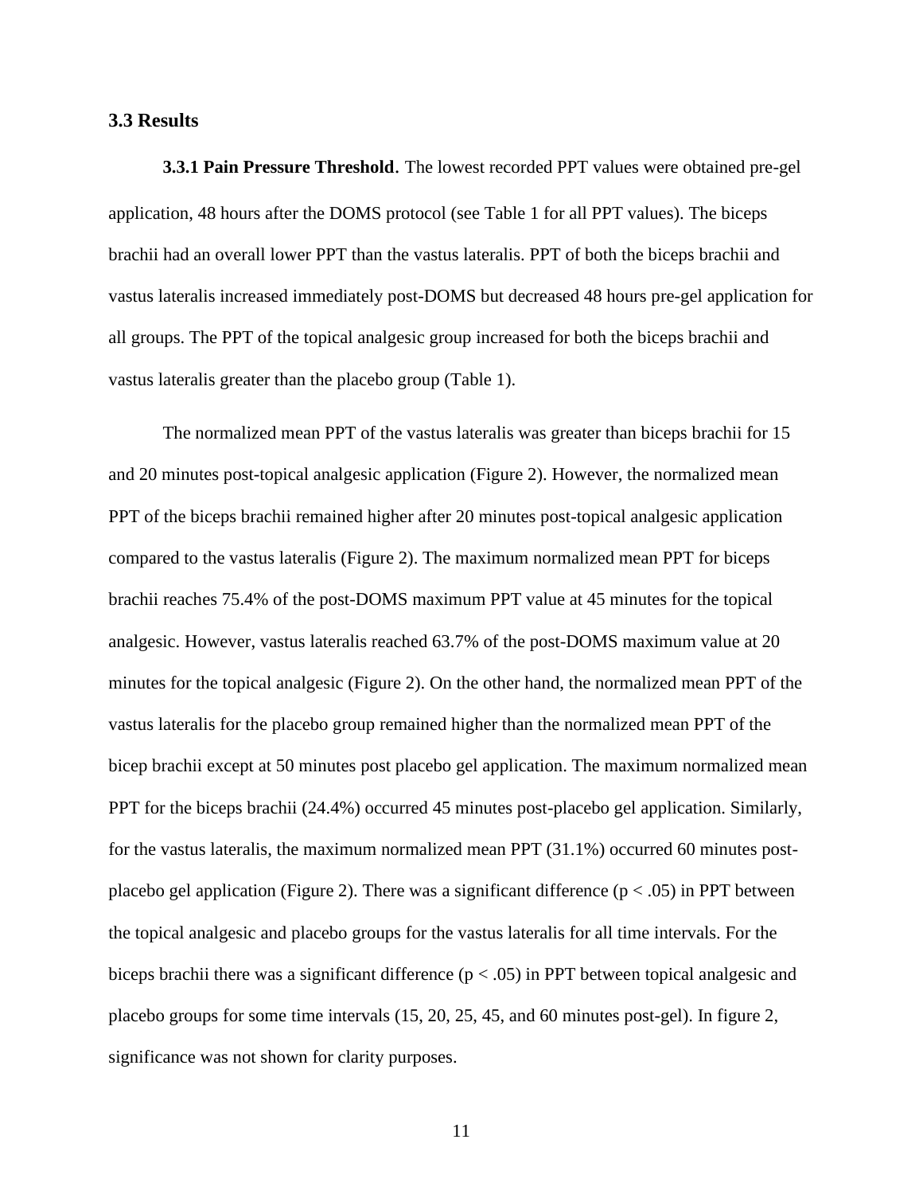### 3.3 Results

**3.3.1 Pain Pressure Threshold**. The lowest recorded PPT values were obtained pre-gel application, 48 hours after the DOMS protocol (see Table 1 for all PPT values). The biceps brachii had an overall lower PPT than the vastus lateralis. PPT of both the biceps brachii and vastus lateralis increased immediately post-DOMS but decreased 48 hours pre-gel application for all groups. The PPT of the topical analgesic group increased for both the biceps brachii and vastus lateralis greater than the placebo group (Table 1).

The normalized mean PPT of the vastus lateralis was greater than biceps brachii for 15 and 20 minutes post-topical analgesic application (Figure 2). However, the normalized mean PPT of the biceps brachii remained higher after 20 minutes post-topical analgesic application compared to the vastus lateralis (Figure 2). The maximum normalized mean PPT for biceps brachii reaches 75.4% of the post-DOMS maximum PPT value at 45 minutes for the topical analgesic. However, vastus lateralis reached 63.7% of the post-DOMS maximum value at 20 minutes for the topical analgesic (Figure 2). On the other hand, the normalized mean PPT of the vastus lateralis for the placebo group remained higher than the normalized mean PPT of the bicep brachii except at 50 minutes post placebo gel application. The maximum normalized mean PPT for the biceps brachii (24.4%) occurred 45 minutes post-placebo gel application. Similarly, for the vastus lateralis, the maximum normalized mean PPT (31.1%) occurred 60 minutes post-placebo gel application (Figure 2). There was a significant difference ($p < .05$) in PPT between the topical analgesic and placebo groups for the vastus lateralis for all time intervals. For the biceps brachii there was a significant difference ($p < .05$) in PPT between topical analgesic and placebo groups for some time intervals (15, 20, 25, 45, and 60 minutes post-gel). In figure 2, significance was not shown for clarity purposes.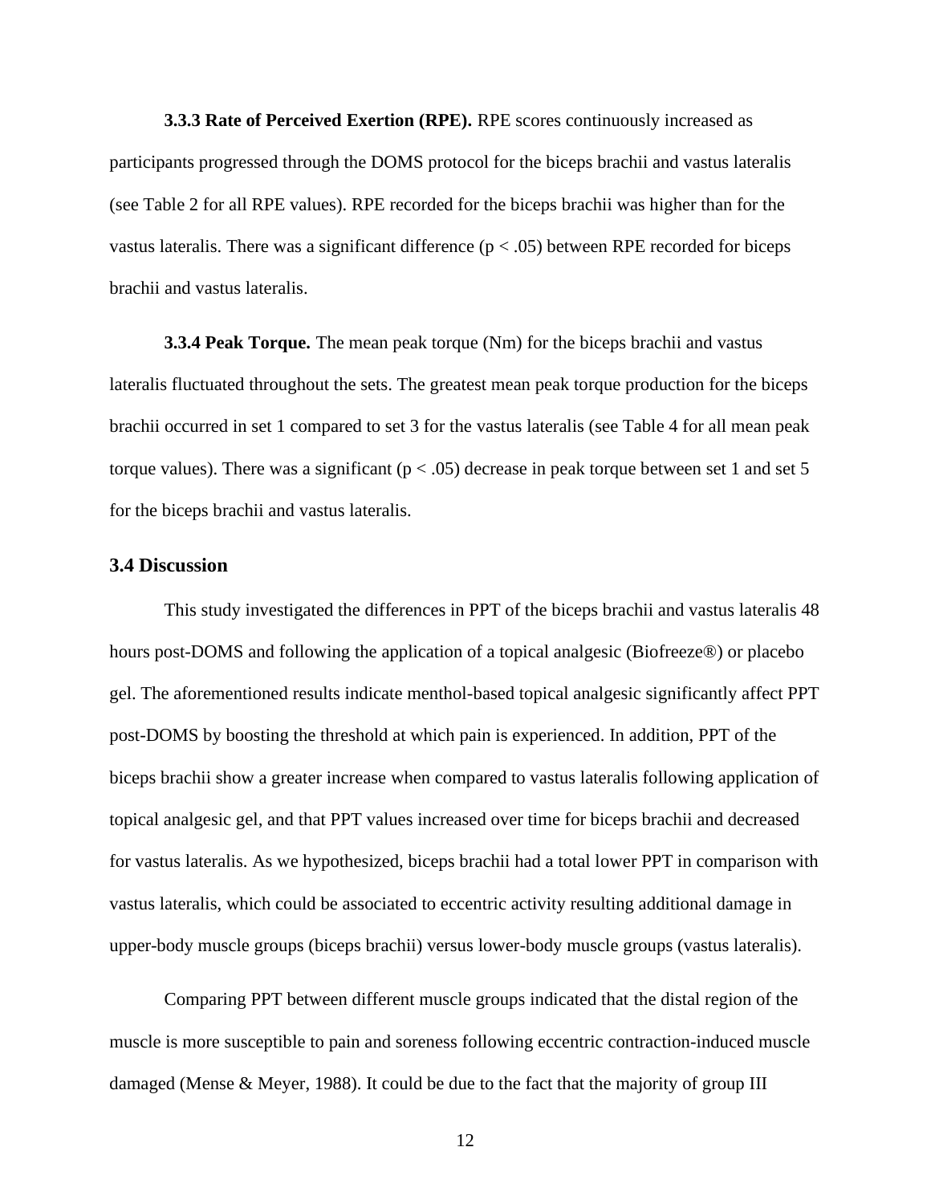**3.3.3 Rate of Perceived Exertion (RPE).** RPE scores continuously increased as participants progressed through the DOMS protocol for the biceps brachii and vastus lateralis (see Table 2 for all RPE values). RPE recorded for the biceps brachii was higher than for the vastus lateralis. There was a significant difference ($p < .05$) between RPE recorded for biceps brachii and vastus lateralis.

**3.3.4 Peak Torque.** The mean peak torque (Nm) for the biceps brachii and vastus lateralis fluctuated throughout the sets. The greatest mean peak torque production for the biceps brachii occurred in set 1 compared to set 3 for the vastus lateralis (see Table 4 for all mean peak torque values). There was a significant ($p < .05$) decrease in peak torque between set 1 and set 5 for the biceps brachii and vastus lateralis.

### 3.4 Discussion

This study investigated the differences in PPT of the biceps brachii and vastus lateralis 48 hours post-DOMS and following the application of a topical analgesic (Biofreeze®) or placebo gel. The aforementioned results indicate menthol-based topical analgesic significantly affect PPT post-DOMS by boosting the threshold at which pain is experienced. In addition, PPT of the biceps brachii show a greater increase when compared to vastus lateralis following application of topical analgesic gel, and that PPT values increased over time for biceps brachii and decreased for vastus lateralis. As we hypothesized, biceps brachii had a total lower PPT in comparison with vastus lateralis, which could be associated to eccentric activity resulting additional damage in upper-body muscle groups (biceps brachii) versus lower-body muscle groups (vastus lateralis).

Comparing PPT between different muscle groups indicated that the distal region of the muscle is more susceptible to pain and soreness following eccentric contraction-induced muscle damaged (Mense & Meyer, 1988). It could be due to the fact that the majority of group III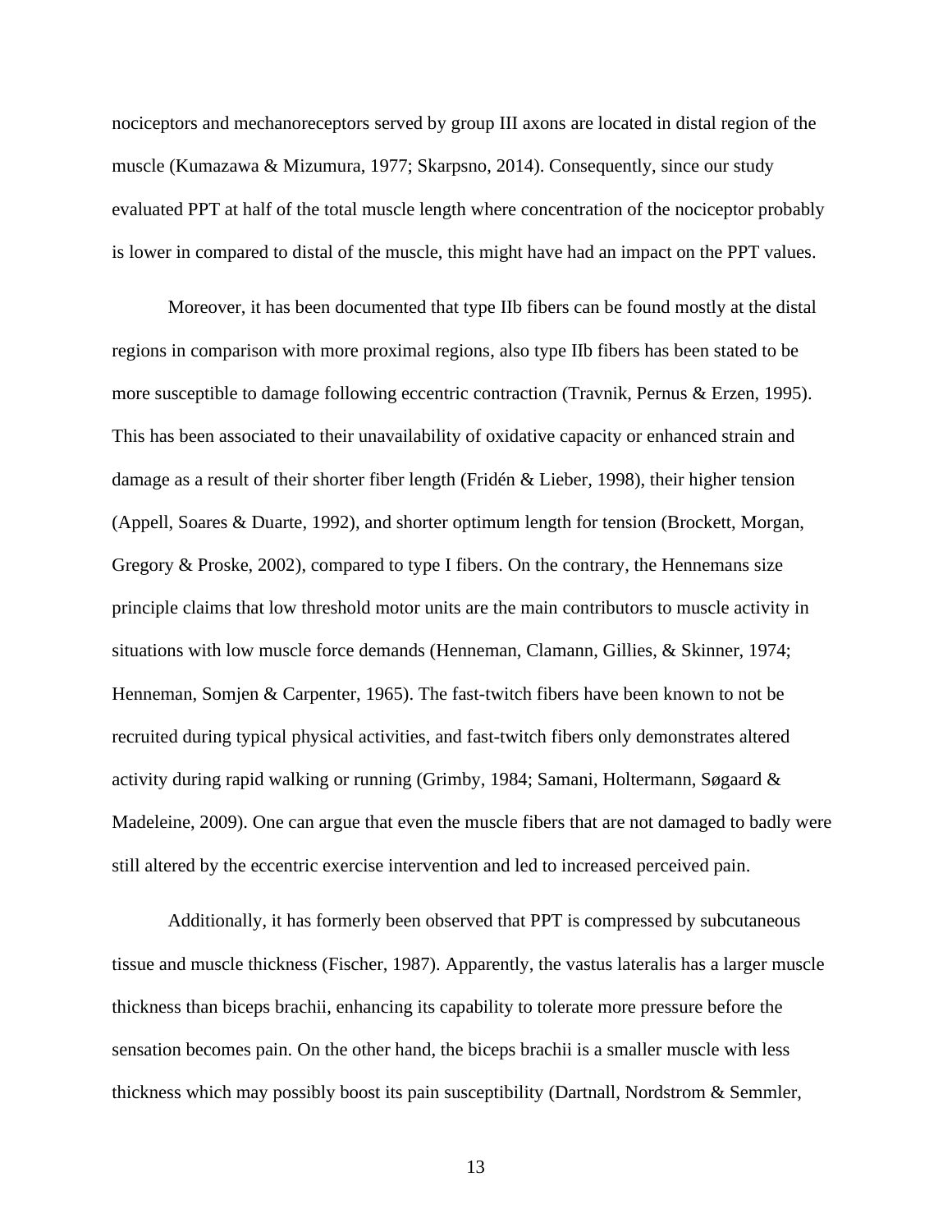nociceptors and mechanoreceptors served by group III axons are located in distal region of the muscle (Kumazawa & Mizumura, 1977; Skarpsno, 2014). Consequently, since our study evaluated PPT at half of the total muscle length where concentration of the nociceptor probably is lower in compared to distal of the muscle, this might have had an impact on the PPT values.

Moreover, it has been documented that type IIb fibers can be found mostly at the distal regions in comparison with more proximal regions, also type IIb fibers has been stated to be more susceptible to damage following eccentric contraction (Travnik, Pernus & Erzen, 1995). This has been associated to their unavailability of oxidative capacity or enhanced strain and damage as a result of their shorter fiber length (Fridén & Lieber, 1998), their higher tension (Appell, Soares & Duarte, 1992), and shorter optimum length for tension (Brockett, Morgan, Gregory & Proske, 2002), compared to type I fibers. On the contrary, the Hennemans size principle claims that low threshold motor units are the main contributors to muscle activity in situations with low muscle force demands (Henneman, Clamann, Gillies, & Skinner, 1974; Henneman, Somjen & Carpenter, 1965). The fast-twitch fibers have been known to not be recruited during typical physical activities, and fast-twitch fibers only demonstrates altered activity during rapid walking or running (Grimby, 1984; Samani, Holtermann, Søgaard & Madeleine, 2009). One can argue that even the muscle fibers that are not damaged to badly were still altered by the eccentric exercise intervention and led to increased perceived pain.

Additionally, it has formerly been observed that PPT is compressed by subcutaneous tissue and muscle thickness (Fischer, 1987). Apparently, the vastus lateralis has a larger muscle thickness than biceps brachii, enhancing its capability to tolerate more pressure before the sensation becomes pain. On the other hand, the biceps brachii is a smaller muscle with less thickness which may possibly boost its pain susceptibility (Dartnall, Nordstrom & Semmler,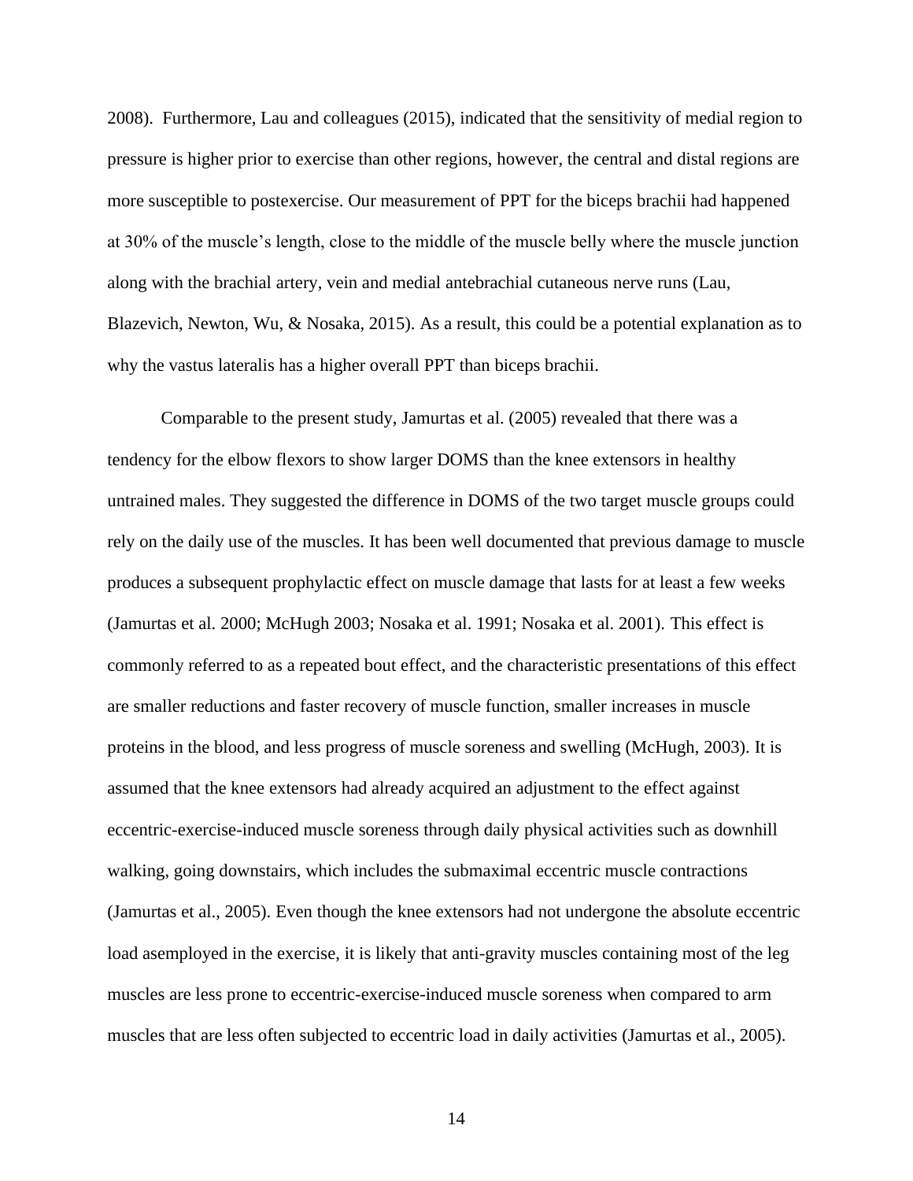2008). Furthermore, Lau and colleagues (2015), indicated that the sensitivity of medial region to pressure is higher prior to exercise than other regions, however, the central and distal regions are more susceptible to postexercise. Our measurement of PPT for the biceps brachii had happened at 30% of the muscle's length, close to the middle of the muscle belly where the muscle junction along with the brachial artery, vein and medial antebrachial cutaneous nerve runs (Lau, Blazevich, Newton, Wu, & Nosaka, 2015). As a result, this could be a potential explanation as to why the vastus lateralis has a higher overall PPT than biceps brachii.

Comparable to the present study, Jamurtas et al. (2005) revealed that there was a tendency for the elbow flexors to show larger DOMS than the knee extensors in healthy untrained males. They suggested the difference in DOMS of the two target muscle groups could rely on the daily use of the muscles. It has been well documented that previous damage to muscle produces a subsequent prophylactic effect on muscle damage that lasts for at least a few weeks (Jamurtas et al. 2000; McHugh 2003; Nosaka et al. 1991; Nosaka et al. 2001). This effect is commonly referred to as a repeated bout effect, and the characteristic presentations of this effect are smaller reductions and faster recovery of muscle function, smaller increases in muscle proteins in the blood, and less progress of muscle soreness and swelling (McHugh, 2003). It is assumed that the knee extensors had already acquired an adjustment to the effect against eccentric-exercise-induced muscle soreness through daily physical activities such as downhill walking, going downstairs, which includes the submaximal eccentric muscle contractions (Jamurtas et al., 2005). Even though the knee extensors had not undergone the absolute eccentric load asemployed in the exercise, it is likely that anti-gravity muscles containing most of the leg muscles are less prone to eccentric-exercise-induced muscle soreness when compared to arm muscles that are less often subjected to eccentric load in daily activities (Jamurtas et al., 2005).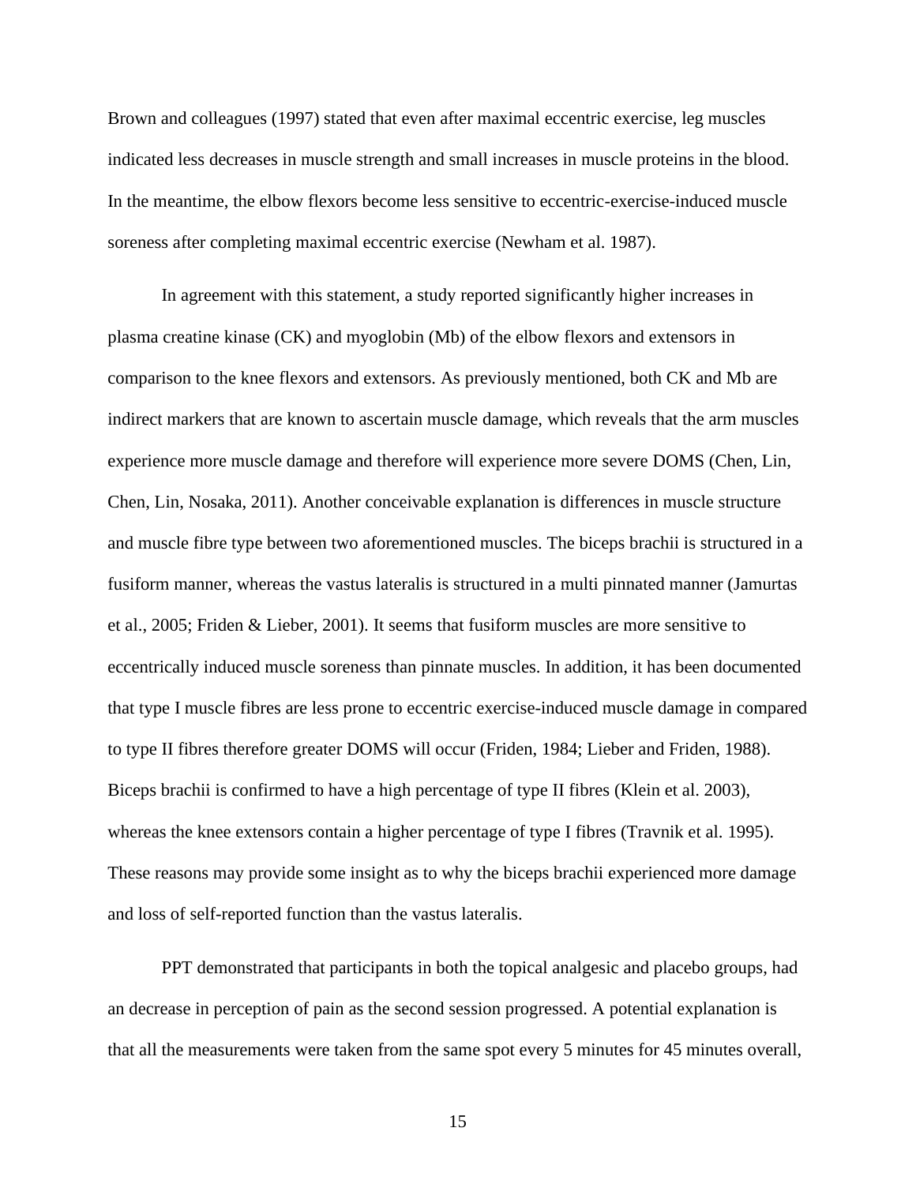Brown and colleagues (1997) stated that even after maximal eccentric exercise, leg muscles indicated less decreases in muscle strength and small increases in muscle proteins in the blood. In the meantime, the elbow flexors become less sensitive to eccentric-exercise-induced muscle soreness after completing maximal eccentric exercise (Newham et al. 1987).

In agreement with this statement, a study reported significantly higher increases in plasma creatine kinase (CK) and myoglobin (Mb) of the elbow flexors and extensors in comparison to the knee flexors and extensors. As previously mentioned, both CK and Mb are indirect markers that are known to ascertain muscle damage, which reveals that the arm muscles experience more muscle damage and therefore will experience more severe DOMS (Chen, Lin, Chen, Lin, Nosaka, 2011). Another conceivable explanation is differences in muscle structure and muscle fibre type between two aforementioned muscles. The biceps brachii is structured in a fusiform manner, whereas the vastus lateralis is structured in a multi pinnated manner (Jamurtas et al., 2005; Friden & Lieber, 2001). It seems that fusiform muscles are more sensitive to eccentrically induced muscle soreness than pinnate muscles. In addition, it has been documented that type I muscle fibres are less prone to eccentric exercise-induced muscle damage in compared to type II fibres therefore greater DOMS will occur (Friden, 1984; Lieber and Friden, 1988). Biceps brachii is confirmed to have a high percentage of type II fibres (Klein et al. 2003), whereas the knee extensors contain a higher percentage of type I fibres (Travnik et al. 1995). These reasons may provide some insight as to why the biceps brachii experienced more damage and loss of self-reported function than the vastus lateralis.

PPT demonstrated that participants in both the topical analgesic and placebo groups, had an decrease in perception of pain as the second session progressed. A potential explanation is that all the measurements were taken from the same spot every 5 minutes for 45 minutes overall,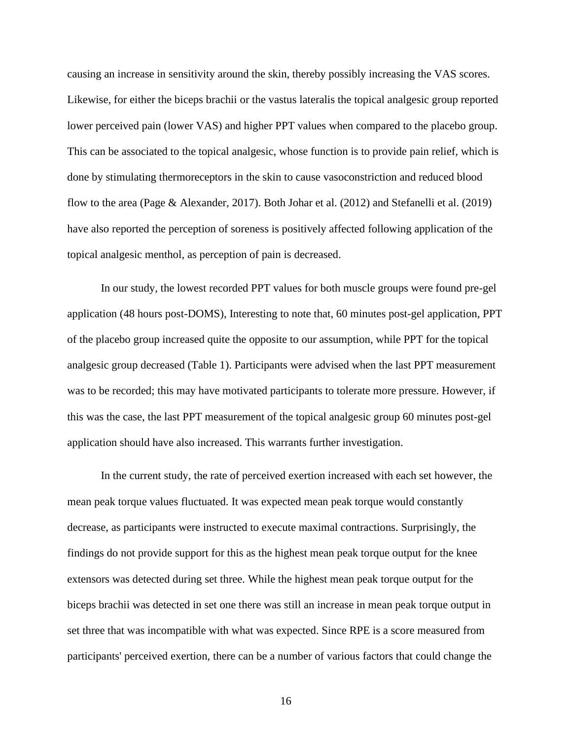causing an increase in sensitivity around the skin, thereby possibly increasing the VAS scores. Likewise, for either the biceps brachii or the vastus lateralis the topical analgesic group reported lower perceived pain (lower VAS) and higher PPT values when compared to the placebo group. This can be associated to the topical analgesic, whose function is to provide pain relief, which is done by stimulating thermoreceptors in the skin to cause vasoconstriction and reduced blood flow to the area (Page & Alexander, 2017). Both Johar et al. (2012) and Stefanelli et al. (2019) have also reported the perception of soreness is positively affected following application of the topical analgesic menthol, as perception of pain is decreased.

In our study, the lowest recorded PPT values for both muscle groups were found pre-gel application (48 hours post-DOMS), Interesting to note that, 60 minutes post-gel application, PPT of the placebo group increased quite the opposite to our assumption, while PPT for the topical analgesic group decreased (Table 1). Participants were advised when the last PPT measurement was to be recorded; this may have motivated participants to tolerate more pressure. However, if this was the case, the last PPT measurement of the topical analgesic group 60 minutes post-gel application should have also increased. This warrants further investigation.

In the current study, the rate of perceived exertion increased with each set however, the mean peak torque values fluctuated. It was expected mean peak torque would constantly decrease, as participants were instructed to execute maximal contractions. Surprisingly, the findings do not provide support for this as the highest mean peak torque output for the knee extensors was detected during set three. While the highest mean peak torque output for the biceps brachii was detected in set one there was still an increase in mean peak torque output in set three that was incompatible with what was expected. Since RPE is a score measured from participants' perceived exertion, there can be a number of various factors that could change the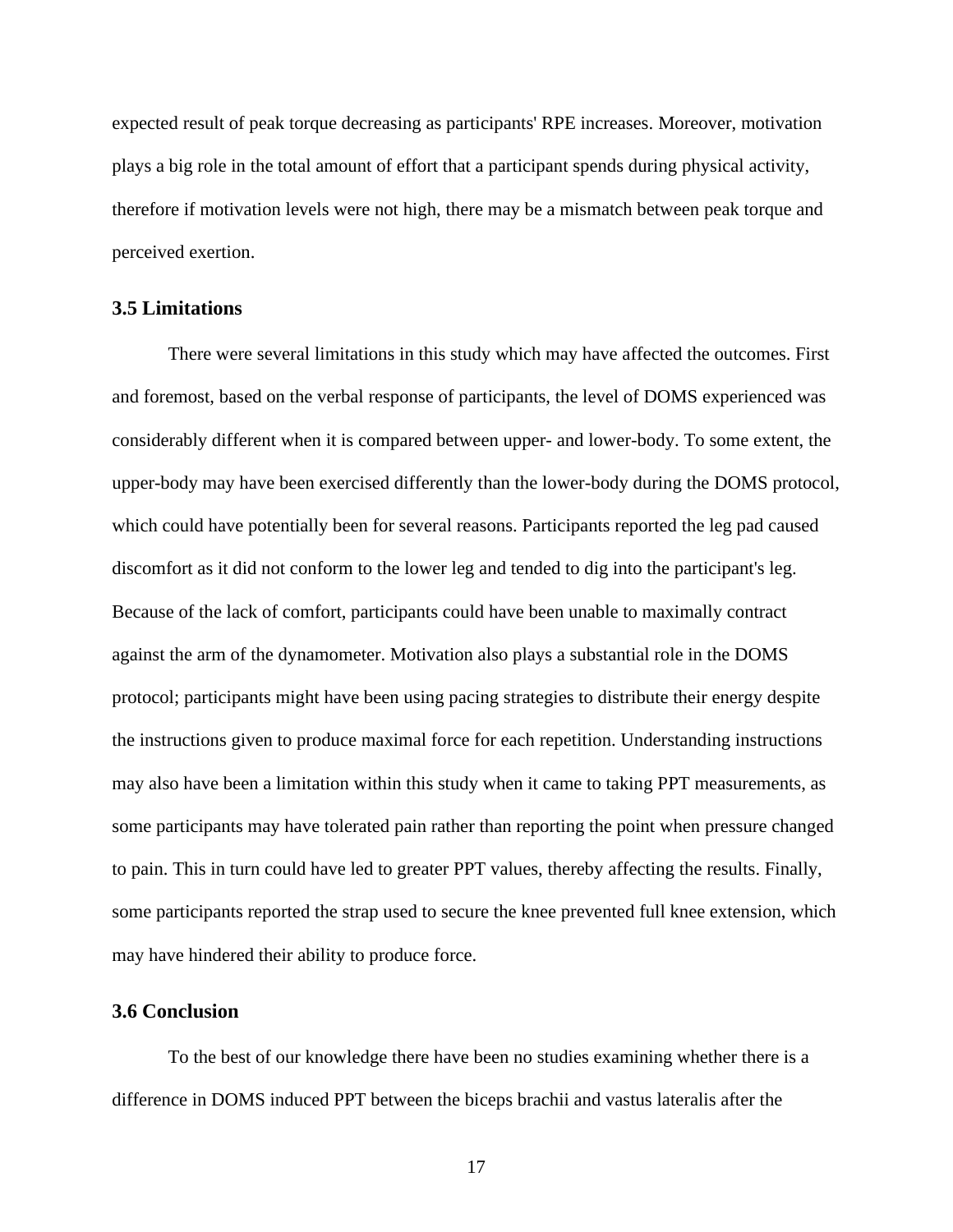expected result of peak torque decreasing as participants' RPE increases. Moreover, motivation plays a big role in the total amount of effort that a participant spends during physical activity, therefore if motivation levels were not high, there may be a mismatch between peak torque and perceived exertion.

### 3.5 Limitations

There were several limitations in this study which may have affected the outcomes. First and foremost, based on the verbal response of participants, the level of DOMS experienced was considerably different when it is compared between upper- and lower-body. To some extent, the upper-body may have been exercised differently than the lower-body during the DOMS protocol, which could have potentially been for several reasons. Participants reported the leg pad caused discomfort as it did not conform to the lower leg and tended to dig into the participant's leg. Because of the lack of comfort, participants could have been unable to maximally contract against the arm of the dynamometer. Motivation also plays a substantial role in the DOMS protocol; participants might have been using pacing strategies to distribute their energy despite the instructions given to produce maximal force for each repetition. Understanding instructions may also have been a limitation within this study when it came to taking PPT measurements, as some participants may have tolerated pain rather than reporting the point when pressure changed to pain. This in turn could have led to greater PPT values, thereby affecting the results. Finally, some participants reported the strap used to secure the knee prevented full knee extension, which may have hindered their ability to produce force.

### 3.6 Conclusion

To the best of our knowledge there have been no studies examining whether there is a difference in DOMS induced PPT between the biceps brachii and vastus lateralis after the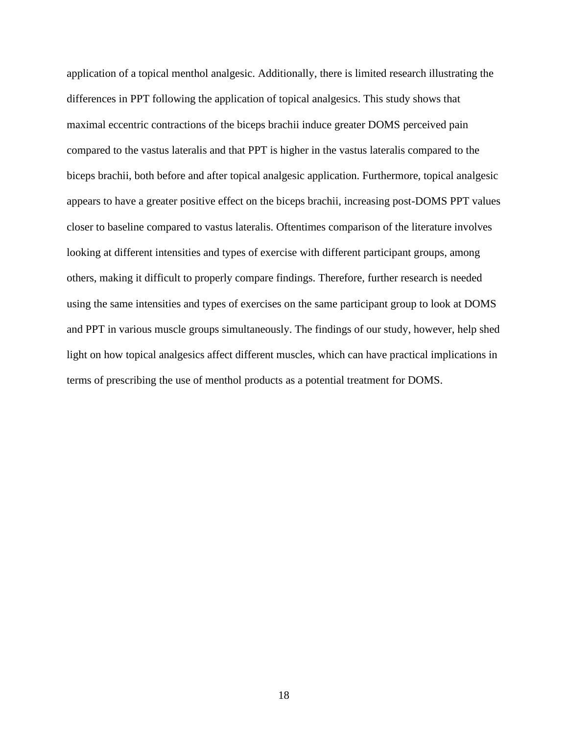application of a topical menthol analgesic. Additionally, there is limited research illustrating the differences in PPT following the application of topical analgesics. This study shows that maximal eccentric contractions of the biceps brachii induce greater DOMS perceived pain compared to the vastus lateralis and that PPT is higher in the vastus lateralis compared to the biceps brachii, both before and after topical analgesic application. Furthermore, topical analgesic appears to have a greater positive effect on the biceps brachii, increasing post-DOMS PPT values closer to baseline compared to vastus lateralis. Oftentimes comparison of the literature involves looking at different intensities and types of exercise with different participant groups, among others, making it difficult to properly compare findings. Therefore, further research is needed using the same intensities and types of exercises on the same participant group to look at DOMS and PPT in various muscle groups simultaneously. The findings of our study, however, help shed light on how topical analgesics affect different muscles, which can have practical implications in terms of prescribing the use of menthol products as a potential treatment for DOMS.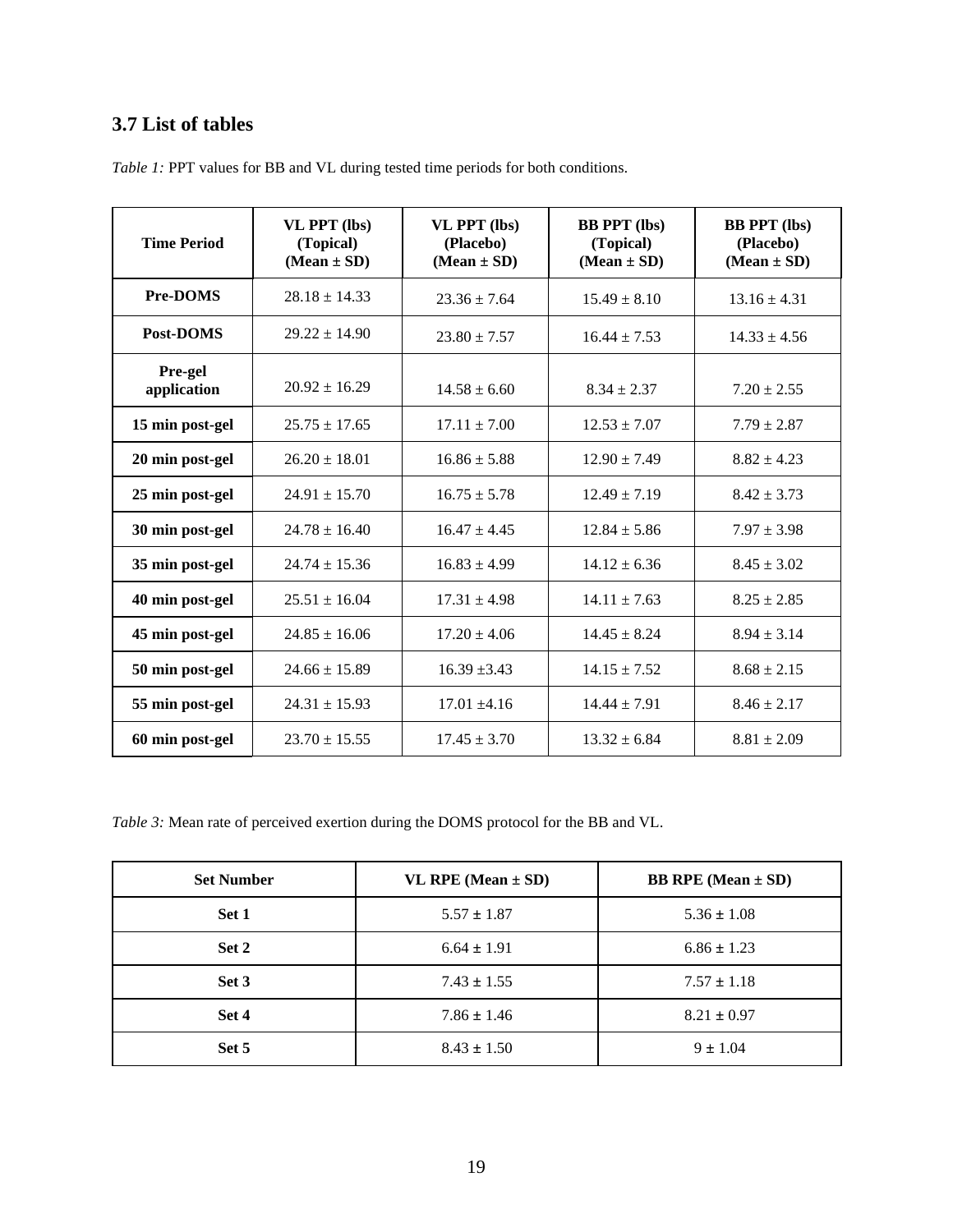### 3.7 List of tables

*Table 1:* PPT values for BB and VL during tested time periods for both conditions.

| Time Period | VL PPT (lbs) (Topical) (Mean ± SD) | VL PPT (lbs) (Placebo) (Mean ± SD) | BB PPT (lbs) (Topical) (Mean ± SD) | BB PPT (lbs) (Placebo) (Mean ± SD) |
|---|---|---|---|---|
| **Pre-DOMS** | 28.18 ± 14.33 | 23.36 ± 7.64 | 15.49 ± 8.10 | 13.16 ± 4.31 |
| **Post-DOMS** | 29.22 ± 14.90 | 23.80 ± 7.57 | 16.44 ± 7.53 | 14.33 ± 4.56 |
| **Pre-gel application** | 20.92 ± 16.29 | 14.58 ± 6.60 | 8.34 ± 2.37 | 7.20 ± 2.55 |
| **15 min post-gel** | 25.75 ± 17.65 | 17.11 ± 7.00 | 12.53 ± 7.07 | 7.79 ± 2.87 |
| **20 min post-gel** | 26.20 ± 18.01 | 16.86 ± 5.88 | 12.90 ± 7.49 | 8.82 ± 4.23 |
| **25 min post-gel** | 24.91 ± 15.70 | 16.75 ± 5.78 | 12.49 ± 7.19 | 8.42 ± 3.73 |
| **30 min post-gel** | 24.78 ± 16.40 | 16.47 ± 4.45 | 12.84 ± 5.86 | 7.97 ± 3.98 |
| **35 min post-gel** | 24.74 ± 15.36 | 16.83 ± 4.99 | 14.12 ± 6.36 | 8.45 ± 3.02 |
| **40 min post-gel** | 25.51 ± 16.04 | 17.31 ± 4.98 | 14.11 ± 7.63 | 8.25 ± 2.85 |
| **45 min post-gel** | 24.85 ± 16.06 | 17.20 ± 4.06 | 14.45 ± 8.24 | 8.94 ± 3.14 |
| **50 min post-gel** | 24.66 ± 15.89 | 16.39 ±3.43 | 14.15 ± 7.52 | 8.68 ± 2.15 |
| **55 min post-gel** | 24.31 ± 15.93 | 17.01 ±4.16 | 14.44 ± 7.91 | 8.46 ± 2.17 |
| **60 min post-gel** | 23.70 ± 15.55 | 17.45 ± 3.70 | 13.32 ± 6.84 | 8.81 ± 2.09 |

*Table 3:* Mean rate of perceived exertion during the DOMS protocol for the BB and VL.

| Set Number | VL RPE (Mean ± SD) | BB RPE (Mean ± SD) |
|---|---|---|
| **Set 1** | 5.57 ± 1.87 | 5.36 ± 1.08 |
| **Set 2** | 6.64 ± 1.91 | 6.86 ± 1.23 |
| **Set 3** | 7.43 ± 1.55 | 7.57 ± 1.18 |
| **Set 4** | 7.86 ± 1.46 | 8.21 ± 0.97 |
| **Set 5** | 8.43 ± 1.50 | 9 ± 1.04 |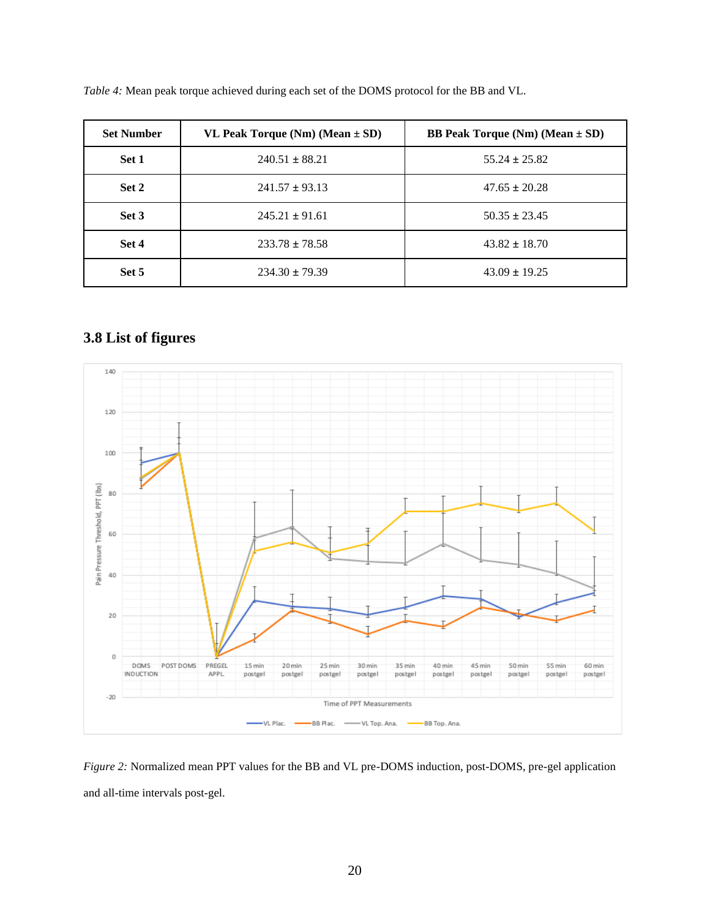*Table 4:* Mean peak torque achieved during each set of the DOMS protocol for the BB and VL.

| Set Number | VL Peak Torque (Nm) (Mean ± SD) | BB Peak Torque (Nm) (Mean ± SD) |
|---|---|---|
| **Set 1** | 240.51 ± 88.21 | 55.24 ± 25.82 |
| **Set 2** | 241.57 ± 93.13 | 47.65 ± 20.28 |
| **Set 3** | 245.21 ± 91.61 | 50.35 ± 23.45 |
| **Set 4** | 233.78 ± 78.58 | 43.82 ± 18.70 |
| **Set 5** | 234.30 ± 79.39 | 43.09 ± 19.25 |

## 3.8 List of figures

*Figure 2:* Normalized mean PPT values for the BB and VL pre-DOMS induction, post-DOMS, pre-gel application and all-time intervals post-gel.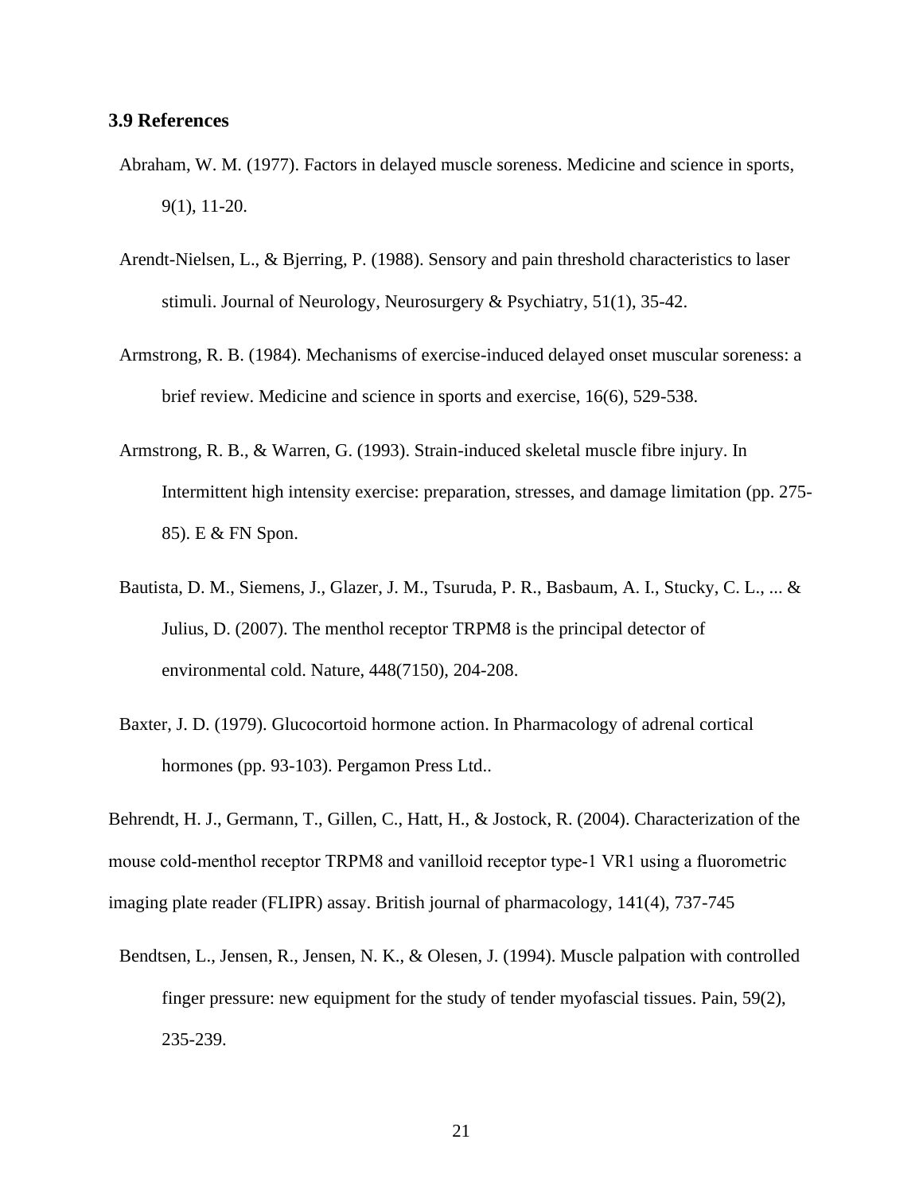### 3.9 References

Abraham, W. M. (1977). Factors in delayed muscle soreness. Medicine and science in sports, 9(1), 11-20.

Arendt-Nielsen, L., & Bjerring, P. (1988). Sensory and pain threshold characteristics to laser stimuli. Journal of Neurology, Neurosurgery & Psychiatry, 51(1), 35-42.

Armstrong, R. B. (1984). Mechanisms of exercise-induced delayed onset muscular soreness: a brief review. Medicine and science in sports and exercise, 16(6), 529-538.

Armstrong, R. B., & Warren, G. (1993). Strain-induced skeletal muscle fibre injury. In Intermittent high intensity exercise: preparation, stresses, and damage limitation (pp. 275-85). E & FN Spon.

Bautista, D. M., Siemens, J., Glazer, J. M., Tsuruda, P. R., Basbaum, A. I., Stucky, C. L., ... & Julius, D. (2007). The menthol receptor TRPM8 is the principal detector of environmental cold. Nature, 448(7150), 204-208.

Baxter, J. D. (1979). Glucocortoid hormone action. In Pharmacology of adrenal cortical hormones (pp. 93-103). Pergamon Press Ltd..

Behrendt, H. J., Germann, T., Gillen, C., Hatt, H., & Jostock, R. (2004). Characterization of the mouse cold-menthol receptor TRPM8 and vanilloid receptor type-1 VR1 using a fluorometric imaging plate reader (FLIPR) assay. British journal of pharmacology, 141(4), 737-745

Bendtsen, L., Jensen, R., Jensen, N. K., & Olesen, J. (1994). Muscle palpation with controlled finger pressure: new equipment for the study of tender myofascial tissues. Pain, 59(2), 235-239.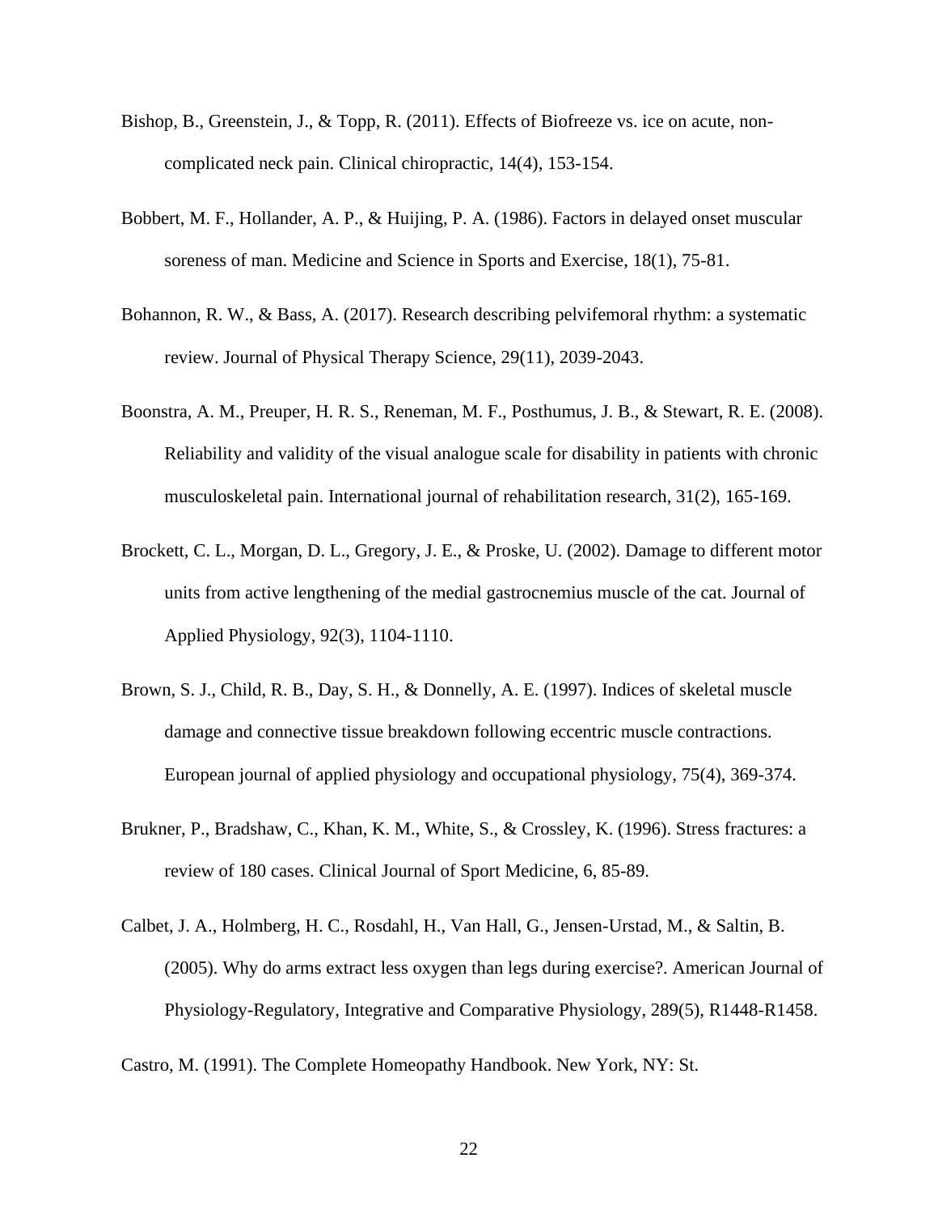Bishop, B., Greenstein, J., & Topp, R. (2011). Effects of Biofreeze vs. ice on acute, non-complicated neck pain. Clinical chiropractic, 14(4), 153-154.

Bobbert, M. F., Hollander, A. P., & Huijing, P. A. (1986). Factors in delayed onset muscular soreness of man. Medicine and Science in Sports and Exercise, 18(1), 75-81.

Bohannon, R. W., & Bass, A. (2017). Research describing pelvifemoral rhythm: a systematic review. Journal of Physical Therapy Science, 29(11), 2039-2043.

Boonstra, A. M., Preuper, H. R. S., Reneman, M. F., Posthumus, J. B., & Stewart, R. E. (2008). Reliability and validity of the visual analogue scale for disability in patients with chronic musculoskeletal pain. International journal of rehabilitation research, 31(2), 165-169.

Brockett, C. L., Morgan, D. L., Gregory, J. E., & Proske, U. (2002). Damage to different motor units from active lengthening of the medial gastrocnemius muscle of the cat. Journal of Applied Physiology, 92(3), 1104-1110.

Brown, S. J., Child, R. B., Day, S. H., & Donnelly, A. E. (1997). Indices of skeletal muscle damage and connective tissue breakdown following eccentric muscle contractions. European journal of applied physiology and occupational physiology, 75(4), 369-374.

Brukner, P., Bradshaw, C., Khan, K. M., White, S., & Crossley, K. (1996). Stress fractures: a review of 180 cases. Clinical Journal of Sport Medicine, 6, 85-89.

Calbet, J. A., Holmberg, H. C., Rosdahl, H., Van Hall, G., Jensen-Urstad, M., & Saltin, B. (2005). Why do arms extract less oxygen than legs during exercise?. American Journal of Physiology-Regulatory, Integrative and Comparative Physiology, 289(5), R1448-R1458.

Castro, M. (1991). The Complete Homeopathy Handbook. New York, NY: St.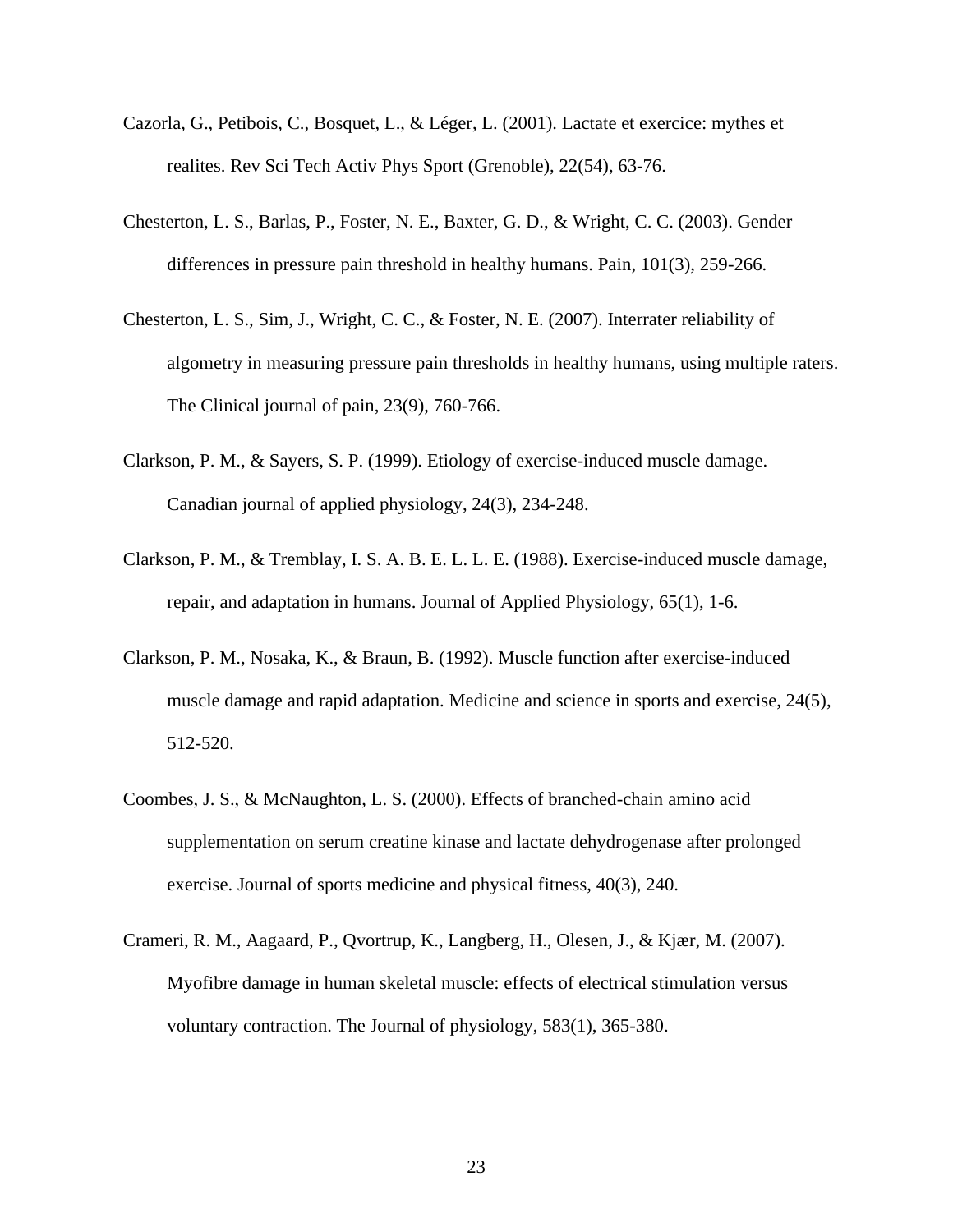Cazorla, G., Petibois, C., Bosquet, L., & Léger, L. (2001). Lactate et exercice: mythes et realites. Rev Sci Tech Activ Phys Sport (Grenoble), 22(54), 63-76.

Chesterton, L. S., Barlas, P., Foster, N. E., Baxter, G. D., & Wright, C. C. (2003). Gender differences in pressure pain threshold in healthy humans. Pain, 101(3), 259-266.

Chesterton, L. S., Sim, J., Wright, C. C., & Foster, N. E. (2007). Interrater reliability of algometry in measuring pressure pain thresholds in healthy humans, using multiple raters. The Clinical journal of pain, 23(9), 760-766.

Clarkson, P. M., & Sayers, S. P. (1999). Etiology of exercise-induced muscle damage. Canadian journal of applied physiology, 24(3), 234-248.

Clarkson, P. M., & Tremblay, I. S. A. B. E. L. L. E. (1988). Exercise-induced muscle damage, repair, and adaptation in humans. Journal of Applied Physiology, 65(1), 1-6.

Clarkson, P. M., Nosaka, K., & Braun, B. (1992). Muscle function after exercise-induced muscle damage and rapid adaptation. Medicine and science in sports and exercise, 24(5), 512-520.

Coombes, J. S., & McNaughton, L. S. (2000). Effects of branched-chain amino acid supplementation on serum creatine kinase and lactate dehydrogenase after prolonged exercise. Journal of sports medicine and physical fitness, 40(3), 240.

Crameri, R. M., Aagaard, P., Qvortrup, K., Langberg, H., Olesen, J., & Kjær, M. (2007). Myofibre damage in human skeletal muscle: effects of electrical stimulation versus voluntary contraction. The Journal of physiology, 583(1), 365-380.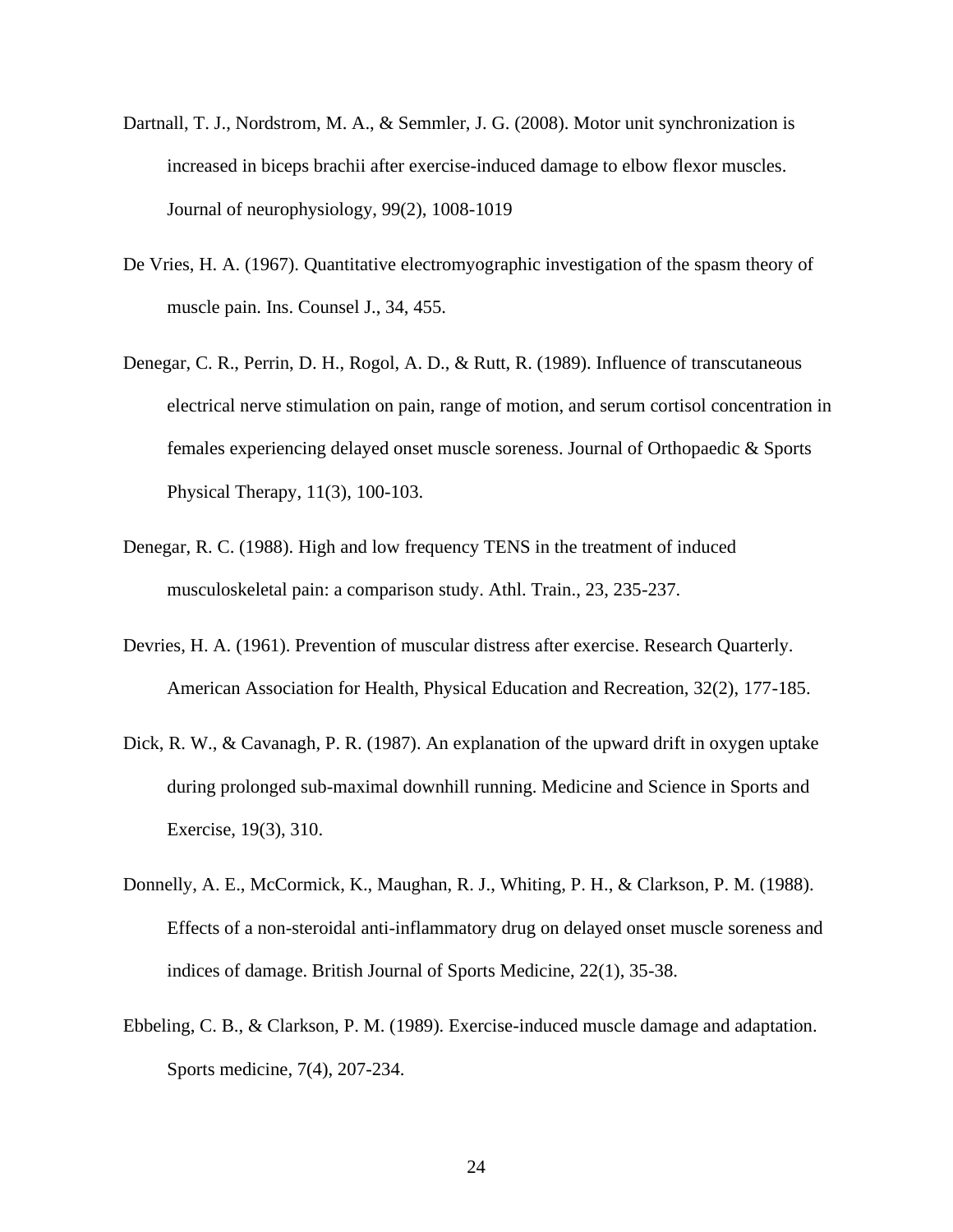Dartnall, T. J., Nordstrom, M. A., & Semmler, J. G. (2008). Motor unit synchronization is increased in biceps brachii after exercise-induced damage to elbow flexor muscles. Journal of neurophysiology, 99(2), 1008-1019

De Vries, H. A. (1967). Quantitative electromyographic investigation of the spasm theory of muscle pain. Ins. Counsel J., 34, 455.

Denegar, C. R., Perrin, D. H., Rogol, A. D., & Rutt, R. (1989). Influence of transcutaneous electrical nerve stimulation on pain, range of motion, and serum cortisol concentration in females experiencing delayed onset muscle soreness. Journal of Orthopaedic & Sports Physical Therapy, 11(3), 100-103.

Denegar, R. C. (1988). High and low frequency TENS in the treatment of induced musculoskeletal pain: a comparison study. Athl. Train., 23, 235-237.

Devries, H. A. (1961). Prevention of muscular distress after exercise. Research Quarterly. American Association for Health, Physical Education and Recreation, 32(2), 177-185.

Dick, R. W., & Cavanagh, P. R. (1987). An explanation of the upward drift in oxygen uptake during prolonged sub-maximal downhill running. Medicine and Science in Sports and Exercise, 19(3), 310.

Donnelly, A. E., McCormick, K., Maughan, R. J., Whiting, P. H., & Clarkson, P. M. (1988). Effects of a non-steroidal anti-inflammatory drug on delayed onset muscle soreness and indices of damage. British Journal of Sports Medicine, 22(1), 35-38.

Ebbeling, C. B., & Clarkson, P. M. (1989). Exercise-induced muscle damage and adaptation. Sports medicine, 7(4), 207-234.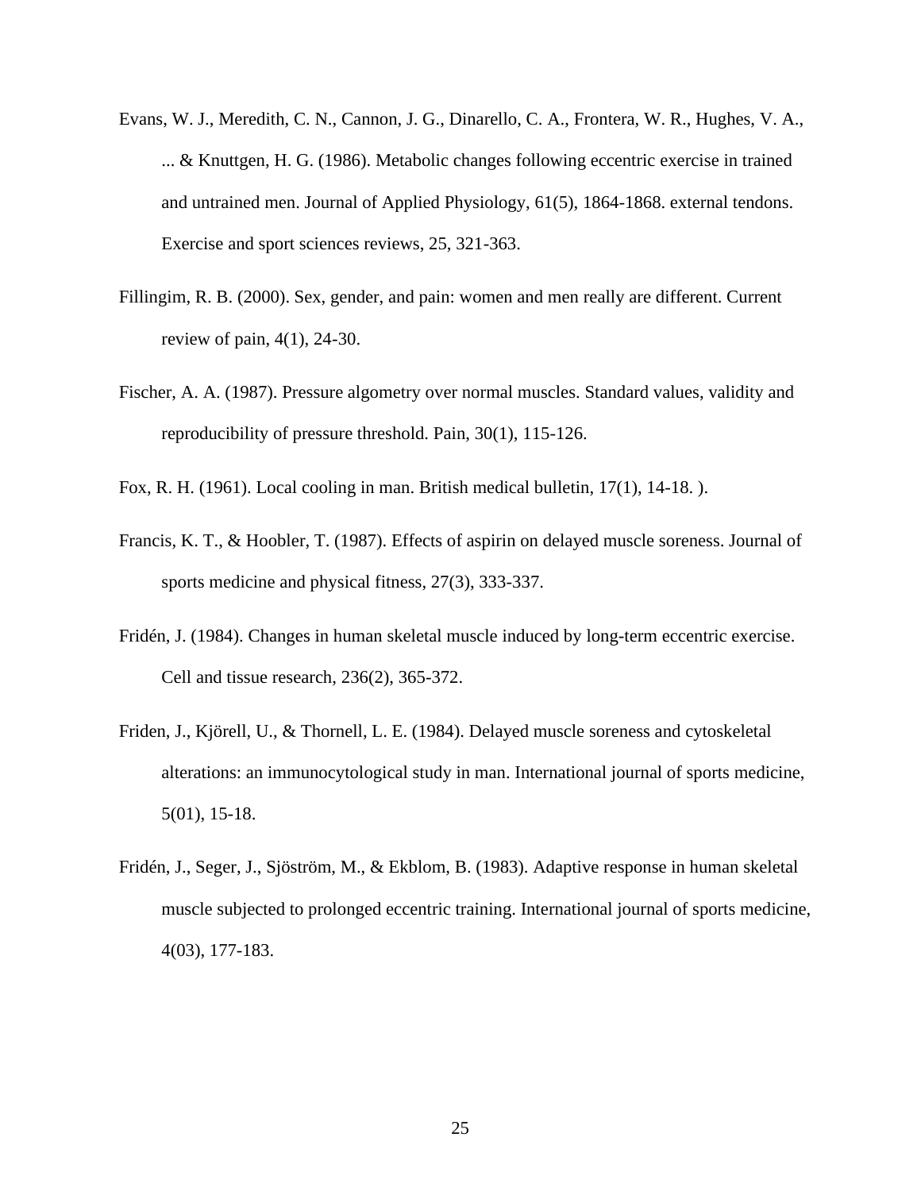Evans, W. J., Meredith, C. N., Cannon, J. G., Dinarello, C. A., Frontera, W. R., Hughes, V. A., ... & Knuttgen, H. G. (1986). Metabolic changes following eccentric exercise in trained and untrained men. Journal of Applied Physiology, 61(5), 1864-1868. external tendons. Exercise and sport sciences reviews, 25, 321-363.

Fillingim, R. B. (2000). Sex, gender, and pain: women and men really are different. Current review of pain, 4(1), 24-30.

Fischer, A. A. (1987). Pressure algometry over normal muscles. Standard values, validity and reproducibility of pressure threshold. Pain, 30(1), 115-126.

Fox, R. H. (1961). Local cooling in man. British medical bulletin, 17(1), 14-18. ).

Francis, K. T., & Hoobler, T. (1987). Effects of aspirin on delayed muscle soreness. Journal of sports medicine and physical fitness, 27(3), 333-337.

Fridén, J. (1984). Changes in human skeletal muscle induced by long-term eccentric exercise. Cell and tissue research, 236(2), 365-372.

Friden, J., Kjörell, U., & Thornell, L. E. (1984). Delayed muscle soreness and cytoskeletal alterations: an immunocytological study in man. International journal of sports medicine, 5(01), 15-18.

Fridén, J., Seger, J., Sjöström, M., & Ekblom, B. (1983). Adaptive response in human skeletal muscle subjected to prolonged eccentric training. International journal of sports medicine, 4(03), 177-183.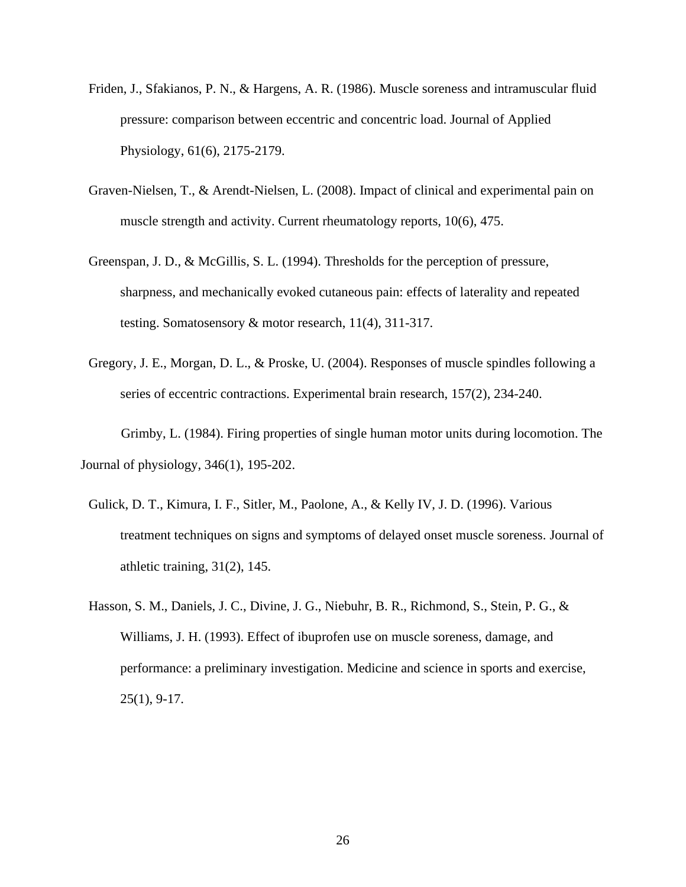Friden, J., Sfakianos, P. N., & Hargens, A. R. (1986). Muscle soreness and intramuscular fluid pressure: comparison between eccentric and concentric load. Journal of Applied Physiology, 61(6), 2175-2179.

Graven-Nielsen, T., & Arendt-Nielsen, L. (2008). Impact of clinical and experimental pain on muscle strength and activity. Current rheumatology reports, 10(6), 475.

Greenspan, J. D., & McGillis, S. L. (1994). Thresholds for the perception of pressure, sharpness, and mechanically evoked cutaneous pain: effects of laterality and repeated testing. Somatosensory & motor research, 11(4), 311-317.

Gregory, J. E., Morgan, D. L., & Proske, U. (2004). Responses of muscle spindles following a series of eccentric contractions. Experimental brain research, 157(2), 234-240.

Grimby, L. (1984). Firing properties of single human motor units during locomotion. The Journal of physiology, 346(1), 195-202.

Gulick, D. T., Kimura, I. F., Sitler, M., Paolone, A., & Kelly IV, J. D. (1996). Various treatment techniques on signs and symptoms of delayed onset muscle soreness. Journal of athletic training, 31(2), 145.

Hasson, S. M., Daniels, J. C., Divine, J. G., Niebuhr, B. R., Richmond, S., Stein, P. G., & Williams, J. H. (1993). Effect of ibuprofen use on muscle soreness, damage, and performance: a preliminary investigation. Medicine and science in sports and exercise, 25(1), 9-17.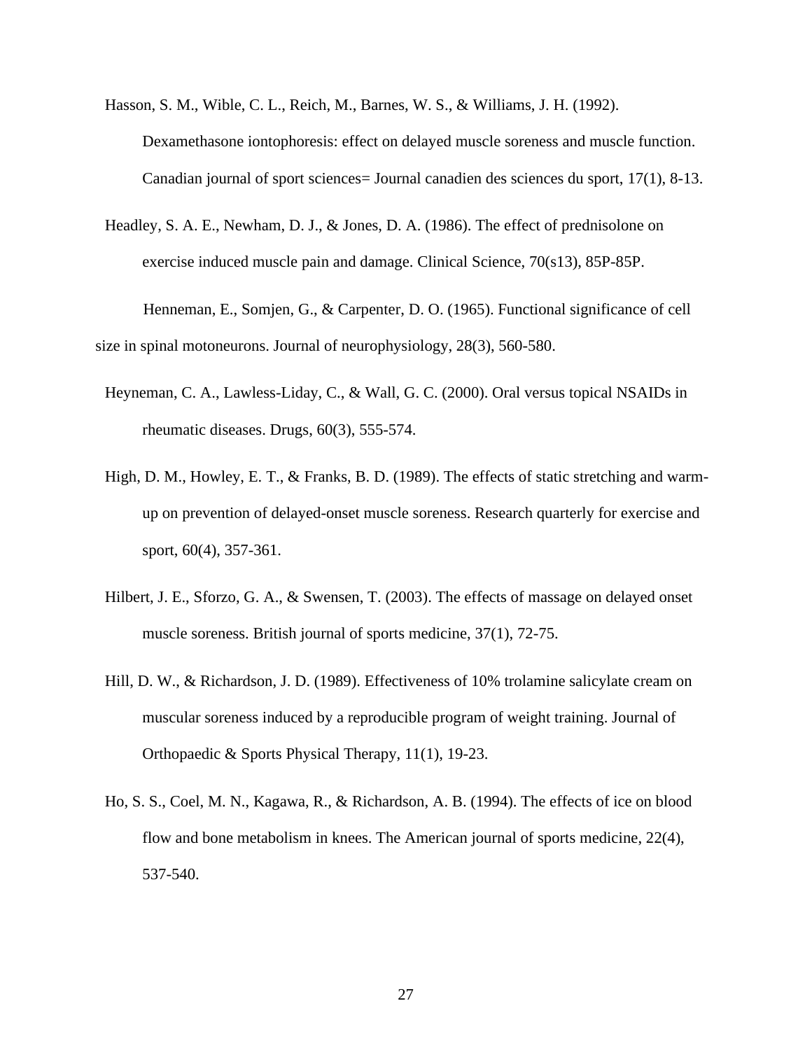Hasson, S. M., Wible, C. L., Reich, M., Barnes, W. S., & Williams, J. H. (1992). Dexamethasone iontophoresis: effect on delayed muscle soreness and muscle function. Canadian journal of sport sciences= Journal canadien des sciences du sport, 17(1), 8-13.

Headley, S. A. E., Newham, D. J., & Jones, D. A. (1986). The effect of prednisolone on exercise induced muscle pain and damage. Clinical Science, 70(s13), 85P-85P.

Henneman, E., Somjen, G., & Carpenter, D. O. (1965). Functional significance of cell size in spinal motoneurons. Journal of neurophysiology, 28(3), 560-580.

Heyneman, C. A., Lawless-Liday, C., & Wall, G. C. (2000). Oral versus topical NSAIDs in rheumatic diseases. Drugs, 60(3), 555-574.

High, D. M., Howley, E. T., & Franks, B. D. (1989). The effects of static stretching and warm-up on prevention of delayed-onset muscle soreness. Research quarterly for exercise and sport, 60(4), 357-361.

Hilbert, J. E., Sforzo, G. A., & Swensen, T. (2003). The effects of massage on delayed onset muscle soreness. British journal of sports medicine, 37(1), 72-75.

Hill, D. W., & Richardson, J. D. (1989). Effectiveness of 10% trolamine salicylate cream on muscular soreness induced by a reproducible program of weight training. Journal of Orthopaedic & Sports Physical Therapy, 11(1), 19-23.

Ho, S. S., Coel, M. N., Kagawa, R., & Richardson, A. B. (1994). The effects of ice on blood flow and bone metabolism in knees. The American journal of sports medicine, 22(4), 537-540.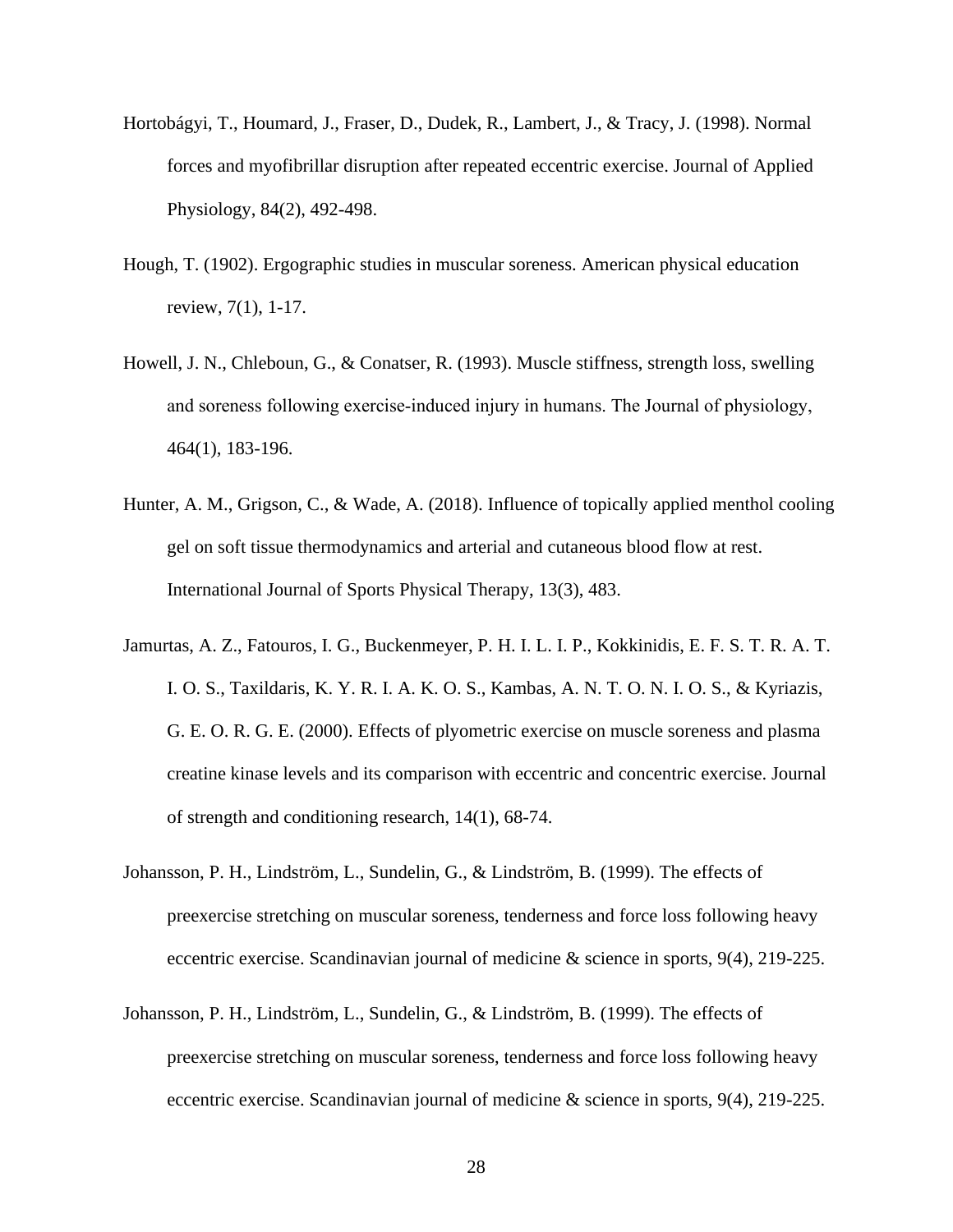Hortobágyi, T., Houmard, J., Fraser, D., Dudek, R., Lambert, J., & Tracy, J. (1998). Normal forces and myofibrillar disruption after repeated eccentric exercise. Journal of Applied Physiology, 84(2), 492-498.

Hough, T. (1902). Ergographic studies in muscular soreness. American physical education review, 7(1), 1-17.

Howell, J. N., Chleboun, G., & Conatser, R. (1993). Muscle stiffness, strength loss, swelling and soreness following exercise-induced injury in humans. The Journal of physiology, 464(1), 183-196.

Hunter, A. M., Grigson, C., & Wade, A. (2018). Influence of topically applied menthol cooling gel on soft tissue thermodynamics and arterial and cutaneous blood flow at rest. International Journal of Sports Physical Therapy, 13(3), 483.

Jamurtas, A. Z., Fatouros, I. G., Buckenmeyer, P. H. I. L. I. P., Kokkinidis, E. F. S. T. R. A. T. I. O. S., Taxildaris, K. Y. R. I. A. K. O. S., Kambas, A. N. T. O. N. I. O. S., & Kyriazis, G. E. O. R. G. E. (2000). Effects of plyometric exercise on muscle soreness and plasma creatine kinase levels and its comparison with eccentric and concentric exercise. Journal of strength and conditioning research, 14(1), 68-74.

Johansson, P. H., Lindström, L., Sundelin, G., & Lindström, B. (1999). The effects of preexercise stretching on muscular soreness, tenderness and force loss following heavy eccentric exercise. Scandinavian journal of medicine & science in sports, 9(4), 219-225.

Johansson, P. H., Lindström, L., Sundelin, G., & Lindström, B. (1999). The effects of preexercise stretching on muscular soreness, tenderness and force loss following heavy eccentric exercise. Scandinavian journal of medicine & science in sports, 9(4), 219-225.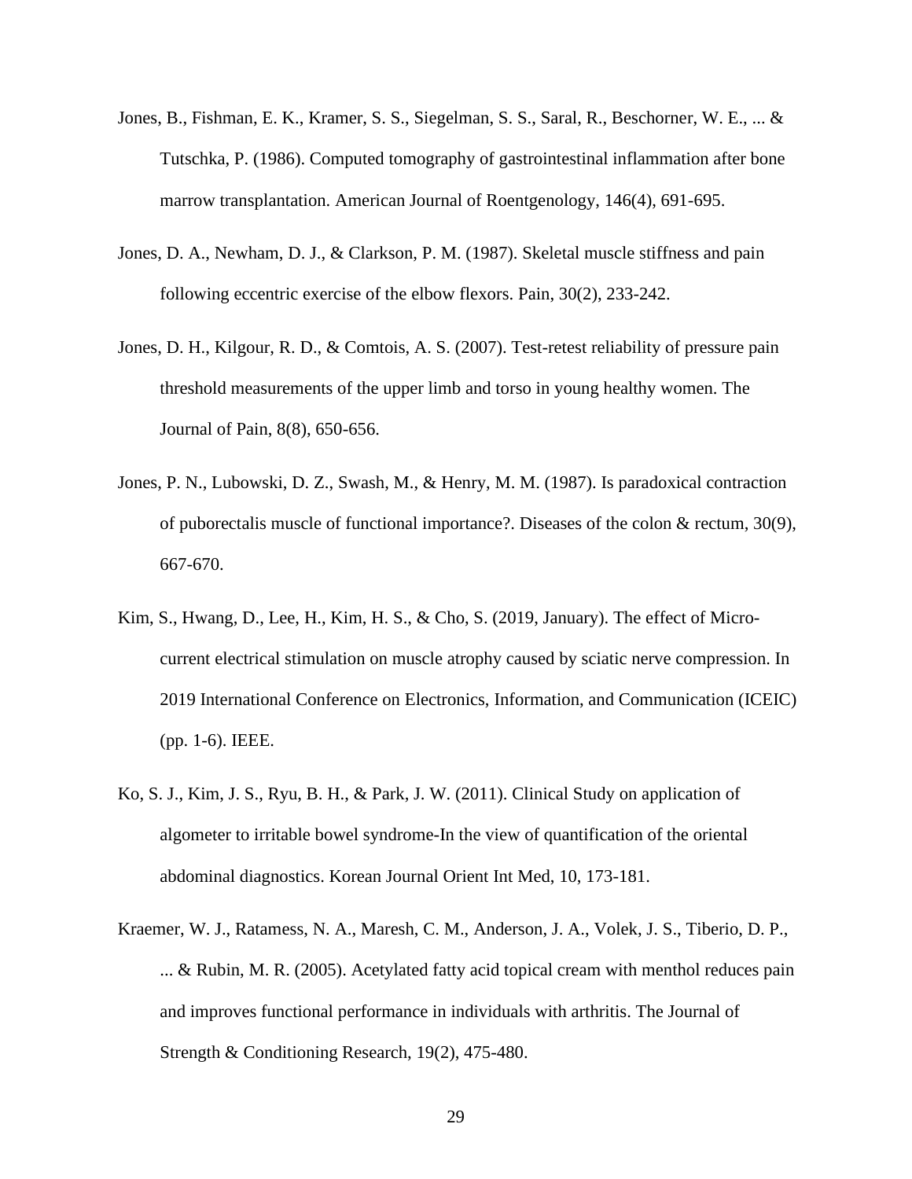Jones, B., Fishman, E. K., Kramer, S. S., Siegelman, S. S., Saral, R., Beschorner, W. E., ... & Tutschka, P. (1986). Computed tomography of gastrointestinal inflammation after bone marrow transplantation. American Journal of Roentgenology, 146(4), 691-695.

Jones, D. A., Newham, D. J., & Clarkson, P. M. (1987). Skeletal muscle stiffness and pain following eccentric exercise of the elbow flexors. Pain, 30(2), 233-242.

Jones, D. H., Kilgour, R. D., & Comtois, A. S. (2007). Test-retest reliability of pressure pain threshold measurements of the upper limb and torso in young healthy women. The Journal of Pain, 8(8), 650-656.

Jones, P. N., Lubowski, D. Z., Swash, M., & Henry, M. M. (1987). Is paradoxical contraction of puborectalis muscle of functional importance?. Diseases of the colon & rectum, 30(9), 667-670.

Kim, S., Hwang, D., Lee, H., Kim, H. S., & Cho, S. (2019, January). The effect of Micro-current electrical stimulation on muscle atrophy caused by sciatic nerve compression. In 2019 International Conference on Electronics, Information, and Communication (ICEIC) (pp. 1-6). IEEE.

Ko, S. J., Kim, J. S., Ryu, B. H., & Park, J. W. (2011). Clinical Study on application of algometer to irritable bowel syndrome-In the view of quantification of the oriental abdominal diagnostics. Korean Journal Orient Int Med, 10, 173-181.

Kraemer, W. J., Ratamess, N. A., Maresh, C. M., Anderson, J. A., Volek, J. S., Tiberio, D. P., ... & Rubin, M. R. (2005). Acetylated fatty acid topical cream with menthol reduces pain and improves functional performance in individuals with arthritis. The Journal of Strength & Conditioning Research, 19(2), 475-480.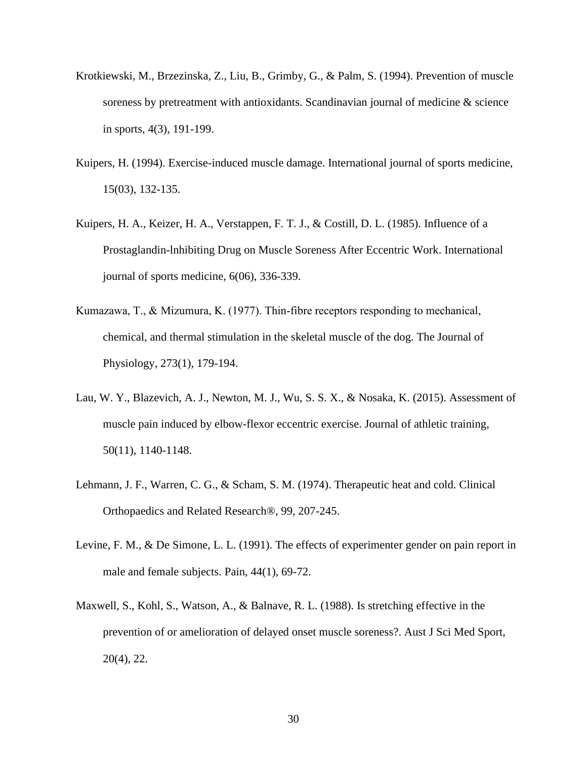Krotkiewski, M., Brzezinska, Z., Liu, B., Grimby, G., & Palm, S. (1994). Prevention of muscle soreness by pretreatment with antioxidants. Scandinavian journal of medicine & science in sports, 4(3), 191-199.

Kuipers, H. (1994). Exercise-induced muscle damage. International journal of sports medicine, 15(03), 132-135.

Kuipers, H. A., Keizer, H. A., Verstappen, F. T. J., & Costill, D. L. (1985). Influence of a Prostaglandin-lnhibiting Drug on Muscle Soreness After Eccentric Work. International journal of sports medicine, 6(06), 336-339.

Kumazawa, T., & Mizumura, K. (1977). Thin-fibre receptors responding to mechanical, chemical, and thermal stimulation in the skeletal muscle of the dog. The Journal of Physiology, 273(1), 179-194.

Lau, W. Y., Blazevich, A. J., Newton, M. J., Wu, S. S. X., & Nosaka, K. (2015). Assessment of muscle pain induced by elbow-flexor eccentric exercise. Journal of athletic training, 50(11), 1140-1148.

Lehmann, J. F., Warren, C. G., & Scham, S. M. (1974). Therapeutic heat and cold. Clinical Orthopaedics and Related Research®, 99, 207-245.

Levine, F. M., & De Simone, L. L. (1991). The effects of experimenter gender on pain report in male and female subjects. Pain, 44(1), 69-72.

Maxwell, S., Kohl, S., Watson, A., & Balnave, R. L. (1988). Is stretching effective in the prevention of or amelioration of delayed onset muscle soreness?. Aust J Sci Med Sport, 20(4), 22.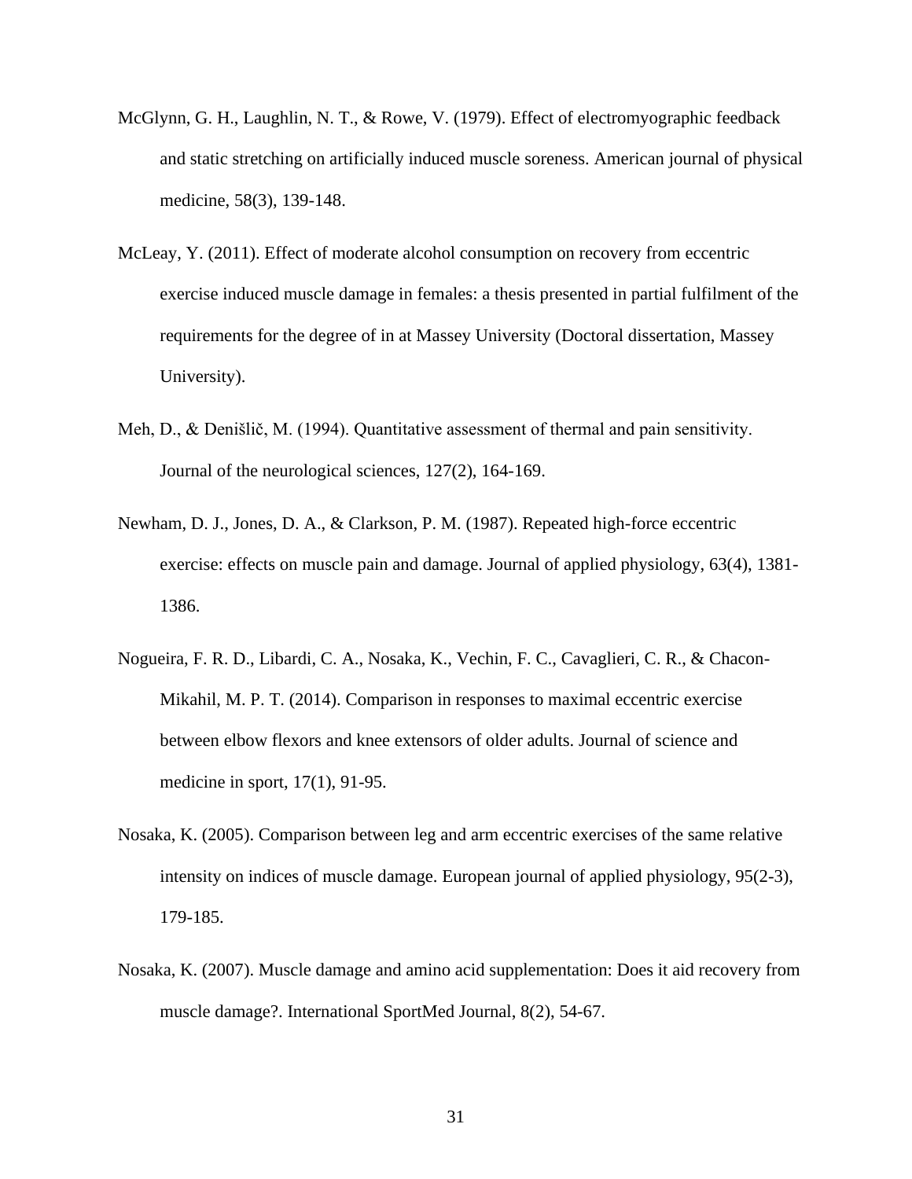McGlynn, G. H., Laughlin, N. T., & Rowe, V. (1979). Effect of electromyographic feedback and static stretching on artificially induced muscle soreness. American journal of physical medicine, 58(3), 139-148.

McLeay, Y. (2011). Effect of moderate alcohol consumption on recovery from eccentric exercise induced muscle damage in females: a thesis presented in partial fulfilment of the requirements for the degree of in at Massey University (Doctoral dissertation, Massey University).

Meh, D., & Denišlič, M. (1994). Quantitative assessment of thermal and pain sensitivity. Journal of the neurological sciences, 127(2), 164-169.

Newham, D. J., Jones, D. A., & Clarkson, P. M. (1987). Repeated high-force eccentric exercise: effects on muscle pain and damage. Journal of applied physiology, 63(4), 1381-1386.

Nogueira, F. R. D., Libardi, C. A., Nosaka, K., Vechin, F. C., Cavaglieri, C. R., & Chacon-Mikahil, M. P. T. (2014). Comparison in responses to maximal eccentric exercise between elbow flexors and knee extensors of older adults. Journal of science and medicine in sport, 17(1), 91-95.

Nosaka, K. (2005). Comparison between leg and arm eccentric exercises of the same relative intensity on indices of muscle damage. European journal of applied physiology, 95(2-3), 179-185.

Nosaka, K. (2007). Muscle damage and amino acid supplementation: Does it aid recovery from muscle damage?. International SportMed Journal, 8(2), 54-67.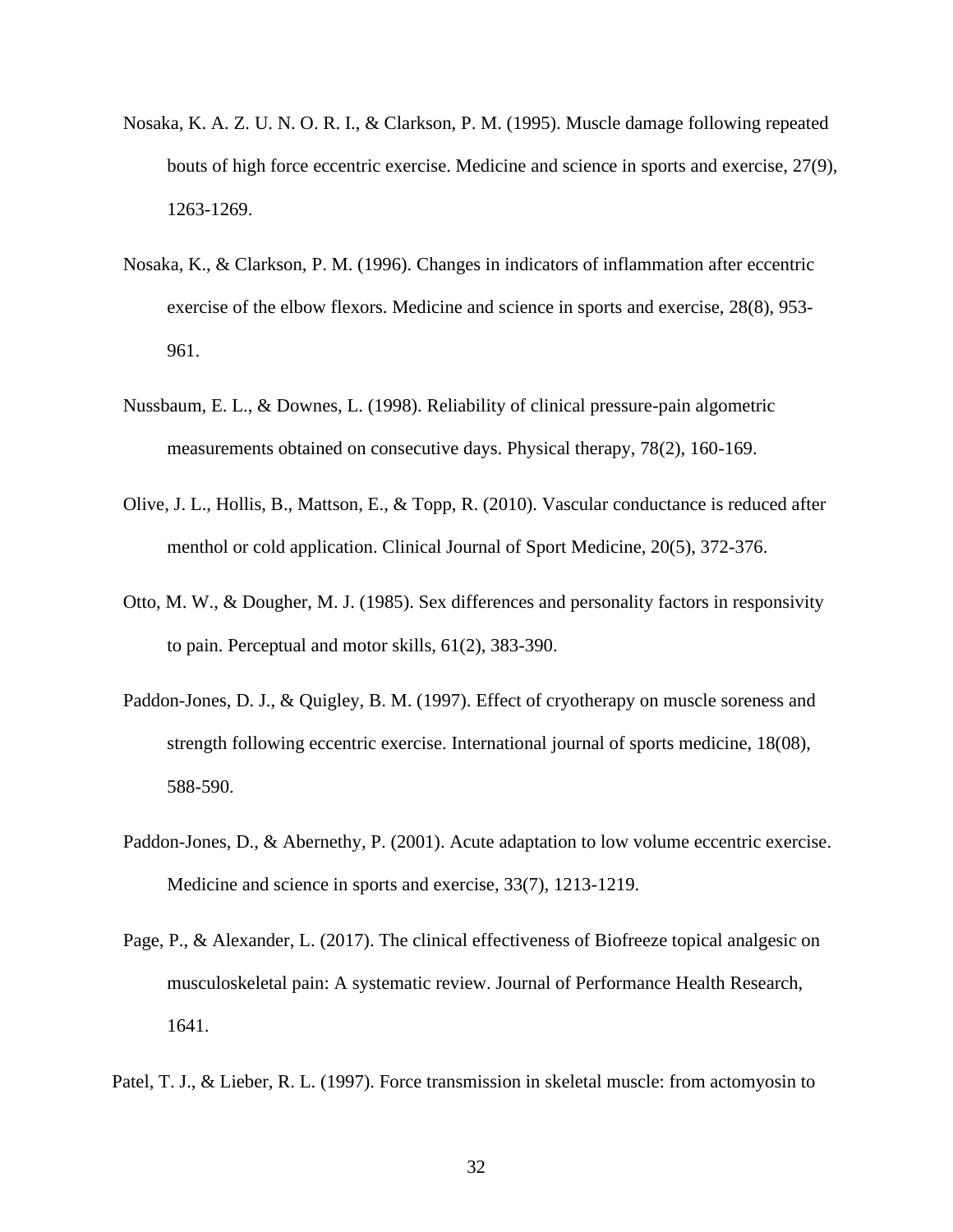Nosaka, K. A. Z. U. N. O. R. I., & Clarkson, P. M. (1995). Muscle damage following repeated bouts of high force eccentric exercise. Medicine and science in sports and exercise, 27(9), 1263-1269.

Nosaka, K., & Clarkson, P. M. (1996). Changes in indicators of inflammation after eccentric exercise of the elbow flexors. Medicine and science in sports and exercise, 28(8), 953-961.

Nussbaum, E. L., & Downes, L. (1998). Reliability of clinical pressure-pain algometric measurements obtained on consecutive days. Physical therapy, 78(2), 160-169.

Olive, J. L., Hollis, B., Mattson, E., & Topp, R. (2010). Vascular conductance is reduced after menthol or cold application. Clinical Journal of Sport Medicine, 20(5), 372-376.

Otto, M. W., & Dougher, M. J. (1985). Sex differences and personality factors in responsivity to pain. Perceptual and motor skills, 61(2), 383-390.

Paddon-Jones, D. J., & Quigley, B. M. (1997). Effect of cryotherapy on muscle soreness and strength following eccentric exercise. International journal of sports medicine, 18(08), 588-590.

Paddon-Jones, D., & Abernethy, P. (2001). Acute adaptation to low volume eccentric exercise. Medicine and science in sports and exercise, 33(7), 1213-1219.

Page, P., & Alexander, L. (2017). The clinical effectiveness of Biofreeze topical analgesic on musculoskeletal pain: A systematic review. Journal of Performance Health Research, 1641.

Patel, T. J., & Lieber, R. L. (1997). Force transmission in skeletal muscle: from actomyosin to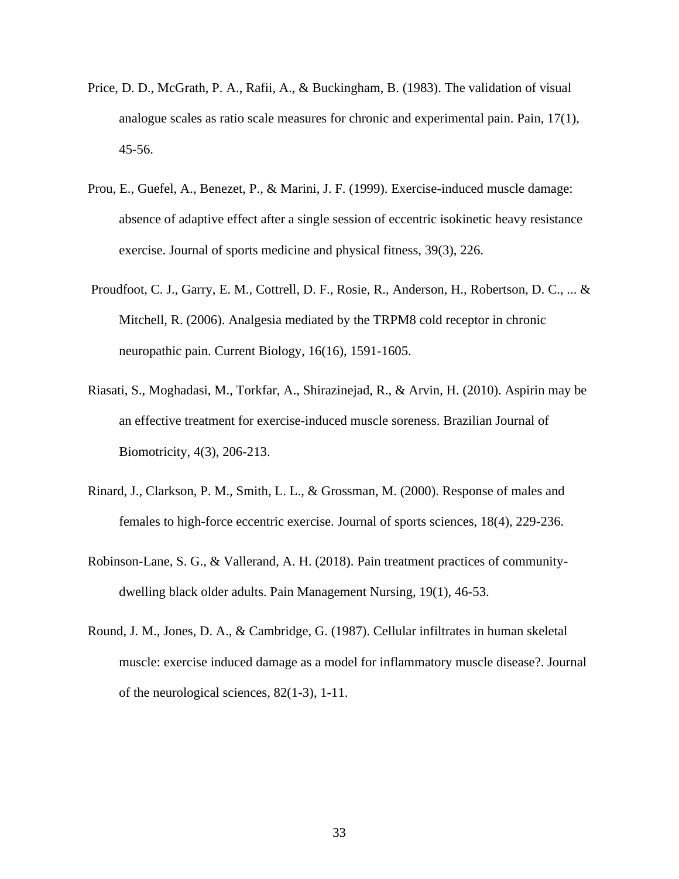Price, D. D., McGrath, P. A., Rafii, A., & Buckingham, B. (1983). The validation of visual analogue scales as ratio scale measures for chronic and experimental pain. Pain, 17(1), 45-56.

Prou, E., Guefel, A., Benezet, P., & Marini, J. F. (1999). Exercise-induced muscle damage: absence of adaptive effect after a single session of eccentric isokinetic heavy resistance exercise. Journal of sports medicine and physical fitness, 39(3), 226.

Proudfoot, C. J., Garry, E. M., Cottrell, D. F., Rosie, R., Anderson, H., Robertson, D. C., ... & Mitchell, R. (2006). Analgesia mediated by the TRPM8 cold receptor in chronic neuropathic pain. Current Biology, 16(16), 1591-1605.

Riasati, S., Moghadasi, M., Torkfar, A., Shirazinejad, R., & Arvin, H. (2010). Aspirin may be an effective treatment for exercise-induced muscle soreness. Brazilian Journal of Biomotricity, 4(3), 206-213.

Rinard, J., Clarkson, P. M., Smith, L. L., & Grossman, M. (2000). Response of males and females to high-force eccentric exercise. Journal of sports sciences, 18(4), 229-236.

Robinson-Lane, S. G., & Vallerand, A. H. (2018). Pain treatment practices of community-dwelling black older adults. Pain Management Nursing, 19(1), 46-53.

Round, J. M., Jones, D. A., & Cambridge, G. (1987). Cellular infiltrates in human skeletal muscle: exercise induced damage as a model for inflammatory muscle disease?. Journal of the neurological sciences, 82(1-3), 1-11.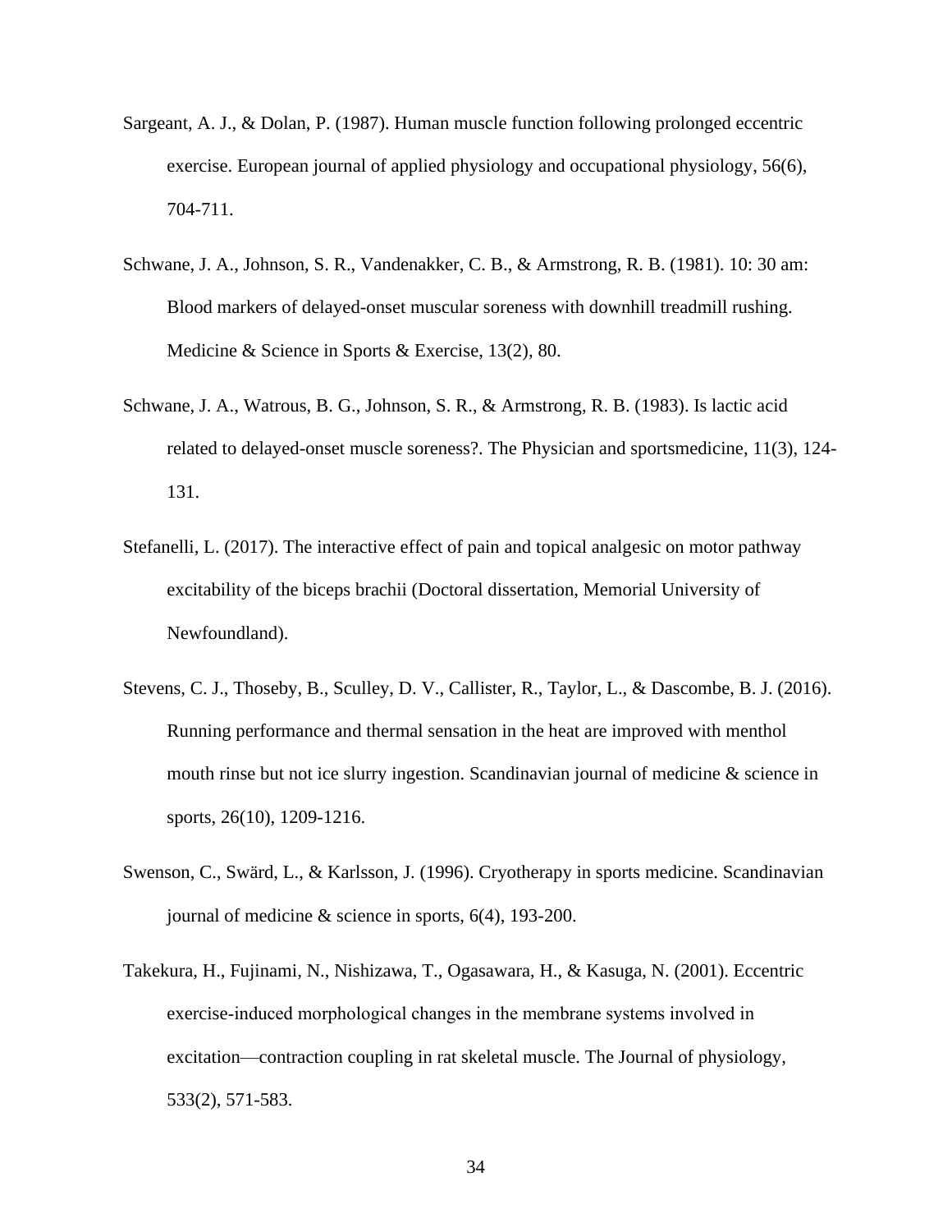Sargeant, A. J., & Dolan, P. (1987). Human muscle function following prolonged eccentric exercise. European journal of applied physiology and occupational physiology, 56(6), 704-711.

Schwane, J. A., Johnson, S. R., Vandenakker, C. B., & Armstrong, R. B. (1981). 10: 30 am: Blood markers of delayed-onset muscular soreness with downhill treadmill rushing. Medicine & Science in Sports & Exercise, 13(2), 80.

Schwane, J. A., Watrous, B. G., Johnson, S. R., & Armstrong, R. B. (1983). Is lactic acid related to delayed-onset muscle soreness?. The Physician and sportsmedicine, 11(3), 124-131.

Stefanelli, L. (2017). The interactive effect of pain and topical analgesic on motor pathway excitability of the biceps brachii (Doctoral dissertation, Memorial University of Newfoundland).

Stevens, C. J., Thoseby, B., Sculley, D. V., Callister, R., Taylor, L., & Dascombe, B. J. (2016). Running performance and thermal sensation in the heat are improved with menthol mouth rinse but not ice slurry ingestion. Scandinavian journal of medicine & science in sports, 26(10), 1209-1216.

Swenson, C., Swärd, L., & Karlsson, J. (1996). Cryotherapy in sports medicine. Scandinavian journal of medicine & science in sports, 6(4), 193-200.

Takekura, H., Fujinami, N., Nishizawa, T., Ogasawara, H., & Kasuga, N. (2001). Eccentric exercise-induced morphological changes in the membrane systems involved in excitation—contraction coupling in rat skeletal muscle. The Journal of physiology, 533(2), 571-583.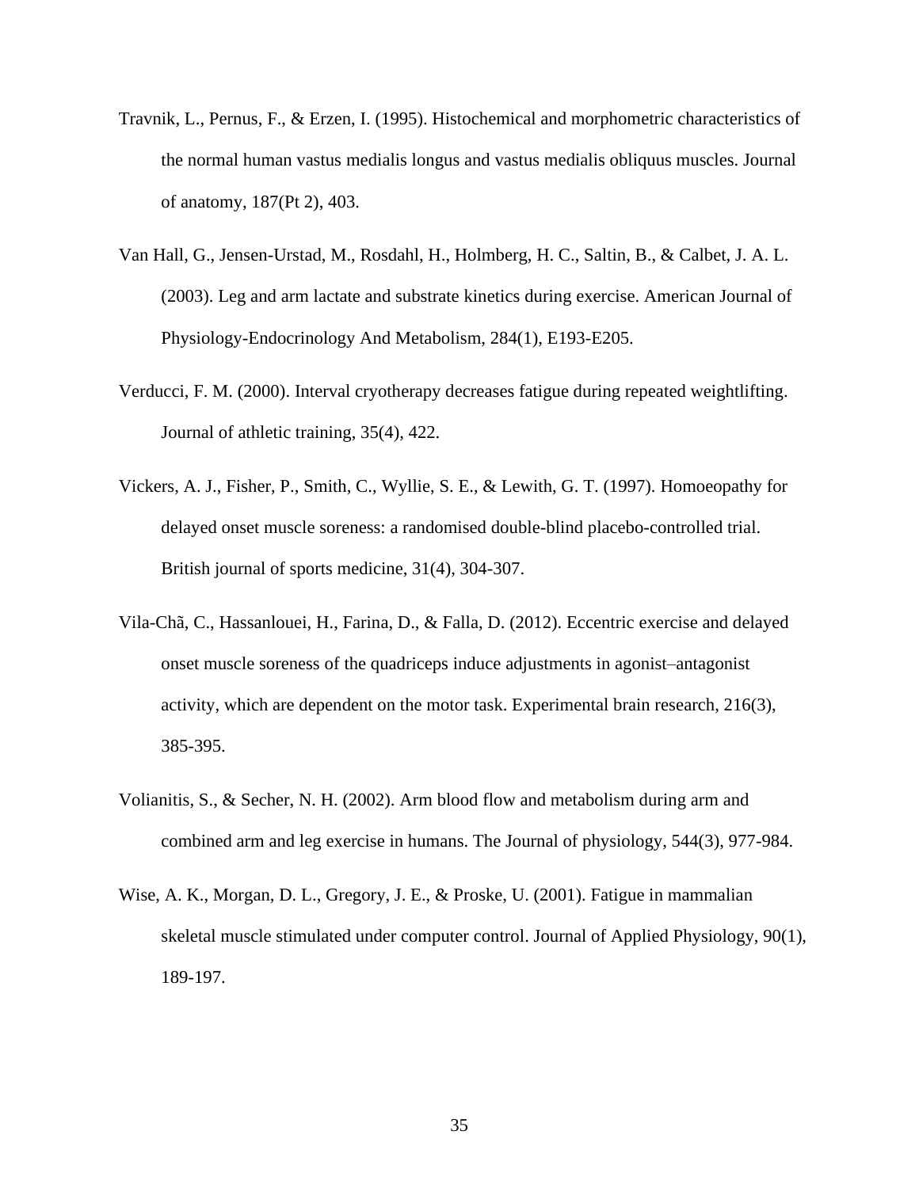Travnik, L., Pernus, F., & Erzen, I. (1995). Histochemical and morphometric characteristics of the normal human vastus medialis longus and vastus medialis obliquus muscles. Journal of anatomy, 187(Pt 2), 403.

Van Hall, G., Jensen-Urstad, M., Rosdahl, H., Holmberg, H. C., Saltin, B., & Calbet, J. A. L. (2003). Leg and arm lactate and substrate kinetics during exercise. American Journal of Physiology-Endocrinology And Metabolism, 284(1), E193-E205.

Verducci, F. M. (2000). Interval cryotherapy decreases fatigue during repeated weightlifting. Journal of athletic training, 35(4), 422.

Vickers, A. J., Fisher, P., Smith, C., Wyllie, S. E., & Lewith, G. T. (1997). Homoeopathy for delayed onset muscle soreness: a randomised double-blind placebo-controlled trial. British journal of sports medicine, 31(4), 304-307.

Vila-Chã, C., Hassanlouei, H., Farina, D., & Falla, D. (2012). Eccentric exercise and delayed onset muscle soreness of the quadriceps induce adjustments in agonist–antagonist activity, which are dependent on the motor task. Experimental brain research, 216(3), 385-395.

Volianitis, S., & Secher, N. H. (2002). Arm blood flow and metabolism during arm and combined arm and leg exercise in humans. The Journal of physiology, 544(3), 977-984.

Wise, A. K., Morgan, D. L., Gregory, J. E., & Proske, U. (2001). Fatigue in mammalian skeletal muscle stimulated under computer control. Journal of Applied Physiology, 90(1), 189-197.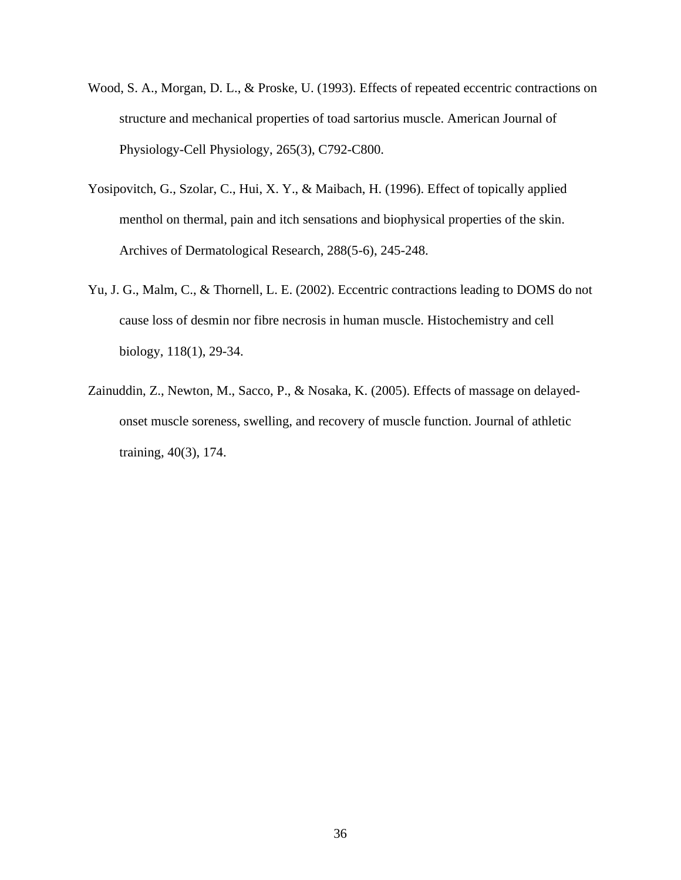Wood, S. A., Morgan, D. L., & Proske, U. (1993). Effects of repeated eccentric contractions on structure and mechanical properties of toad sartorius muscle. American Journal of Physiology-Cell Physiology, 265(3), C792-C800.

Yosipovitch, G., Szolar, C., Hui, X. Y., & Maibach, H. (1996). Effect of topically applied menthol on thermal, pain and itch sensations and biophysical properties of the skin. Archives of Dermatological Research, 288(5-6), 245-248.

Yu, J. G., Malm, C., & Thornell, L. E. (2002). Eccentric contractions leading to DOMS do not cause loss of desmin nor fibre necrosis in human muscle. Histochemistry and cell biology, 118(1), 29-34.

Zainuddin, Z., Newton, M., Sacco, P., & Nosaka, K. (2005). Effects of massage on delayed-onset muscle soreness, swelling, and recovery of muscle function. Journal of athletic training, 40(3), 174.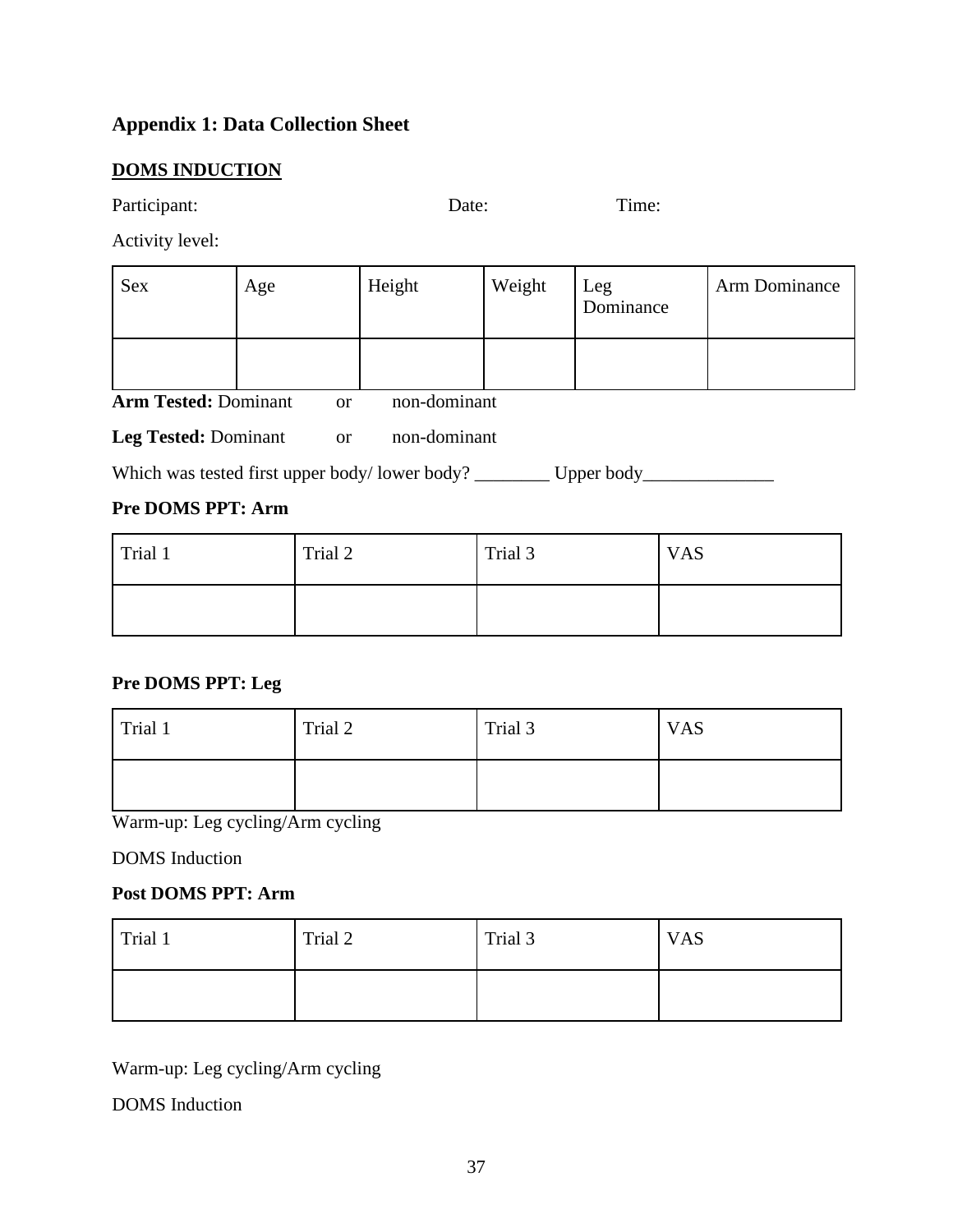## Appendix 1: Data Collection Sheet

**<u>DOMS INDUCTION</u>**

Participant: Date: Time:

Activity level:

| Sex | Age | Height | Weight | Leg Dominance | Arm Dominance |
|---|---|---|---|---|---|
| | | | | | |

**Arm Tested:** Dominant or non-dominant

**Leg Tested:** Dominant or non-dominant

Which was tested first upper body/ lower body? ________ Upper body______________

**Pre DOMS PPT: Arm**

| Trial 1 | Trial 2 | Trial 3 | VAS |
|---|---|---|---|
| | | | |

**Pre DOMS PPT: Leg**

| Trial 1 | Trial 2 | Trial 3 | VAS |
|---|---|---|---|
| | | | |

Warm-up: Leg cycling/Arm cycling

DOMS Induction

**Post DOMS PPT: Arm**

| Trial 1 | Trial 2 | Trial 3 | VAS |
|---|---|---|---|
| | | | |

Warm-up: Leg cycling/Arm cycling

DOMS Induction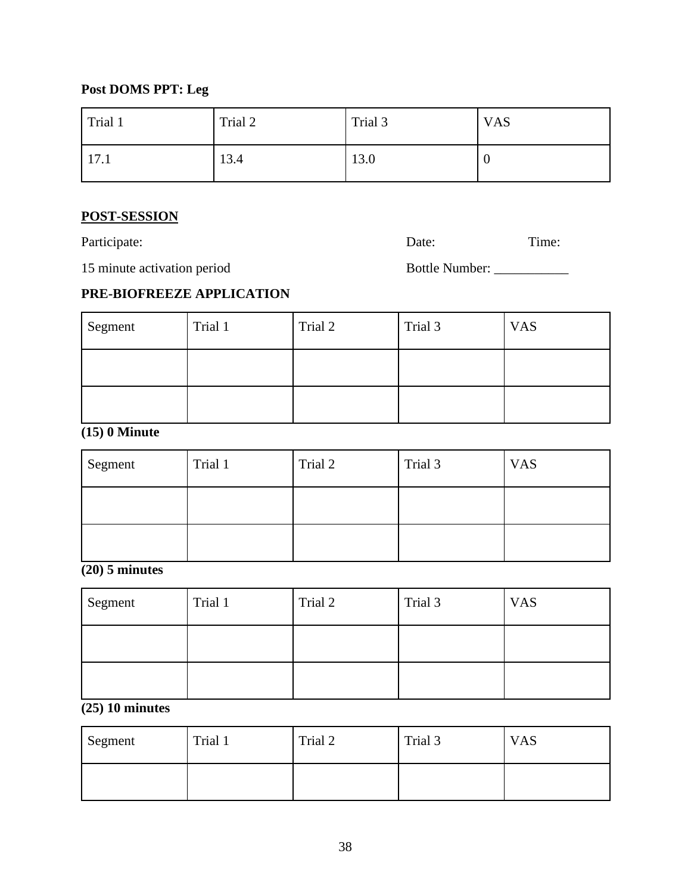**Post DOMS PPT: Leg**

| Trial 1 | Trial 2 | Trial 3 | VAS |
|---|---|---|---|
| 17.1 | 13.4 | 13.0 | 0 |

**<u>POST-SESSION</u>**

Participate: Date: Time:

15 minute activation period Bottle Number: ___________

**PRE-BIOFREEZE APPLICATION**

| Segment | Trial 1 | Trial 2 | Trial 3 | VAS |
|---|---|---|---|---|
| | | | | |
| | | | | |

**(15) 0 Minute**

| Segment | Trial 1 | Trial 2 | Trial 3 | VAS |
|---|---|---|---|---|
| | | | | |
| | | | | |

**(20) 5 minutes**

| Segment | Trial 1 | Trial 2 | Trial 3 | VAS |
|---|---|---|---|---|
| | | | | |
| | | | | |

**(25) 10 minutes**

| Segment | Trial 1 | Trial 2 | Trial 3 | VAS |
|---|---|---|---|---|
| | | | | |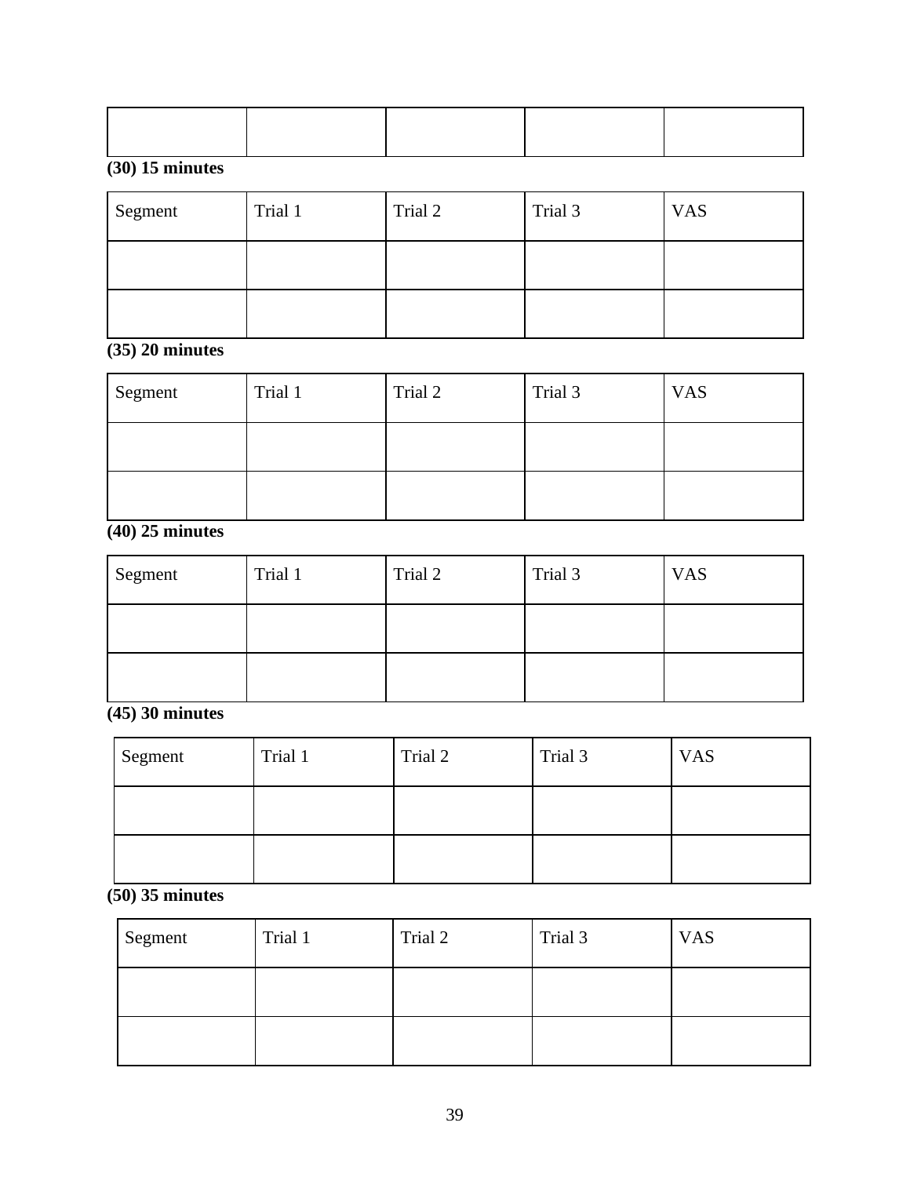| | | | | |
|---|---|---|---|---|
| | | | | |

**(30) 15 minutes**

| Segment | Trial 1 | Trial 2 | Trial 3 | VAS |
|---|---|---|---|---|
| | | | | |
| | | | | |

**(35) 20 minutes**

| Segment | Trial 1 | Trial 2 | Trial 3 | VAS |
|---|---|---|---|---|
| | | | | |
| | | | | |

**(40) 25 minutes**

| Segment | Trial 1 | Trial 2 | Trial 3 | VAS |
|---|---|---|---|---|
| | | | | |
| | | | | |

**(45) 30 minutes**

| Segment | Trial 1 | Trial 2 | Trial 3 | VAS |
|---|---|---|---|---|
| | | | | |
| | | | | |

**(50) 35 minutes**

| Segment | Trial 1 | Trial 2 | Trial 3 | VAS |
|---|---|---|---|---|
| | | | | |
| | | | | |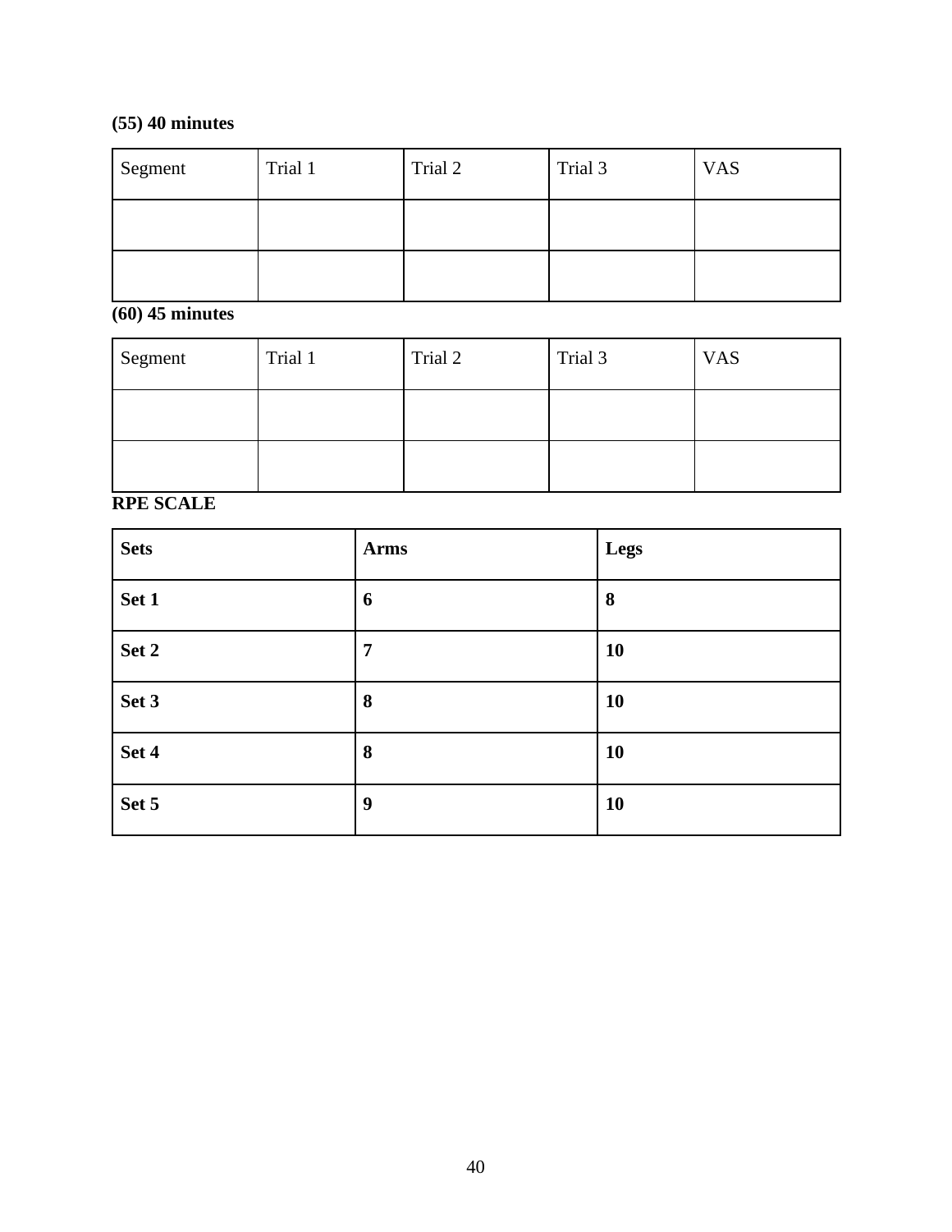**(55) 40 minutes**

| Segment | Trial 1 | Trial 2 | Trial 3 | VAS |
|---|---|---|---|---|
| | | | | |
| | | | | |

**(60) 45 minutes**

| Segment | Trial 1 | Trial 2 | Trial 3 | VAS |
|---|---|---|---|---|
| | | | | |
| | | | | |

**RPE SCALE**

| **Sets** | **Arms** | **Legs** |
|---|---|---|
| **Set 1** | **6** | **8** |
| **Set 2** | **7** | **10** |
| **Set 3** | **8** | **10** |
| **Set 4** | **8** | **10** |
| **Set 5** | **9** | **10** |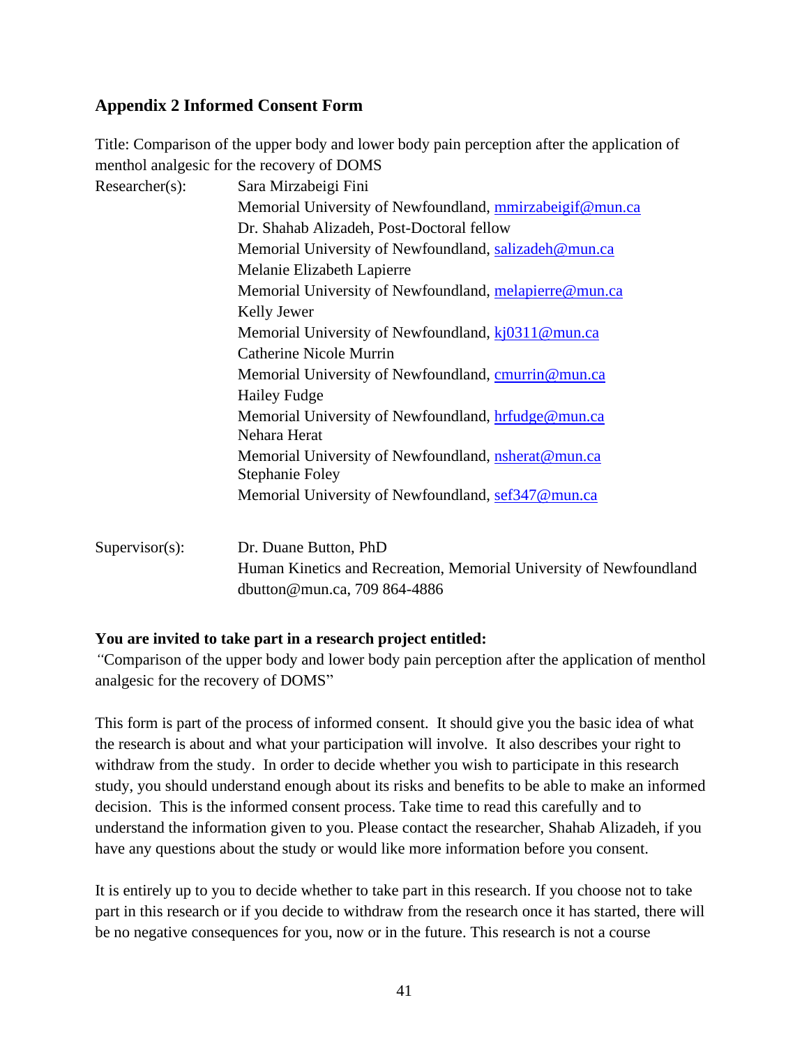## Appendix 2 Informed Consent Form

Title: Comparison of the upper body and lower body pain perception after the application of menthol analgesic for the recovery of DOMS

Researcher(s): Sara Mirzabeigi Fini
Memorial University of Newfoundland, mmirzabeigif@mun.ca
Dr. Shahab Alizadeh, Post-Doctoral fellow
Memorial University of Newfoundland, salizadeh@mun.ca
Melanie Elizabeth Lapierre
Memorial University of Newfoundland, melapierre@mun.ca
Kelly Jewer
Memorial University of Newfoundland, kj0311@mun.ca
Catherine Nicole Murrin
Memorial University of Newfoundland, cmurrin@mun.ca
Hailey Fudge
Memorial University of Newfoundland, hrfudge@mun.ca
Nehara Herat
Memorial University of Newfoundland, nsherat@mun.ca
Stephanie Foley
Memorial University of Newfoundland, sef347@mun.ca

Supervisor(s): Dr. Duane Button, PhD
Human Kinetics and Recreation, Memorial University of Newfoundland
dbutton@mun.ca, 709 864-4886

**You are invited to take part in a research project entitled:**
"Comparison of the upper body and lower body pain perception after the application of menthol analgesic for the recovery of DOMS"

This form is part of the process of informed consent. It should give you the basic idea of what the research is about and what your participation will involve. It also describes your right to withdraw from the study. In order to decide whether you wish to participate in this research study, you should understand enough about its risks and benefits to be able to make an informed decision. This is the informed consent process. Take time to read this carefully and to understand the information given to you. Please contact the researcher, Shahab Alizadeh, if you have any questions about the study or would like more information before you consent.

It is entirely up to you to decide whether to take part in this research. If you choose not to take part in this research or if you decide to withdraw from the research once it has started, there will be no negative consequences for you, now or in the future. This research is not a course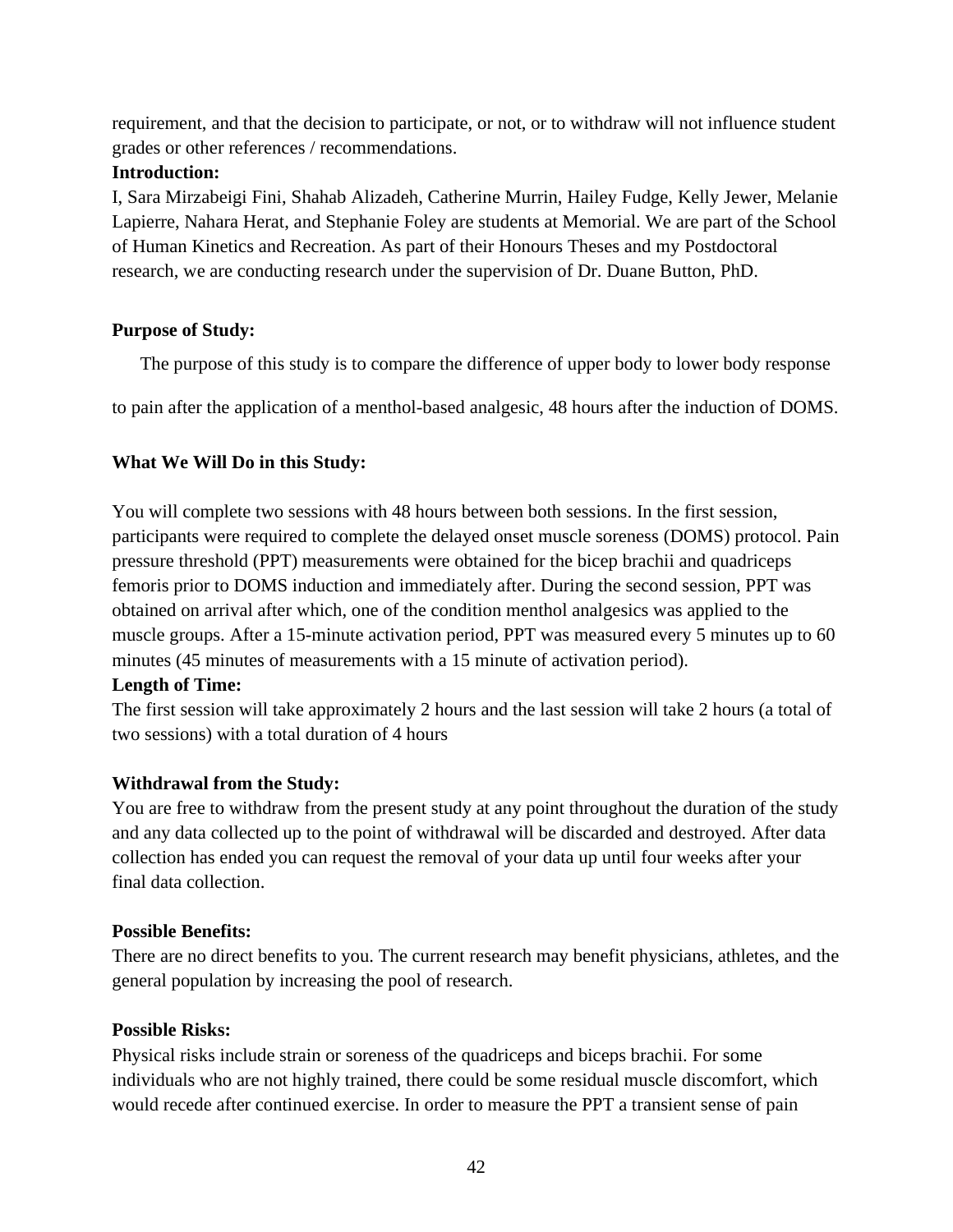requirement, and that the decision to participate, or not, or to withdraw will not influence student grades or other references / recommendations.

**Introduction:**

I, Sara Mirzabeigi Fini, Shahab Alizadeh, Catherine Murrin, Hailey Fudge, Kelly Jewer, Melanie Lapierre, Nahara Herat, and Stephanie Foley are students at Memorial. We are part of the School of Human Kinetics and Recreation. As part of their Honours Theses and my Postdoctoral research, we are conducting research under the supervision of Dr. Duane Button, PhD.

**Purpose of Study:**

The purpose of this study is to compare the difference of upper body to lower body response to pain after the application of a menthol-based analgesic, 48 hours after the induction of DOMS.

**What We Will Do in this Study:**

You will complete two sessions with 48 hours between both sessions. In the first session, participants were required to complete the delayed onset muscle soreness (DOMS) protocol. Pain pressure threshold (PPT) measurements were obtained for the bicep brachii and quadriceps femoris prior to DOMS induction and immediately after. During the second session, PPT was obtained on arrival after which, one of the condition menthol analgesics was applied to the muscle groups. After a 15-minute activation period, PPT was measured every 5 minutes up to 60 minutes (45 minutes of measurements with a 15 minute of activation period).

**Length of Time:**

The first session will take approximately 2 hours and the last session will take 2 hours (a total of two sessions) with a total duration of 4 hours

**Withdrawal from the Study:**

You are free to withdraw from the present study at any point throughout the duration of the study and any data collected up to the point of withdrawal will be discarded and destroyed. After data collection has ended you can request the removal of your data up until four weeks after your final data collection.

**Possible Benefits:**

There are no direct benefits to you. The current research may benefit physicians, athletes, and the general population by increasing the pool of research.

**Possible Risks:**

Physical risks include strain or soreness of the quadriceps and biceps brachii. For some individuals who are not highly trained, there could be some residual muscle discomfort, which would recede after continued exercise. In order to measure the PPT a transient sense of pain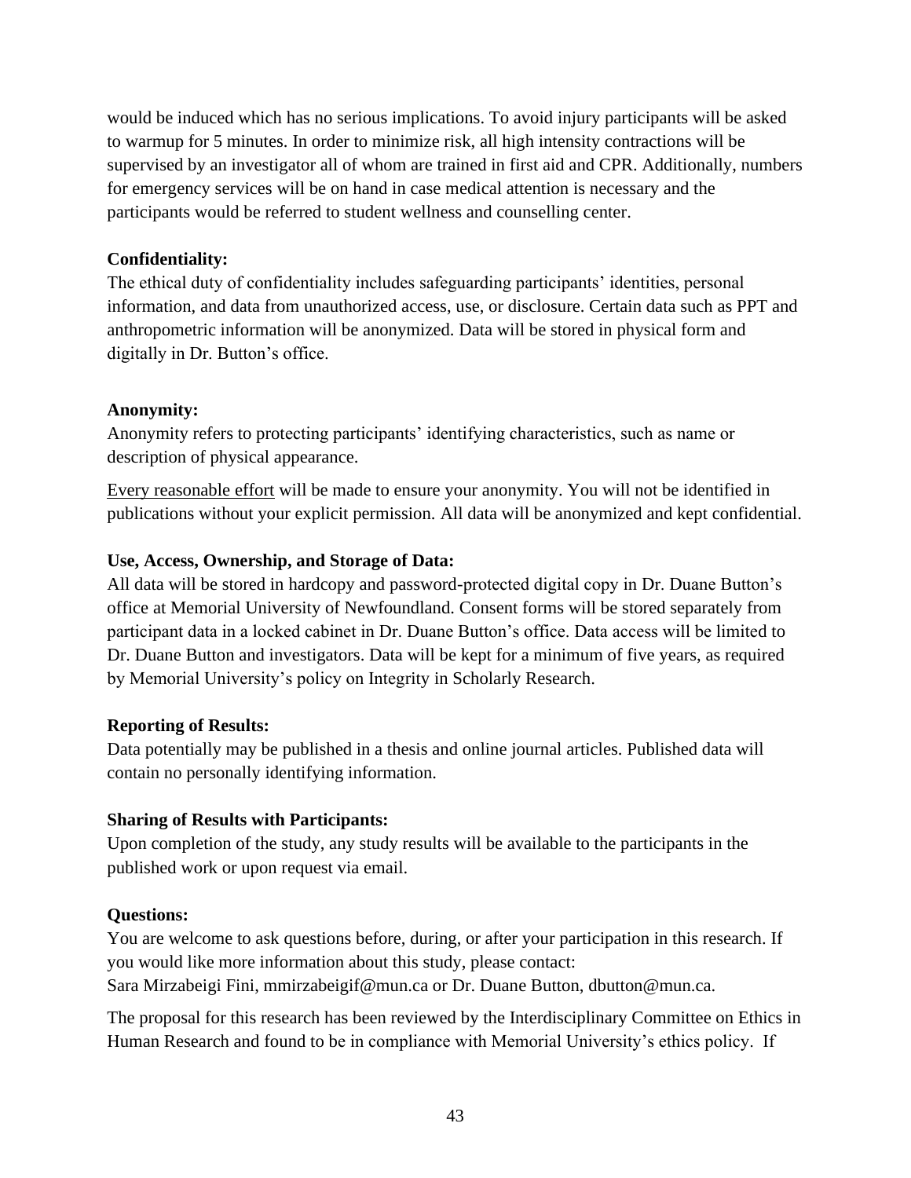would be induced which has no serious implications. To avoid injury participants will be asked to warmup for 5 minutes. In order to minimize risk, all high intensity contractions will be supervised by an investigator all of whom are trained in first aid and CPR. Additionally, numbers for emergency services will be on hand in case medical attention is necessary and the participants would be referred to student wellness and counselling center.

**Confidentiality:**
The ethical duty of confidentiality includes safeguarding participants' identities, personal information, and data from unauthorized access, use, or disclosure. Certain data such as PPT and anthropometric information will be anonymized. Data will be stored in physical form and digitally in Dr. Button's office.

**Anonymity:**
Anonymity refers to protecting participants' identifying characteristics, such as name or description of physical appearance.

<u>Every reasonable effort</u> will be made to ensure your anonymity. You will not be identified in publications without your explicit permission. All data will be anonymized and kept confidential.

**Use, Access, Ownership, and Storage of Data:**
All data will be stored in hardcopy and password-protected digital copy in Dr. Duane Button's office at Memorial University of Newfoundland. Consent forms will be stored separately from participant data in a locked cabinet in Dr. Duane Button's office. Data access will be limited to Dr. Duane Button and investigators. Data will be kept for a minimum of five years, as required by Memorial University's policy on Integrity in Scholarly Research.

**Reporting of Results:**
Data potentially may be published in a thesis and online journal articles. Published data will contain no personally identifying information.

**Sharing of Results with Participants:**
Upon completion of the study, any study results will be available to the participants in the published work or upon request via email.

**Questions:**
You are welcome to ask questions before, during, or after your participation in this research. If you would like more information about this study, please contact:
Sara Mirzabeigi Fini, mmirzabeigif@mun.ca or Dr. Duane Button, dbutton@mun.ca.

The proposal for this research has been reviewed by the Interdisciplinary Committee on Ethics in Human Research and found to be in compliance with Memorial University's ethics policy. If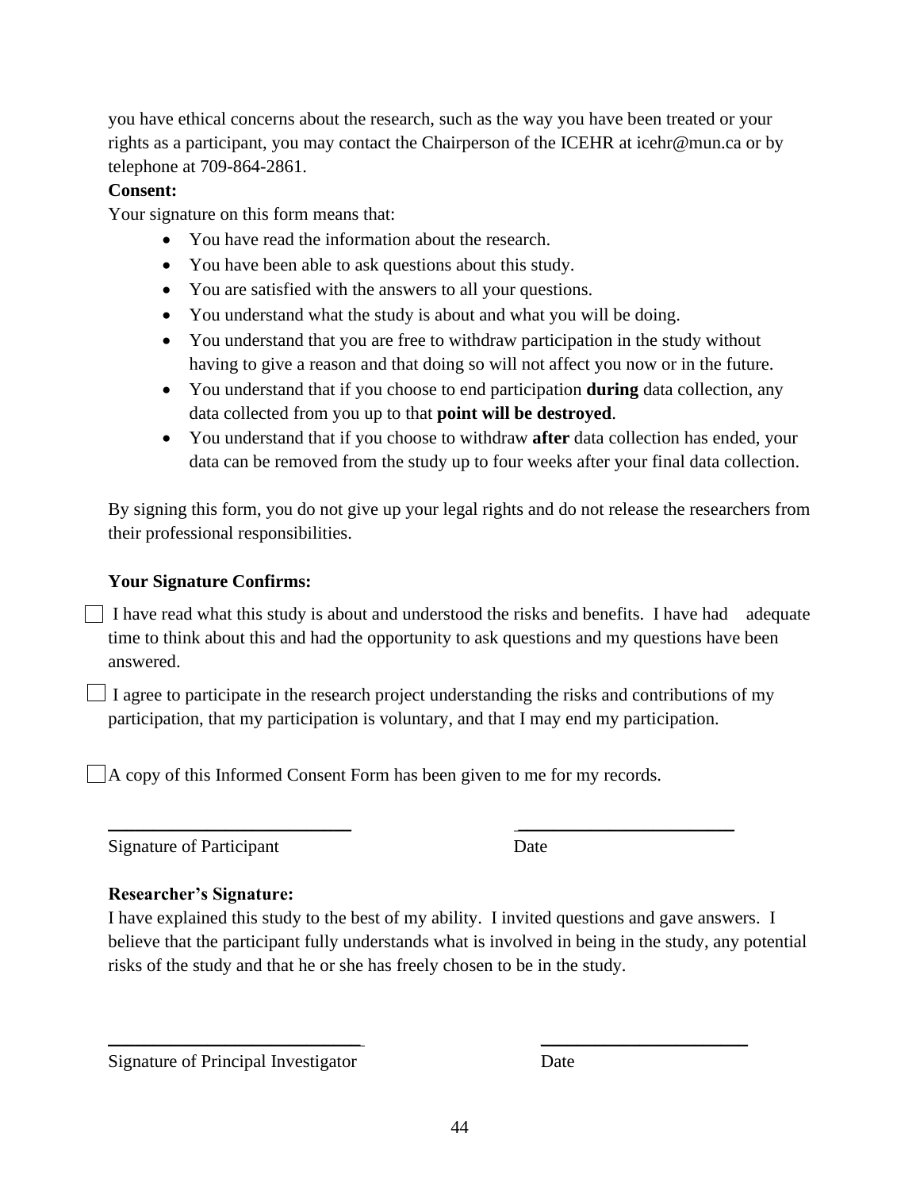you have ethical concerns about the research, such as the way you have been treated or your rights as a participant, you may contact the Chairperson of the ICEHR at icehr@mun.ca or by telephone at 709-864-2861.

**Consent:**

Your signature on this form means that:

- You have read the information about the research.
- You have been able to ask questions about this study.
- You are satisfied with the answers to all your questions.
- You understand what the study is about and what you will be doing.
- You understand that you are free to withdraw participation in the study without having to give a reason and that doing so will not affect you now or in the future.
- You understand that if you choose to end participation **during** data collection, any data collected from you up to that **point will be destroyed**.
- You understand that if you choose to withdraw **after** data collection has ended, your data can be removed from the study up to four weeks after your final data collection.

By signing this form, you do not give up your legal rights and do not release the researchers from their professional responsibilities.

**Your Signature Confirms:**

☐ I have read what this study is about and understood the risks and benefits. I have had adequate time to think about this and had the opportunity to ask questions and my questions have been answered.

☐ I agree to participate in the research project understanding the risks and contributions of my participation, that my participation is voluntary, and that I may end my participation.

☐ A copy of this Informed Consent Form has been given to me for my records.

\_\_\_\_\_\_\_\_\_\_\_\_\_\_\_\_\_\_\_\_\_\_\_\_\_\_\_ \_\_\_\_\_\_\_\_\_\_\_\_\_\_\_\_\_\_\_\_\_\_\_\_\_\_\_

Signature of Participant Date

**Researcher's Signature:**

I have explained this study to the best of my ability. I invited questions and gave answers. I believe that the participant fully understands what is involved in being in the study, any potential risks of the study and that he or she has freely chosen to be in the study.

\_\_\_\_\_\_\_\_\_\_\_\_\_\_\_\_\_\_\_\_\_\_\_\_\_\_\_ \_\_\_\_\_\_\_\_\_\_\_\_\_\_\_\_\_\_\_\_\_\_\_\_\_\_\_

Signature of Principal Investigator Date